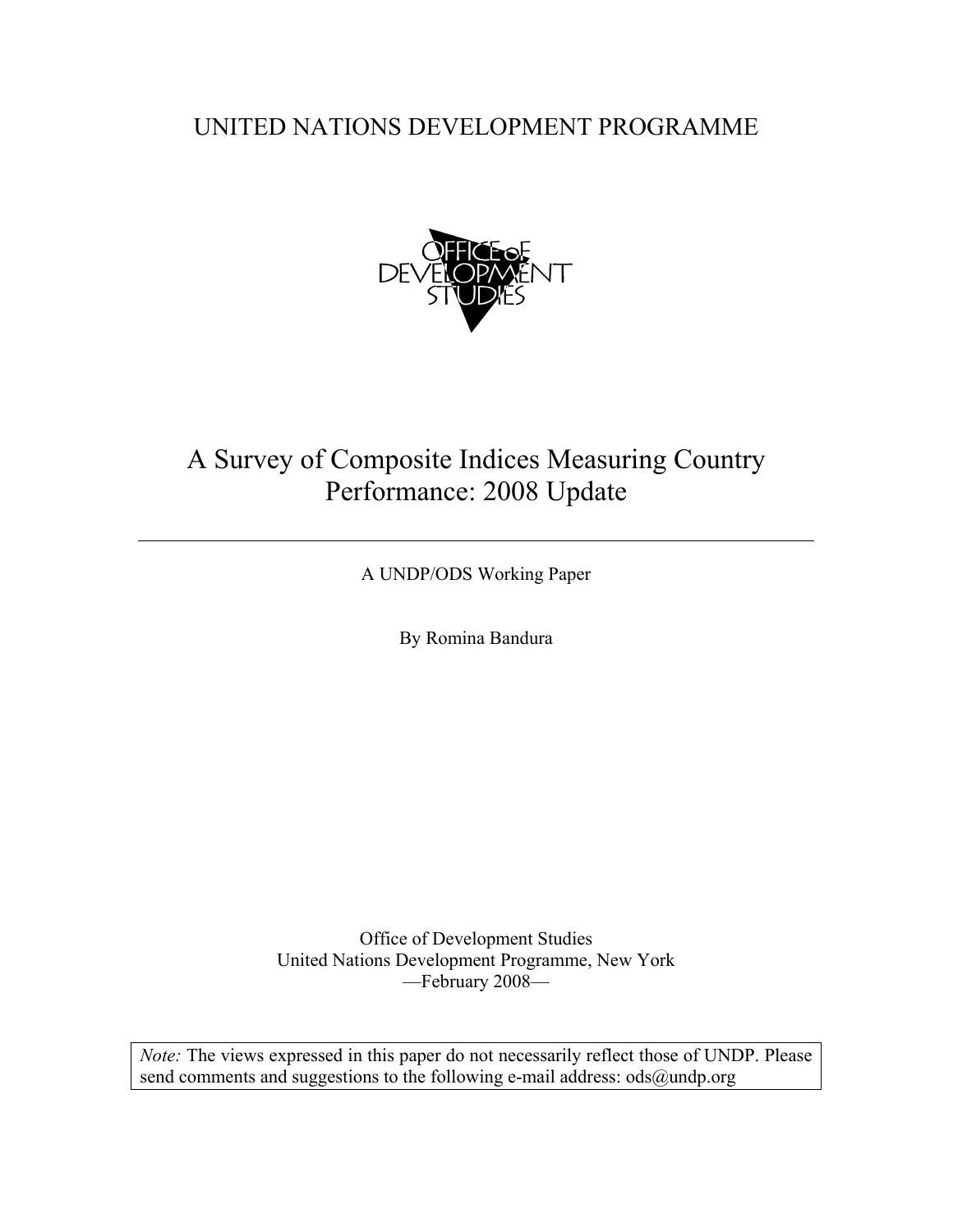UNITED NATIONS DEVELOPMENT PROGRAMME

OFFICE of DEVELOPMENT STUDIES

# A Survey of Composite Indices Measuring Country Performance: 2008 Update

A UNDP/ODS Working Paper

By Romina Bandura

Office of Development Studies
United Nations Development Programme, New York
—February 2008—

*Note:* The views expressed in this paper do not necessarily reflect those of UNDP. Please send comments and suggestions to the following e-mail address: ods@undp.org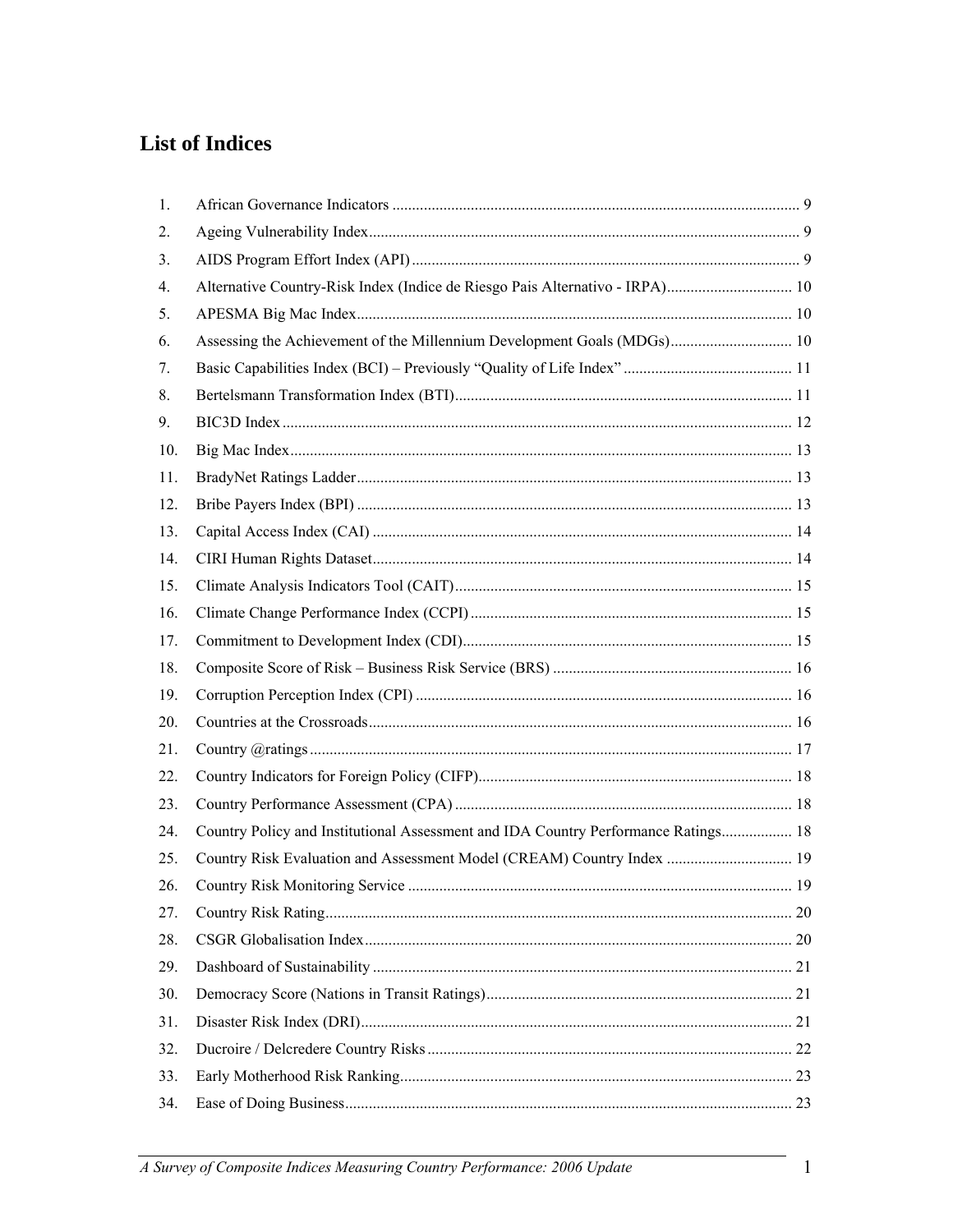# List of Indices

1. African Governance Indicators ........................................................................................................ 9
2. Ageing Vulnerability Index.............................................................................................................. 9
3. AIDS Program Effort Index (API) ................................................................................................... 9
4. Alternative Country-Risk Index (Indice de Riesgo Pais Alternativo - IRPA)................................ 10
5. APESMA Big Mac Index.............................................................................................................. 10
6. Assessing the Achievement of the Millennium Development Goals (MDGs)............................... 10
7. Basic Capabilities Index (BCI) – Previously "Quality of Life Index" ........................................... 11
8. Bertelsmann Transformation Index (BTI)..................................................................................... 11
9. BIC3D Index ................................................................................................................................. 12
10. Big Mac Index............................................................................................................................... 13
11. BradyNet Ratings Ladder.............................................................................................................. 13
12. Bribe Payers Index (BPI) .............................................................................................................. 13
13. Capital Access Index (CAI) ........................................................................................................... 14
14. CIRI Human Rights Dataset.......................................................................................................... 14
15. Climate Analysis Indicators Tool (CAIT)..................................................................................... 15
16. Climate Change Performance Index (CCPI) ................................................................................. 15
17. Commitment to Development Index (CDI).................................................................................... 15
18. Composite Score of Risk – Business Risk Service (BRS) ............................................................ 16
19. Corruption Perception Index (CPI) ............................................................................................... 16
20. Countries at the Crossroads........................................................................................................... 16
21. Country @ratings .......................................................................................................................... 17
22. Country Indicators for Foreign Policy (CIFP)................................................................................ 18
23. Country Performance Assessment (CPA) ..................................................................................... 18
24. Country Policy and Institutional Assessment and IDA Country Performance Ratings.................. 18
25. Country Risk Evaluation and Assessment Model (CREAM) Country Index ................................ 19
26. Country Risk Monitoring Service ................................................................................................. 19
27. Country Risk Rating...................................................................................................................... 20
28. CSGR Globalisation Index............................................................................................................ 20
29. Dashboard of Sustainability .......................................................................................................... 21
30. Democracy Score (Nations in Transit Ratings).............................................................................. 21
31. Disaster Risk Index (DRI)............................................................................................................. 21
32. Ducroire / Delcredere Country Risks ............................................................................................ 22
33. Early Motherhood Risk Ranking................................................................................................... 23
34. Ease of Doing Business................................................................................................................. 23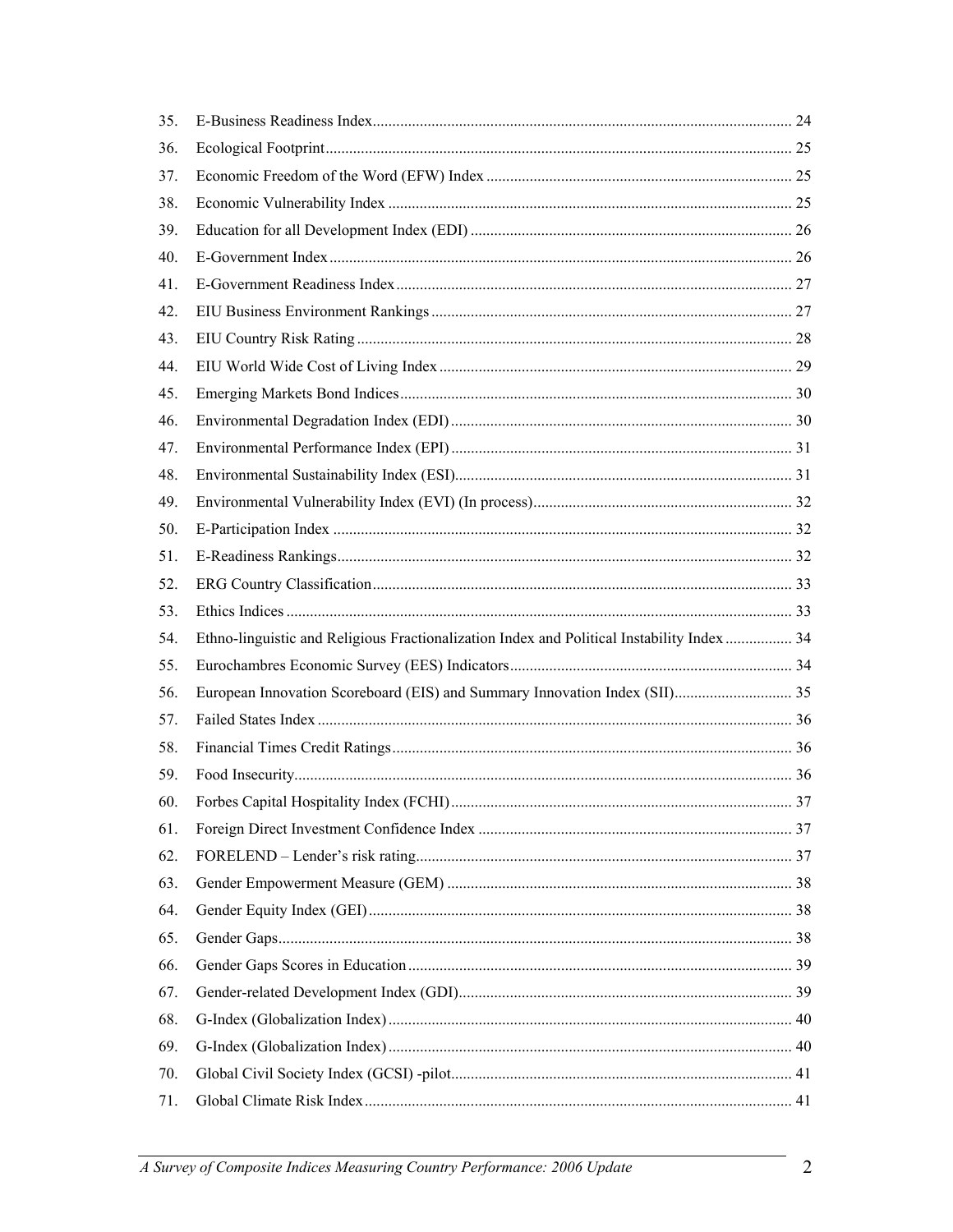35. E-Business Readiness Index........................................................................................................ 24
36. Ecological Footprint..................................................................................................................... 25
37. Economic Freedom of the Word (EFW) Index ............................................................................. 25
38. Economic Vulnerability Index ...................................................................................................... 25
39. Education for all Development Index (EDI) ................................................................................. 26
40. E-Government Index ..................................................................................................................... 26
41. E-Government Readiness Index.................................................................................................... 27
42. EIU Business Environment Rankings ........................................................................................... 27
43. EIU Country Risk Rating .............................................................................................................. 28
44. EIU World Wide Cost of Living Index ......................................................................................... 29
45. Emerging Markets Bond Indices................................................................................................... 30
46. Environmental Degradation Index (EDI)....................................................................................... 30
47. Environmental Performance Index (EPI) ...................................................................................... 31
48. Environmental Sustainability Index (ESI)..................................................................................... 31
49. Environmental Vulnerability Index (EVI) (In process)................................................................. 32
50. E-Participation Index .................................................................................................................... 32
51. E-Readiness Rankings................................................................................................................... 32
52. ERG Country Classification.......................................................................................................... 33
53. Ethics Indices ................................................................................................................................ 33
54. Ethno-linguistic and Religious Fractionalization Index and Political Instability Index ................. 34
55. Eurochambres Economic Survey (EES) Indicators....................................................................... 34
56. European Innovation Scoreboard (EIS) and Summary Innovation Index (SII).............................. 35
57. Failed States Index ........................................................................................................................ 36
58. Financial Times Credit Ratings..................................................................................................... 36
59. Food Insecurity.............................................................................................................................. 36
60. Forbes Capital Hospitality Index (FCHI)...................................................................................... 37
61. Foreign Direct Investment Confidence Index ............................................................................... 37
62. FORELEND – Lender's risk rating............................................................................................... 37
63. Gender Empowerment Measure (GEM) ....................................................................................... 38
64. Gender Equity Index (GEI)........................................................................................................... 38
65. Gender Gaps.................................................................................................................................. 38
66. Gender Gaps Scores in Education................................................................................................. 39
67. Gender-related Development Index (GDI).................................................................................... 39
68. G-Index (Globalization Index)...................................................................................................... 40
69. G-Index (Globalization Index)...................................................................................................... 40
70. Global Civil Society Index (GCSI) -pilot...................................................................................... 41
71. Global Climate Risk Index............................................................................................................ 41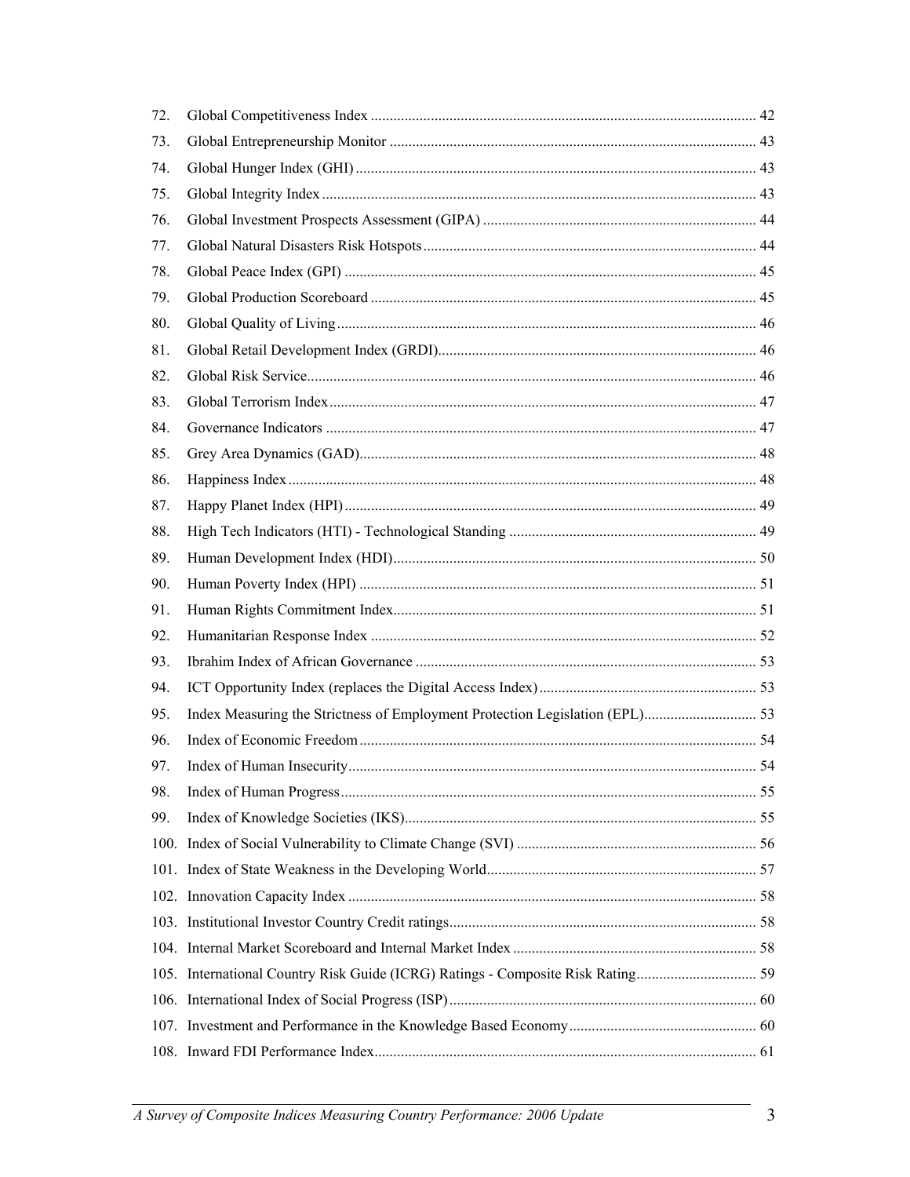72. Global Competitiveness Index ........................................................................................................ 42
73. Global Entrepreneurship Monitor ................................................................................................. 43
74. Global Hunger Index (GHI) ........................................................................................................... 43
75. Global Integrity Index .................................................................................................................. 43
76. Global Investment Prospects Assessment (GIPA) ....................................................................... 44
77. Global Natural Disasters Risk Hotspots ....................................................................................... 44
78. Global Peace Index (GPI) ............................................................................................................. 45
79. Global Production Scoreboard ..................................................................................................... 45
80. Global Quality of Living ............................................................................................................... 46
81. Global Retail Development Index (GRDI) .................................................................................... 46
82. Global Risk Service ....................................................................................................................... 46
83. Global Terrorism Index ................................................................................................................. 47
84. Governance Indicators .................................................................................................................. 47
85. Grey Area Dynamics (GAD) ......................................................................................................... 48
86. Happiness Index ............................................................................................................................ 48
87. Happy Planet Index (HPI) ............................................................................................................. 49
88. High Tech Indicators (HTI) - Technological Standing ................................................................. 49
89. Human Development Index (HDI) ................................................................................................ 50
90. Human Poverty Index (HPI) .......................................................................................................... 51
91. Human Rights Commitment Index ................................................................................................ 51
92. Humanitarian Response Index ...................................................................................................... 52
93. Ibrahim Index of African Governance .......................................................................................... 53
94. ICT Opportunity Index (replaces the Digital Access Index) ......................................................... 53
95. Index Measuring the Strictness of Employment Protection Legislation (EPL) .............................. 53
96. Index of Economic Freedom ......................................................................................................... 54
97. Index of Human Insecurity ............................................................................................................ 54
98. Index of Human Progress .............................................................................................................. 55
99. Index of Knowledge Societies (IKS) ............................................................................................. 55
100. Index of Social Vulnerability to Climate Change (SVI) ............................................................... 56
101. Index of State Weakness in the Developing World ....................................................................... 57
102. Innovation Capacity Index ........................................................................................................... 58
103. Institutional Investor Country Credit ratings ................................................................................ 58
104. Internal Market Scoreboard and Internal Market Index ................................................................ 58
105. International Country Risk Guide (ICRG) Ratings - Composite Risk Rating ................................ 59
106. International Index of Social Progress (ISP) ................................................................................. 60
107. Investment and Performance in the Knowledge Based Economy .................................................. 60
108. Inward FDI Performance Index ..................................................................................................... 61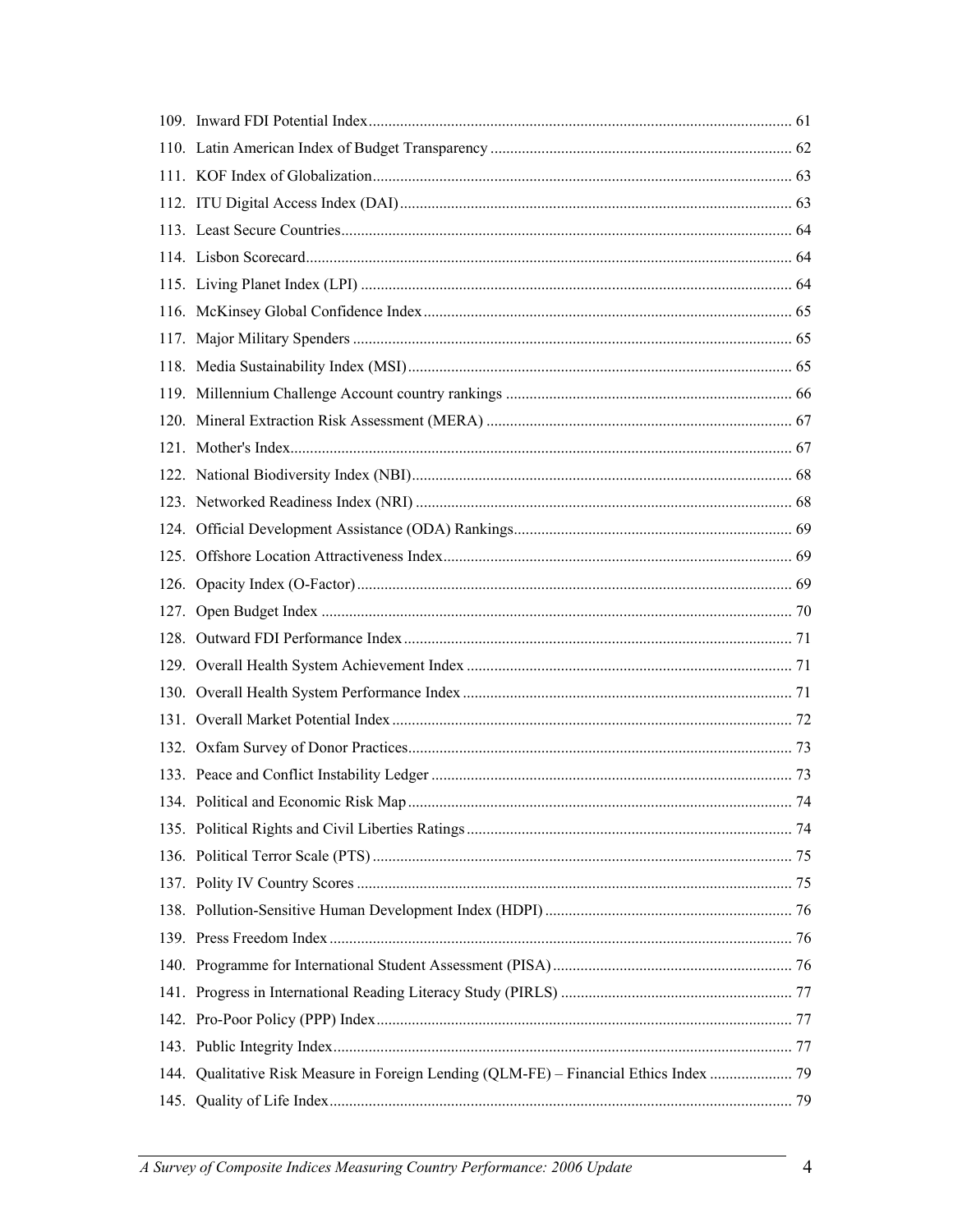109. Inward FDI Potential Index ........................................................................................................ 61
110. Latin American Index of Budget Transparency ............................................................................ 62
111. KOF Index of Globalization ........................................................................................................ 63
112. ITU Digital Access Index (DAI) .................................................................................................. 63
113. Least Secure Countries ................................................................................................................ 64
114. Lisbon Scorecard ......................................................................................................................... 64
115. Living Planet Index (LPI) ............................................................................................................ 64
116. McKinsey Global Confidence Index ............................................................................................ 65
117. Major Military Spenders .............................................................................................................. 65
118. Media Sustainability Index (MSI) ................................................................................................ 65
119. Millennium Challenge Account country rankings ........................................................................ 66
120. Mineral Extraction Risk Assessment (MERA) ............................................................................. 67
121. Mother's Index ............................................................................................................................. 67
122. National Biodiversity Index (NBI) ................................................................................................ 68
123. Networked Readiness Index (NRI) ............................................................................................... 68
124. Official Development Assistance (ODA) Rankings ..................................................................... 69
125. Offshore Location Attractiveness Index ........................................................................................ 69
126. Opacity Index (O-Factor) ............................................................................................................. 69
127. Open Budget Index ...................................................................................................................... 70
128. Outward FDI Performance Index .................................................................................................. 71
129. Overall Health System Achievement Index .................................................................................. 71
130. Overall Health System Performance Index ................................................................................... 71
131. Overall Market Potential Index ..................................................................................................... 72
132. Oxfam Survey of Donor Practices ................................................................................................. 73
133. Peace and Conflict Instability Ledger ........................................................................................... 73
134. Political and Economic Risk Map ................................................................................................. 74
135. Political Rights and Civil Liberties Ratings .................................................................................. 74
136. Political Terror Scale (PTS) .......................................................................................................... 75
137. Polity IV Country Scores ............................................................................................................. 75
138. Pollution-Sensitive Human Development Index (HDPI) .............................................................. 76
139. Press Freedom Index ..................................................................................................................... 76
140. Programme for International Student Assessment (PISA) ............................................................ 76
141. Progress in International Reading Literacy Study (PIRLS) ........................................................... 77
142. Pro-Poor Policy (PPP) Index ......................................................................................................... 77
143. Public Integrity Index ................................................................................................................... 77
144. Qualitative Risk Measure in Foreign Lending (QLM-FE) – Financial Ethics Index ..................... 79
145. Quality of Life Index ..................................................................................................................... 79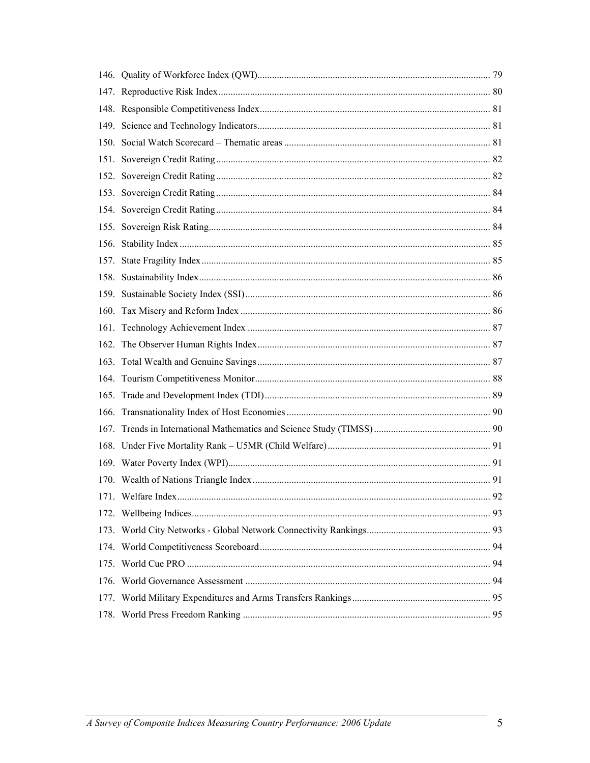146. Quality of Workforce Index (QWI)................................................................................................ 79
147. Reproductive Risk Index................................................................................................................ 80
148. Responsible Competitiveness Index................................................................................................ 81
149. Science and Technology Indicators................................................................................................ 81
150. Social Watch Scorecard – Thematic areas ..................................................................................... 81
151. Sovereign Credit Rating................................................................................................................. 82
152. Sovereign Credit Rating................................................................................................................. 82
153. Sovereign Credit Rating................................................................................................................. 84
154. Sovereign Credit Rating................................................................................................................. 84
155. Sovereign Risk Rating.................................................................................................................... 84
156. Stability Index ................................................................................................................................ 85
157. State Fragility Index........................................................................................................................ 85
158. Sustainability Index......................................................................................................................... 86
159. Sustainable Society Index (SSI)...................................................................................................... 86
160. Tax Misery and Reform Index ........................................................................................................ 86
161. Technology Achievement Index ..................................................................................................... 87
162. The Observer Human Rights Index................................................................................................. 87
163. Total Wealth and Genuine Savings................................................................................................. 87
164. Tourism Competitiveness Monitor.................................................................................................. 88
165. Trade and Development Index (TDI).............................................................................................. 89
166. Transnationality Index of Host Economies..................................................................................... 90
167. Trends in International Mathematics and Science Study (TIMSS) ................................................. 90
168. Under Five Mortality Rank – U5MR (Child Welfare).................................................................... 91
169. Water Poverty Index (WPI)............................................................................................................. 91
170. Wealth of Nations Triangle Index................................................................................................... 91
171. Welfare Index.................................................................................................................................. 92
172. Wellbeing Indices............................................................................................................................ 93
173. World City Networks - Global Network Connectivity Rankings.................................................... 93
174. World Competitiveness Scoreboard............................................................................................... 94
175. World Cue PRO .............................................................................................................................. 94
176. World Governance Assessment ...................................................................................................... 94
177. World Military Expenditures and Arms Transfers Rankings........................................................... 95
178. World Press Freedom Ranking ....................................................................................................... 95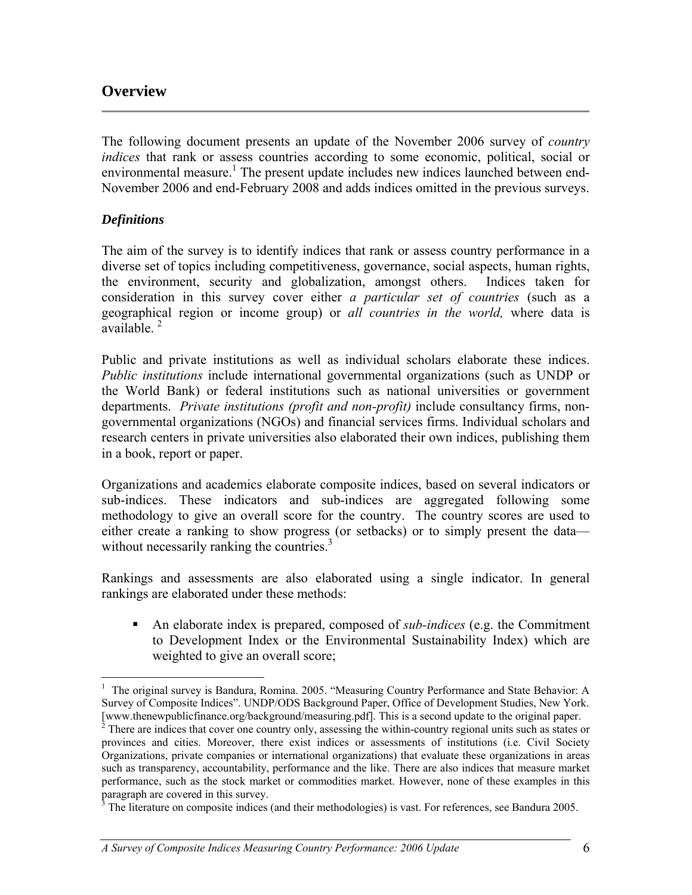## Overview

The following document presents an update of the November 2006 survey of *country indices* that rank or assess countries according to some economic, political, social or environmental measure.[1] The present update includes new indices launched between end-November 2006 and end-February 2008 and adds indices omitted in the previous surveys.

### *Definitions*

The aim of the survey is to identify indices that rank or assess country performance in a diverse set of topics including competitiveness, governance, social aspects, human rights, the environment, security and globalization, amongst others. Indices taken for consideration in this survey cover either *a particular set of countries* (such as a geographical region or income group) or *all countries in the world,* where data is available. [2]

Public and private institutions as well as individual scholars elaborate these indices. *Public institutions* include international governmental organizations (such as UNDP or the World Bank) or federal institutions such as national universities or government departments. *Private institutions (profit and non-profit)* include consultancy firms, non-governmental organizations (NGOs) and financial services firms. Individual scholars and research centers in private universities also elaborated their own indices, publishing them in a book, report or paper.

Organizations and academics elaborate composite indices, based on several indicators or sub-indices. These indicators and sub-indices are aggregated following some methodology to give an overall score for the country. The country scores are used to either create a ranking to show progress (or setbacks) or to simply present the data—without necessarily ranking the countries.[3]

Rankings and assessments are also elaborated using a single indicator. In general rankings are elaborated under these methods:

- An elaborate index is prepared, composed of *sub-indices* (e.g. the Commitment to Development Index or the Environmental Sustainability Index) which are weighted to give an overall score;

---

[1] The original survey is Bandura, Romina. 2005. "Measuring Country Performance and State Behavior: A Survey of Composite Indices". UNDP/ODS Background Paper, Office of Development Studies, New York. [www.thenewpublicfinance.org/background/measuring.pdf]. This is a second update to the original paper.

[2] There are indices that cover one country only, assessing the within-country regional units such as states or provinces and cities. Moreover, there exist indices or assessments of institutions (i.e. Civil Society Organizations, private companies or international organizations) that evaluate these organizations in areas such as transparency, accountability, performance and the like. There are also indices that measure market performance, such as the stock market or commodities market. However, none of these examples in this paragraph are covered in this survey.

[3] The literature on composite indices (and their methodologies) is vast. For references, see Bandura 2005.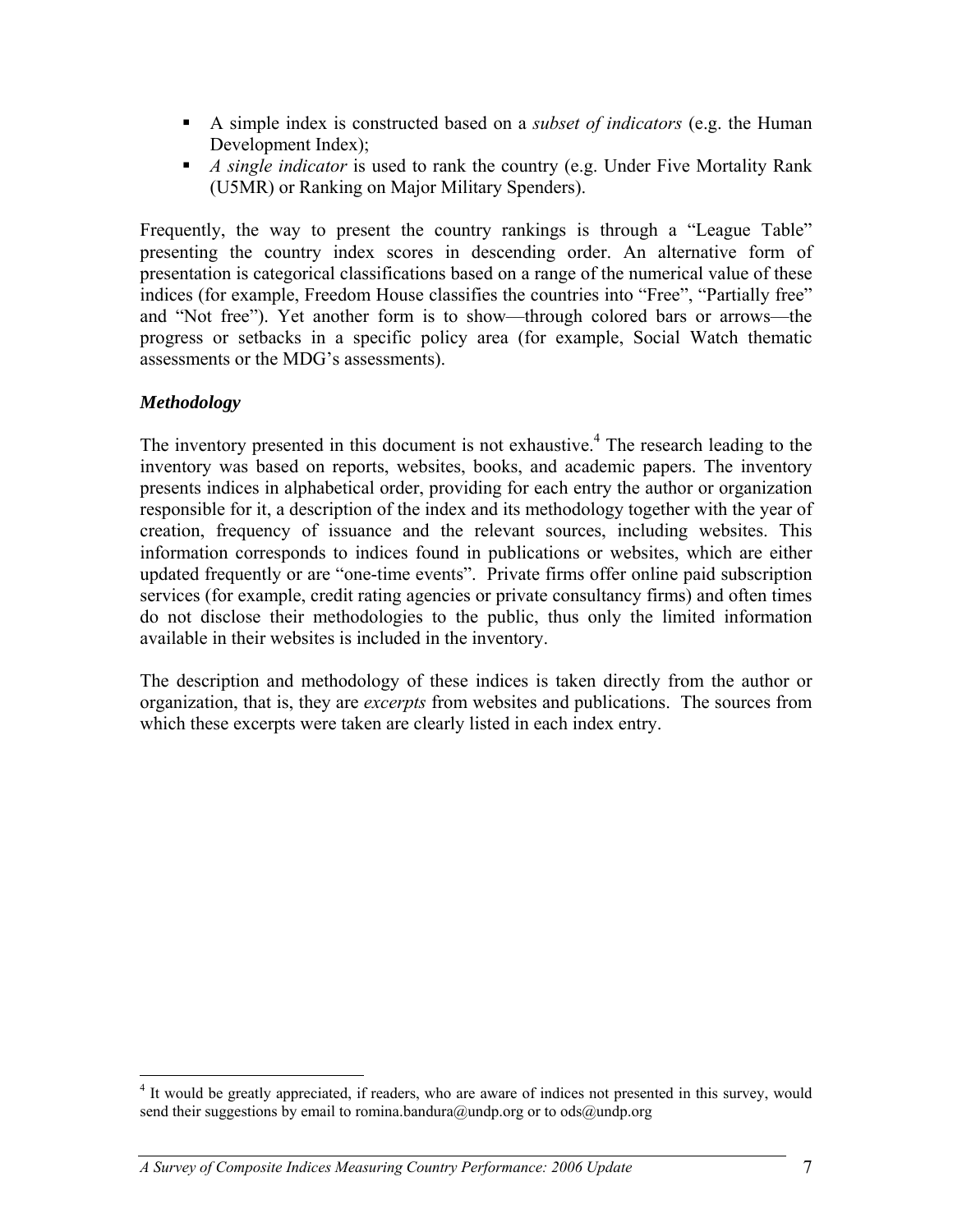- A simple index is constructed based on a *subset of indicators* (e.g. the Human Development Index);
- *A single indicator* is used to rank the country (e.g. Under Five Mortality Rank (U5MR) or Ranking on Major Military Spenders).

Frequently, the way to present the country rankings is through a "League Table" presenting the country index scores in descending order. An alternative form of presentation is categorical classifications based on a range of the numerical value of these indices (for example, Freedom House classifies the countries into "Free", "Partially free" and "Not free"). Yet another form is to show—through colored bars or arrows—the progress or setbacks in a specific policy area (for example, Social Watch thematic assessments or the MDG's assessments).

### *Methodology*

The inventory presented in this document is not exhaustive.[4] The research leading to the inventory was based on reports, websites, books, and academic papers. The inventory presents indices in alphabetical order, providing for each entry the author or organization responsible for it, a description of the index and its methodology together with the year of creation, frequency of issuance and the relevant sources, including websites. This information corresponds to indices found in publications or websites, which are either updated frequently or are "one-time events". Private firms offer online paid subscription services (for example, credit rating agencies or private consultancy firms) and often times do not disclose their methodologies to the public, thus only the limited information available in their websites is included in the inventory.

The description and methodology of these indices is taken directly from the author or organization, that is, they are *excerpts* from websites and publications. The sources from which these excerpts were taken are clearly listed in each index entry.

[4] It would be greatly appreciated, if readers, who are aware of indices not presented in this survey, would send their suggestions by email to romina.bandura@undp.org or to ods@undp.org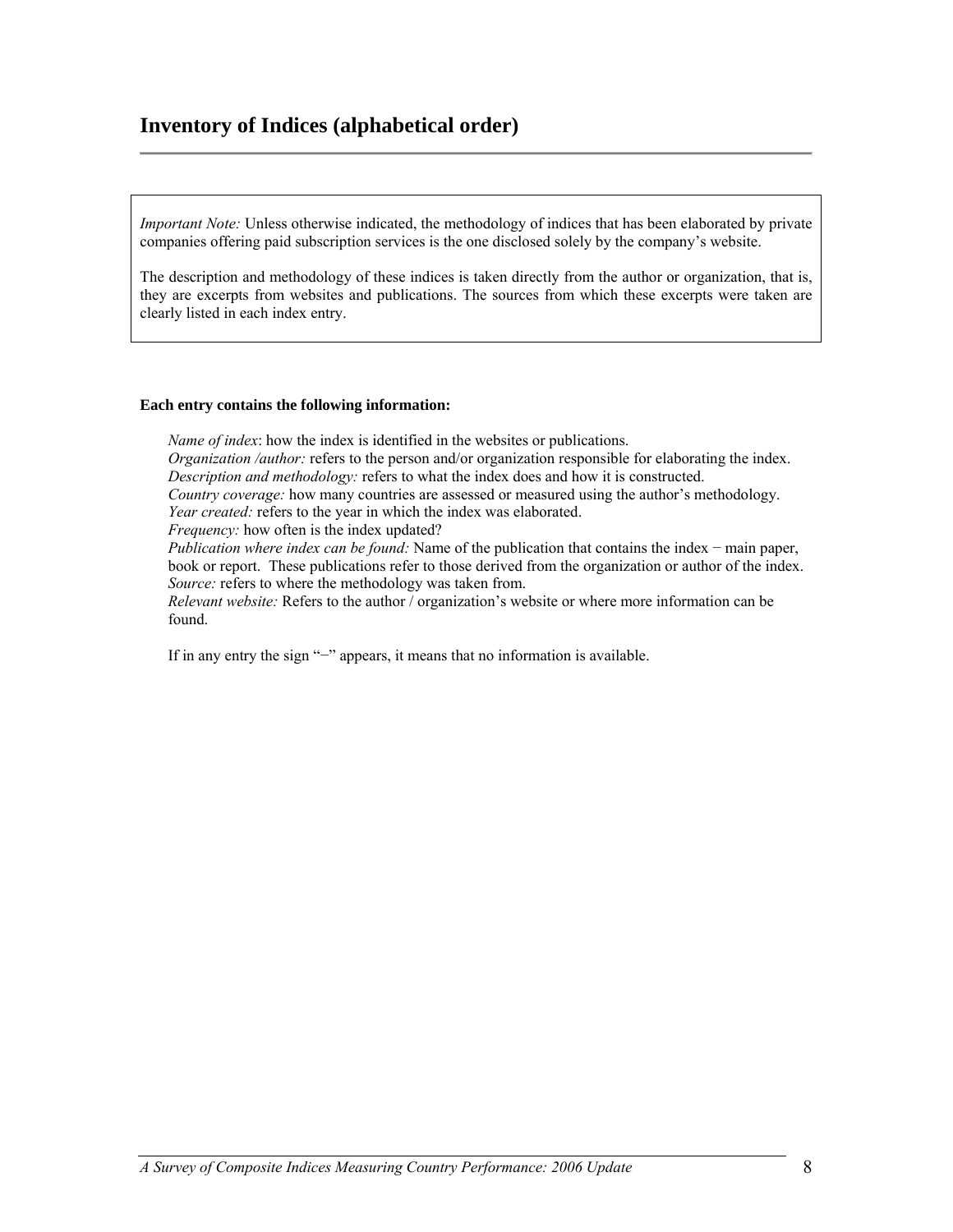# Inventory of Indices (alphabetical order)

*Important Note:* Unless otherwise indicated, the methodology of indices that has been elaborated by private companies offering paid subscription services is the one disclosed solely by the company's website.

The description and methodology of these indices is taken directly from the author or organization, that is, they are excerpts from websites and publications. The sources from which these excerpts were taken are clearly listed in each index entry.

**Each entry contains the following information:**

*Name of index*: how the index is identified in the websites or publications.
*Organization /author:* refers to the person and/or organization responsible for elaborating the index.
*Description and methodology:* refers to what the index does and how it is constructed.
*Country coverage:* how many countries are assessed or measured using the author's methodology.
*Year created:* refers to the year in which the index was elaborated.
*Frequency:* how often is the index updated?
*Publication where index can be found:* Name of the publication that contains the index − main paper, book or report. These publications refer to those derived from the organization or author of the index.
*Source:* refers to where the methodology was taken from.
*Relevant website:* Refers to the author / organization's website or where more information can be found.

If in any entry the sign "−" appears, it means that no information is available.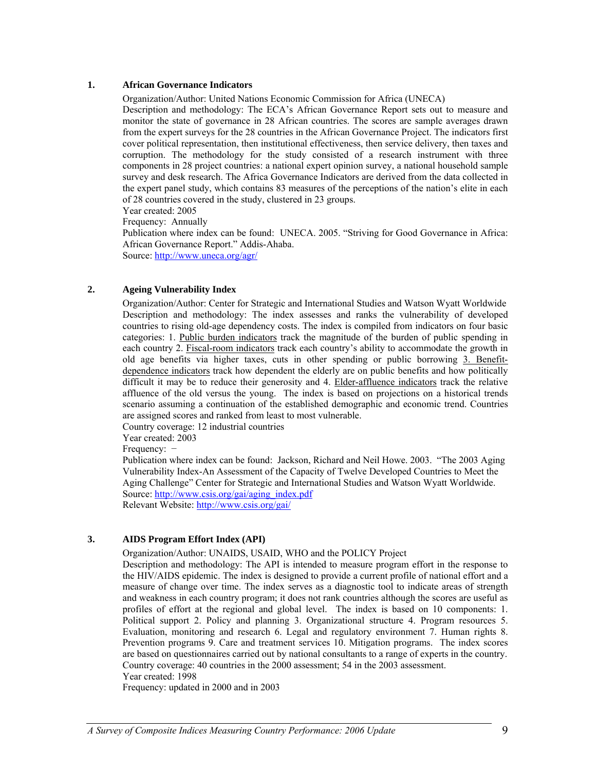## 1. African Governance Indicators

Organization/Author: United Nations Economic Commission for Africa (UNECA)

Description and methodology: The ECA's African Governance Report sets out to measure and monitor the state of governance in 28 African countries. The scores are sample averages drawn from the expert surveys for the 28 countries in the African Governance Project. The indicators first cover political representation, then institutional effectiveness, then service delivery, then taxes and corruption. The methodology for the study consisted of a research instrument with three components in 28 project countries: a national expert opinion survey, a national household sample survey and desk research. The Africa Governance Indicators are derived from the data collected in the expert panel study, which contains 83 measures of the perceptions of the nation's elite in each of 28 countries covered in the study, clustered in 23 groups.

Year created: 2005

Frequency: Annually

Publication where index can be found: UNECA. 2005. "Striving for Good Governance in Africa: African Governance Report." Addis-Ahaba.

Source: http://www.uneca.org/agr/

## 2. Ageing Vulnerability Index

Organization/Author: Center for Strategic and International Studies and Watson Wyatt Worldwide

Description and methodology: The index assesses and ranks the vulnerability of developed countries to rising old-age dependency costs. The index is compiled from indicators on four basic categories: 1. Public burden indicators track the magnitude of the burden of public spending in each country 2. Fiscal-room indicators track each country's ability to accommodate the growth in old age benefits via higher taxes, cuts in other spending or public borrowing 3. Benefit-dependence indicators track how dependent the elderly are on public benefits and how politically difficult it may be to reduce their generosity and 4. Elder-affluence indicators track the relative affluence of the old versus the young. The index is based on projections on a historical trends scenario assuming a continuation of the established demographic and economic trend. Countries are assigned scores and ranked from least to most vulnerable.

Country coverage: 12 industrial countries

Year created: 2003

Frequency: −

Publication where index can be found: Jackson, Richard and Neil Howe. 2003. "The 2003 Aging Vulnerability Index-An Assessment of the Capacity of Twelve Developed Countries to Meet the Aging Challenge" Center for Strategic and International Studies and Watson Wyatt Worldwide.

Source: http://www.csis.org/gai/aging_index.pdf

Relevant Website: http://www.csis.org/gai/

## 3. AIDS Program Effort Index (API)

Organization/Author: UNAIDS, USAID, WHO and the POLICY Project

Description and methodology: The API is intended to measure program effort in the response to the HIV/AIDS epidemic. The index is designed to provide a current profile of national effort and a measure of change over time. The index serves as a diagnostic tool to indicate areas of strength and weakness in each country program; it does not rank countries although the scores are useful as profiles of effort at the regional and global level. The index is based on 10 components: 1. Political support 2. Policy and planning 3. Organizational structure 4. Program resources 5. Evaluation, monitoring and research 6. Legal and regulatory environment 7. Human rights 8. Prevention programs 9. Care and treatment services 10. Mitigation programs. The index scores are based on questionnaires carried out by national consultants to a range of experts in the country.

Country coverage: 40 countries in the 2000 assessment; 54 in the 2003 assessment.

Year created: 1998

Frequency: updated in 2000 and in 2003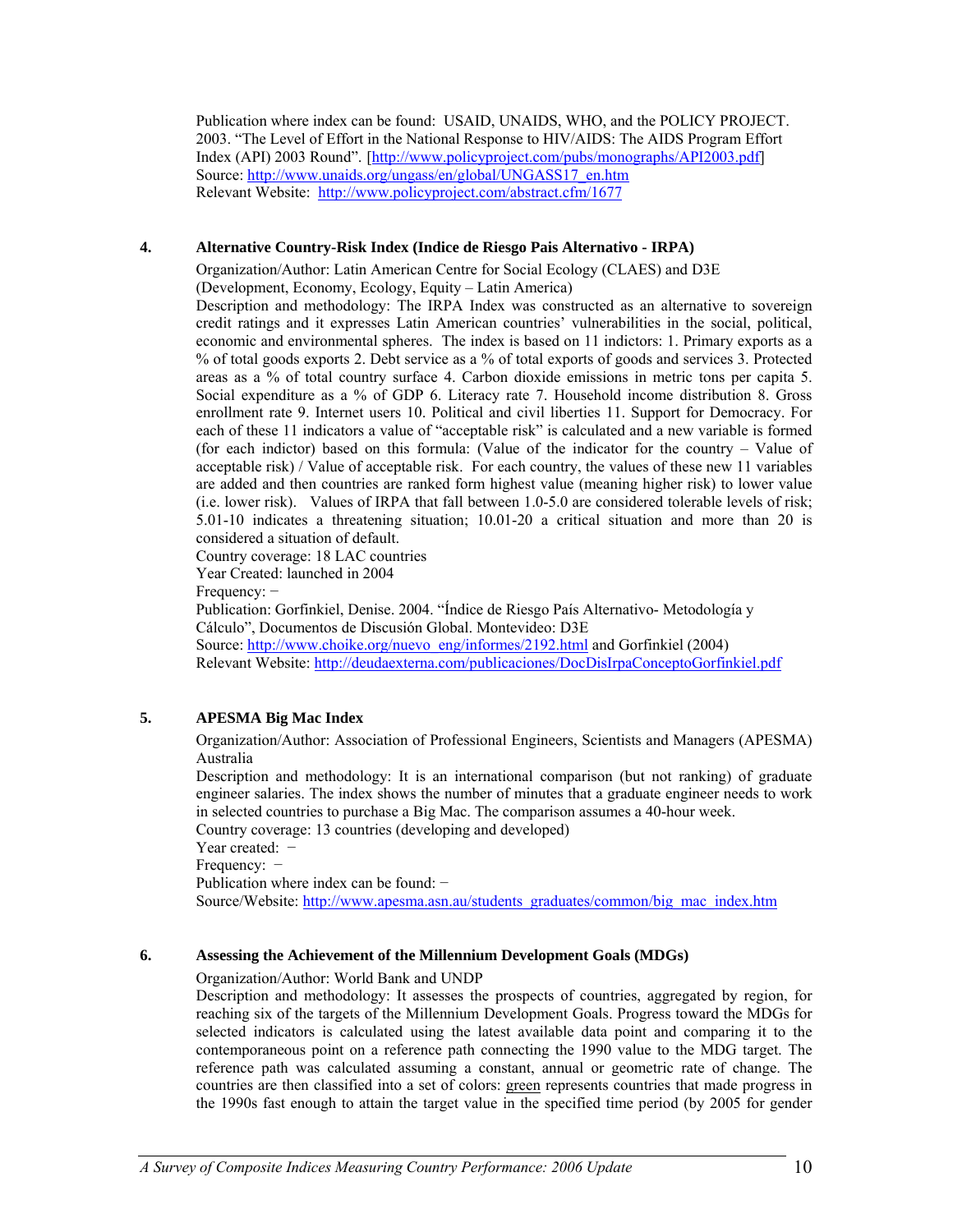Publication where index can be found: USAID, UNAIDS, WHO, and the POLICY PROJECT. 2003. "The Level of Effort in the National Response to HIV/AIDS: The AIDS Program Effort Index (API) 2003 Round". [http://www.policyproject.com/pubs/monographs/API2003.pdf]
Source: http://www.unaids.org/ungass/en/global/UNGASS17_en.htm
Relevant Website: http://www.policyproject.com/abstract.cfm/1677

### 4. Alternative Country-Risk Index (Indice de Riesgo Pais Alternativo - IRPA)

Organization/Author: Latin American Centre for Social Ecology (CLAES) and D3E (Development, Economy, Ecology, Equity – Latin America)

Description and methodology: The IRPA Index was constructed as an alternative to sovereign credit ratings and it expresses Latin American countries' vulnerabilities in the social, political, economic and environmental spheres. The index is based on 11 indictors: 1. Primary exports as a % of total goods exports 2. Debt service as a % of total exports of goods and services 3. Protected areas as a % of total country surface 4. Carbon dioxide emissions in metric tons per capita 5. Social expenditure as a % of GDP 6. Literacy rate 7. Household income distribution 8. Gross enrollment rate 9. Internet users 10. Political and civil liberties 11. Support for Democracy. For each of these 11 indicators a value of "acceptable risk" is calculated and a new variable is formed (for each indictor) based on this formula: (Value of the indicator for the country – Value of acceptable risk) / Value of acceptable risk. For each country, the values of these new 11 variables are added and then countries are ranked form highest value (meaning higher risk) to lower value (i.e. lower risk). Values of IRPA that fall between 1.0-5.0 are considered tolerable levels of risk; 5.01-10 indicates a threatening situation; 10.01-20 a critical situation and more than 20 is considered a situation of default.

Country coverage: 18 LAC countries

Year Created: launched in 2004

Frequency: −

Publication: Gorfinkiel, Denise. 2004. "Índice de Riesgo País Alternativo- Metodología y Cálculo", Documentos de Discusión Global. Montevideo: D3E

Source: http://www.choike.org/nuevo_eng/informes/2192.html and Gorfinkiel (2004)

Relevant Website: http://deudaexterna.com/publicaciones/DocDisIrpaConceptoGorfinkiel.pdf

### 5. APESMA Big Mac Index

Organization/Author: Association of Professional Engineers, Scientists and Managers (APESMA) Australia

Description and methodology: It is an international comparison (but not ranking) of graduate engineer salaries. The index shows the number of minutes that a graduate engineer needs to work in selected countries to purchase a Big Mac. The comparison assumes a 40-hour week.

Country coverage: 13 countries (developing and developed)

Year created: −

Frequency: −

Publication where index can be found: −

Source/Website: http://www.apesma.asn.au/students_graduates/common/big_mac_index.htm

### 6. Assessing the Achievement of the Millennium Development Goals (MDGs)

Organization/Author: World Bank and UNDP

Description and methodology: It assesses the prospects of countries, aggregated by region, for reaching six of the targets of the Millennium Development Goals. Progress toward the MDGs for selected indicators is calculated using the latest available data point and comparing it to the contemporaneous point on a reference path connecting the 1990 value to the MDG target. The reference path was calculated assuming a constant, annual or geometric rate of change. The countries are then classified into a set of colors: green represents countries that made progress in the 1990s fast enough to attain the target value in the specified time period (by 2005 for gender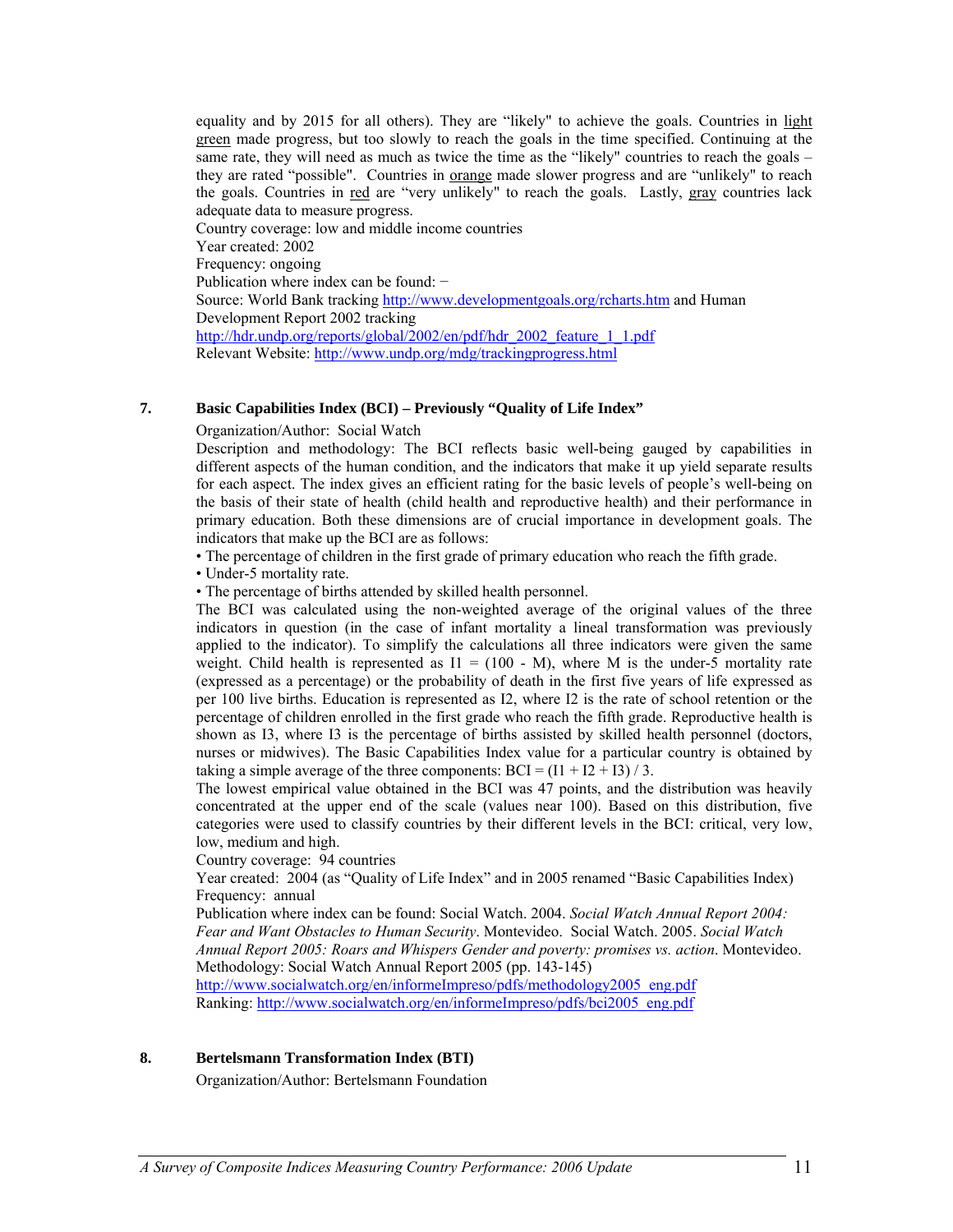equality and by 2015 for all others). They are "likely" to achieve the goals. Countries in light green made progress, but too slowly to reach the goals in the time specified. Continuing at the same rate, they will need as much as twice the time as the "likely" countries to reach the goals – they are rated "possible". Countries in orange made slower progress and are "unlikely" to reach the goals. Countries in red are "very unlikely" to reach the goals. Lastly, gray countries lack adequate data to measure progress.

Country coverage: low and middle income countries

Year created: 2002

Frequency: ongoing

Publication where index can be found: −

Source: World Bank tracking http://www.developmentgoals.org/rcharts.htm and Human Development Report 2002 tracking http://hdr.undp.org/reports/global/2002/en/pdf/hdr_2002_feature_1_1.pdf

Relevant Website: http://www.undp.org/mdg/trackingprogress.html

## 7. Basic Capabilities Index (BCI) – Previously "Quality of Life Index"

Organization/Author: Social Watch

Description and methodology: The BCI reflects basic well-being gauged by capabilities in different aspects of the human condition, and the indicators that make it up yield separate results for each aspect. The index gives an efficient rating for the basic levels of people's well-being on the basis of their state of health (child health and reproductive health) and their performance in primary education. Both these dimensions are of crucial importance in development goals. The indicators that make up the BCI are as follows:

- The percentage of children in the first grade of primary education who reach the fifth grade.
- Under-5 mortality rate.
- The percentage of births attended by skilled health personnel.

The BCI was calculated using the non-weighted average of the original values of the three indicators in question (in the case of infant mortality a lineal transformation was previously applied to the indicator). To simplify the calculations all three indicators were given the same weight. Child health is represented as $I1 = (100 - M)$, where M is the under-5 mortality rate (expressed as a percentage) or the probability of death in the first five years of life expressed as per 100 live births. Education is represented as I2, where I2 is the rate of school retention or the percentage of children enrolled in the first grade who reach the fifth grade. Reproductive health is shown as I3, where I3 is the percentage of births assisted by skilled health personnel (doctors, nurses or midwives). The Basic Capabilities Index value for a particular country is obtained by taking a simple average of the three components: $BCI = (I1 + I2 + I3) / 3$.

The lowest empirical value obtained in the BCI was 47 points, and the distribution was heavily concentrated at the upper end of the scale (values near 100). Based on this distribution, five categories were used to classify countries by their different levels in the BCI: critical, very low, low, medium and high.

Country coverage: 94 countries

Year created: 2004 (as "Quality of Life Index" and in 2005 renamed "Basic Capabilities Index)

Frequency: annual

Publication where index can be found: Social Watch. 2004. *Social Watch Annual Report 2004: Fear and Want Obstacles to Human Security*. Montevideo. Social Watch. 2005. *Social Watch Annual Report 2005: Roars and Whispers Gender and poverty: promises vs. action*. Montevideo.

Methodology: Social Watch Annual Report 2005 (pp. 143-145) http://www.socialwatch.org/en/informeImpreso/pdfs/methodology2005_eng.pdf

Ranking: http://www.socialwatch.org/en/informeImpreso/pdfs/bci2005_eng.pdf

## 8. Bertelsmann Transformation Index (BTI)

Organization/Author: Bertelsmann Foundation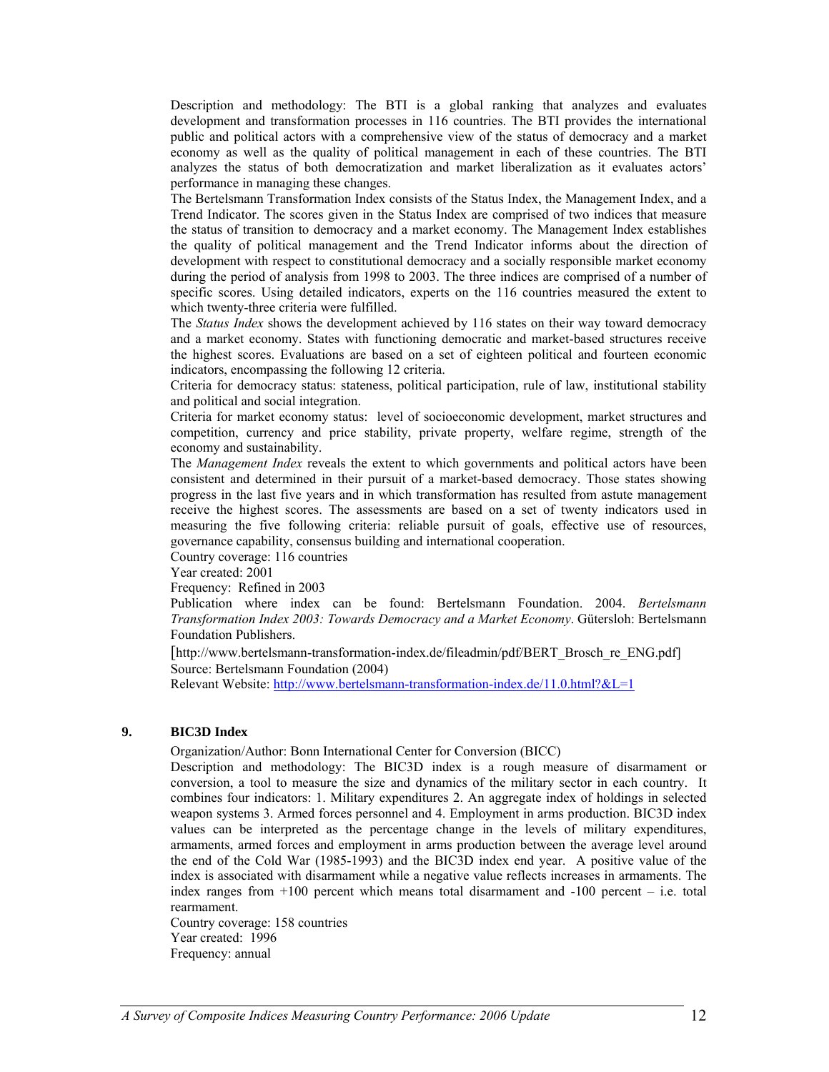Description and methodology: The BTI is a global ranking that analyzes and evaluates development and transformation processes in 116 countries. The BTI provides the international public and political actors with a comprehensive view of the status of democracy and a market economy as well as the quality of political management in each of these countries. The BTI analyzes the status of both democratization and market liberalization as it evaluates actors' performance in managing these changes.

The Bertelsmann Transformation Index consists of the Status Index, the Management Index, and a Trend Indicator. The scores given in the Status Index are comprised of two indices that measure the status of transition to democracy and a market economy. The Management Index establishes the quality of political management and the Trend Indicator informs about the direction of development with respect to constitutional democracy and a socially responsible market economy during the period of analysis from 1998 to 2003. The three indices are comprised of a number of specific scores. Using detailed indicators, experts on the 116 countries measured the extent to which twenty-three criteria were fulfilled.

The *Status Index* shows the development achieved by 116 states on their way toward democracy and a market economy. States with functioning democratic and market-based structures receive the highest scores. Evaluations are based on a set of eighteen political and fourteen economic indicators, encompassing the following 12 criteria.

Criteria for democracy status: stateness, political participation, rule of law, institutional stability and political and social integration.

Criteria for market economy status: level of socioeconomic development, market structures and competition, currency and price stability, private property, welfare regime, strength of the economy and sustainability.

The *Management Index* reveals the extent to which governments and political actors have been consistent and determined in their pursuit of a market-based democracy. Those states showing progress in the last five years and in which transformation has resulted from astute management receive the highest scores. The assessments are based on a set of twenty indicators used in measuring the five following criteria: reliable pursuit of goals, effective use of resources, governance capability, consensus building and international cooperation.

Country coverage: 116 countries

Year created: 2001

Frequency: Refined in 2003

Publication where index can be found: Bertelsmann Foundation. 2004. *Bertelsmann Transformation Index 2003: Towards Democracy and a Market Economy*. Gütersloh: Bertelsmann Foundation Publishers.

[http://www.bertelsmann-transformation-index.de/fileadmin/pdf/BERT_Brosch_re_ENG.pdf]

Source: Bertelsmann Foundation (2004)

Relevant Website: http://www.bertelsmann-transformation-index.de/11.0.html?&L=1

## 9. BIC3D Index

Organization/Author: Bonn International Center for Conversion (BICC)

Description and methodology: The BIC3D index is a rough measure of disarmament or conversion, a tool to measure the size and dynamics of the military sector in each country. It combines four indicators: 1. Military expenditures 2. An aggregate index of holdings in selected weapon systems 3. Armed forces personnel and 4. Employment in arms production. BIC3D index values can be interpreted as the percentage change in the levels of military expenditures, armaments, armed forces and employment in arms production between the average level around the end of the Cold War (1985-1993) and the BIC3D index end year. A positive value of the index is associated with disarmament while a negative value reflects increases in armaments. The index ranges from +100 percent which means total disarmament and -100 percent – i.e. total rearmament.

Country coverage: 158 countries

Year created: 1996

Frequency: annual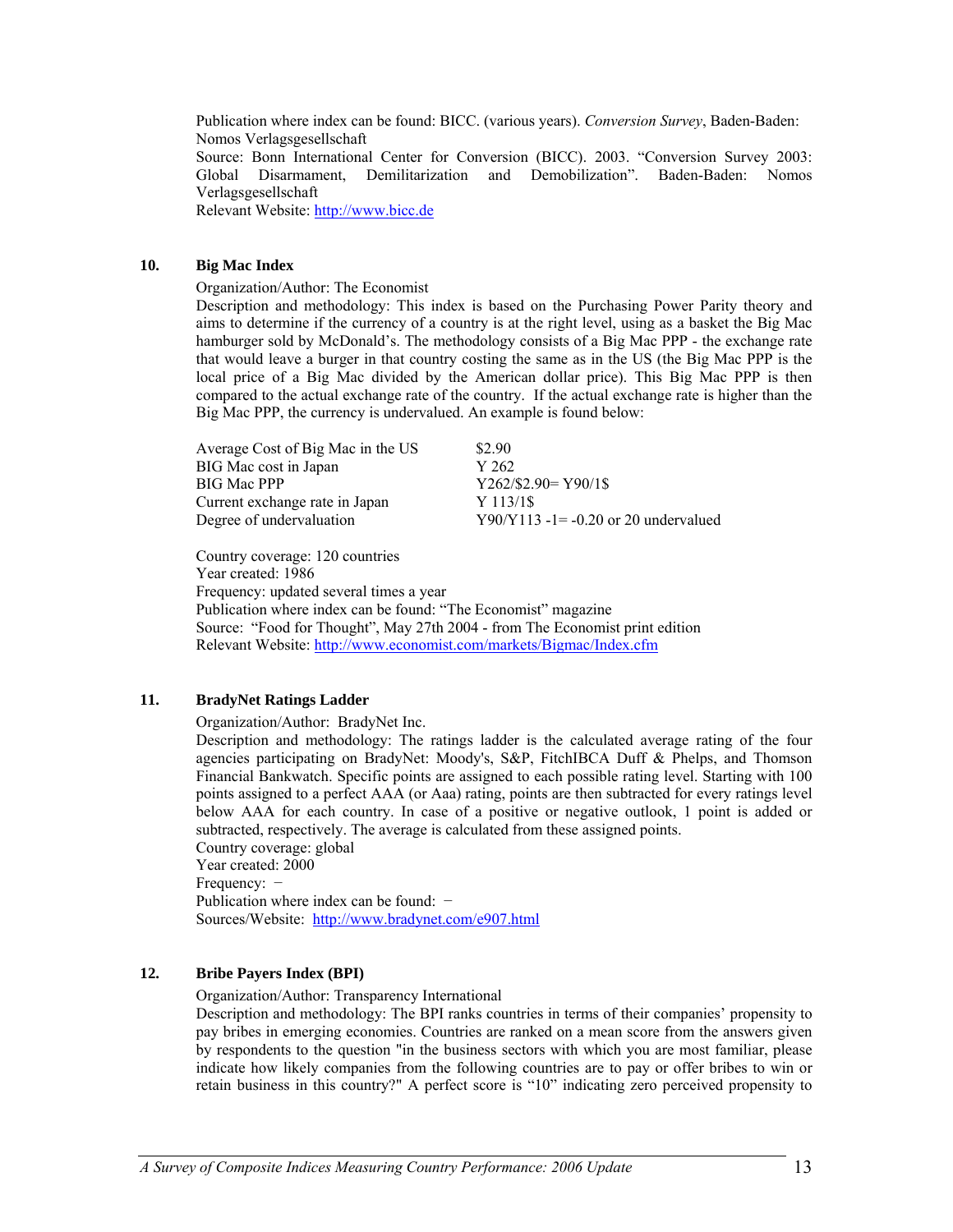Publication where index can be found: BICC. (various years). *Conversion Survey*, Baden-Baden: Nomos Verlagsgesellschaft
Source: Bonn International Center for Conversion (BICC). 2003. "Conversion Survey 2003: Global Disarmament, Demilitarization and Demobilization". Baden-Baden: Nomos Verlagsgesellschaft
Relevant Website: http://www.bicc.de

## 10. Big Mac Index

Organization/Author: The Economist
Description and methodology: This index is based on the Purchasing Power Parity theory and aims to determine if the currency of a country is at the right level, using as a basket the Big Mac hamburger sold by McDonald's. The methodology consists of a Big Mac PPP - the exchange rate that would leave a burger in that country costing the same as in the US (the Big Mac PPP is the local price of a Big Mac divided by the American dollar price). This Big Mac PPP is then compared to the actual exchange rate of the country. If the actual exchange rate is higher than the Big Mac PPP, the currency is undervalued. An example is found below:

| | |
|---|---|
| Average Cost of Big Mac in the US | $2.90 |
| BIG Mac cost in Japan | Y 262 |
| BIG Mac PPP | Y262/$2.90= Y90/1$ |
| Current exchange rate in Japan | Y 113/1$ |
| Degree of undervaluation | Y90/Y113 -1= -0.20 or 20 undervalued |

Country coverage: 120 countries
Year created: 1986
Frequency: updated several times a year
Publication where index can be found: "The Economist" magazine
Source: "Food for Thought", May 27th 2004 - from The Economist print edition
Relevant Website: http://www.economist.com/markets/Bigmac/Index.cfm

## 11. BradyNet Ratings Ladder

Organization/Author: BradyNet Inc.
Description and methodology: The ratings ladder is the calculated average rating of the four agencies participating on BradyNet: Moody's, S&P, FitchIBCA Duff & Phelps, and Thomson Financial Bankwatch. Specific points are assigned to each possible rating level. Starting with 100 points assigned to a perfect AAA (or Aaa) rating, points are then subtracted for every ratings level below AAA for each country. In case of a positive or negative outlook, 1 point is added or subtracted, respectively. The average is calculated from these assigned points.
Country coverage: global
Year created: 2000
Frequency: −
Publication where index can be found: −
Sources/Website: http://www.bradynet.com/e907.html

## 12. Bribe Payers Index (BPI)

Organization/Author: Transparency International
Description and methodology: The BPI ranks countries in terms of their companies' propensity to pay bribes in emerging economies. Countries are ranked on a mean score from the answers given by respondents to the question "in the business sectors with which you are most familiar, please indicate how likely companies from the following countries are to pay or offer bribes to win or retain business in this country?" A perfect score is "10" indicating zero perceived propensity to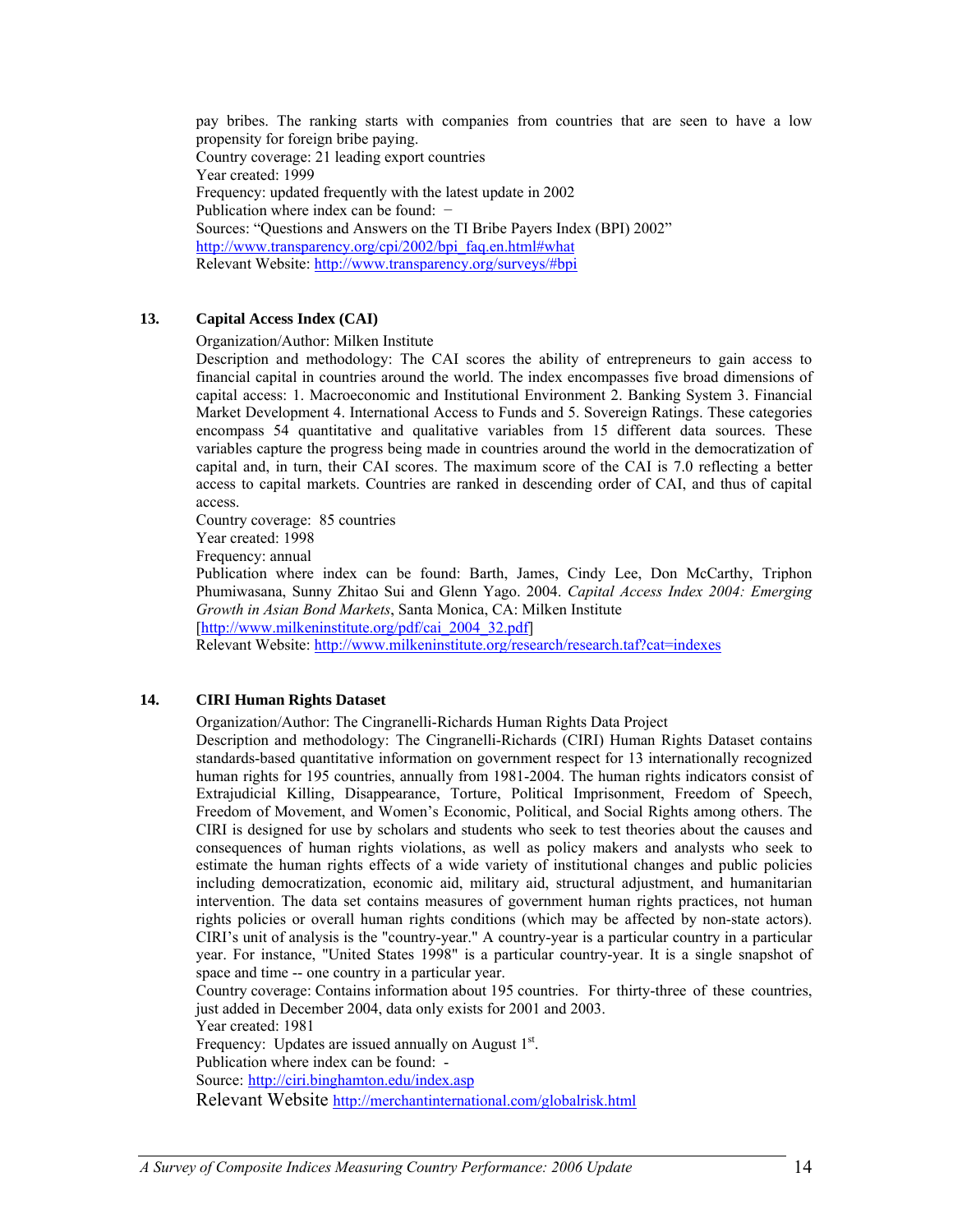pay bribes. The ranking starts with companies from countries that are seen to have a low propensity for foreign bribe paying.
Country coverage: 21 leading export countries
Year created: 1999
Frequency: updated frequently with the latest update in 2002
Publication where index can be found: −
Sources: "Questions and Answers on the TI Bribe Payers Index (BPI) 2002" http://www.transparency.org/cpi/2002/bpi_faq.en.html#what
Relevant Website: http://www.transparency.org/surveys/#bpi

### 13. Capital Access Index (CAI)

Organization/Author: Milken Institute
Description and methodology: The CAI scores the ability of entrepreneurs to gain access to financial capital in countries around the world. The index encompasses five broad dimensions of capital access: 1. Macroeconomic and Institutional Environment 2. Banking System 3. Financial Market Development 4. International Access to Funds and 5. Sovereign Ratings. These categories encompass 54 quantitative and qualitative variables from 15 different data sources. These variables capture the progress being made in countries around the world in the democratization of capital and, in turn, their CAI scores. The maximum score of the CAI is 7.0 reflecting a better access to capital markets. Countries are ranked in descending order of CAI, and thus of capital access.
Country coverage: 85 countries
Year created: 1998
Frequency: annual
Publication where index can be found: Barth, James, Cindy Lee, Don McCarthy, Triphon Phumiwasana, Sunny Zhitao Sui and Glenn Yago. 2004. *Capital Access Index 2004: Emerging Growth in Asian Bond Markets*, Santa Monica, CA: Milken Institute [http://www.milkeninstitute.org/pdf/cai_2004_32.pdf]
Relevant Website: http://www.milkeninstitute.org/research/research.taf?cat=indexes

### 14. CIRI Human Rights Dataset

Organization/Author: The Cingranelli-Richards Human Rights Data Project
Description and methodology: The Cingranelli-Richards (CIRI) Human Rights Dataset contains standards-based quantitative information on government respect for 13 internationally recognized human rights for 195 countries, annually from 1981-2004. The human rights indicators consist of Extrajudicial Killing, Disappearance, Torture, Political Imprisonment, Freedom of Speech, Freedom of Movement, and Women's Economic, Political, and Social Rights among others. The CIRI is designed for use by scholars and students who seek to test theories about the causes and consequences of human rights violations, as well as policy makers and analysts who seek to estimate the human rights effects of a wide variety of institutional changes and public policies including democratization, economic aid, military aid, structural adjustment, and humanitarian intervention. The data set contains measures of government human rights practices, not human rights policies or overall human rights conditions (which may be affected by non-state actors). CIRI's unit of analysis is the "country-year." A country-year is a particular country in a particular year. For instance, "United States 1998" is a particular country-year. It is a single snapshot of space and time -- one country in a particular year.
Country coverage: Contains information about 195 countries. For thirty-three of these countries, just added in December 2004, data only exists for 2001 and 2003.
Year created: 1981
Frequency: Updates are issued annually on August 1st.
Publication where index can be found: -
Source: http://ciri.binghamton.edu/index.asp
Relevant Website http://merchantinternational.com/globalrisk.html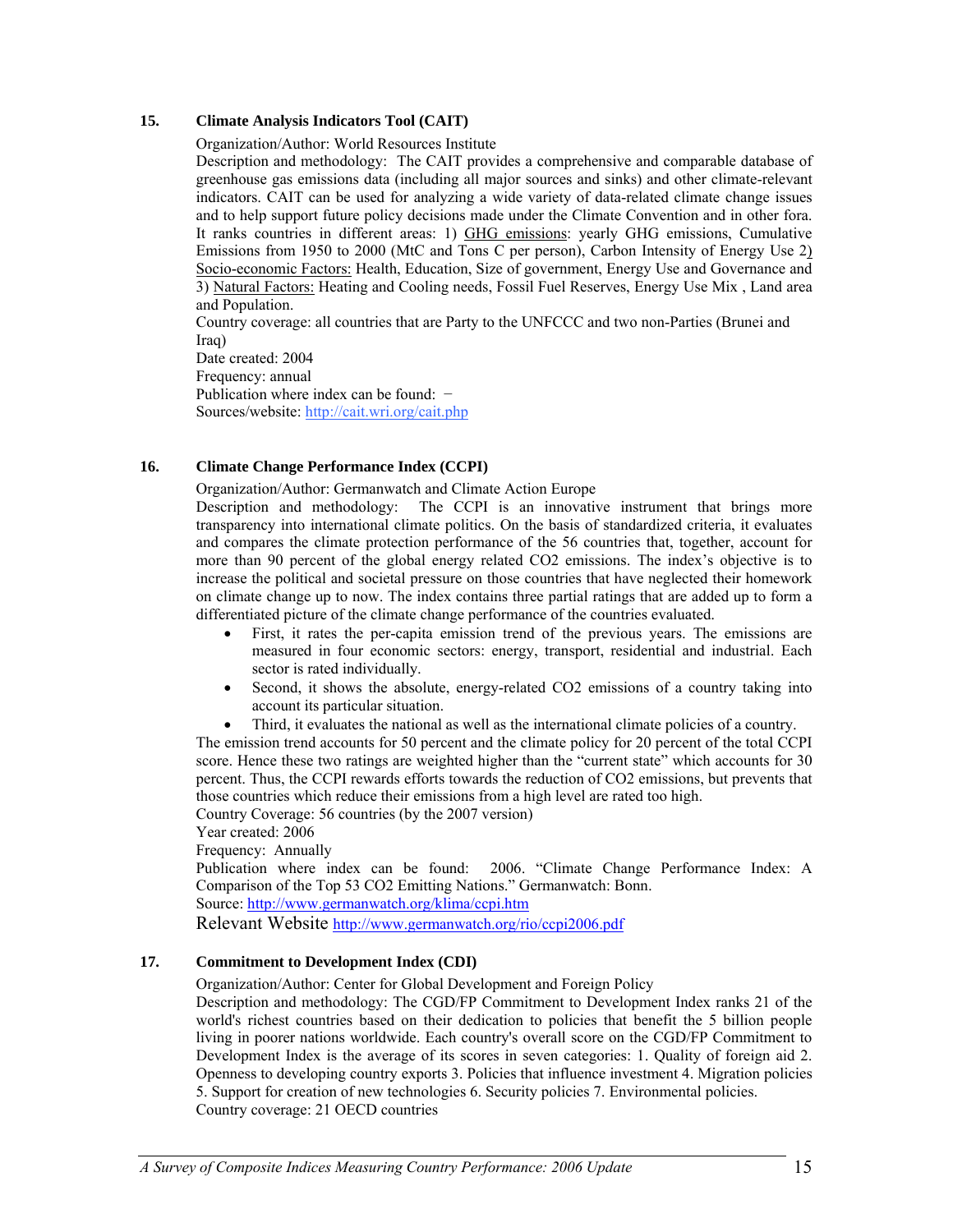### 15. Climate Analysis Indicators Tool (CAIT)

Organization/Author: World Resources Institute

Description and methodology: The CAIT provides a comprehensive and comparable database of greenhouse gas emissions data (including all major sources and sinks) and other climate-relevant indicators. CAIT can be used for analyzing a wide variety of data-related climate change issues and to help support future policy decisions made under the Climate Convention and in other fora. It ranks countries in different areas: 1) GHG emissions: yearly GHG emissions, Cumulative Emissions from 1950 to 2000 (MtC and Tons C per person), Carbon Intensity of Energy Use 2) Socio-economic Factors: Health, Education, Size of government, Energy Use and Governance and 3) Natural Factors: Heating and Cooling needs, Fossil Fuel Reserves, Energy Use Mix , Land area and Population.

Country coverage: all countries that are Party to the UNFCCC and two non-Parties (Brunei and Iraq)

Date created: 2004

Frequency: annual

Publication where index can be found: −

Sources/website: http://cait.wri.org/cait.php

### 16. Climate Change Performance Index (CCPI)

Organization/Author: Germanwatch and Climate Action Europe

Description and methodology: The CCPI is an innovative instrument that brings more transparency into international climate politics. On the basis of standardized criteria, it evaluates and compares the climate protection performance of the 56 countries that, together, account for more than 90 percent of the global energy related $CO_2$ emissions. The index's objective is to increase the political and societal pressure on those countries that have neglected their homework on climate change up to now. The index contains three partial ratings that are added up to form a differentiated picture of the climate change performance of the countries evaluated.

- First, it rates the per-capita emission trend of the previous years. The emissions are measured in four economic sectors: energy, transport, residential and industrial. Each sector is rated individually.
- Second, it shows the absolute, energy-related $CO_2$ emissions of a country taking into account its particular situation.
- Third, it evaluates the national as well as the international climate policies of a country.

The emission trend accounts for 50 percent and the climate policy for 20 percent of the total CCPI score. Hence these two ratings are weighted higher than the "current state" which accounts for 30 percent. Thus, the CCPI rewards efforts towards the reduction of $CO_2$ emissions, but prevents that those countries which reduce their emissions from a high level are rated too high.

Country Coverage: 56 countries (by the 2007 version)

Year created: 2006

Frequency: Annually

Publication where index can be found: 2006. "Climate Change Performance Index: A Comparison of the Top 53 CO2 Emitting Nations." Germanwatch: Bonn.

Source: http://www.germanwatch.org/klima/ccpi.htm

Relevant Website http://www.germanwatch.org/rio/ccpi2006.pdf

### 17. Commitment to Development Index (CDI)

Organization/Author: Center for Global Development and Foreign Policy

Description and methodology: The CGD/FP Commitment to Development Index ranks 21 of the world's richest countries based on their dedication to policies that benefit the 5 billion people living in poorer nations worldwide. Each country's overall score on the CGD/FP Commitment to Development Index is the average of its scores in seven categories: 1. Quality of foreign aid 2. Openness to developing country exports 3. Policies that influence investment 4. Migration policies 5. Support for creation of new technologies 6. Security policies 7. Environmental policies.

Country coverage: 21 OECD countries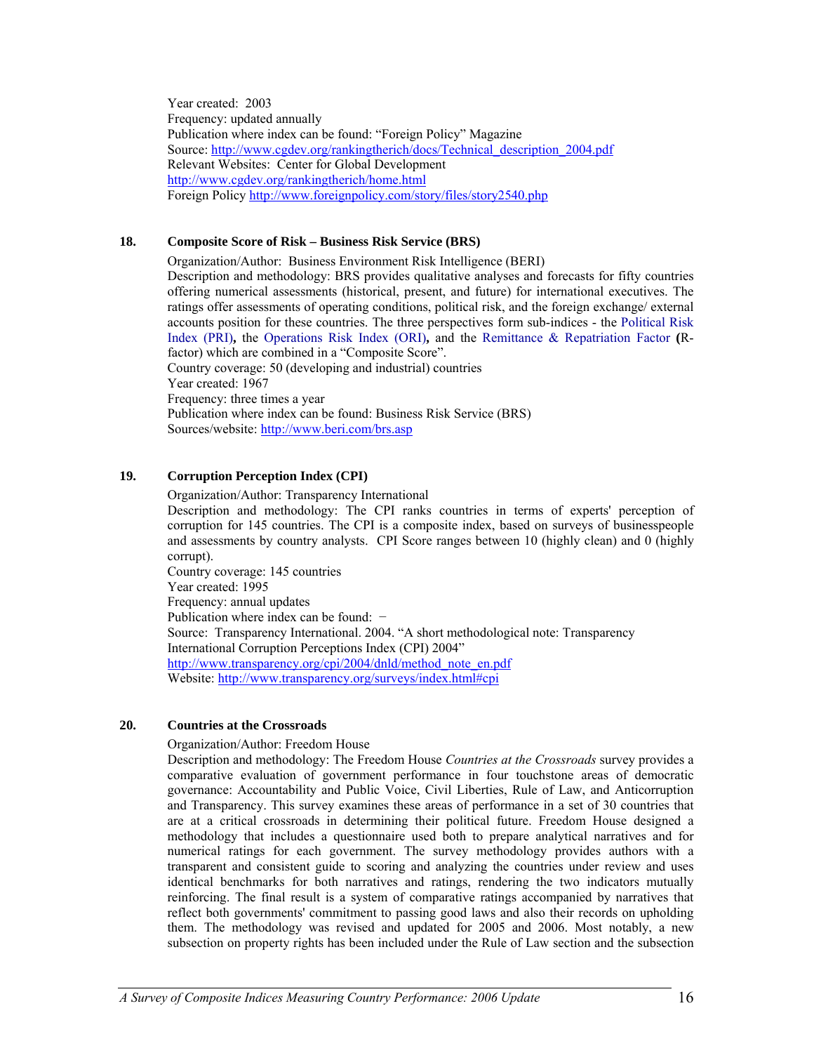Year created: 2003
Frequency: updated annually
Publication where index can be found: "Foreign Policy" Magazine
Source: http://www.cgdev.org/rankingtherich/docs/Technical_description_2004.pdf
Relevant Websites: Center for Global Development
http://www.cgdev.org/rankingtherich/home.html
Foreign Policy http://www.foreignpolicy.com/story/files/story2540.php

### 18. Composite Score of Risk – Business Risk Service (BRS)

Organization/Author: Business Environment Risk Intelligence (BERI)
Description and methodology: BRS provides qualitative analyses and forecasts for fifty countries offering numerical assessments (historical, present, and future) for international executives. The ratings offer assessments of operating conditions, political risk, and the foreign exchange/ external accounts position for these countries. The three perspectives form sub-indices - the Political Risk Index (PRI)**,** the Operations Risk Index (ORI)**,** and the Remittance & Repatriation Factor **(**R-factor) which are combined in a "Composite Score".
Country coverage: 50 (developing and industrial) countries
Year created: 1967
Frequency: three times a year
Publication where index can be found: Business Risk Service (BRS)
Sources/website: http://www.beri.com/brs.asp

### 19. Corruption Perception Index (CPI)

Organization/Author: Transparency International
Description and methodology: The CPI ranks countries in terms of experts' perception of corruption for 145 countries. The CPI is a composite index, based on surveys of businesspeople and assessments by country analysts. CPI Score ranges between 10 (highly clean) and 0 (highly corrupt).
Country coverage: 145 countries
Year created: 1995
Frequency: annual updates
Publication where index can be found: −
Source: Transparency International. 2004. "A short methodological note: Transparency International Corruption Perceptions Index (CPI) 2004"
http://www.transparency.org/cpi/2004/dnld/method_note_en.pdf
Website: http://www.transparency.org/surveys/index.html#cpi

### 20. Countries at the Crossroads

Organization/Author: Freedom House
Description and methodology: The Freedom House *Countries at the Crossroads* survey provides a comparative evaluation of government performance in four touchstone areas of democratic governance: Accountability and Public Voice, Civil Liberties, Rule of Law, and Anticorruption and Transparency. This survey examines these areas of performance in a set of 30 countries that are at a critical crossroads in determining their political future. Freedom House designed a methodology that includes a questionnaire used both to prepare analytical narratives and for numerical ratings for each government. The survey methodology provides authors with a transparent and consistent guide to scoring and analyzing the countries under review and uses identical benchmarks for both narratives and ratings, rendering the two indicators mutually reinforcing. The final result is a system of comparative ratings accompanied by narratives that reflect both governments' commitment to passing good laws and also their records on upholding them. The methodology was revised and updated for 2005 and 2006. Most notably, a new subsection on property rights has been included under the Rule of Law section and the subsection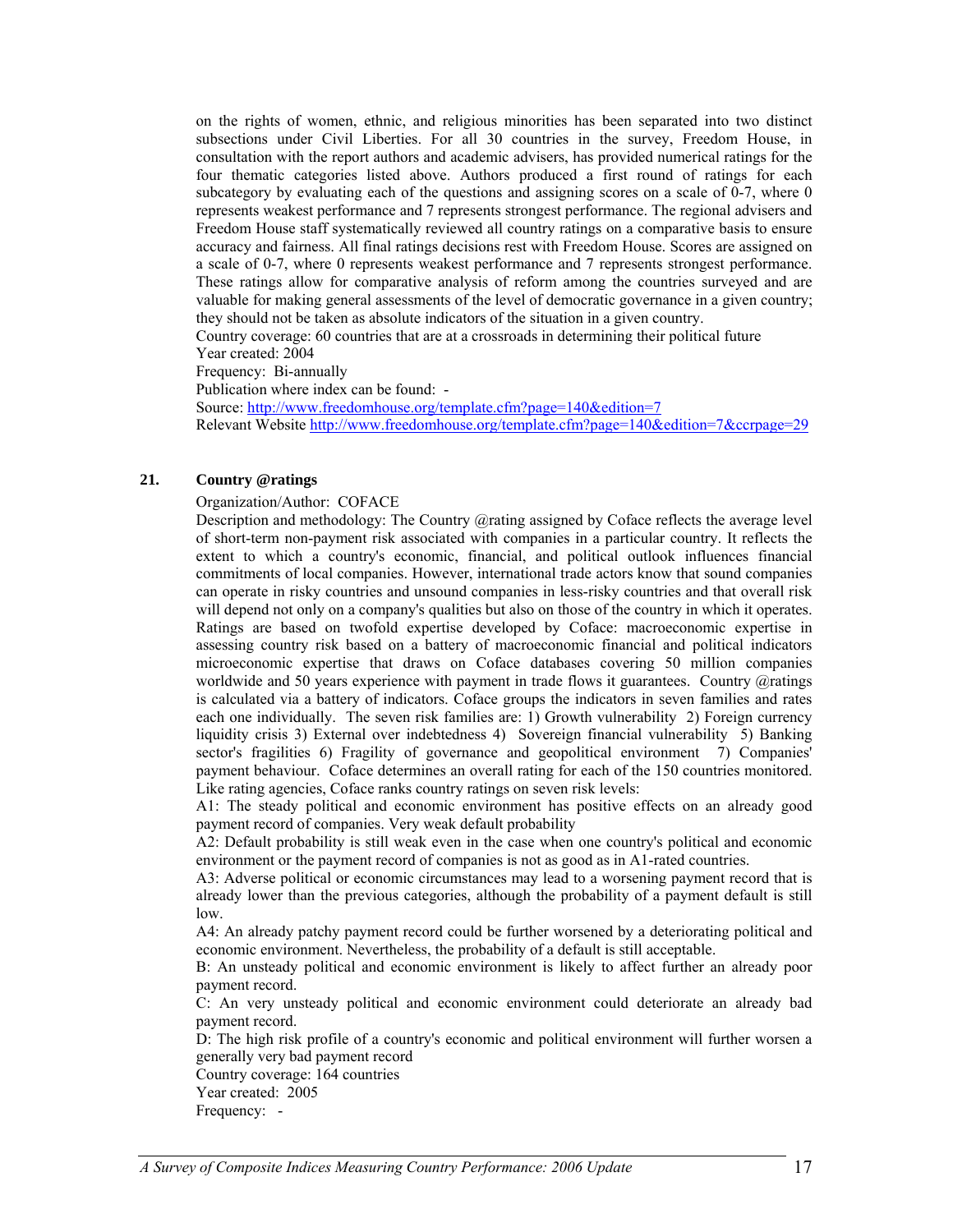on the rights of women, ethnic, and religious minorities has been separated into two distinct subsections under Civil Liberties. For all 30 countries in the survey, Freedom House, in consultation with the report authors and academic advisers, has provided numerical ratings for the four thematic categories listed above. Authors produced a first round of ratings for each subcategory by evaluating each of the questions and assigning scores on a scale of 0-7, where 0 represents weakest performance and 7 represents strongest performance. The regional advisers and Freedom House staff systematically reviewed all country ratings on a comparative basis to ensure accuracy and fairness. All final ratings decisions rest with Freedom House. Scores are assigned on a scale of 0-7, where 0 represents weakest performance and 7 represents strongest performance. These ratings allow for comparative analysis of reform among the countries surveyed and are valuable for making general assessments of the level of democratic governance in a given country; they should not be taken as absolute indicators of the situation in a given country.

Country coverage: 60 countries that are at a crossroads in determining their political future

Year created: 2004

Frequency: Bi-annually

Publication where index can be found: -

Source: http://www.freedomhouse.org/template.cfm?page=140&edition=7

Relevant Website http://www.freedomhouse.org/template.cfm?page=140&edition=7&ccrpage=29

## 21. Country @ratings

Organization/Author: COFACE

Description and methodology: The Country @rating assigned by Coface reflects the average level of short-term non-payment risk associated with companies in a particular country. It reflects the extent to which a country's economic, financial, and political outlook influences financial commitments of local companies. However, international trade actors know that sound companies can operate in risky countries and unsound companies in less-risky countries and that overall risk will depend not only on a company's qualities but also on those of the country in which it operates. Ratings are based on twofold expertise developed by Coface: macroeconomic expertise in assessing country risk based on a battery of macroeconomic financial and political indicators microeconomic expertise that draws on Coface databases covering 50 million companies worldwide and 50 years experience with payment in trade flows it guarantees. Country @ratings is calculated via a battery of indicators. Coface groups the indicators in seven families and rates each one individually. The seven risk families are: 1) Growth vulnerability 2) Foreign currency liquidity crisis 3) External over indebtedness 4) Sovereign financial vulnerability 5) Banking sector's fragilities 6) Fragility of governance and geopolitical environment 7) Companies' payment behaviour. Coface determines an overall rating for each of the 150 countries monitored. Like rating agencies, Coface ranks country ratings on seven risk levels:

A1: The steady political and economic environment has positive effects on an already good payment record of companies. Very weak default probability

A2: Default probability is still weak even in the case when one country's political and economic environment or the payment record of companies is not as good as in A1-rated countries.

A3: Adverse political or economic circumstances may lead to a worsening payment record that is already lower than the previous categories, although the probability of a payment default is still low.

A4: An already patchy payment record could be further worsened by a deteriorating political and economic environment. Nevertheless, the probability of a default is still acceptable.

B: An unsteady political and economic environment is likely to affect further an already poor payment record.

C: An very unsteady political and economic environment could deteriorate an already bad payment record.

D: The high risk profile of a country's economic and political environment will further worsen a generally very bad payment record

Country coverage: 164 countries

Year created: 2005

Frequency: -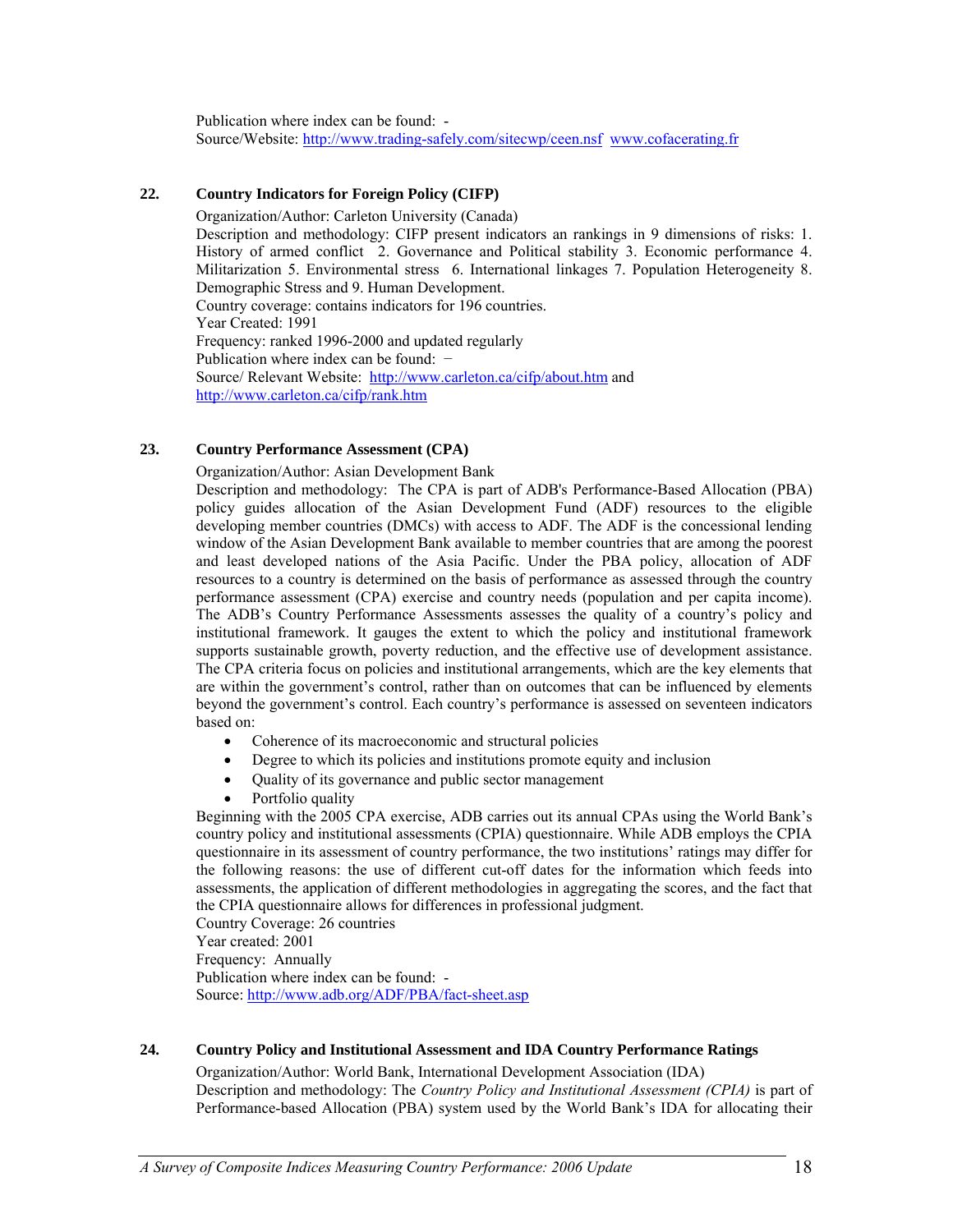Publication where index can be found: -
Source/Website: http://www.trading-safely.com/sitecwp/ceen.nsf www.cofacerating.fr

### 22. Country Indicators for Foreign Policy (CIFP)

Organization/Author: Carleton University (Canada)
Description and methodology: CIFP present indicators an rankings in 9 dimensions of risks: 1. History of armed conflict 2. Governance and Political stability 3. Economic performance 4. Militarization 5. Environmental stress 6. International linkages 7. Population Heterogeneity 8. Demographic Stress and 9. Human Development.
Country coverage: contains indicators for 196 countries.
Year Created: 1991
Frequency: ranked 1996-2000 and updated regularly
Publication where index can be found: −
Source/ Relevant Website: http://www.carleton.ca/cifp/about.htm and http://www.carleton.ca/cifp/rank.htm

### 23. Country Performance Assessment (CPA)

Organization/Author: Asian Development Bank
Description and methodology: The CPA is part of ADB's Performance-Based Allocation (PBA) policy guides allocation of the Asian Development Fund (ADF) resources to the eligible developing member countries (DMCs) with access to ADF. The ADF is the concessional lending window of the Asian Development Bank available to member countries that are among the poorest and least developed nations of the Asia Pacific. Under the PBA policy, allocation of ADF resources to a country is determined on the basis of performance as assessed through the country performance assessment (CPA) exercise and country needs (population and per capita income). The ADB's Country Performance Assessments assesses the quality of a country's policy and institutional framework. It gauges the extent to which the policy and institutional framework supports sustainable growth, poverty reduction, and the effective use of development assistance. The CPA criteria focus on policies and institutional arrangements, which are the key elements that are within the government's control, rather than on outcomes that can be influenced by elements beyond the government's control. Each country's performance is assessed on seventeen indicators based on:

- Coherence of its macroeconomic and structural policies
- Degree to which its policies and institutions promote equity and inclusion
- Quality of its governance and public sector management
- Portfolio quality

Beginning with the 2005 CPA exercise, ADB carries out its annual CPAs using the World Bank's country policy and institutional assessments (CPIA) questionnaire. While ADB employs the CPIA questionnaire in its assessment of country performance, the two institutions' ratings may differ for the following reasons: the use of different cut-off dates for the information which feeds into assessments, the application of different methodologies in aggregating the scores, and the fact that the CPIA questionnaire allows for differences in professional judgment.
Country Coverage: 26 countries
Year created: 2001
Frequency: Annually
Publication where index can be found: -
Source: http://www.adb.org/ADF/PBA/fact-sheet.asp

### 24. Country Policy and Institutional Assessment and IDA Country Performance Ratings

Organization/Author: World Bank, International Development Association (IDA)
Description and methodology: The *Country Policy and Institutional Assessment (CPIA)* is part of Performance-based Allocation (PBA) system used by the World Bank's IDA for allocating their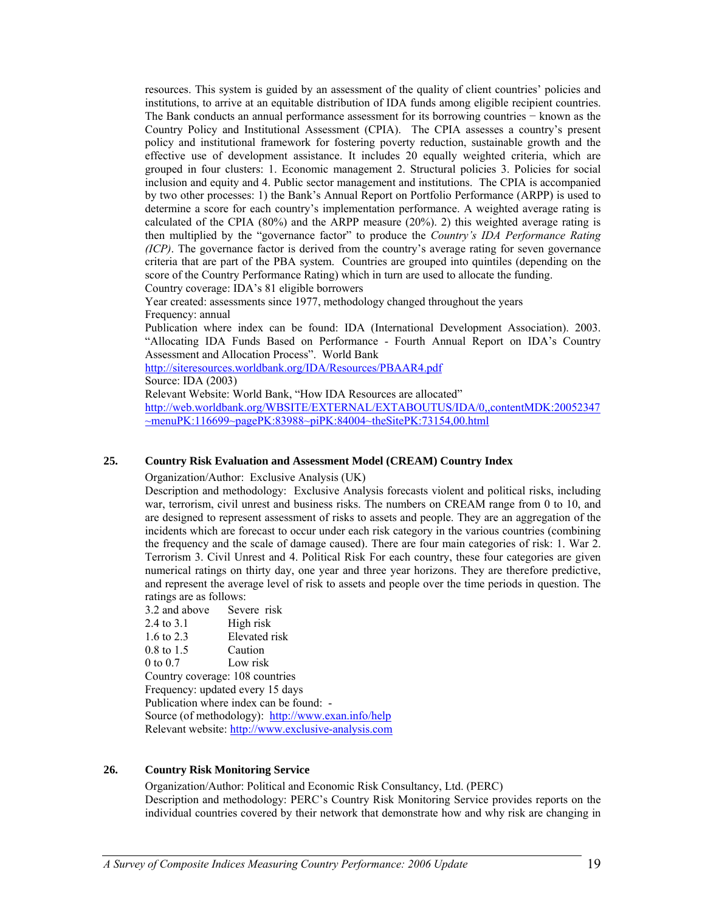resources. This system is guided by an assessment of the quality of client countries' policies and institutions, to arrive at an equitable distribution of IDA funds among eligible recipient countries. The Bank conducts an annual performance assessment for its borrowing countries − known as the Country Policy and Institutional Assessment (CPIA). The CPIA assesses a country's present policy and institutional framework for fostering poverty reduction, sustainable growth and the effective use of development assistance. It includes 20 equally weighted criteria, which are grouped in four clusters: 1. Economic management 2. Structural policies 3. Policies for social inclusion and equity and 4. Public sector management and institutions. The CPIA is accompanied by two other processes: 1) the Bank's Annual Report on Portfolio Performance (ARPP) is used to determine a score for each country's implementation performance. A weighted average rating is calculated of the CPIA (80%) and the ARPP measure (20%). 2) this weighted average rating is then multiplied by the "governance factor" to produce the *Country's IDA Performance Rating (ICP)*. The governance factor is derived from the country's average rating for seven governance criteria that are part of the PBA system. Countries are grouped into quintiles (depending on the score of the Country Performance Rating) which in turn are used to allocate the funding.

Country coverage: IDA's 81 eligible borrowers

Year created: assessments since 1977, methodology changed throughout the years

Frequency: annual

Publication where index can be found: IDA (International Development Association). 2003. "Allocating IDA Funds Based on Performance - Fourth Annual Report on IDA's Country Assessment and Allocation Process". World Bank

http://siteresources.worldbank.org/IDA/Resources/PBAAR4.pdf

Source: IDA (2003)

Relevant Website: World Bank, "How IDA Resources are allocated"

http://web.worldbank.org/WBSITE/EXTERNAL/EXTABOUTUS/IDA/0,,contentMDK:20052347~menuPK:116699~pagePK:83988~piPK:84004~theSitePK:73154,00.html

## 25. Country Risk Evaluation and Assessment Model (CREAM) Country Index

Organization/Author: Exclusive Analysis (UK)

Description and methodology: Exclusive Analysis forecasts violent and political risks, including war, terrorism, civil unrest and business risks. The numbers on CREAM range from 0 to 10, and are designed to represent assessment of risks to assets and people. They are an aggregation of the incidents which are forecast to occur under each risk category in the various countries (combining the frequency and the scale of damage caused). There are four main categories of risk: 1. War 2. Terrorism 3. Civil Unrest and 4. Political Risk For each country, these four categories are given numerical ratings on thirty day, one year and three year horizons. They are therefore predictive, and represent the average level of risk to assets and people over the time periods in question. The ratings are as follows:

| | |
|---|---|
| 3.2 and above | Severe risk |
| 2.4 to 3.1 | High risk |
| 1.6 to 2.3 | Elevated risk |
| 0.8 to 1.5 | Caution |
| 0 to 0.7 | Low risk |

Country coverage: 108 countries

Frequency: updated every 15 days

Publication where index can be found: -

Source (of methodology): http://www.exan.info/help

Relevant website: http://www.exclusive-analysis.com

## 26. Country Risk Monitoring Service

Organization/Author: Political and Economic Risk Consultancy, Ltd. (PERC)

Description and methodology: PERC's Country Risk Monitoring Service provides reports on the individual countries covered by their network that demonstrate how and why risk are changing in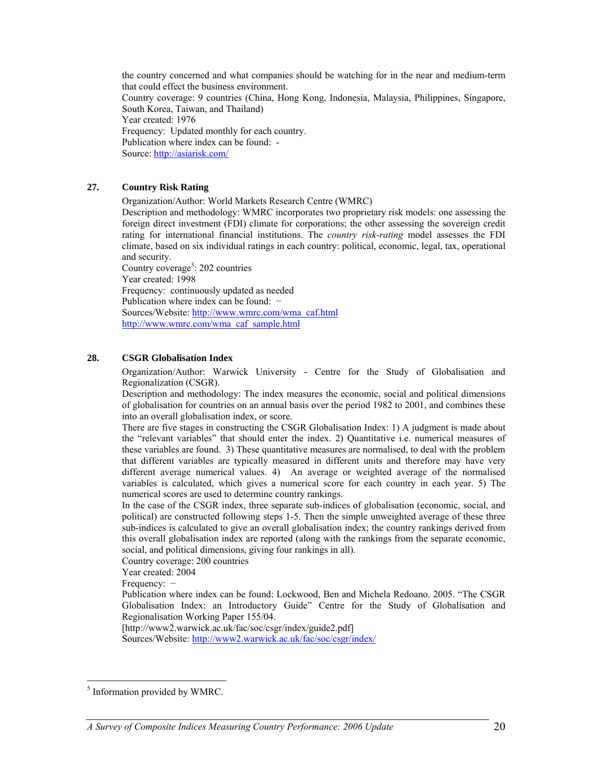the country concerned and what companies should be watching for in the near and medium-term that could effect the business environment.
Country coverage: 9 countries (China, Hong Kong, Indonesia, Malaysia, Philippines, Singapore, South Korea, Taiwan, and Thailand)
Year created: 1976
Frequency: Updated monthly for each country.
Publication where index can be found: -
Source: http://asiarisk.com/

### 27. Country Risk Rating

Organization/Author: World Markets Research Centre (WMRC)
Description and methodology: WMRC incorporates two proprietary risk models: one assessing the foreign direct investment (FDI) climate for corporations; the other assessing the sovereign credit rating for international financial institutions. The *country risk-rating* model assesses the FDI climate, based on six individual ratings in each country: political, economic, legal, tax, operational and security.
Country coverage[5]: 202 countries
Year created: 1998
Frequency: continuously updated as needed
Publication where index can be found: −
Sources/Website: http://www.wmrc.com/wma_caf.html
http://www.wmrc.com/wma_caf_sample.html

### 28. CSGR Globalisation Index

Organization/Author: Warwick University - Centre for the Study of Globalisation and Regionalization (CSGR).
Description and methodology: The index measures the economic, social and political dimensions of globalisation for countries on an annual basis over the period 1982 to 2001, and combines these into an overall globalisation index, or score.
There are five stages in constructing the CSGR Globalisation Index: 1) A judgment is made about the "relevant variables" that should enter the index. 2) Quantitative i.e. numerical measures of these variables are found. 3) These quantitative measures are normalised, to deal with the problem that different variables are typically measured in different units and therefore may have very different average numerical values. 4) An average or weighted average of the normalised variables is calculated, which gives a numerical score for each country in each year. 5) The numerical scores are used to determine country rankings.
In the case of the CSGR index, three separate sub-indices of globalisation (economic, social, and political) are constructed following steps 1-5. Then the simple unweighted average of these three sub-indices is calculated to give an overall globalisation index; the country rankings derived from this overall globalisation index are reported (along with the rankings from the separate economic, social, and political dimensions, giving four rankings in all).
Country coverage: 200 countries
Year created: 2004
Frequency: −
Publication where index can be found: Lockwood, Ben and Michela Redoano. 2005. "The CSGR Globalisation Index: an Introductory Guide" Centre for the Study of Globalisation and Regionalisation Working Paper 155/04.
[http://www2.warwick.ac.uk/fac/soc/csgr/index/guide2.pdf]
Sources/Website: http://www2.warwick.ac.uk/fac/soc/csgr/index/

---

[5] Information provided by WMRC.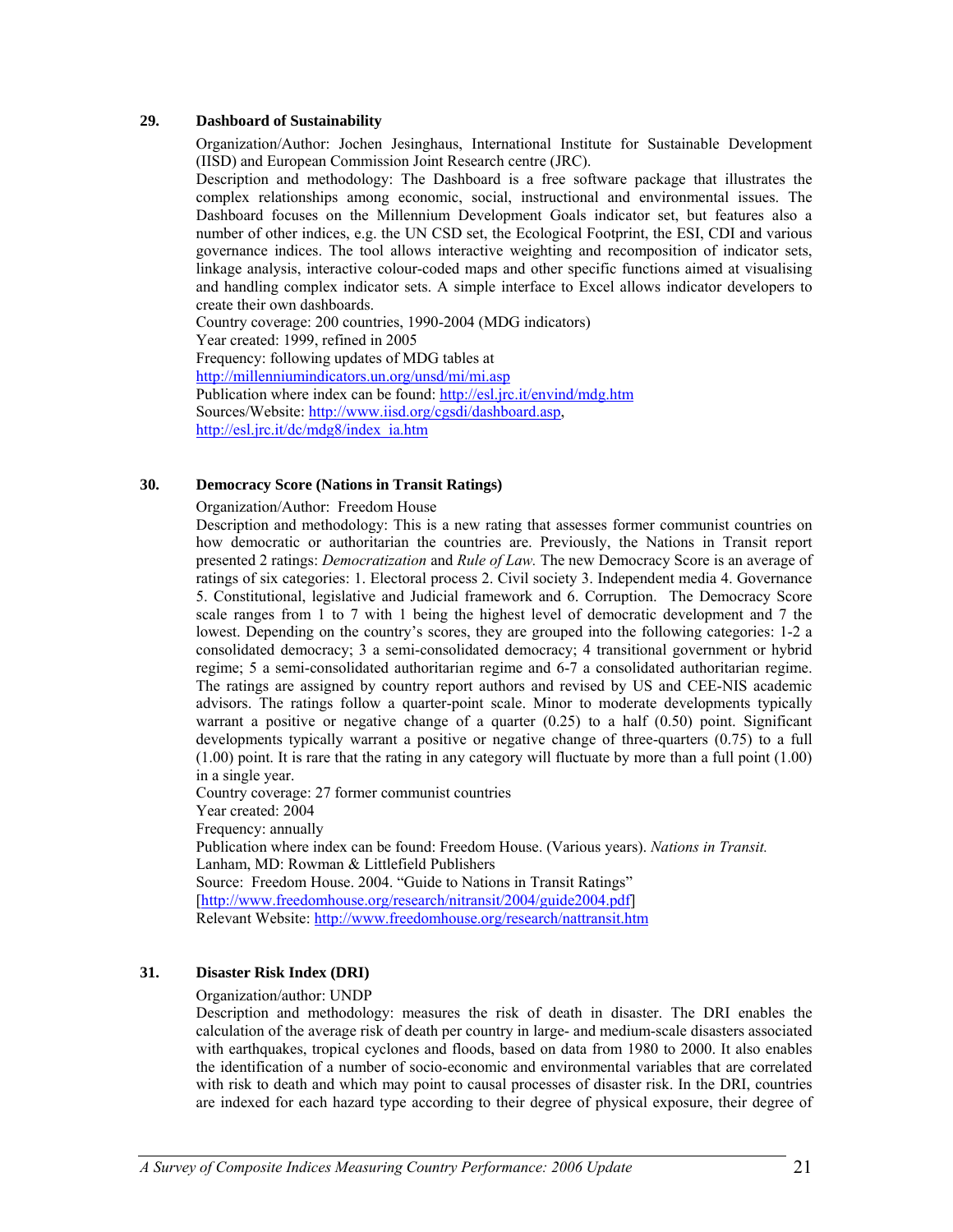### 29. Dashboard of Sustainability

Organization/Author: Jochen Jesinghaus, International Institute for Sustainable Development (IISD) and European Commission Joint Research centre (JRC).

Description and methodology: The Dashboard is a free software package that illustrates the complex relationships among economic, social, instructional and environmental issues. The Dashboard focuses on the Millennium Development Goals indicator set, but features also a number of other indices, e.g. the UN CSD set, the Ecological Footprint, the ESI, CDI and various governance indices. The tool allows interactive weighting and recomposition of indicator sets, linkage analysis, interactive colour-coded maps and other specific functions aimed at visualising and handling complex indicator sets. A simple interface to Excel allows indicator developers to create their own dashboards.

Country coverage: 200 countries, 1990-2004 (MDG indicators)

Year created: 1999, refined in 2005

Frequency: following updates of MDG tables at http://millenniumindicators.un.org/unsd/mi/mi.asp

Publication where index can be found: http://esl.jrc.it/envind/mdg.htm

Sources/Website: http://www.iisd.org/cgsdi/dashboard.asp, http://esl.jrc.it/dc/mdg8/index_ia.htm

### 30. Democracy Score (Nations in Transit Ratings)

Organization/Author: Freedom House

Description and methodology: This is a new rating that assesses former communist countries on how democratic or authoritarian the countries are. Previously, the Nations in Transit report presented 2 ratings: *Democratization* and *Rule of Law.* The new Democracy Score is an average of ratings of six categories: 1. Electoral process 2. Civil society 3. Independent media 4. Governance 5. Constitutional, legislative and Judicial framework and 6. Corruption. The Democracy Score scale ranges from 1 to 7 with 1 being the highest level of democratic development and 7 the lowest. Depending on the country's scores, they are grouped into the following categories: 1-2 a consolidated democracy; 3 a semi-consolidated democracy; 4 transitional government or hybrid regime; 5 a semi-consolidated authoritarian regime and 6-7 a consolidated authoritarian regime. The ratings are assigned by country report authors and revised by US and CEE-NIS academic advisors. The ratings follow a quarter-point scale. Minor to moderate developments typically warrant a positive or negative change of a quarter (0.25) to a half (0.50) point. Significant developments typically warrant a positive or negative change of three-quarters (0.75) to a full (1.00) point. It is rare that the rating in any category will fluctuate by more than a full point (1.00) in a single year.

Country coverage: 27 former communist countries

Year created: 2004

Frequency: annually

Publication where index can be found: Freedom House. (Various years). *Nations in Transit.* Lanham, MD: Rowman & Littlefield Publishers

Source: Freedom House. 2004. "Guide to Nations in Transit Ratings" [http://www.freedomhouse.org/research/nitransit/2004/guide2004.pdf]

Relevant Website: http://www.freedomhouse.org/research/nattransit.htm

### 31. Disaster Risk Index (DRI)

Organization/author: UNDP

Description and methodology: measures the risk of death in disaster. The DRI enables the calculation of the average risk of death per country in large- and medium-scale disasters associated with earthquakes, tropical cyclones and floods, based on data from 1980 to 2000. It also enables the identification of a number of socio-economic and environmental variables that are correlated with risk to death and which may point to causal processes of disaster risk. In the DRI, countries are indexed for each hazard type according to their degree of physical exposure, their degree of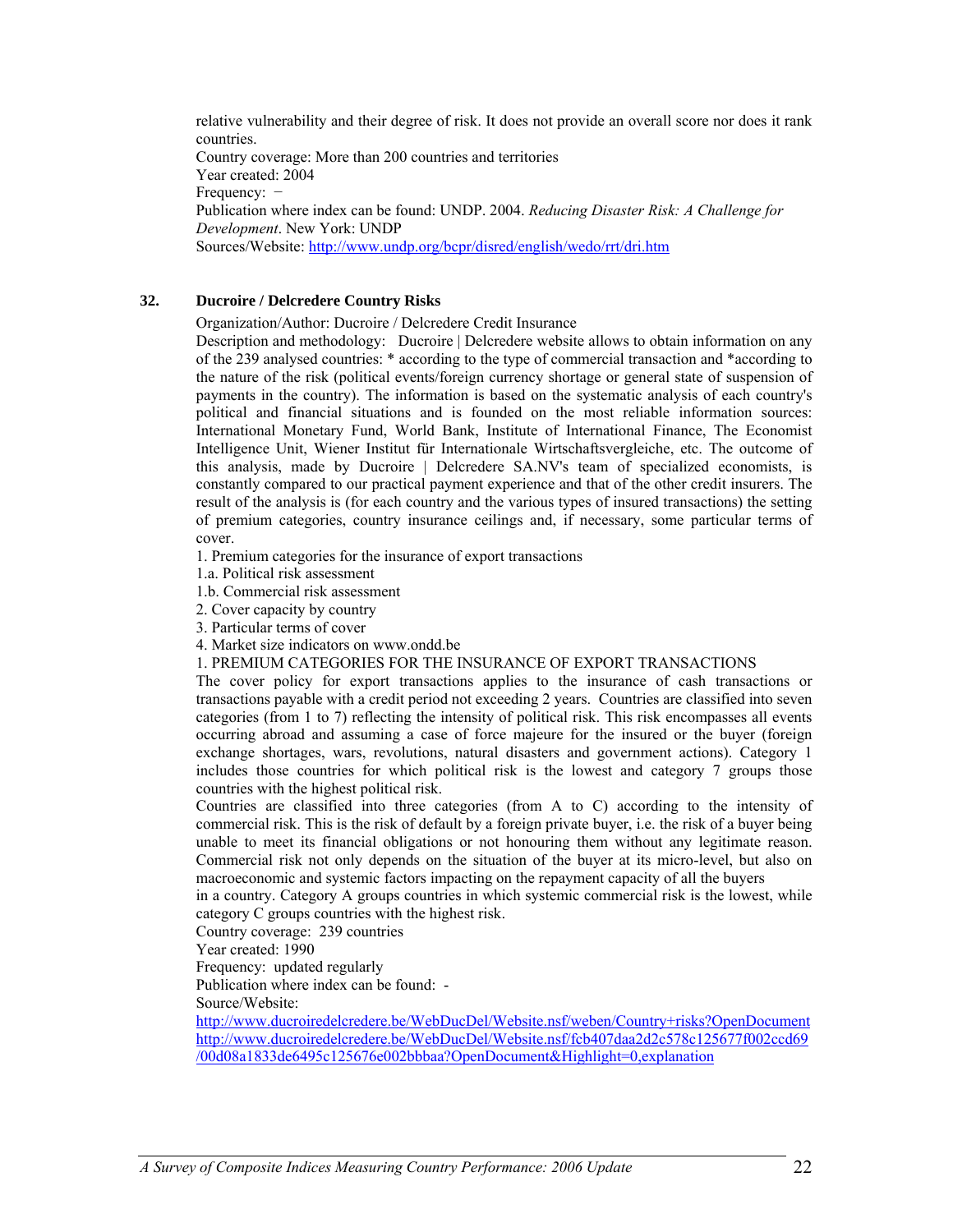relative vulnerability and their degree of risk. It does not provide an overall score nor does it rank countries.
Country coverage: More than 200 countries and territories
Year created: 2004
Frequency: −
Publication where index can be found: UNDP. 2004. *Reducing Disaster Risk: A Challenge for Development*. New York: UNDP
Sources/Website: http://www.undp.org/bcpr/disred/english/wedo/rrt/dri.htm

## 32. Ducroire / Delcredere Country Risks

Organization/Author: Ducroire / Delcredere Credit Insurance
Description and methodology: Ducroire | Delcredere website allows to obtain information on any of the 239 analysed countries: * according to the type of commercial transaction and *according to the nature of the risk (political events/foreign currency shortage or general state of suspension of payments in the country). The information is based on the systematic analysis of each country's political and financial situations and is founded on the most reliable information sources: International Monetary Fund, World Bank, Institute of International Finance, The Economist Intelligence Unit, Wiener Institut für Internationale Wirtschaftsvergleiche, etc. The outcome of this analysis, made by Ducroire | Delcredere SA.NV's team of specialized economists, is constantly compared to our practical payment experience and that of the other credit insurers. The result of the analysis is (for each country and the various types of insured transactions) the setting of premium categories, country insurance ceilings and, if necessary, some particular terms of cover.

1. Premium categories for the insurance of export transactions
1.a. Political risk assessment
1.b. Commercial risk assessment
2. Cover capacity by country
3. Particular terms of cover
4. Market size indicators on www.ondd.be

1. PREMIUM CATEGORIES FOR THE INSURANCE OF EXPORT TRANSACTIONS
The cover policy for export transactions applies to the insurance of cash transactions or transactions payable with a credit period not exceeding 2 years. Countries are classified into seven categories (from 1 to 7) reflecting the intensity of political risk. This risk encompasses all events occurring abroad and assuming a case of force majeure for the insured or the buyer (foreign exchange shortages, wars, revolutions, natural disasters and government actions). Category 1 includes those countries for which political risk is the lowest and category 7 groups those countries with the highest political risk.
Countries are classified into three categories (from A to C) according to the intensity of commercial risk. This is the risk of default by a foreign private buyer, i.e. the risk of a buyer being unable to meet its financial obligations or not honouring them without any legitimate reason. Commercial risk not only depends on the situation of the buyer at its micro-level, but also on macroeconomic and systemic factors impacting on the repayment capacity of all the buyers in a country. Category A groups countries in which systemic commercial risk is the lowest, while category C groups countries with the highest risk.
Country coverage: 239 countries
Year created: 1990
Frequency: updated regularly
Publication where index can be found: -
Source/Website:
http://www.ducroiredelcredere.be/WebDucDel/Website.nsf/weben/Country+risks?OpenDocument
http://www.ducroiredelcredere.be/WebDucDel/Website.nsf/fcb407daa2d2c578c125677f002ccd69/00d08a1833de6495c125676e002bbbaa?OpenDocument&Highlight=0,explanation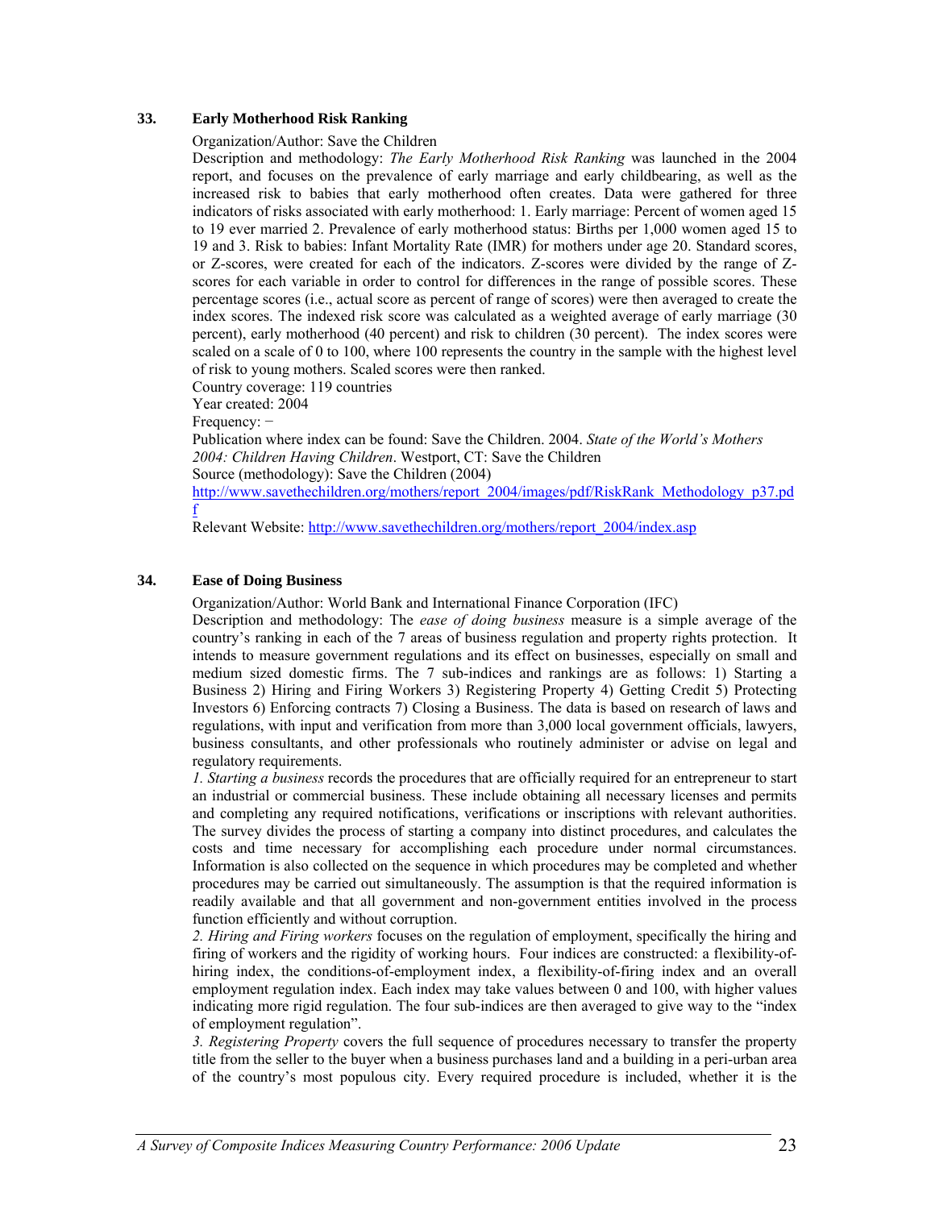### 33. Early Motherhood Risk Ranking

Organization/Author: Save the Children

Description and methodology: *The Early Motherhood Risk Ranking* was launched in the 2004 report, and focuses on the prevalence of early marriage and early childbearing, as well as the increased risk to babies that early motherhood often creates. Data were gathered for three indicators of risks associated with early motherhood: 1. Early marriage: Percent of women aged 15 to 19 ever married 2. Prevalence of early motherhood status: Births per 1,000 women aged 15 to 19 and 3. Risk to babies: Infant Mortality Rate (IMR) for mothers under age 20. Standard scores, or Z-scores, were created for each of the indicators. Z-scores were divided by the range of Z-scores for each variable in order to control for differences in the range of possible scores. These percentage scores (i.e., actual score as percent of range of scores) were then averaged to create the index scores. The indexed risk score was calculated as a weighted average of early marriage (30 percent), early motherhood (40 percent) and risk to children (30 percent). The index scores were scaled on a scale of 0 to 100, where 100 represents the country in the sample with the highest level of risk to young mothers. Scaled scores were then ranked.

Country coverage: 119 countries

Year created: 2004

Frequency: −

Publication where index can be found: Save the Children. 2004. *State of the World's Mothers 2004: Children Having Children*. Westport, CT: Save the Children

Source (methodology): Save the Children (2004)

http://www.savethechildren.org/mothers/report_2004/images/pdf/RiskRank_Methodology_p37.pdf

Relevant Website: http://www.savethechildren.org/mothers/report_2004/index.asp

### 34. Ease of Doing Business

Organization/Author: World Bank and International Finance Corporation (IFC)

Description and methodology: The *ease of doing business* measure is a simple average of the country's ranking in each of the 7 areas of business regulation and property rights protection. It intends to measure government regulations and its effect on businesses, especially on small and medium sized domestic firms. The 7 sub-indices and rankings are as follows: 1) Starting a Business 2) Hiring and Firing Workers 3) Registering Property 4) Getting Credit 5) Protecting Investors 6) Enforcing contracts 7) Closing a Business. The data is based on research of laws and regulations, with input and verification from more than 3,000 local government officials, lawyers, business consultants, and other professionals who routinely administer or advise on legal and regulatory requirements.

*1. Starting a business* records the procedures that are officially required for an entrepreneur to start an industrial or commercial business. These include obtaining all necessary licenses and permits and completing any required notifications, verifications or inscriptions with relevant authorities. The survey divides the process of starting a company into distinct procedures, and calculates the costs and time necessary for accomplishing each procedure under normal circumstances. Information is also collected on the sequence in which procedures may be completed and whether procedures may be carried out simultaneously. The assumption is that the required information is readily available and that all government and non-government entities involved in the process function efficiently and without corruption.

*2. Hiring and Firing workers* focuses on the regulation of employment, specifically the hiring and firing of workers and the rigidity of working hours. Four indices are constructed: a flexibility-of-hiring index, the conditions-of-employment index, a flexibility-of-firing index and an overall employment regulation index. Each index may take values between 0 and 100, with higher values indicating more rigid regulation. The four sub-indices are then averaged to give way to the "index of employment regulation".

*3. Registering Property* covers the full sequence of procedures necessary to transfer the property title from the seller to the buyer when a business purchases land and a building in a peri-urban area of the country's most populous city. Every required procedure is included, whether it is the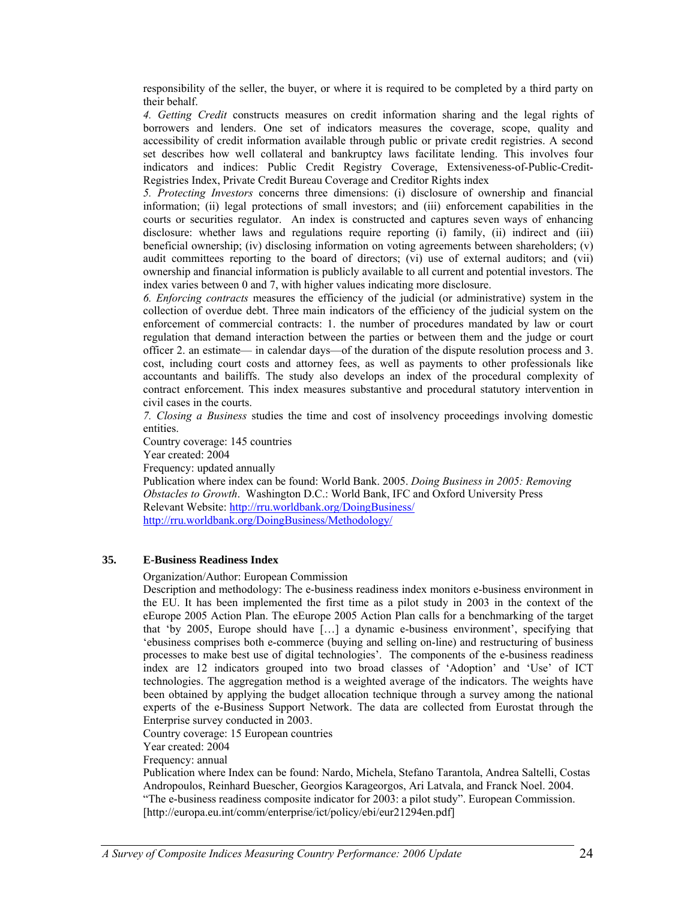responsibility of the seller, the buyer, or where it is required to be completed by a third party on their behalf.

*4. Getting Credit* constructs measures on credit information sharing and the legal rights of borrowers and lenders. One set of indicators measures the coverage, scope, quality and accessibility of credit information available through public or private credit registries. A second set describes how well collateral and bankruptcy laws facilitate lending. This involves four indicators and indices: Public Credit Registry Coverage, Extensiveness-of-Public-Credit-Registries Index, Private Credit Bureau Coverage and Creditor Rights index

*5. Protecting Investors* concerns three dimensions: (i) disclosure of ownership and financial information; (ii) legal protections of small investors; and (iii) enforcement capabilities in the courts or securities regulator. An index is constructed and captures seven ways of enhancing disclosure: whether laws and regulations require reporting (i) family, (ii) indirect and (iii) beneficial ownership; (iv) disclosing information on voting agreements between shareholders; (v) audit committees reporting to the board of directors; (vi) use of external auditors; and (vii) ownership and financial information is publicly available to all current and potential investors. The index varies between 0 and 7, with higher values indicating more disclosure.

*6. Enforcing contracts* measures the efficiency of the judicial (or administrative) system in the collection of overdue debt. Three main indicators of the efficiency of the judicial system on the enforcement of commercial contracts: 1. the number of procedures mandated by law or court regulation that demand interaction between the parties or between them and the judge or court officer 2. an estimate— in calendar days—of the duration of the dispute resolution process and 3. cost, including court costs and attorney fees, as well as payments to other professionals like accountants and bailiffs. The study also develops an index of the procedural complexity of contract enforcement. This index measures substantive and procedural statutory intervention in civil cases in the courts.

*7. Closing a Business* studies the time and cost of insolvency proceedings involving domestic entities.

Country coverage: 145 countries
Year created: 2004
Frequency: updated annually
Publication where index can be found: World Bank. 2005. *Doing Business in 2005: Removing Obstacles to Growth*. Washington D.C.: World Bank, IFC and Oxford University Press
Relevant Website: http://rru.worldbank.org/DoingBusiness/
http://rru.worldbank.org/DoingBusiness/Methodology/

## 35. E-Business Readiness Index

Organization/Author: European Commission
Description and methodology: The e-business readiness index monitors e-business environment in the EU. It has been implemented the first time as a pilot study in 2003 in the context of the eEurope 2005 Action Plan. The eEurope 2005 Action Plan calls for a benchmarking of the target that 'by 2005, Europe should have […] a dynamic e-business environment', specifying that 'ebusiness comprises both e-commerce (buying and selling on-line) and restructuring of business processes to make best use of digital technologies'. The components of the e-business readiness index are 12 indicators grouped into two broad classes of 'Adoption' and 'Use' of ICT technologies. The aggregation method is a weighted average of the indicators. The weights have been obtained by applying the budget allocation technique through a survey among the national experts of the e-Business Support Network. The data are collected from Eurostat through the Enterprise survey conducted in 2003.
Country coverage: 15 European countries
Year created: 2004
Frequency: annual
Publication where Index can be found: Nardo, Michela, Stefano Tarantola, Andrea Saltelli, Costas Andropoulos, Reinhard Buescher, Georgios Karageorgos, Ari Latvala, and Franck Noel. 2004. "The e-business readiness composite indicator for 2003: a pilot study". European Commission. [http://europa.eu.int/comm/enterprise/ict/policy/ebi/eur21294en.pdf]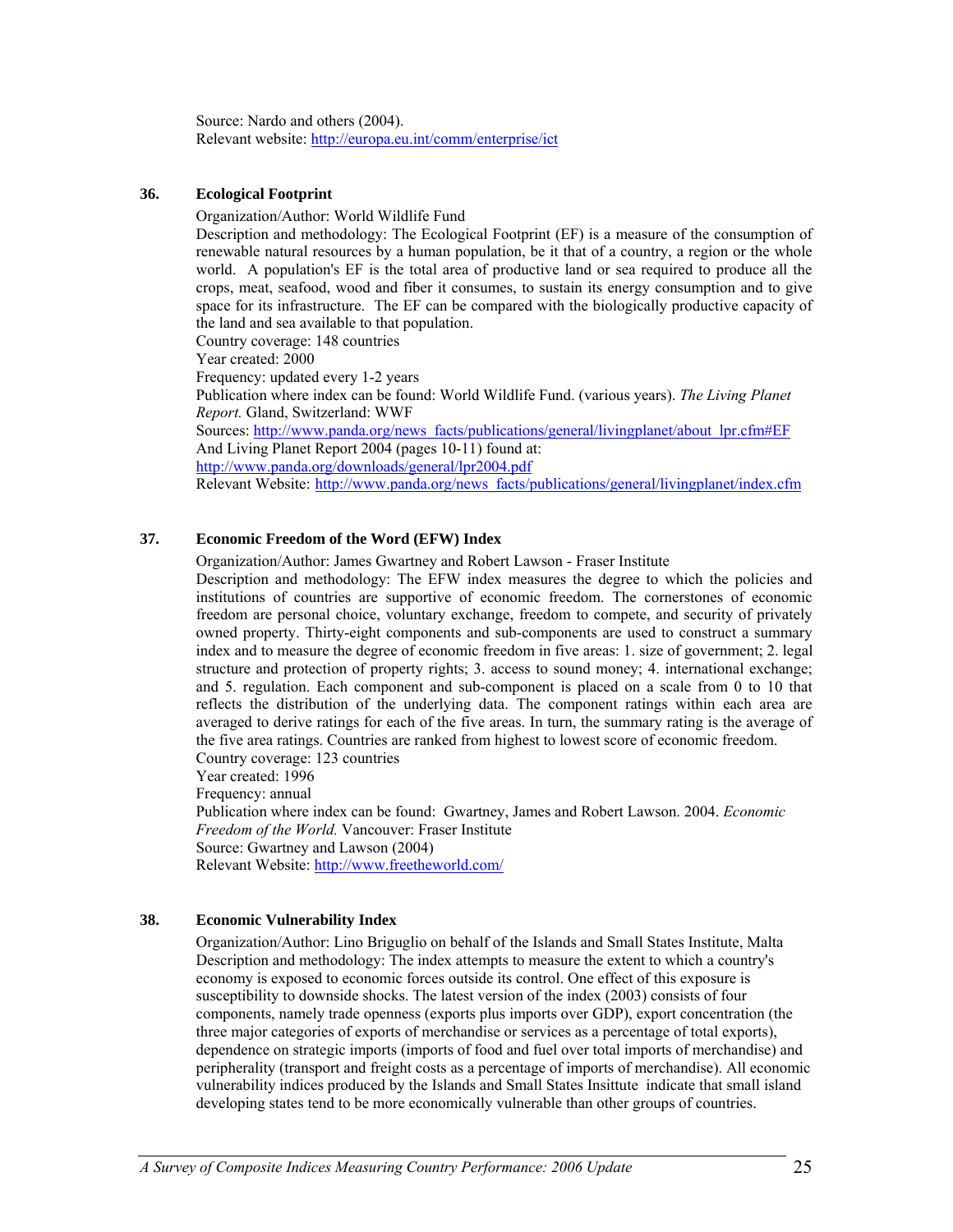Source: Nardo and others (2004).
Relevant website: http://europa.eu.int/comm/enterprise/ict

### 36. Ecological Footprint

Organization/Author: World Wildlife Fund

Description and methodology: The Ecological Footprint (EF) is a measure of the consumption of renewable natural resources by a human population, be it that of a country, a region or the whole world. A population's EF is the total area of productive land or sea required to produce all the crops, meat, seafood, wood and fiber it consumes, to sustain its energy consumption and to give space for its infrastructure. The EF can be compared with the biologically productive capacity of the land and sea available to that population.

Country coverage: 148 countries

Year created: 2000

Frequency: updated every 1-2 years

Publication where index can be found: World Wildlife Fund. (various years). *The Living Planet Report.* Gland, Switzerland: WWF

Sources: http://www.panda.org/news_facts/publications/general/livingplanet/about_lpr.cfm#EF
And Living Planet Report 2004 (pages 10-11) found at:
http://www.panda.org/downloads/general/lpr2004.pdf

Relevant Website: http://www.panda.org/news_facts/publications/general/livingplanet/index.cfm

### 37. Economic Freedom of the Word (EFW) Index

Organization/Author: James Gwartney and Robert Lawson - Fraser Institute

Description and methodology: The EFW index measures the degree to which the policies and institutions of countries are supportive of economic freedom. The cornerstones of economic freedom are personal choice, voluntary exchange, freedom to compete, and security of privately owned property. Thirty-eight components and sub-components are used to construct a summary index and to measure the degree of economic freedom in five areas: 1. size of government; 2. legal structure and protection of property rights; 3. access to sound money; 4. international exchange; and 5. regulation. Each component and sub-component is placed on a scale from 0 to 10 that reflects the distribution of the underlying data. The component ratings within each area are averaged to derive ratings for each of the five areas. In turn, the summary rating is the average of the five area ratings. Countries are ranked from highest to lowest score of economic freedom.

Country coverage: 123 countries

Year created: 1996

Frequency: annual

Publication where index can be found: Gwartney, James and Robert Lawson. 2004. *Economic Freedom of the World.* Vancouver: Fraser Institute

Source: Gwartney and Lawson (2004)

Relevant Website: http://www.freetheworld.com/

### 38. Economic Vulnerability Index

Organization/Author: Lino Briguglio on behalf of the Islands and Small States Institute, Malta

Description and methodology: The index attempts to measure the extent to which a country's economy is exposed to economic forces outside its control. One effect of this exposure is susceptibility to downside shocks. The latest version of the index (2003) consists of four components, namely trade openness (exports plus imports over GDP), export concentration (the three major categories of exports of merchandise or services as a percentage of total exports), dependence on strategic imports (imports of food and fuel over total imports of merchandise) and peripherality (transport and freight costs as a percentage of imports of merchandise). All economic vulnerability indices produced by the Islands and Small States Insitutte indicate that small island developing states tend to be more economically vulnerable than other groups of countries.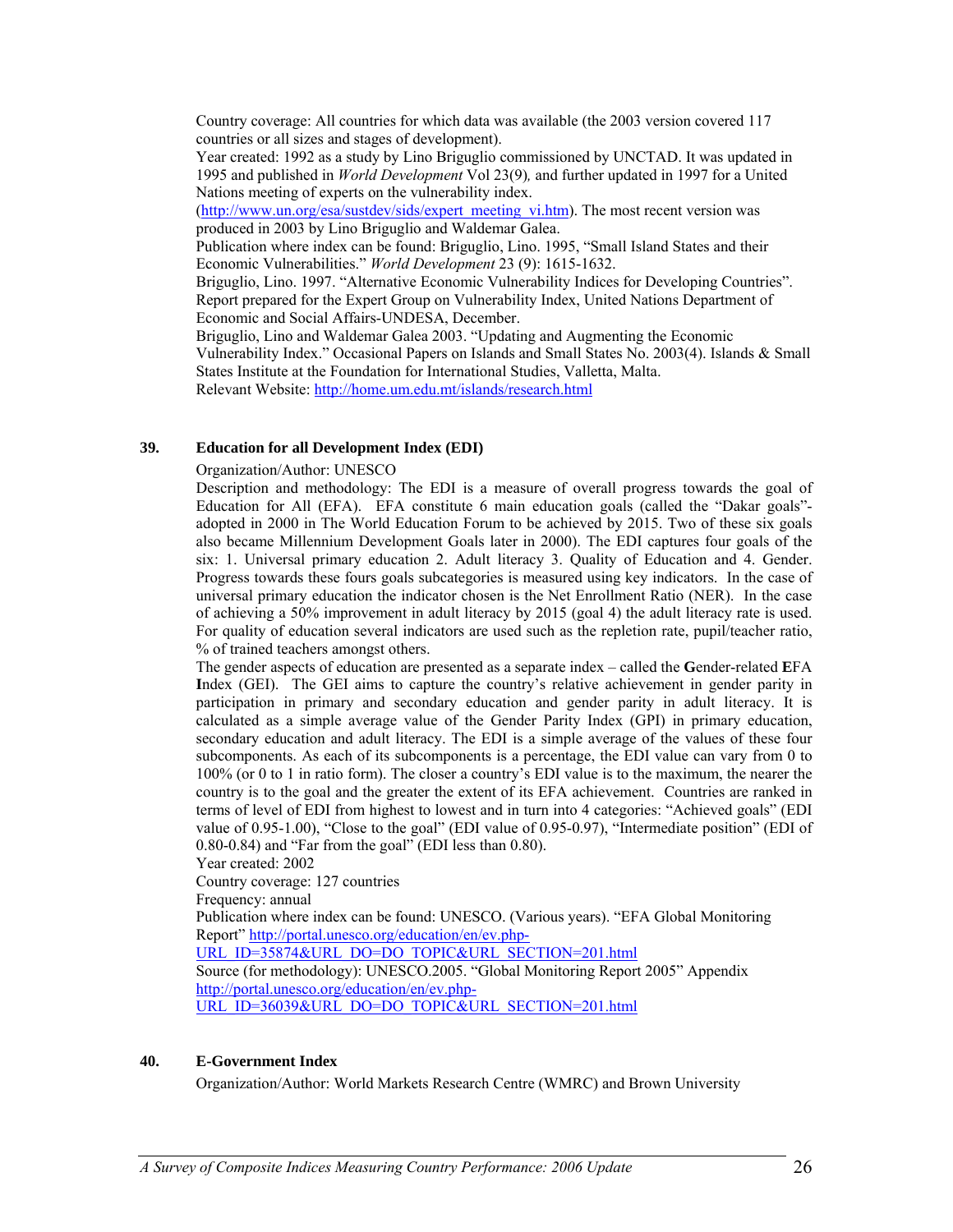Country coverage: All countries for which data was available (the 2003 version covered 117 countries or all sizes and stages of development).
Year created: 1992 as a study by Lino Briguglio commissioned by UNCTAD. It was updated in 1995 and published in *World Development* Vol 23(9), and further updated in 1997 for a United Nations meeting of experts on the vulnerability index.
(http://www.un.org/esa/sustdev/sids/expert_meeting_vi.htm). The most recent version was produced in 2003 by Lino Briguglio and Waldemar Galea.
Publication where index can be found: Briguglio, Lino. 1995, "Small Island States and their Economic Vulnerabilities." *World Development* 23 (9): 1615-1632.
Briguglio, Lino. 1997. "Alternative Economic Vulnerability Indices for Developing Countries". Report prepared for the Expert Group on Vulnerability Index, United Nations Department of Economic and Social Affairs-UNDESA, December.
Briguglio, Lino and Waldemar Galea 2003. "Updating and Augmenting the Economic Vulnerability Index." Occasional Papers on Islands and Small States No. 2003(4). Islands & Small States Institute at the Foundation for International Studies, Valletta, Malta.
Relevant Website: http://home.um.edu.mt/islands/research.html

### 39. Education for all Development Index (EDI)

Organization/Author: UNESCO
Description and methodology: The EDI is a measure of overall progress towards the goal of Education for All (EFA). EFA constitute 6 main education goals (called the "Dakar goals"- adopted in 2000 in The World Education Forum to be achieved by 2015. Two of these six goals also became Millennium Development Goals later in 2000). The EDI captures four goals of the six: 1. Universal primary education 2. Adult literacy 3. Quality of Education and 4. Gender. Progress towards these fours goals subcategories is measured using key indicators. In the case of universal primary education the indicator chosen is the Net Enrollment Ratio (NER). In the case of achieving a 50% improvement in adult literacy by 2015 (goal 4) the adult literacy rate is used. For quality of education several indicators are used such as the repletion rate, pupil/teacher ratio, % of trained teachers amongst others.
The gender aspects of education are presented as a separate index – called the **G**ender-related **E**FA **I**ndex (GEI). The GEI aims to capture the country's relative achievement in gender parity in participation in primary and secondary education and gender parity in adult literacy. It is calculated as a simple average value of the Gender Parity Index (GPI) in primary education, secondary education and adult literacy. The EDI is a simple average of the values of these four subcomponents. As each of its subcomponents is a percentage, the EDI value can vary from 0 to 100% (or 0 to 1 in ratio form). The closer a country's EDI value is to the maximum, the nearer the country is to the goal and the greater the extent of its EFA achievement. Countries are ranked in terms of level of EDI from highest to lowest and in turn into 4 categories: "Achieved goals" (EDI value of 0.95-1.00), "Close to the goal" (EDI value of 0.95-0.97), "Intermediate position" (EDI of 0.80-0.84) and "Far from the goal" (EDI less than 0.80).
Year created: 2002
Country coverage: 127 countries
Frequency: annual
Publication where index can be found: UNESCO. (Various years). "EFA Global Monitoring Report" http://portal.unesco.org/education/en/ev.php-URL_ID=35874&URL_DO=DO_TOPIC&URL_SECTION=201.html
Source (for methodology): UNESCO.2005. "Global Monitoring Report 2005" Appendix http://portal.unesco.org/education/en/ev.php-URL_ID=36039&URL_DO=DO_TOPIC&URL_SECTION=201.html

### 40. E-Government Index

Organization/Author: World Markets Research Centre (WMRC) and Brown University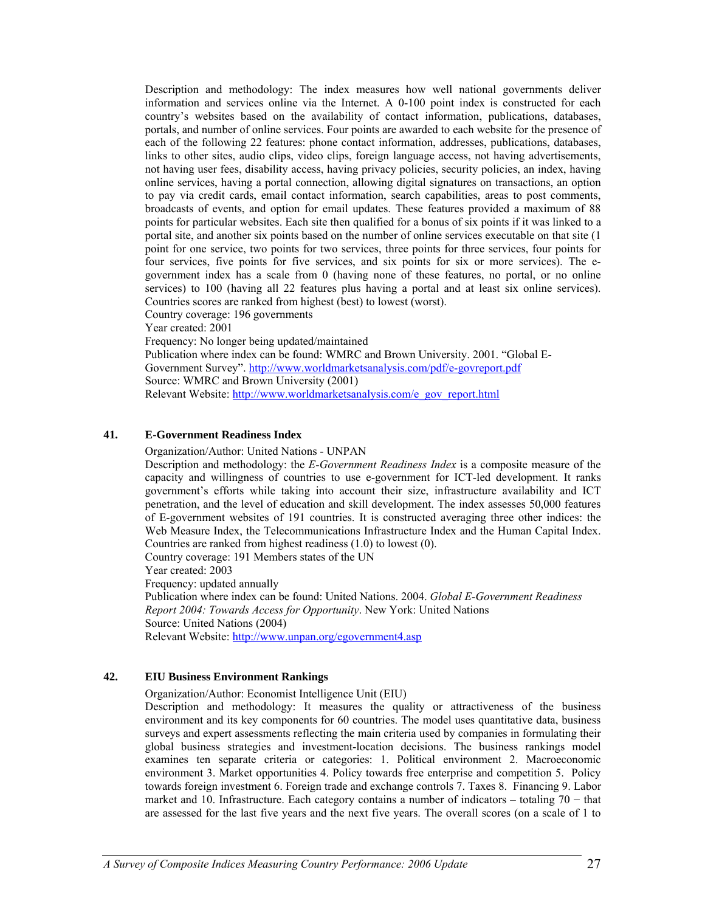Description and methodology: The index measures how well national governments deliver information and services online via the Internet. A 0-100 point index is constructed for each country's websites based on the availability of contact information, publications, databases, portals, and number of online services. Four points are awarded to each website for the presence of each of the following 22 features: phone contact information, addresses, publications, databases, links to other sites, audio clips, video clips, foreign language access, not having advertisements, not having user fees, disability access, having privacy policies, security policies, an index, having online services, having a portal connection, allowing digital signatures on transactions, an option to pay via credit cards, email contact information, search capabilities, areas to post comments, broadcasts of events, and option for email updates. These features provided a maximum of 88 points for particular websites. Each site then qualified for a bonus of six points if it was linked to a portal site, and another six points based on the number of online services executable on that site (1 point for one service, two points for two services, three points for three services, four points for four services, five points for five services, and six points for six or more services). The e-government index has a scale from 0 (having none of these features, no portal, or no online services) to 100 (having all 22 features plus having a portal and at least six online services). Countries scores are ranked from highest (best) to lowest (worst).

Country coverage: 196 governments

Year created: 2001

Frequency: No longer being updated/maintained

Publication where index can be found: WMRC and Brown University. 2001. "Global E-Government Survey". http://www.worldmarketsanalysis.com/pdf/e-govreport.pdf

Source: WMRC and Brown University (2001)

Relevant Website: http://www.worldmarketsanalysis.com/e_gov_report.html

### 41. E-Government Readiness Index

Organization/Author: United Nations - UNPAN

Description and methodology: the *E-Government Readiness Index* is a composite measure of the capacity and willingness of countries to use e-government for ICT-led development. It ranks government's efforts while taking into account their size, infrastructure availability and ICT penetration, and the level of education and skill development. The index assesses 50,000 features of E-government websites of 191 countries. It is constructed averaging three other indices: the Web Measure Index, the Telecommunications Infrastructure Index and the Human Capital Index. Countries are ranked from highest readiness (1.0) to lowest (0).

Country coverage: 191 Members states of the UN

Year created: 2003

Frequency: updated annually

Publication where index can be found: United Nations. 2004. *Global E-Government Readiness Report 2004: Towards Access for Opportunity*. New York: United Nations

Source: United Nations (2004)

Relevant Website: http://www.unpan.org/egovernment4.asp

### 42. EIU Business Environment Rankings

Organization/Author: Economist Intelligence Unit (EIU)

Description and methodology: It measures the quality or attractiveness of the business environment and its key components for 60 countries. The model uses quantitative data, business surveys and expert assessments reflecting the main criteria used by companies in formulating their global business strategies and investment-location decisions. The business rankings model examines ten separate criteria or categories: 1. Political environment 2. Macroeconomic environment 3. Market opportunities 4. Policy towards free enterprise and competition 5. Policy towards foreign investment 6. Foreign trade and exchange controls 7. Taxes 8. Financing 9. Labor market and 10. Infrastructure. Each category contains a number of indicators – totaling 70 − that are assessed for the last five years and the next five years. The overall scores (on a scale of 1 to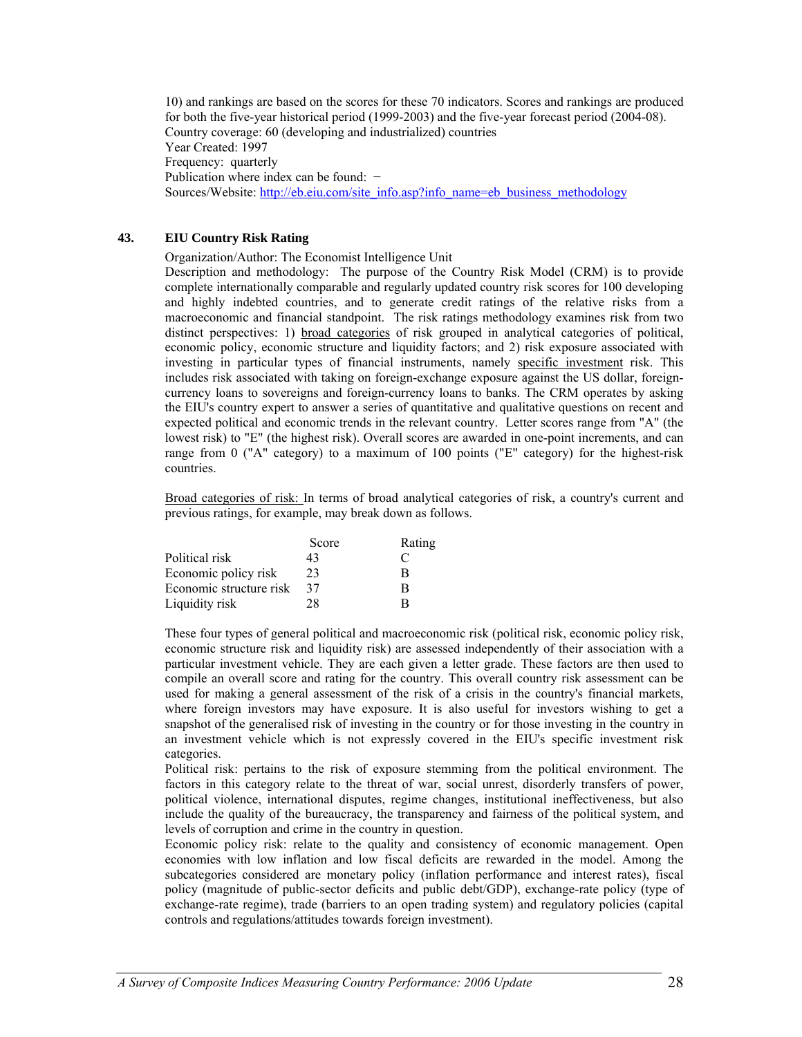10) and rankings are based on the scores for these 70 indicators. Scores and rankings are produced for both the five-year historical period (1999-2003) and the five-year forecast period (2004-08).
Country coverage: 60 (developing and industrialized) countries
Year Created: 1997
Frequency: quarterly
Publication where index can be found: −
Sources/Website: http://eb.eiu.com/site_info.asp?info_name=eb_business_methodology

### 43. EIU Country Risk Rating

Organization/Author: The Economist Intelligence Unit
Description and methodology: The purpose of the Country Risk Model (CRM) is to provide complete internationally comparable and regularly updated country risk scores for 100 developing and highly indebted countries, and to generate credit ratings of the relative risks from a macroeconomic and financial standpoint. The risk ratings methodology examines risk from two distinct perspectives: 1) broad categories of risk grouped in analytical categories of political, economic policy, economic structure and liquidity factors; and 2) risk exposure associated with investing in particular types of financial instruments, namely specific investment risk. This includes risk associated with taking on foreign-exchange exposure against the US dollar, foreign-currency loans to sovereigns and foreign-currency loans to banks. The CRM operates by asking the EIU's country expert to answer a series of quantitative and qualitative questions on recent and expected political and economic trends in the relevant country. Letter scores range from "A" (the lowest risk) to "E" (the highest risk). Overall scores are awarded in one-point increments, and can range from 0 ("A" category) to a maximum of 100 points ("E" category) for the highest-risk countries.

Broad categories of risk: In terms of broad analytical categories of risk, a country's current and previous ratings, for example, may break down as follows.

| | Score | Rating |
|---|---|---|
| Political risk | 43 | C |
| Economic policy risk | 23 | B |
| Economic structure risk | 37 | B |
| Liquidity risk | 28 | B |

These four types of general political and macroeconomic risk (political risk, economic policy risk, economic structure risk and liquidity risk) are assessed independently of their association with a particular investment vehicle. They are each given a letter grade. These factors are then used to compile an overall score and rating for the country. This overall country risk assessment can be used for making a general assessment of the risk of a crisis in the country's financial markets, where foreign investors may have exposure. It is also useful for investors wishing to get a snapshot of the generalised risk of investing in the country or for those investing in the country in an investment vehicle which is not expressly covered in the EIU's specific investment risk categories.
Political risk: pertains to the risk of exposure stemming from the political environment. The factors in this category relate to the threat of war, social unrest, disorderly transfers of power, political violence, international disputes, regime changes, institutional ineffectiveness, but also include the quality of the bureaucracy, the transparency and fairness of the political system, and levels of corruption and crime in the country in question.
Economic policy risk: relate to the quality and consistency of economic management. Open economies with low inflation and low fiscal deficits are rewarded in the model. Among the subcategories considered are monetary policy (inflation performance and interest rates), fiscal policy (magnitude of public-sector deficits and public debt/GDP), exchange-rate policy (type of exchange-rate regime), trade (barriers to an open trading system) and regulatory policies (capital controls and regulations/attitudes towards foreign investment).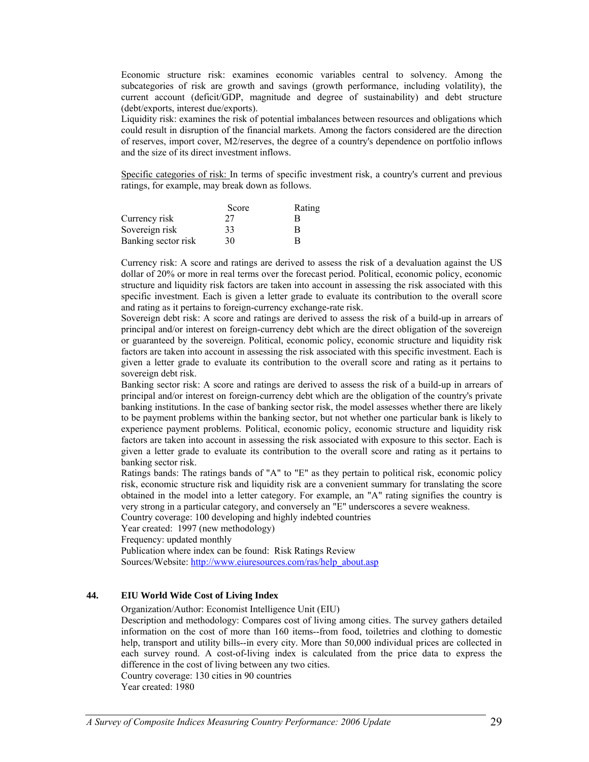Economic structure risk: examines economic variables central to solvency. Among the subcategories of risk are growth and savings (growth performance, including volatility), the current account (deficit/GDP, magnitude and degree of sustainability) and debt structure (debt/exports, interest due/exports).

Liquidity risk: examines the risk of potential imbalances between resources and obligations which could result in disruption of the financial markets. Among the factors considered are the direction of reserves, import cover, M2/reserves, the degree of a country's dependence on portfolio inflows and the size of its direct investment inflows.

Specific categories of risk: In terms of specific investment risk, a country's current and previous ratings, for example, may break down as follows.

| | Score | Rating |
|---|---|---|
| Currency risk | 27 | B |
| Sovereign risk | 33 | B |
| Banking sector risk | 30 | B |

Currency risk: A score and ratings are derived to assess the risk of a devaluation against the US dollar of 20% or more in real terms over the forecast period. Political, economic policy, economic structure and liquidity risk factors are taken into account in assessing the risk associated with this specific investment. Each is given a letter grade to evaluate its contribution to the overall score and rating as it pertains to foreign-currency exchange-rate risk.

Sovereign debt risk: A score and ratings are derived to assess the risk of a build-up in arrears of principal and/or interest on foreign-currency debt which are the direct obligation of the sovereign or guaranteed by the sovereign. Political, economic policy, economic structure and liquidity risk factors are taken into account in assessing the risk associated with this specific investment. Each is given a letter grade to evaluate its contribution to the overall score and rating as it pertains to sovereign debt risk.

Banking sector risk: A score and ratings are derived to assess the risk of a build-up in arrears of principal and/or interest on foreign-currency debt which are the obligation of the country's private banking institutions. In the case of banking sector risk, the model assesses whether there are likely to be payment problems within the banking sector, but not whether one particular bank is likely to experience payment problems. Political, economic policy, economic structure and liquidity risk factors are taken into account in assessing the risk associated with exposure to this sector. Each is given a letter grade to evaluate its contribution to the overall score and rating as it pertains to banking sector risk.

Ratings bands: The ratings bands of "A" to "E" as they pertain to political risk, economic policy risk, economic structure risk and liquidity risk are a convenient summary for translating the score obtained in the model into a letter category. For example, an "A" rating signifies the country is very strong in a particular category, and conversely an "E" underscores a severe weakness.

Country coverage: 100 developing and highly indebted countries

Year created: 1997 (new methodology)

Frequency: updated monthly

Publication where index can be found: Risk Ratings Review

Sources/Website: http://www.eiuresources.com/ras/help_about.asp

## 44. EIU World Wide Cost of Living Index

Organization/Author: Economist Intelligence Unit (EIU)

Description and methodology: Compares cost of living among cities. The survey gathers detailed information on the cost of more than 160 items--from food, toiletries and clothing to domestic help, transport and utility bills--in every city. More than 50,000 individual prices are collected in each survey round. A cost-of-living index is calculated from the price data to express the difference in the cost of living between any two cities.

Country coverage: 130 cities in 90 countries

Year created: 1980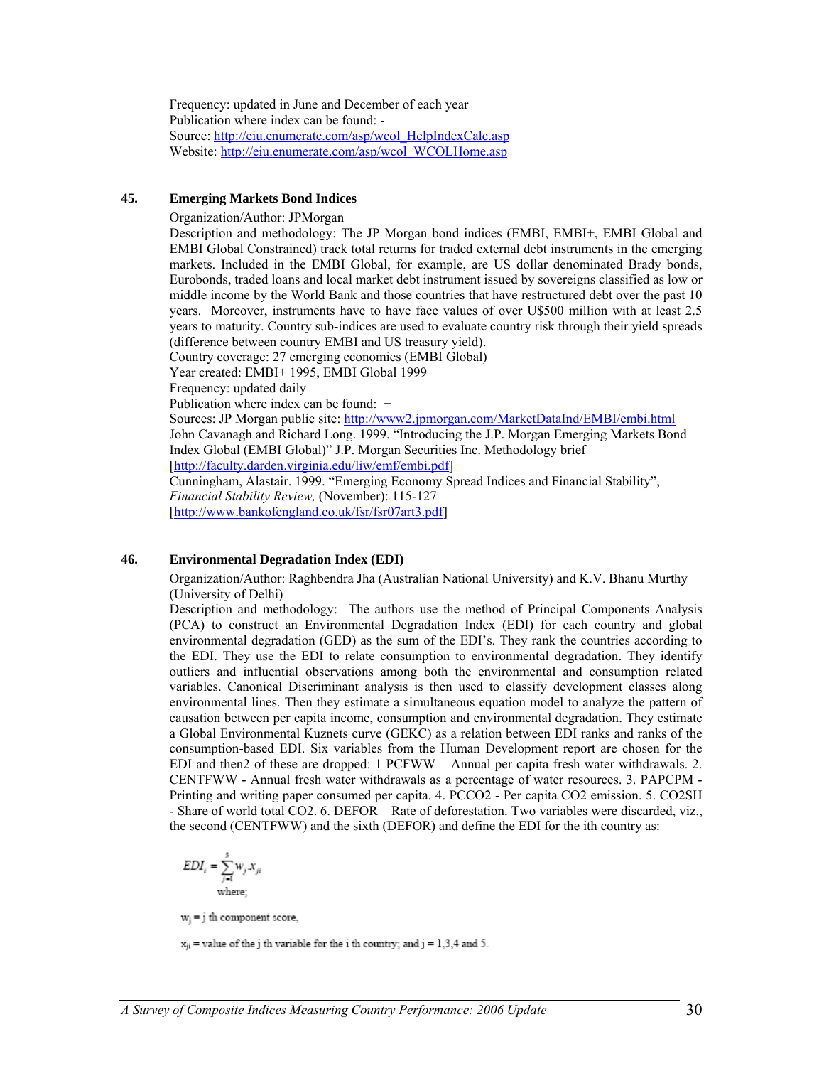Frequency: updated in June and December of each year
Publication where index can be found: -
Source: http://eiu.enumerate.com/asp/wcol_HelpIndexCalc.asp
Website: http://eiu.enumerate.com/asp/wcol_WCOLHome.asp

### 45. Emerging Markets Bond Indices

Organization/Author: JPMorgan
Description and methodology: The JP Morgan bond indices (EMBI, EMBI+, EMBI Global and EMBI Global Constrained) track total returns for traded external debt instruments in the emerging markets. Included in the EMBI Global, for example, are US dollar denominated Brady bonds, Eurobonds, traded loans and local market debt instrument issued by sovereigns classified as low or middle income by the World Bank and those countries that have restructured debt over the past 10 years. Moreover, instruments have to have face values of over U$500 million with at least 2.5 years to maturity. Country sub-indices are used to evaluate country risk through their yield spreads (difference between country EMBI and US treasury yield).
Country coverage: 27 emerging economies (EMBI Global)
Year created: EMBI+ 1995, EMBI Global 1999
Frequency: updated daily
Publication where index can be found: −
Sources: JP Morgan public site: http://www2.jpmorgan.com/MarketDataInd/EMBI/embi.html
John Cavanagh and Richard Long. 1999. "Introducing the J.P. Morgan Emerging Markets Bond Index Global (EMBI Global)" J.P. Morgan Securities Inc. Methodology brief [http://faculty.darden.virginia.edu/liw/emf/embi.pdf]
Cunningham, Alastair. 1999. "Emerging Economy Spread Indices and Financial Stability", *Financial Stability Review,* (November): 115-127 [http://www.bankofengland.co.uk/fsr/fsr07art3.pdf]

### 46. Environmental Degradation Index (EDI)

Organization/Author: Raghbendra Jha (Australian National University) and K.V. Bhanu Murthy (University of Delhi)
Description and methodology: The authors use the method of Principal Components Analysis (PCA) to construct an Environmental Degradation Index (EDI) for each country and global environmental degradation (GED) as the sum of the EDI's. They rank the countries according to the EDI. They use the EDI to relate consumption to environmental degradation. They identify outliers and influential observations among both the environmental and consumption related variables. Canonical Discriminant analysis is then used to classify development classes along environmental lines. Then they estimate a simultaneous equation model to analyze the pattern of causation between per capita income, consumption and environmental degradation. They estimate a Global Environmental Kuznets curve (GEKC) as a relation between EDI ranks and ranks of the consumption-based EDI. Six variables from the Human Development report are chosen for the EDI and then2 of these are dropped: 1 PCFWW – Annual per capita fresh water withdrawals. 2. CENTFWW - Annual fresh water withdrawals as a percentage of water resources. 3. PAPCPM - Printing and writing paper consumed per capita. 4. PCCO2 - Per capita CO2 emission. 5. CO2SH - Share of world total CO2. 6. DEFOR – Rate of deforestation. Two variables were discarded, viz., the second (CENTFWW) and the sixth (DEFOR) and define the EDI for the ith country as:

$$EDI_i = \sum_{j=1}^{5} w_j x_{ji}$$

where;

$w_j$ = j th component score,

$x_{ji}$ = value of the j th variable for the i th country; and j = 1,3,4 and 5.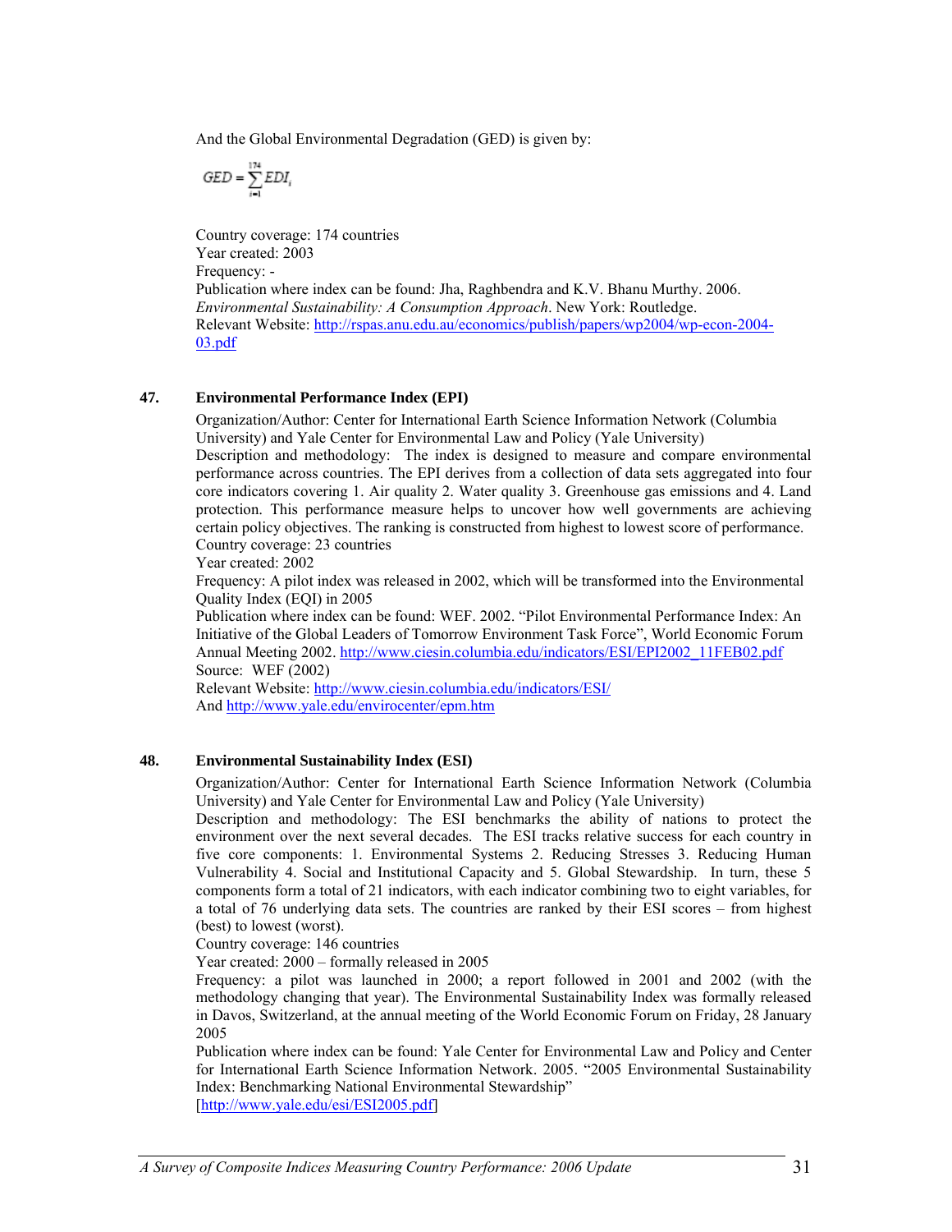And the Global Environmental Degradation (GED) is given by:

$$GED = \sum_{i=1}^{174} EDI_i$$

Country coverage: 174 countries
Year created: 2003
Frequency: -
Publication where index can be found: Jha, Raghbendra and K.V. Bhanu Murthy. 2006. *Environmental Sustainability: A Consumption Approach*. New York: Routledge.
Relevant Website: http://rspas.anu.edu.au/economics/publish/papers/wp2004/wp-econ-2004-03.pdf

### 47. Environmental Performance Index (EPI)

Organization/Author: Center for International Earth Science Information Network (Columbia University) and Yale Center for Environmental Law and Policy (Yale University)
Description and methodology: The index is designed to measure and compare environmental performance across countries. The EPI derives from a collection of data sets aggregated into four core indicators covering 1. Air quality 2. Water quality 3. Greenhouse gas emissions and 4. Land protection. This performance measure helps to uncover how well governments are achieving certain policy objectives. The ranking is constructed from highest to lowest score of performance.
Country coverage: 23 countries
Year created: 2002
Frequency: A pilot index was released in 2002, which will be transformed into the Environmental Quality Index (EQI) in 2005
Publication where index can be found: WEF. 2002. "Pilot Environmental Performance Index: An Initiative of the Global Leaders of Tomorrow Environment Task Force", World Economic Forum Annual Meeting 2002. http://www.ciesin.columbia.edu/indicators/ESI/EPI2002_11FEB02.pdf
Source: WEF (2002)
Relevant Website: http://www.ciesin.columbia.edu/indicators/ESI/
And http://www.yale.edu/envirocenter/epm.htm

### 48. Environmental Sustainability Index (ESI)

Organization/Author: Center for International Earth Science Information Network (Columbia University) and Yale Center for Environmental Law and Policy (Yale University)
Description and methodology: The ESI benchmarks the ability of nations to protect the environment over the next several decades. The ESI tracks relative success for each country in five core components: 1. Environmental Systems 2. Reducing Stresses 3. Reducing Human Vulnerability 4. Social and Institutional Capacity and 5. Global Stewardship. In turn, these 5 components form a total of 21 indicators, with each indicator combining two to eight variables, for a total of 76 underlying data sets. The countries are ranked by their ESI scores – from highest (best) to lowest (worst).
Country coverage: 146 countries
Year created: 2000 – formally released in 2005
Frequency: a pilot was launched in 2000; a report followed in 2001 and 2002 (with the methodology changing that year). The Environmental Sustainability Index was formally released in Davos, Switzerland, at the annual meeting of the World Economic Forum on Friday, 28 January 2005
Publication where index can be found: Yale Center for Environmental Law and Policy and Center for International Earth Science Information Network. 2005. "2005 Environmental Sustainability Index: Benchmarking National Environmental Stewardship"
[http://www.yale.edu/esi/ESI2005.pdf]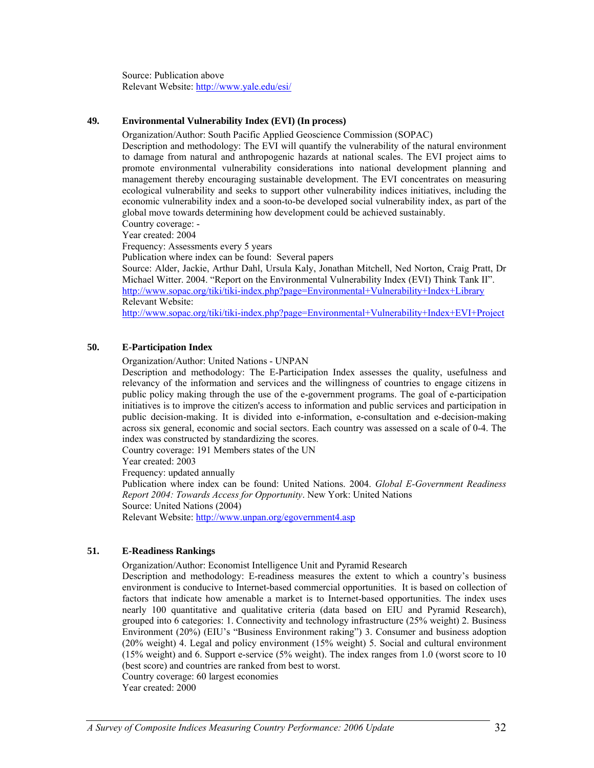Source: Publication above
Relevant Website: http://www.yale.edu/esi/

### 49. Environmental Vulnerability Index (EVI) (In process)

Organization/Author: South Pacific Applied Geoscience Commission (SOPAC)
Description and methodology: The EVI will quantify the vulnerability of the natural environment to damage from natural and anthropogenic hazards at national scales. The EVI project aims to promote environmental vulnerability considerations into national development planning and management thereby encouraging sustainable development. The EVI concentrates on measuring ecological vulnerability and seeks to support other vulnerability indices initiatives, including the economic vulnerability index and a soon-to-be developed social vulnerability index, as part of the global move towards determining how development could be achieved sustainably.
Country coverage: -
Year created: 2004
Frequency: Assessments every 5 years
Publication where index can be found: Several papers
Source: Alder, Jackie, Arthur Dahl, Ursula Kaly, Jonathan Mitchell, Ned Norton, Craig Pratt, Dr Michael Witter. 2004. "Report on the Environmental Vulnerability Index (EVI) Think Tank II".
http://www.sopac.org/tiki/tiki-index.php?page=Environmental+Vulnerability+Index+Library
Relevant Website:
http://www.sopac.org/tiki/tiki-index.php?page=Environmental+Vulnerability+Index+EVI+Project

### 50. E-Participation Index

Organization/Author: United Nations - UNPAN
Description and methodology: The E-Participation Index assesses the quality, usefulness and relevancy of the information and services and the willingness of countries to engage citizens in public policy making through the use of the e-government programs. The goal of e-participation initiatives is to improve the citizen's access to information and public services and participation in public decision-making. It is divided into e-information, e-consultation and e-decision-making across six general, economic and social sectors. Each country was assessed on a scale of 0-4. The index was constructed by standardizing the scores.
Country coverage: 191 Members states of the UN
Year created: 2003
Frequency: updated annually
Publication where index can be found: United Nations. 2004. *Global E-Government Readiness Report 2004: Towards Access for Opportunity*. New York: United Nations
Source: United Nations (2004)
Relevant Website: http://www.unpan.org/egovernment4.asp

### 51. E-Readiness Rankings

Organization/Author: Economist Intelligence Unit and Pyramid Research
Description and methodology: E-readiness measures the extent to which a country's business environment is conducive to Internet-based commercial opportunities. It is based on collection of factors that indicate how amenable a market is to Internet-based opportunities. The index uses nearly 100 quantitative and qualitative criteria (data based on EIU and Pyramid Research), grouped into 6 categories: 1. Connectivity and technology infrastructure (25% weight) 2. Business Environment (20%) (EIU's "Business Environment raking") 3. Consumer and business adoption (20% weight) 4. Legal and policy environment (15% weight) 5. Social and cultural environment (15% weight) and 6. Support e-service (5% weight). The index ranges from 1.0 (worst score to 10 (best score) and countries are ranked from best to worst.
Country coverage: 60 largest economies
Year created: 2000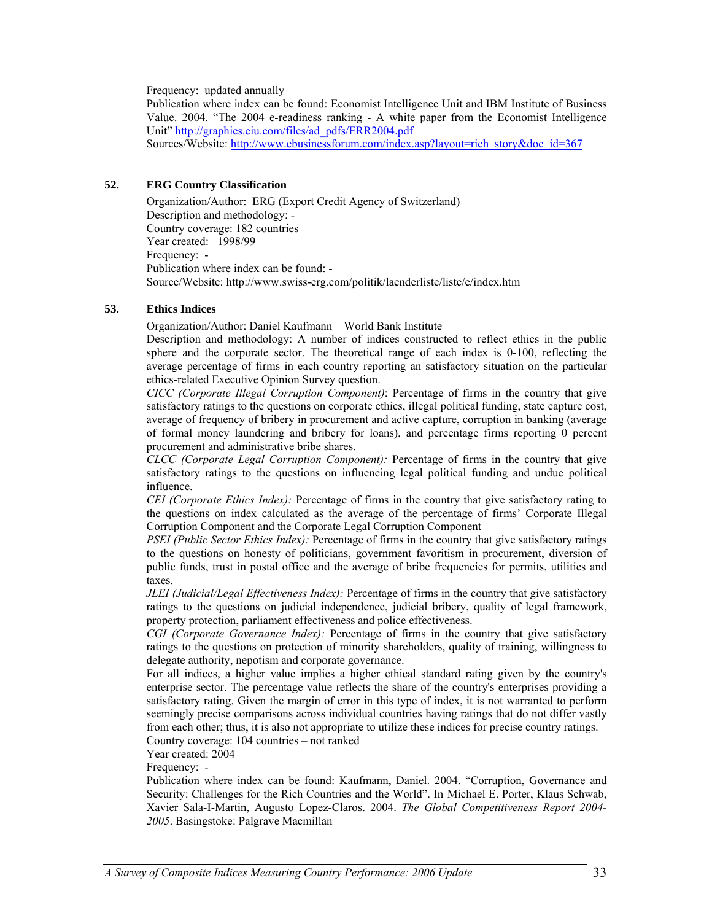Frequency: updated annually

Publication where index can be found: Economist Intelligence Unit and IBM Institute of Business Value. 2004. "The 2004 e-readiness ranking - A white paper from the Economist Intelligence Unit" http://graphics.eiu.com/files/ad_pdfs/ERR2004.pdf

Sources/Website: http://www.ebusinessforum.com/index.asp?layout=rich_story&doc_id=367

## 52. ERG Country Classification

Organization/Author: ERG (Export Credit Agency of Switzerland)

Description and methodology: -

Country coverage: 182 countries

Year created: 1998/99

Frequency: -

Publication where index can be found: -

Source/Website: http://www.swiss-erg.com/politik/laenderliste/liste/e/index.htm

## 53. Ethics Indices

Organization/Author: Daniel Kaufmann – World Bank Institute

Description and methodology: A number of indices constructed to reflect ethics in the public sphere and the corporate sector. The theoretical range of each index is 0-100, reflecting the average percentage of firms in each country reporting an satisfactory situation on the particular ethics-related Executive Opinion Survey question.

*CICC (Corporate Illegal Corruption Component)*: Percentage of firms in the country that give satisfactory ratings to the questions on corporate ethics, illegal political funding, state capture cost, average of frequency of bribery in procurement and active capture, corruption in banking (average of formal money laundering and bribery for loans), and percentage firms reporting 0 percent procurement and administrative bribe shares.

*CLCC (Corporate Legal Corruption Component):* Percentage of firms in the country that give satisfactory ratings to the questions on influencing legal political funding and undue political influence.

*CEI (Corporate Ethics Index):* Percentage of firms in the country that give satisfactory rating to the questions on index calculated as the average of the percentage of firms' Corporate Illegal Corruption Component and the Corporate Legal Corruption Component

*PSEI (Public Sector Ethics Index):* Percentage of firms in the country that give satisfactory ratings to the questions on honesty of politicians, government favoritism in procurement, diversion of public funds, trust in postal office and the average of bribe frequencies for permits, utilities and taxes.

*JLEI (Judicial/Legal Effectiveness Index):* Percentage of firms in the country that give satisfactory ratings to the questions on judicial independence, judicial bribery, quality of legal framework, property protection, parliament effectiveness and police effectiveness.

*CGI (Corporate Governance Index):* Percentage of firms in the country that give satisfactory ratings to the questions on protection of minority shareholders, quality of training, willingness to delegate authority, nepotism and corporate governance.

For all indices, a higher value implies a higher ethical standard rating given by the country's enterprise sector. The percentage value reflects the share of the country's enterprises providing a satisfactory rating. Given the margin of error in this type of index, it is not warranted to perform seemingly precise comparisons across individual countries having ratings that do not differ vastly from each other; thus, it is also not appropriate to utilize these indices for precise country ratings.

Country coverage: 104 countries – not ranked

Year created: 2004

Frequency: -

Publication where index can be found: Kaufmann, Daniel. 2004. "Corruption, Governance and Security: Challenges for the Rich Countries and the World". In Michael E. Porter, Klaus Schwab, Xavier Sala-I-Martin, Augusto Lopez-Claros. 2004. *The Global Competitiveness Report 2004-2005*. Basingstoke: Palgrave Macmillan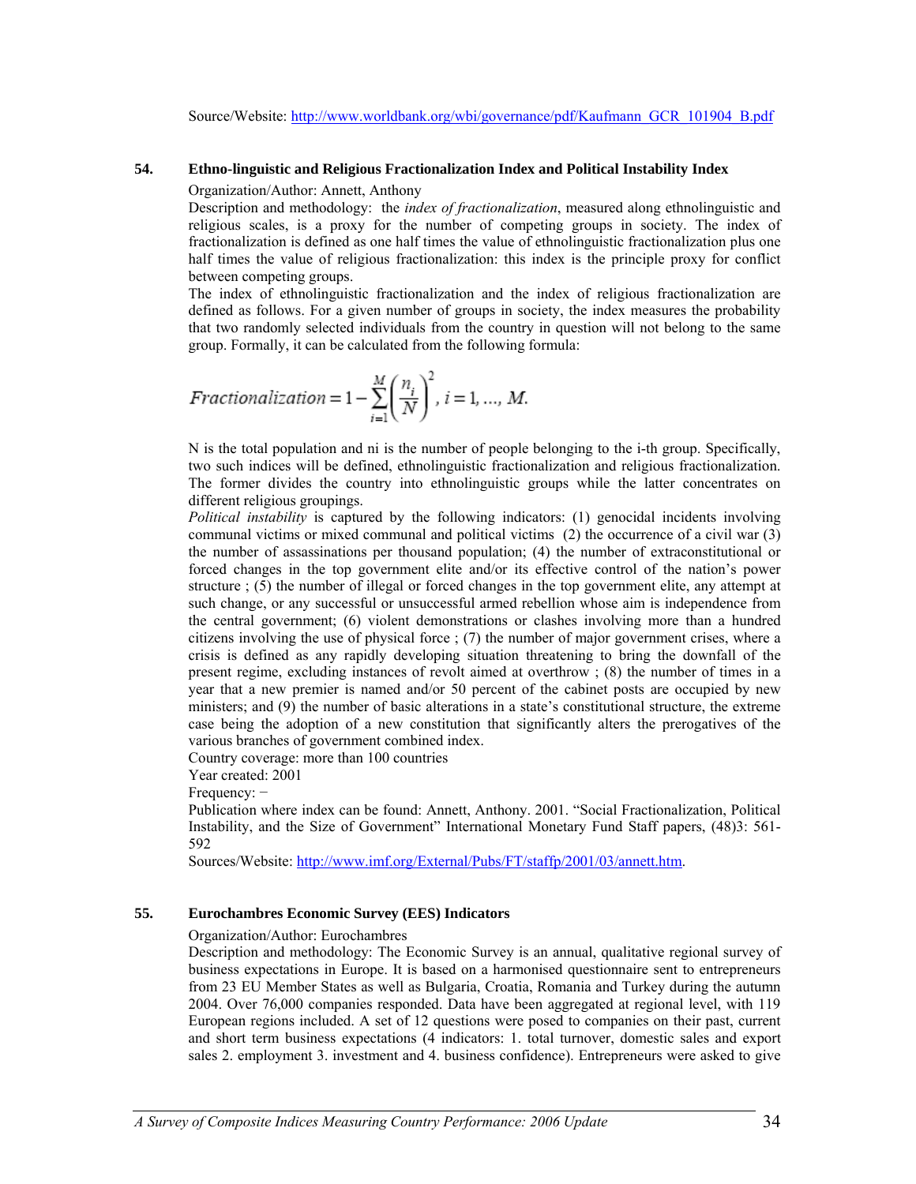Source/Website: http://www.worldbank.org/wbi/governance/pdf/Kaufmann_GCR_101904_B.pdf

### 54. Ethno-linguistic and Religious Fractionalization Index and Political Instability Index

Organization/Author: Annett, Anthony

Description and methodology: the *index of fractionalization*, measured along ethnolinguistic and religious scales, is a proxy for the number of competing groups in society. The index of fractionalization is defined as one half times the value of ethnolinguistic fractionalization plus one half times the value of religious fractionalization: this index is the principle proxy for conflict between competing groups.

The index of ethnolinguistic fractionalization and the index of religious fractionalization are defined as follows. For a given number of groups in society, the index measures the probability that two randomly selected individuals from the country in question will not belong to the same group. Formally, it can be calculated from the following formula:

$$Fractionalization = 1 - \sum_{i=1}^{M}\left(\frac{n_i}{N}\right)^2, \; i = 1, \ldots, M.$$

N is the total population and ni is the number of people belonging to the i-th group. Specifically, two such indices will be defined, ethnolinguistic fractionalization and religious fractionalization. The former divides the country into ethnolinguistic groups while the latter concentrates on different religious groupings.

*Political instability* is captured by the following indicators: (1) genocidal incidents involving communal victims or mixed communal and political victims (2) the occurrence of a civil war (3) the number of assassinations per thousand population; (4) the number of extraconstitutional or forced changes in the top government elite and/or its effective control of the nation's power structure ; (5) the number of illegal or forced changes in the top government elite, any attempt at such change, or any successful or unsuccessful armed rebellion whose aim is independence from the central government; (6) violent demonstrations or clashes involving more than a hundred citizens involving the use of physical force ; (7) the number of major government crises, where a crisis is defined as any rapidly developing situation threatening to bring the downfall of the present regime, excluding instances of revolt aimed at overthrow ; (8) the number of times in a year that a new premier is named and/or 50 percent of the cabinet posts are occupied by new ministers; and (9) the number of basic alterations in a state's constitutional structure, the extreme case being the adoption of a new constitution that significantly alters the prerogatives of the various branches of government combined index.

Country coverage: more than 100 countries

Year created: 2001

Frequency: −

Publication where index can be found: Annett, Anthony. 2001. "Social Fractionalization, Political Instability, and the Size of Government" International Monetary Fund Staff papers, (48)3: 561-592

Sources/Website: http://www.imf.org/External/Pubs/FT/staffp/2001/03/annett.htm.

### 55. Eurochambres Economic Survey (EES) Indicators

Organization/Author: Eurochambres

Description and methodology: The Economic Survey is an annual, qualitative regional survey of business expectations in Europe. It is based on a harmonised questionnaire sent to entrepreneurs from 23 EU Member States as well as Bulgaria, Croatia, Romania and Turkey during the autumn 2004. Over 76,000 companies responded. Data have been aggregated at regional level, with 119 European regions included. A set of 12 questions were posed to companies on their past, current and short term business expectations (4 indicators: 1. total turnover, domestic sales and export sales 2. employment 3. investment and 4. business confidence). Entrepreneurs were asked to give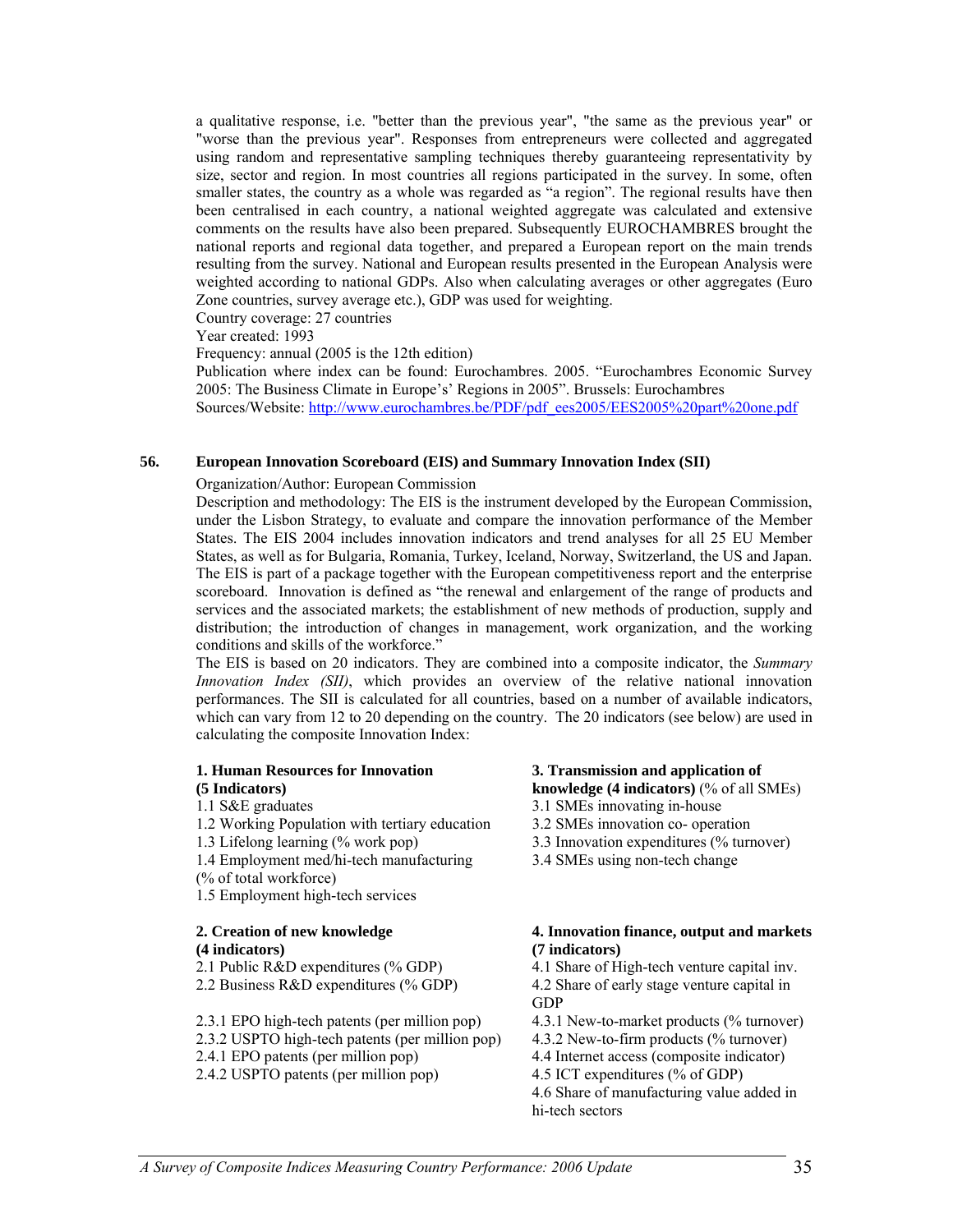a qualitative response, i.e. "better than the previous year", "the same as the previous year" or "worse than the previous year". Responses from entrepreneurs were collected and aggregated using random and representative sampling techniques thereby guaranteeing representativity by size, sector and region. In most countries all regions participated in the survey. In some, often smaller states, the country as a whole was regarded as "a region". The regional results have then been centralised in each country, a national weighted aggregate was calculated and extensive comments on the results have also been prepared. Subsequently EUROCHAMBRES brought the national reports and regional data together, and prepared a European report on the main trends resulting from the survey. National and European results presented in the European Analysis were weighted according to national GDPs. Also when calculating averages or other aggregates (Euro Zone countries, survey average etc.), GDP was used for weighting.

Country coverage: 27 countries

Year created: 1993

Frequency: annual (2005 is the 12th edition)

Publication where index can be found: Eurochambres. 2005. "Eurochambres Economic Survey 2005: The Business Climate in Europe's' Regions in 2005". Brussels: Eurochambres

Sources/Website: http://www.eurochambres.be/PDF/pdf_ees2005/EES2005%20part%20one.pdf

## 56. European Innovation Scoreboard (EIS) and Summary Innovation Index (SII)

Organization/Author: European Commission

Description and methodology: The EIS is the instrument developed by the European Commission, under the Lisbon Strategy, to evaluate and compare the innovation performance of the Member States. The EIS 2004 includes innovation indicators and trend analyses for all 25 EU Member States, as well as for Bulgaria, Romania, Turkey, Iceland, Norway, Switzerland, the US and Japan. The EIS is part of a package together with the European competitiveness report and the enterprise scoreboard. Innovation is defined as "the renewal and enlargement of the range of products and services and the associated markets; the establishment of new methods of production, supply and distribution; the introduction of changes in management, work organization, and the working conditions and skills of the workforce."

The EIS is based on 20 indicators. They are combined into a composite indicator, the *Summary Innovation Index (SII)*, which provides an overview of the relative national innovation performances. The SII is calculated for all countries, based on a number of available indicators, which can vary from 12 to 20 depending on the country. The 20 indicators (see below) are used in calculating the composite Innovation Index:

**1. Human Resources for Innovation (5 Indicators)**

1.1 S&E graduates
1.2 Working Population with tertiary education
1.3 Lifelong learning (% work pop)
1.4 Employment med/hi-tech manufacturing (% of total workforce)
1.5 Employment high-tech services

**2. Creation of new knowledge (4 indicators)**

2.1 Public R&D expenditures (% GDP)
2.2 Business R&D expenditures (% GDP)

2.3.1 EPO high-tech patents (per million pop)
2.3.2 USPTO high-tech patents (per million pop)
2.4.1 EPO patents (per million pop)
2.4.2 USPTO patents (per million pop)

**3. Transmission and application of knowledge (4 indicators)** (% of all SMEs)

3.1 SMEs innovating in-house
3.2 SMEs innovation co- operation
3.3 Innovation expenditures (% turnover)
3.4 SMEs using non-tech change

**4. Innovation finance, output and markets (7 indicators)**

4.1 Share of High-tech venture capital inv.
4.2 Share of early stage venture capital in GDP
4.3.1 New-to-market products (% turnover)
4.3.2 New-to-firm products (% turnover)
4.4 Internet access (composite indicator)
4.5 ICT expenditures (% of GDP)
4.6 Share of manufacturing value added in hi-tech sectors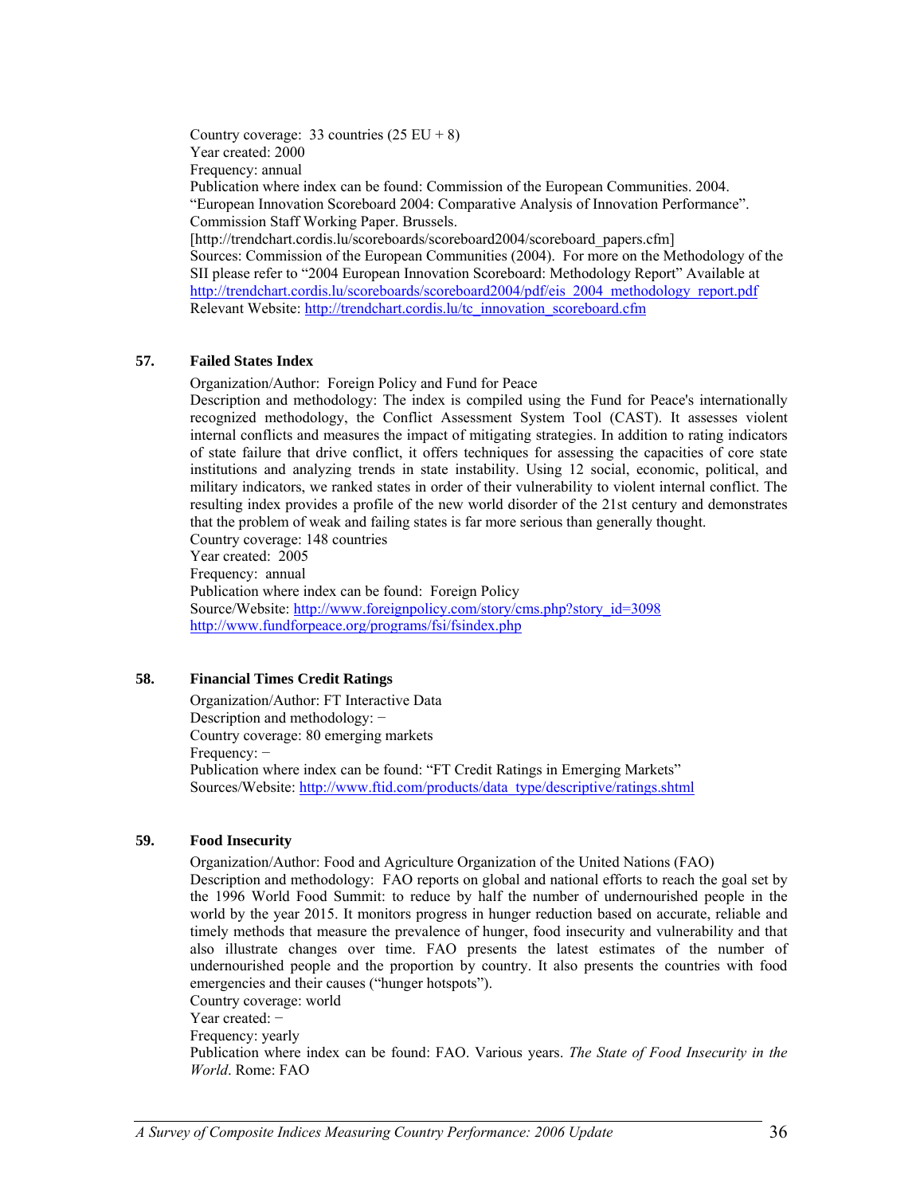Country coverage: 33 countries (25 EU + 8)
Year created: 2000
Frequency: annual
Publication where index can be found: Commission of the European Communities. 2004. "European Innovation Scoreboard 2004: Comparative Analysis of Innovation Performance". Commission Staff Working Paper. Brussels. [http://trendchart.cordis.lu/scoreboards/scoreboard2004/scoreboard_papers.cfm]
Sources: Commission of the European Communities (2004). For more on the Methodology of the SII please refer to "2004 European Innovation Scoreboard: Methodology Report" Available at http://trendchart.cordis.lu/scoreboards/scoreboard2004/pdf/eis_2004_methodology_report.pdf
Relevant Website: http://trendchart.cordis.lu/tc_innovation_scoreboard.cfm

### 57. Failed States Index

Organization/Author: Foreign Policy and Fund for Peace
Description and methodology: The index is compiled using the Fund for Peace's internationally recognized methodology, the Conflict Assessment System Tool (CAST). It assesses violent internal conflicts and measures the impact of mitigating strategies. In addition to rating indicators of state failure that drive conflict, it offers techniques for assessing the capacities of core state institutions and analyzing trends in state instability. Using 12 social, economic, political, and military indicators, we ranked states in order of their vulnerability to violent internal conflict. The resulting index provides a profile of the new world disorder of the 21st century and demonstrates that the problem of weak and failing states is far more serious than generally thought.
Country coverage: 148 countries
Year created: 2005
Frequency: annual
Publication where index can be found: Foreign Policy
Source/Website: http://www.foreignpolicy.com/story/cms.php?story_id=3098
http://www.fundforpeace.org/programs/fsi/fsindex.php

### 58. Financial Times Credit Ratings

Organization/Author: FT Interactive Data
Description and methodology: −
Country coverage: 80 emerging markets
Frequency: −
Publication where index can be found: "FT Credit Ratings in Emerging Markets"
Sources/Website: http://www.ftid.com/products/data_type/descriptive/ratings.shtml

### 59. Food Insecurity

Organization/Author: Food and Agriculture Organization of the United Nations (FAO)
Description and methodology: FAO reports on global and national efforts to reach the goal set by the 1996 World Food Summit: to reduce by half the number of undernourished people in the world by the year 2015. It monitors progress in hunger reduction based on accurate, reliable and timely methods that measure the prevalence of hunger, food insecurity and vulnerability and that also illustrate changes over time. FAO presents the latest estimates of the number of undernourished people and the proportion by country. It also presents the countries with food emergencies and their causes ("hunger hotspots").
Country coverage: world
Year created: −
Frequency: yearly
Publication where index can be found: FAO. Various years. *The State of Food Insecurity in the World*. Rome: FAO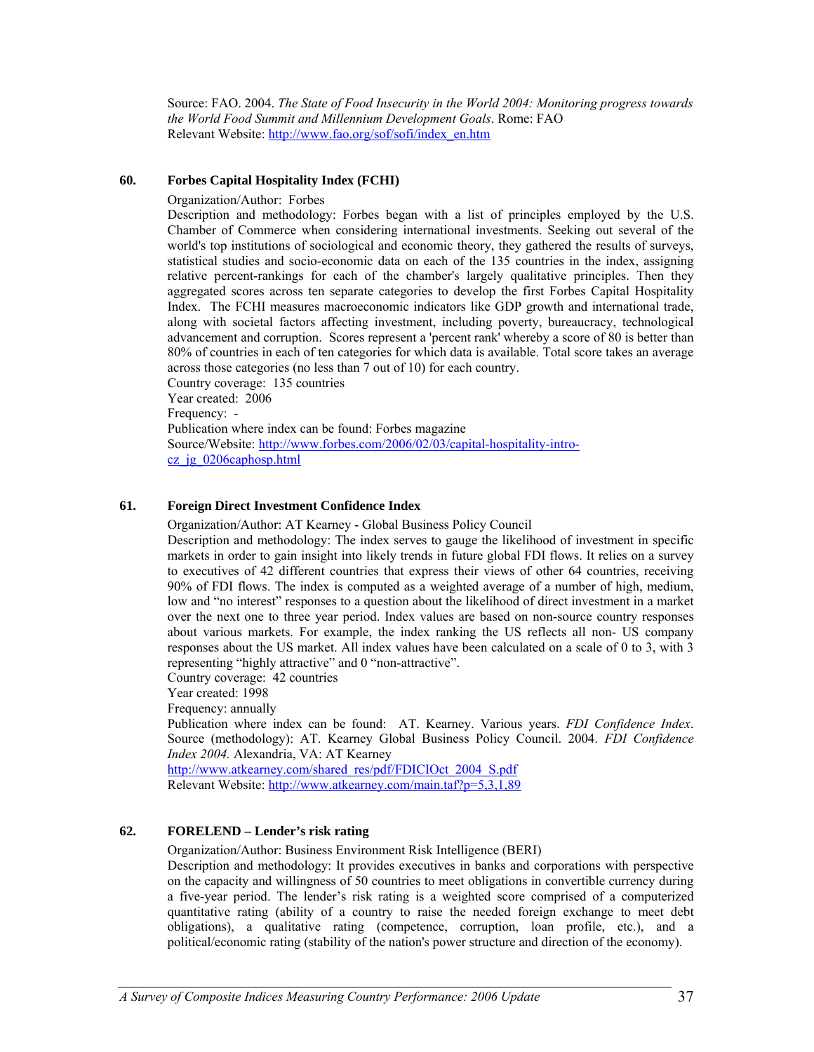Source: FAO. 2004. *The State of Food Insecurity in the World 2004: Monitoring progress towards the World Food Summit and Millennium Development Goals*. Rome: FAO
Relevant Website: http://www.fao.org/sof/sofi/index_en.htm

### 60. Forbes Capital Hospitality Index (FCHI)

Organization/Author: Forbes
Description and methodology: Forbes began with a list of principles employed by the U.S. Chamber of Commerce when considering international investments. Seeking out several of the world's top institutions of sociological and economic theory, they gathered the results of surveys, statistical studies and socio-economic data on each of the 135 countries in the index, assigning relative percent-rankings for each of the chamber's largely qualitative principles. Then they aggregated scores across ten separate categories to develop the first Forbes Capital Hospitality Index. The FCHI measures macroeconomic indicators like GDP growth and international trade, along with societal factors affecting investment, including poverty, bureaucracy, technological advancement and corruption. Scores represent a 'percent rank' whereby a score of 80 is better than 80% of countries in each of ten categories for which data is available. Total score takes an average across those categories (no less than 7 out of 10) for each country.
Country coverage: 135 countries
Year created: 2006
Frequency: -
Publication where index can be found: Forbes magazine
Source/Website: http://www.forbes.com/2006/02/03/capital-hospitality-intro-cz_jg_0206caphosp.html

### 61. Foreign Direct Investment Confidence Index

Organization/Author: AT Kearney - Global Business Policy Council
Description and methodology: The index serves to gauge the likelihood of investment in specific markets in order to gain insight into likely trends in future global FDI flows. It relies on a survey to executives of 42 different countries that express their views of other 64 countries, receiving 90% of FDI flows. The index is computed as a weighted average of a number of high, medium, low and "no interest" responses to a question about the likelihood of direct investment in a market over the next one to three year period. Index values are based on non-source country responses about various markets. For example, the index ranking the US reflects all non- US company responses about the US market. All index values have been calculated on a scale of 0 to 3, with 3 representing "highly attractive" and 0 "non-attractive".
Country coverage: 42 countries
Year created: 1998
Frequency: annually
Publication where index can be found: AT. Kearney. Various years. *FDI Confidence Index*. Source (methodology): AT. Kearney Global Business Policy Council. 2004. *FDI Confidence Index 2004.* Alexandria, VA: AT Kearney
http://www.atkearney.com/shared_res/pdf/FDICIOct_2004_S.pdf
Relevant Website: http://www.atkearney.com/main.taf?p=5,3,1,89

### 62. FORELEND – Lender's risk rating

Organization/Author: Business Environment Risk Intelligence (BERI)
Description and methodology: It provides executives in banks and corporations with perspective on the capacity and willingness of 50 countries to meet obligations in convertible currency during a five-year period. The lender's risk rating is a weighted score comprised of a computerized quantitative rating (ability of a country to raise the needed foreign exchange to meet debt obligations), a qualitative rating (competence, corruption, loan profile, etc.), and a political/economic rating (stability of the nation's power structure and direction of the economy).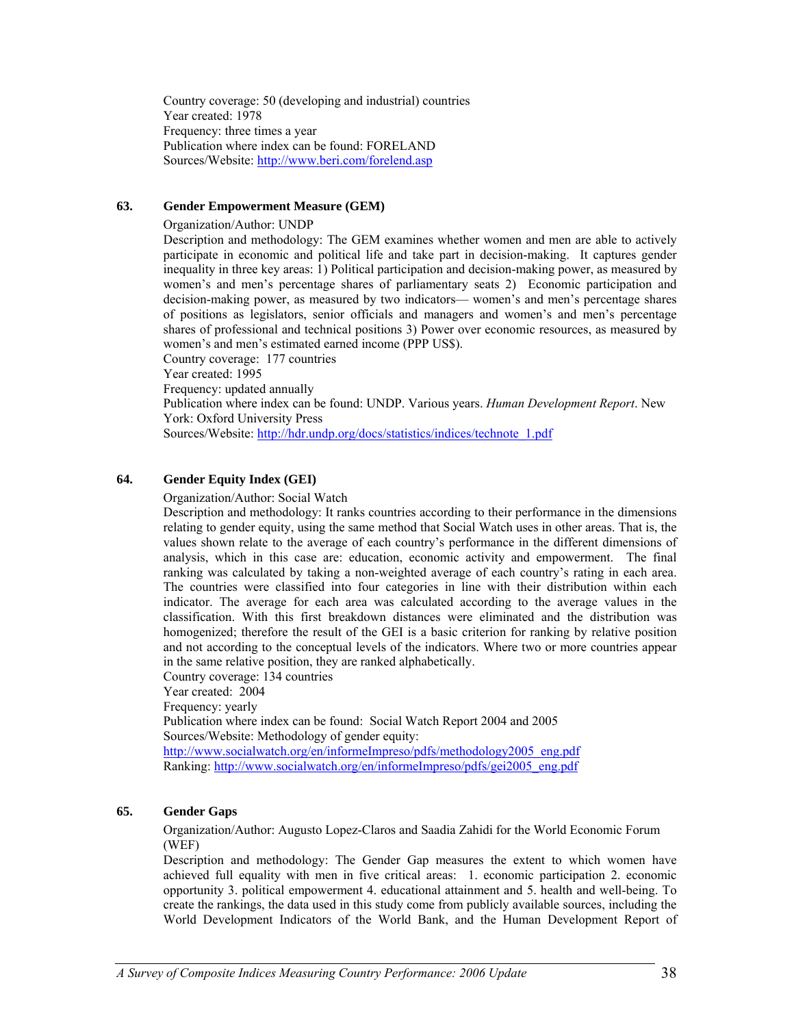Country coverage: 50 (developing and industrial) countries
Year created: 1978
Frequency: three times a year
Publication where index can be found: FORELAND
Sources/Website: http://www.beri.com/forelend.asp

### 63. Gender Empowerment Measure (GEM)

Organization/Author: UNDP
Description and methodology: The GEM examines whether women and men are able to actively participate in economic and political life and take part in decision-making. It captures gender inequality in three key areas: 1) Political participation and decision-making power, as measured by women's and men's percentage shares of parliamentary seats 2) Economic participation and decision-making power, as measured by two indicators— women's and men's percentage shares of positions as legislators, senior officials and managers and women's and men's percentage shares of professional and technical positions 3) Power over economic resources, as measured by women's and men's estimated earned income (PPP US$).
Country coverage: 177 countries
Year created: 1995
Frequency: updated annually
Publication where index can be found: UNDP. Various years. *Human Development Report*. New York: Oxford University Press
Sources/Website: http://hdr.undp.org/docs/statistics/indices/technote_1.pdf

### 64. Gender Equity Index (GEI)

Organization/Author: Social Watch
Description and methodology: It ranks countries according to their performance in the dimensions relating to gender equity, using the same method that Social Watch uses in other areas. That is, the values shown relate to the average of each country's performance in the different dimensions of analysis, which in this case are: education, economic activity and empowerment. The final ranking was calculated by taking a non-weighted average of each country's rating in each area. The countries were classified into four categories in line with their distribution within each indicator. The average for each area was calculated according to the average values in the classification. With this first breakdown distances were eliminated and the distribution was homogenized; therefore the result of the GEI is a basic criterion for ranking by relative position and not according to the conceptual levels of the indicators. Where two or more countries appear in the same relative position, they are ranked alphabetically.
Country coverage: 134 countries
Year created: 2004
Frequency: yearly
Publication where index can be found: Social Watch Report 2004 and 2005
Sources/Website: Methodology of gender equity:
http://www.socialwatch.org/en/informeImpreso/pdfs/methodology2005_eng.pdf
Ranking: http://www.socialwatch.org/en/informeImpreso/pdfs/gei2005_eng.pdf

### 65. Gender Gaps

Organization/Author: Augusto Lopez-Claros and Saadia Zahidi for the World Economic Forum (WEF)
Description and methodology: The Gender Gap measures the extent to which women have achieved full equality with men in five critical areas: 1. economic participation 2. economic opportunity 3. political empowerment 4. educational attainment and 5. health and well-being. To create the rankings, the data used in this study come from publicly available sources, including the World Development Indicators of the World Bank, and the Human Development Report of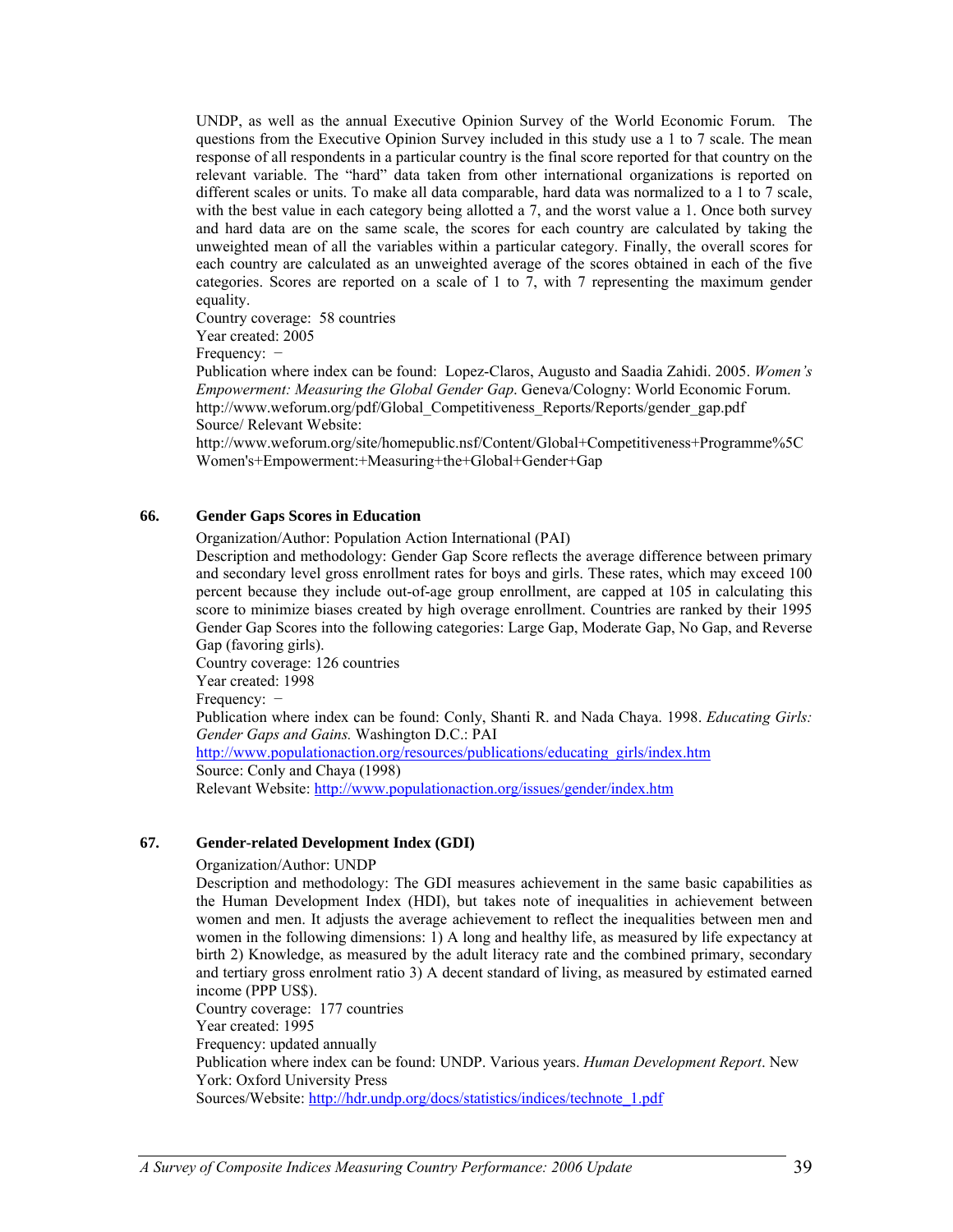UNDP, as well as the annual Executive Opinion Survey of the World Economic Forum. The questions from the Executive Opinion Survey included in this study use a 1 to 7 scale. The mean response of all respondents in a particular country is the final score reported for that country on the relevant variable. The "hard" data taken from other international organizations is reported on different scales or units. To make all data comparable, hard data was normalized to a 1 to 7 scale, with the best value in each category being allotted a 7, and the worst value a 1. Once both survey and hard data are on the same scale, the scores for each country are calculated by taking the unweighted mean of all the variables within a particular category. Finally, the overall scores for each country are calculated as an unweighted average of the scores obtained in each of the five categories. Scores are reported on a scale of 1 to 7, with 7 representing the maximum gender equality.

Country coverage: 58 countries

Year created: 2005

Frequency: −

Publication where index can be found: Lopez-Claros, Augusto and Saadia Zahidi. 2005. *Women's Empowerment: Measuring the Global Gender Gap*. Geneva/Cologny: World Economic Forum. http://www.weforum.org/pdf/Global_Competitiveness_Reports/Reports/gender_gap.pdf

Source/ Relevant Website:

http://www.weforum.org/site/homepublic.nsf/Content/Global+Competitiveness+Programme%5C Women's+Empowerment:+Measuring+the+Global+Gender+Gap

### 66. Gender Gaps Scores in Education

Organization/Author: Population Action International (PAI)

Description and methodology: Gender Gap Score reflects the average difference between primary and secondary level gross enrollment rates for boys and girls. These rates, which may exceed 100 percent because they include out-of-age group enrollment, are capped at 105 in calculating this score to minimize biases created by high overage enrollment. Countries are ranked by their 1995 Gender Gap Scores into the following categories: Large Gap, Moderate Gap, No Gap, and Reverse Gap (favoring girls).

Country coverage: 126 countries

Year created: 1998

Frequency: −

Publication where index can be found: Conly, Shanti R. and Nada Chaya. 1998. *Educating Girls: Gender Gaps and Gains.* Washington D.C.: PAI

http://www.populationaction.org/resources/publications/educating_girls/index.htm

Source: Conly and Chaya (1998)

Relevant Website: http://www.populationaction.org/issues/gender/index.htm

### 67. Gender-related Development Index (GDI)

Organization/Author: UNDP

Description and methodology: The GDI measures achievement in the same basic capabilities as the Human Development Index (HDI), but takes note of inequalities in achievement between women and men. It adjusts the average achievement to reflect the inequalities between men and women in the following dimensions: 1) A long and healthy life, as measured by life expectancy at birth 2) Knowledge, as measured by the adult literacy rate and the combined primary, secondary and tertiary gross enrolment ratio 3) A decent standard of living, as measured by estimated earned income (PPP US$).

Country coverage: 177 countries

Year created: 1995

Frequency: updated annually

Publication where index can be found: UNDP. Various years. *Human Development Report*. New York: Oxford University Press

Sources/Website: http://hdr.undp.org/docs/statistics/indices/technote_1.pdf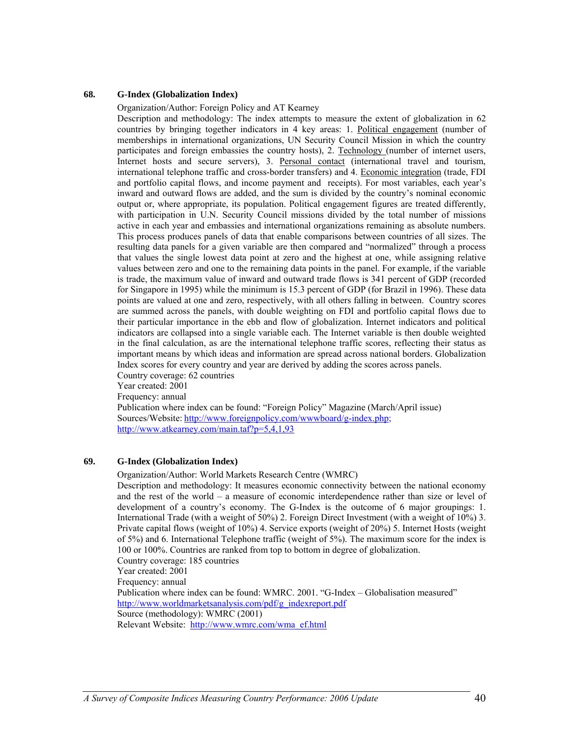### 68. G-Index (Globalization Index)

Organization/Author: Foreign Policy and AT Kearney

Description and methodology: The index attempts to measure the extent of globalization in 62 countries by bringing together indicators in 4 key areas: 1. Political engagement (number of memberships in international organizations, UN Security Council Mission in which the country participates and foreign embassies the country hosts), 2. Technology (number of internet users, Internet hosts and secure servers), 3. Personal contact (international travel and tourism, international telephone traffic and cross-border transfers) and 4. Economic integration (trade, FDI and portfolio capital flows, and income payment and receipts). For most variables, each year's inward and outward flows are added, and the sum is divided by the country's nominal economic output or, where appropriate, its population. Political engagement figures are treated differently, with participation in U.N. Security Council missions divided by the total number of missions active in each year and embassies and international organizations remaining as absolute numbers. This process produces panels of data that enable comparisons between countries of all sizes. The resulting data panels for a given variable are then compared and "normalized" through a process that values the single lowest data point at zero and the highest at one, while assigning relative values between zero and one to the remaining data points in the panel. For example, if the variable is trade, the maximum value of inward and outward trade flows is 341 percent of GDP (recorded for Singapore in 1995) while the minimum is 15.3 percent of GDP (for Brazil in 1996). These data points are valued at one and zero, respectively, with all others falling in between. Country scores are summed across the panels, with double weighting on FDI and portfolio capital flows due to their particular importance in the ebb and flow of globalization. Internet indicators and political indicators are collapsed into a single variable each. The Internet variable is then double weighted in the final calculation, as are the international telephone traffic scores, reflecting their status as important means by which ideas and information are spread across national borders. Globalization Index scores for every country and year are derived by adding the scores across panels.

Country coverage: 62 countries

Year created: 2001

Frequency: annual

Publication where index can be found: "Foreign Policy" Magazine (March/April issue)

Sources/Website: http://www.foreignpolicy.com/wwwboard/g-index.php; http://www.atkearney.com/main.taf?p=5,4,1,93

### 69. G-Index (Globalization Index)

Organization/Author: World Markets Research Centre (WMRC)

Description and methodology: It measures economic connectivity between the national economy and the rest of the world – a measure of economic interdependence rather than size or level of development of a country's economy. The G-Index is the outcome of 6 major groupings: 1. International Trade (with a weight of 50%) 2. Foreign Direct Investment (with a weight of 10%) 3. Private capital flows (weight of 10%) 4. Service exports (weight of 20%) 5. Internet Hosts (weight of 5%) and 6. International Telephone traffic (weight of 5%). The maximum score for the index is 100 or 100%. Countries are ranked from top to bottom in degree of globalization.

Country coverage: 185 countries

Year created: 2001

Frequency: annual

Publication where index can be found: WMRC. 2001. "G-Index – Globalisation measured" http://www.worldmarketsanalysis.com/pdf/g_indexreport.pdf

Source (methodology): WMRC (2001)

Relevant Website: http://www.wmrc.com/wma_ef.html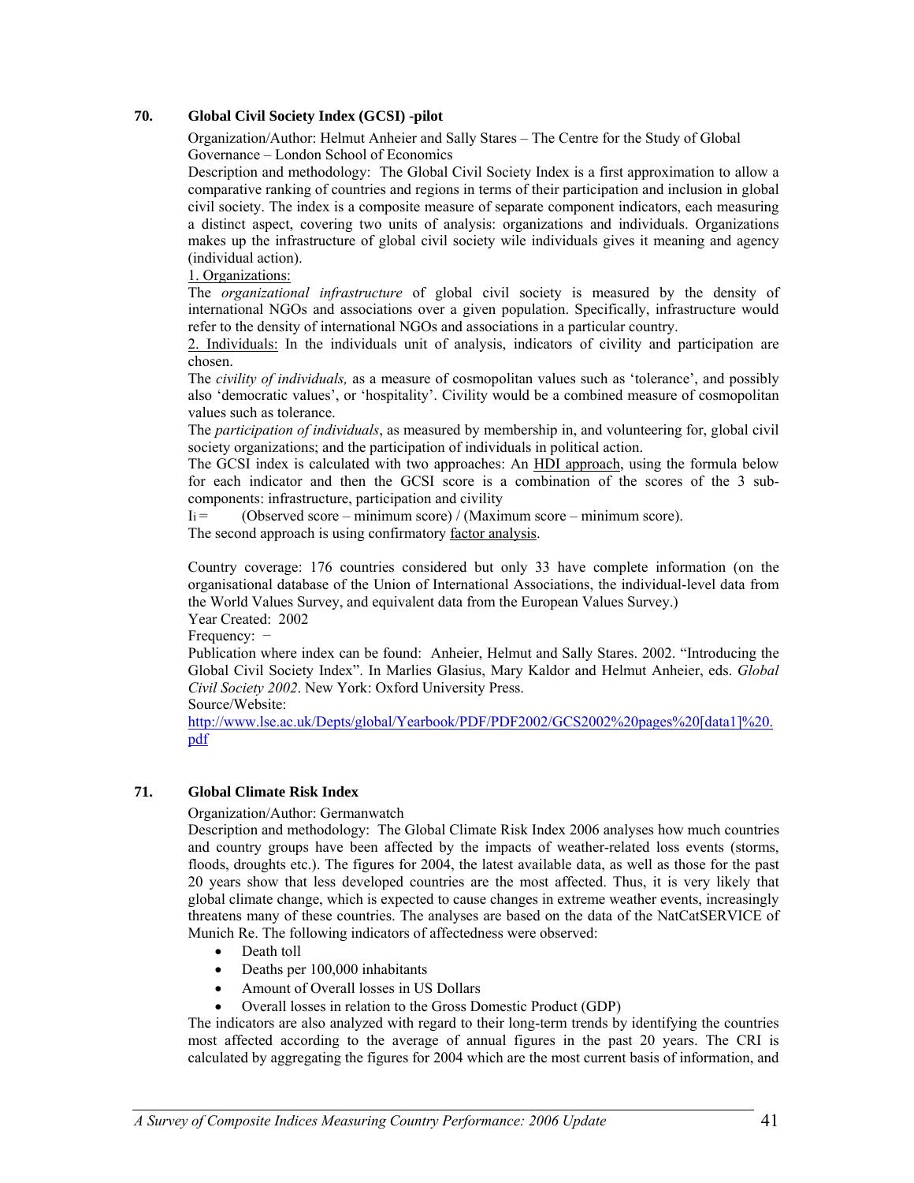### 70. Global Civil Society Index (GCSI) -pilot

Organization/Author: Helmut Anheier and Sally Stares – The Centre for the Study of Global Governance – London School of Economics

Description and methodology: The Global Civil Society Index is a first approximation to allow a comparative ranking of countries and regions in terms of their participation and inclusion in global civil society. The index is a composite measure of separate component indicators, each measuring a distinct aspect, covering two units of analysis: organizations and individuals. Organizations makes up the infrastructure of global civil society wile individuals gives it meaning and agency (individual action).

1. Organizations:

The *organizational infrastructure* of global civil society is measured by the density of international NGOs and associations over a given population. Specifically, infrastructure would refer to the density of international NGOs and associations in a particular country.

2. Individuals: In the individuals unit of analysis, indicators of civility and participation are chosen.

The *civility of individuals,* as a measure of cosmopolitan values such as 'tolerance', and possibly also 'democratic values', or 'hospitality'. Civility would be a combined measure of cosmopolitan values such as tolerance.

The *participation of individuals*, as measured by membership in, and volunteering for, global civil society organizations; and the participation of individuals in political action.

The GCSI index is calculated with two approaches: An HDI approach, using the formula below for each indicator and then the GCSI score is a combination of the scores of the 3 sub-components: infrastructure, participation and civility

$I_i =$ (Observed score – minimum score) / (Maximum score – minimum score).

The second approach is using confirmatory factor analysis.

Country coverage: 176 countries considered but only 33 have complete information (on the organisational database of the Union of International Associations, the individual-level data from the World Values Survey, and equivalent data from the European Values Survey.)

Year Created: 2002

Frequency: −

Publication where index can be found: Anheier, Helmut and Sally Stares. 2002. "Introducing the Global Civil Society Index". In Marlies Glasius, Mary Kaldor and Helmut Anheier, eds. *Global Civil Society 2002*. New York: Oxford University Press.

Source/Website:

http://www.lse.ac.uk/Depts/global/Yearbook/PDF/PDF2002/GCS2002%20pages%20[data1]%20.pdf

### 71. Global Climate Risk Index

Organization/Author: Germanwatch

Description and methodology: The Global Climate Risk Index 2006 analyses how much countries and country groups have been affected by the impacts of weather-related loss events (storms, floods, droughts etc.). The figures for 2004, the latest available data, as well as those for the past 20 years show that less developed countries are the most affected. Thus, it is very likely that global climate change, which is expected to cause changes in extreme weather events, increasingly threatens many of these countries. The analyses are based on the data of the NatCatSERVICE of Munich Re. The following indicators of affectedness were observed:

- Death toll
- Deaths per 100,000 inhabitants
- Amount of Overall losses in US Dollars
- Overall losses in relation to the Gross Domestic Product (GDP)

The indicators are also analyzed with regard to their long-term trends by identifying the countries most affected according to the average of annual figures in the past 20 years. The CRI is calculated by aggregating the figures for 2004 which are the most current basis of information, and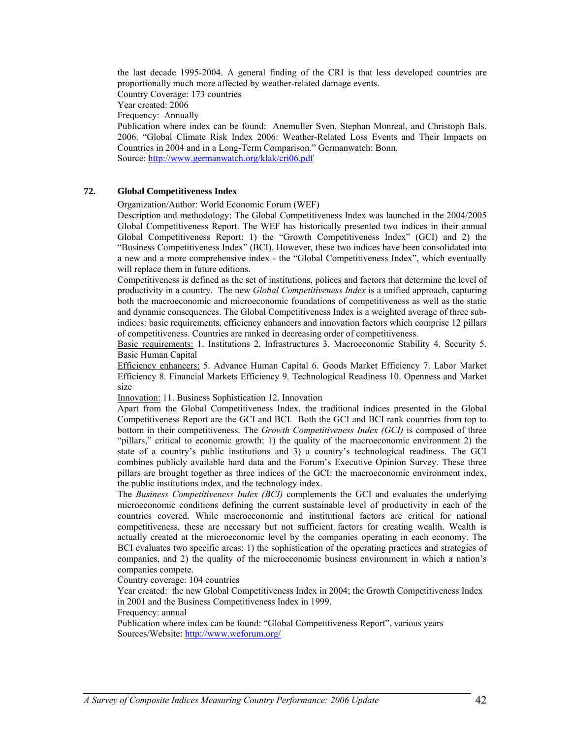the last decade 1995-2004. A general finding of the CRI is that less developed countries are proportionally much more affected by weather-related damage events.
Country Coverage: 173 countries
Year created: 2006
Frequency: Annually
Publication where index can be found: Anemuller Sven, Stephan Monreal, and Christoph Bals. 2006. "Global Climate Risk Index 2006: Weather-Related Loss Events and Their Impacts on Countries in 2004 and in a Long-Term Comparison." Germanwatch: Bonn.
Source: http://www.germanwatch.org/klak/cri06.pdf

## 72. Global Competitiveness Index

Organization/Author: World Economic Forum (WEF)
Description and methodology: The Global Competitiveness Index was launched in the 2004/2005 Global Competitiveness Report. The WEF has historically presented two indices in their annual Global Competitiveness Report: 1) the "Growth Competitiveness Index" (GCI) and 2) the "Business Competitiveness Index" (BCI). However, these two indices have been consolidated into a new and a more comprehensive index - the "Global Competitiveness Index", which eventually will replace them in future editions.
Competitiveness is defined as the set of institutions, polices and factors that determine the level of productivity in a country. The new *Global Competitiveness Index* is a unified approach, capturing both the macroeconomic and microeconomic foundations of competitiveness as well as the static and dynamic consequences. The Global Competitiveness Index is a weighted average of three sub-indices: basic requirements, efficiency enhancers and innovation factors which comprise 12 pillars of competitiveness. Countries are ranked in decreasing order of competitiveness.
<u>Basic requirements:</u> 1. Institutions 2. Infrastructures 3. Macroeconomic Stability 4. Security 5. Basic Human Capital
<u>Efficiency enhancers:</u> 5. Advance Human Capital 6. Goods Market Efficiency 7. Labor Market Efficiency 8. Financial Markets Efficiency 9. Technological Readiness 10. Openness and Market size
<u>Innovation:</u> 11. Business Sophistication 12. Innovation
Apart from the Global Competitiveness Index, the traditional indices presented in the Global Competitiveness Report are the GCI and BCI. Both the GCI and BCI rank countries from top to bottom in their competitiveness. The *Growth Competitiveness Index (GCI)* is composed of three "pillars," critical to economic growth: 1) the quality of the macroeconomic environment 2) the state of a country's public institutions and 3) a country's technological readiness. The GCI combines publicly available hard data and the Forum's Executive Opinion Survey. These three pillars are brought together as three indices of the GCI: the macroeconomic environment index, the public institutions index, and the technology index.
The *Business Competitiveness Index (BCI)* complements the GCI and evaluates the underlying microeconomic conditions defining the current sustainable level of productivity in each of the countries covered. While macroeconomic and institutional factors are critical for national competitiveness, these are necessary but not sufficient factors for creating wealth. Wealth is actually created at the microeconomic level by the companies operating in each economy. The BCI evaluates two specific areas: 1) the sophistication of the operating practices and strategies of companies, and 2) the quality of the microeconomic business environment in which a nation's companies compete.
Country coverage: 104 countries
Year created: the new Global Competitiveness Index in 2004; the Growth Competitiveness Index in 2001 and the Business Competitiveness Index in 1999.
Frequency: annual
Publication where index can be found: "Global Competitiveness Report", various years
Sources/Website: http://www.weforum.org/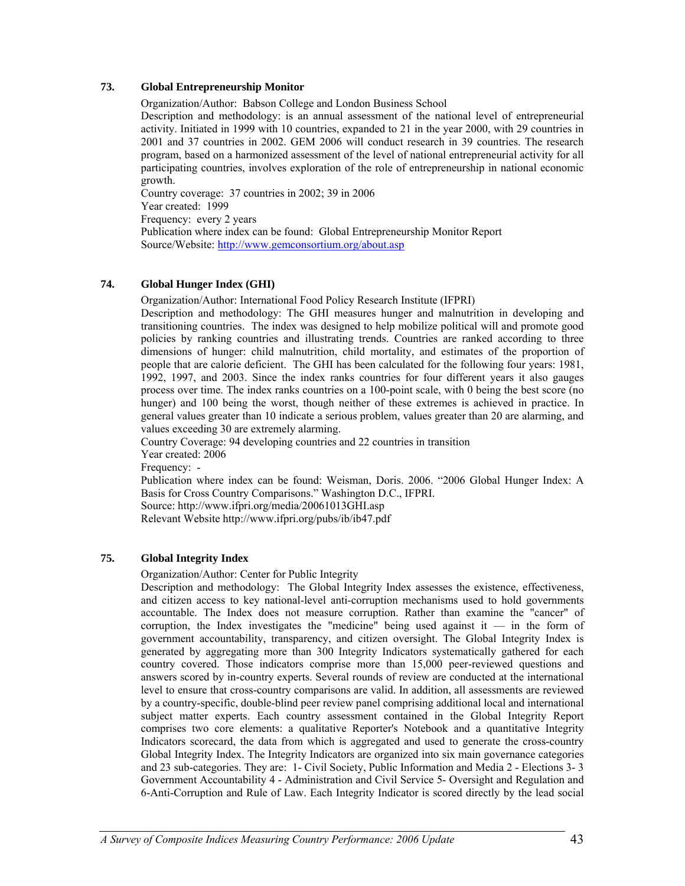### 73. Global Entrepreneurship Monitor

Organization/Author: Babson College and London Business School

Description and methodology: is an annual assessment of the national level of entrepreneurial activity. Initiated in 1999 with 10 countries, expanded to 21 in the year 2000, with 29 countries in 2001 and 37 countries in 2002. GEM 2006 will conduct research in 39 countries. The research program, based on a harmonized assessment of the level of national entrepreneurial activity for all participating countries, involves exploration of the role of entrepreneurship in national economic growth.

Country coverage: 37 countries in 2002; 39 in 2006

Year created: 1999

Frequency: every 2 years

Publication where index can be found: Global Entrepreneurship Monitor Report

Source/Website: http://www.gemconsortium.org/about.asp

### 74. Global Hunger Index (GHI)

Organization/Author: International Food Policy Research Institute (IFPRI)

Description and methodology: The GHI measures hunger and malnutrition in developing and transitioning countries. The index was designed to help mobilize political will and promote good policies by ranking countries and illustrating trends. Countries are ranked according to three dimensions of hunger: child malnutrition, child mortality, and estimates of the proportion of people that are calorie deficient. The GHI has been calculated for the following four years: 1981, 1992, 1997, and 2003. Since the index ranks countries for four different years it also gauges process over time. The index ranks countries on a 100-point scale, with 0 being the best score (no hunger) and 100 being the worst, though neither of these extremes is achieved in practice. In general values greater than 10 indicate a serious problem, values greater than 20 are alarming, and values exceeding 30 are extremely alarming.

Country Coverage: 94 developing countries and 22 countries in transition

Year created: 2006

Frequency: -

Publication where index can be found: Weisman, Doris. 2006. "2006 Global Hunger Index: A Basis for Cross Country Comparisons." Washington D.C., IFPRI.

Source: http://www.ifpri.org/media/20061013GHI.asp

Relevant Website http://www.ifpri.org/pubs/ib/ib47.pdf

### 75. Global Integrity Index

Organization/Author: Center for Public Integrity

Description and methodology: The Global Integrity Index assesses the existence, effectiveness, and citizen access to key national-level anti-corruption mechanisms used to hold governments accountable. The Index does not measure corruption. Rather than examine the "cancer" of corruption, the Index investigates the "medicine" being used against it — in the form of government accountability, transparency, and citizen oversight. The Global Integrity Index is generated by aggregating more than 300 Integrity Indicators systematically gathered for each country covered. Those indicators comprise more than 15,000 peer-reviewed questions and answers scored by in-country experts. Several rounds of review are conducted at the international level to ensure that cross-country comparisons are valid. In addition, all assessments are reviewed by a country-specific, double-blind peer review panel comprising additional local and international subject matter experts. Each country assessment contained in the Global Integrity Report comprises two core elements: a qualitative Reporter's Notebook and a quantitative Integrity Indicators scorecard, the data from which is aggregated and used to generate the cross-country Global Integrity Index. The Integrity Indicators are organized into six main governance categories and 23 sub-categories. They are: 1- Civil Society, Public Information and Media 2 - Elections 3- 3 Government Accountability 4 - Administration and Civil Service 5- Oversight and Regulation and 6-Anti-Corruption and Rule of Law. Each Integrity Indicator is scored directly by the lead social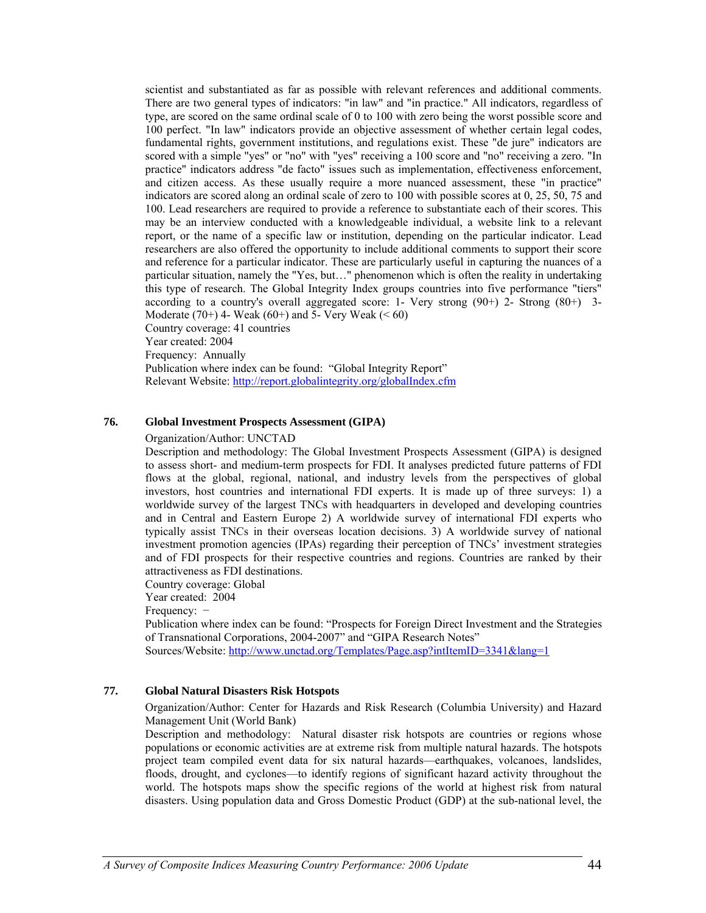scientist and substantiated as far as possible with relevant references and additional comments. There are two general types of indicators: "in law" and "in practice." All indicators, regardless of type, are scored on the same ordinal scale of 0 to 100 with zero being the worst possible score and 100 perfect. "In law" indicators provide an objective assessment of whether certain legal codes, fundamental rights, government institutions, and regulations exist. These "de jure" indicators are scored with a simple "yes" or "no" with "yes" receiving a 100 score and "no" receiving a zero. "In practice" indicators address "de facto" issues such as implementation, effectiveness enforcement, and citizen access. As these usually require a more nuanced assessment, these "in practice" indicators are scored along an ordinal scale of zero to 100 with possible scores at 0, 25, 50, 75 and 100. Lead researchers are required to provide a reference to substantiate each of their scores. This may be an interview conducted with a knowledgeable individual, a website link to a relevant report, or the name of a specific law or institution, depending on the particular indicator. Lead researchers are also offered the opportunity to include additional comments to support their score and reference for a particular indicator. These are particularly useful in capturing the nuances of a particular situation, namely the "Yes, but…" phenomenon which is often the reality in undertaking this type of research. The Global Integrity Index groups countries into five performance "tiers" according to a country's overall aggregated score: 1- Very strong (90+) 2- Strong (80+) 3- Moderate (70+) 4- Weak (60+) and 5- Very Weak (< 60)
Country coverage: 41 countries
Year created: 2004
Frequency: Annually
Publication where index can be found: "Global Integrity Report"
Relevant Website: http://report.globalintegrity.org/globalIndex.cfm

**76. Global Investment Prospects Assessment (GIPA)**

Organization/Author: UNCTAD
Description and methodology: The Global Investment Prospects Assessment (GIPA) is designed to assess short- and medium-term prospects for FDI. It analyses predicted future patterns of FDI flows at the global, regional, national, and industry levels from the perspectives of global investors, host countries and international FDI experts. It is made up of three surveys: 1) a worldwide survey of the largest TNCs with headquarters in developed and developing countries and in Central and Eastern Europe 2) A worldwide survey of international FDI experts who typically assist TNCs in their overseas location decisions. 3) A worldwide survey of national investment promotion agencies (IPAs) regarding their perception of TNCs' investment strategies and of FDI prospects for their respective countries and regions. Countries are ranked by their attractiveness as FDI destinations.
Country coverage: Global
Year created: 2004
Frequency: −
Publication where index can be found: "Prospects for Foreign Direct Investment and the Strategies of Transnational Corporations, 2004-2007" and "GIPA Research Notes"
Sources/Website: http://www.unctad.org/Templates/Page.asp?intItemID=3341&lang=1

**77. Global Natural Disasters Risk Hotspots**

Organization/Author: Center for Hazards and Risk Research (Columbia University) and Hazard Management Unit (World Bank)
Description and methodology: Natural disaster risk hotspots are countries or regions whose populations or economic activities are at extreme risk from multiple natural hazards. The hotspots project team compiled event data for six natural hazards—earthquakes, volcanoes, landslides, floods, drought, and cyclones—to identify regions of significant hazard activity throughout the world. The hotspots maps show the specific regions of the world at highest risk from natural disasters. Using population data and Gross Domestic Product (GDP) at the sub-national level, the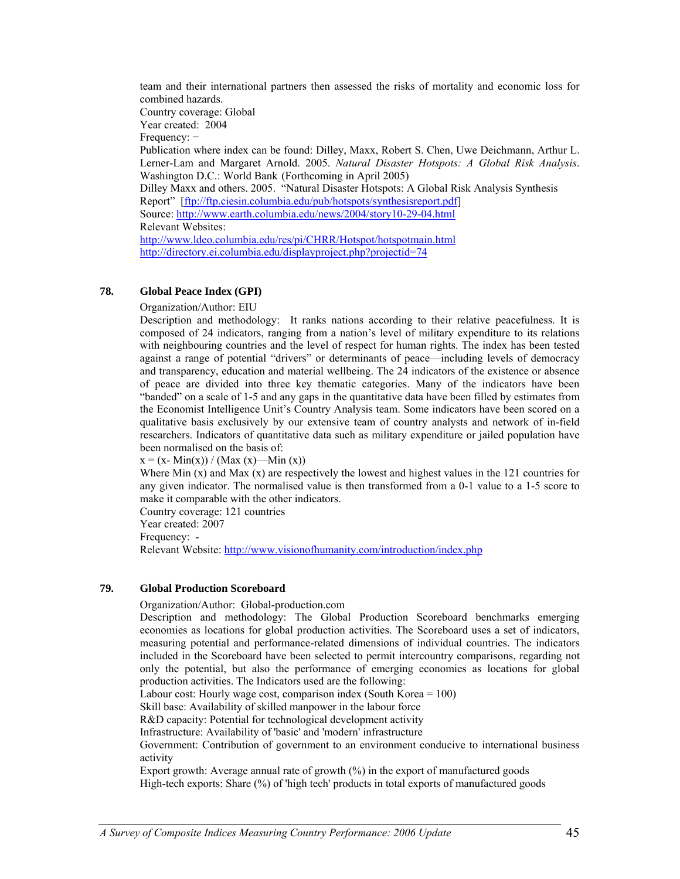team and their international partners then assessed the risks of mortality and economic loss for combined hazards.
Country coverage: Global
Year created: 2004
Frequency: −
Publication where index can be found: Dilley, Maxx, Robert S. Chen, Uwe Deichmann, Arthur L. Lerner-Lam and Margaret Arnold. 2005. *Natural Disaster Hotspots: A Global Risk Analysis*. Washington D.C.: World Bank (Forthcoming in April 2005)
Dilley Maxx and others. 2005. "Natural Disaster Hotspots: A Global Risk Analysis Synthesis Report" [ftp://ftp.ciesin.columbia.edu/pub/hotspots/synthesisreport.pdf]
Source: http://www.earth.columbia.edu/news/2004/story10-29-04.html
Relevant Websites:
http://www.ldeo.columbia.edu/res/pi/CHRR/Hotspot/hotspotmain.html
http://directory.ei.columbia.edu/displayproject.php?projectid=74

### 78. Global Peace Index (GPI)

Organization/Author: EIU
Description and methodology: It ranks nations according to their relative peacefulness. It is composed of 24 indicators, ranging from a nation's level of military expenditure to its relations with neighbouring countries and the level of respect for human rights. The index has been tested against a range of potential "drivers" or determinants of peace—including levels of democracy and transparency, education and material wellbeing. The 24 indicators of the existence or absence of peace are divided into three key thematic categories. Many of the indicators have been "banded" on a scale of 1-5 and any gaps in the quantitative data have been filled by estimates from the Economist Intelligence Unit's Country Analysis team. Some indicators have been scored on a qualitative basis exclusively by our extensive team of country analysts and network of in-field researchers. Indicators of quantitative data such as military expenditure or jailed population have been normalised on the basis of:
$x = (x - \text{Min}(x)) / (\text{Max}(x) - \text{Min}(x))$
Where Min (x) and Max (x) are respectively the lowest and highest values in the 121 countries for any given indicator. The normalised value is then transformed from a 0-1 value to a 1-5 score to make it comparable with the other indicators.
Country coverage: 121 countries
Year created: 2007
Frequency: -
Relevant Website: http://www.visionofhumanity.com/introduction/index.php

### 79. Global Production Scoreboard

Organization/Author: Global-production.com
Description and methodology: The Global Production Scoreboard benchmarks emerging economies as locations for global production activities. The Scoreboard uses a set of indicators, measuring potential and performance-related dimensions of individual countries. The indicators included in the Scoreboard have been selected to permit intercountry comparisons, regarding not only the potential, but also the performance of emerging economies as locations for global production activities. The Indicators used are the following:
Labour cost: Hourly wage cost, comparison index (South Korea = 100)
Skill base: Availability of skilled manpower in the labour force
R&D capacity: Potential for technological development activity
Infrastructure: Availability of 'basic' and 'modern' infrastructure
Government: Contribution of government to an environment conducive to international business activity
Export growth: Average annual rate of growth (%) in the export of manufactured goods
High-tech exports: Share (%) of 'high tech' products in total exports of manufactured goods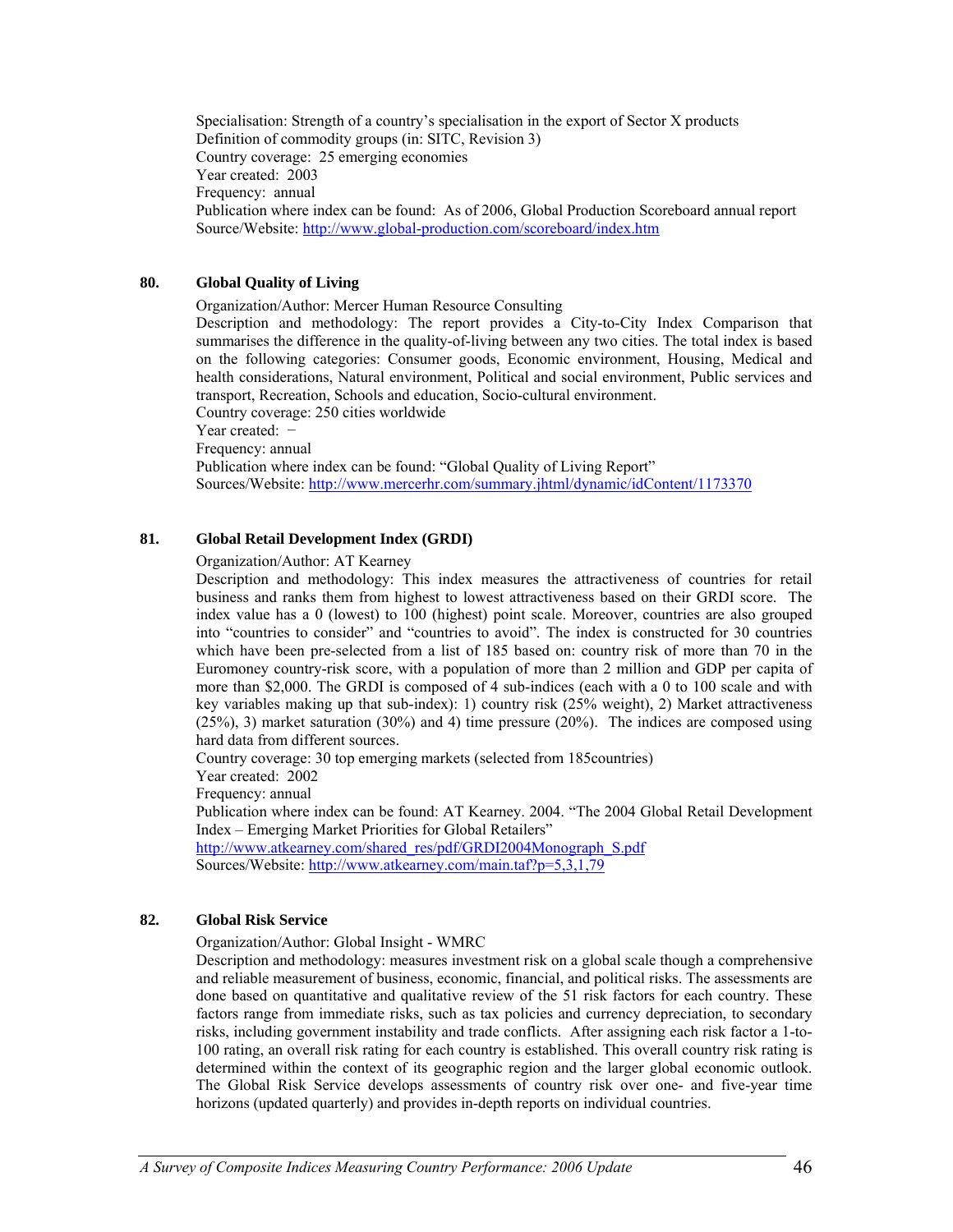Specialisation: Strength of a country's specialisation in the export of Sector X products
Definition of commodity groups (in: SITC, Revision 3)
Country coverage: 25 emerging economies
Year created: 2003
Frequency: annual
Publication where index can be found: As of 2006, Global Production Scoreboard annual report
Source/Website: http://www.global-production.com/scoreboard/index.htm

### 80. Global Quality of Living

Organization/Author: Mercer Human Resource Consulting
Description and methodology: The report provides a City-to-City Index Comparison that summarises the difference in the quality-of-living between any two cities. The total index is based on the following categories: Consumer goods, Economic environment, Housing, Medical and health considerations, Natural environment, Political and social environment, Public services and transport, Recreation, Schools and education, Socio-cultural environment.
Country coverage: 250 cities worldwide
Year created: −
Frequency: annual
Publication where index can be found: "Global Quality of Living Report"
Sources/Website: http://www.mercerhr.com/summary.jhtml/dynamic/idContent/1173370

### 81. Global Retail Development Index (GRDI)

Organization/Author: AT Kearney
Description and methodology: This index measures the attractiveness of countries for retail business and ranks them from highest to lowest attractiveness based on their GRDI score. The index value has a 0 (lowest) to 100 (highest) point scale. Moreover, countries are also grouped into "countries to consider" and "countries to avoid". The index is constructed for 30 countries which have been pre-selected from a list of 185 based on: country risk of more than 70 in the Euromoney country-risk score, with a population of more than 2 million and GDP per capita of more than $2,000. The GRDI is composed of 4 sub-indices (each with a 0 to 100 scale and with key variables making up that sub-index): 1) country risk (25% weight), 2) Market attractiveness (25%), 3) market saturation (30%) and 4) time pressure (20%). The indices are composed using hard data from different sources.
Country coverage: 30 top emerging markets (selected from 185countries)
Year created: 2002
Frequency: annual
Publication where index can be found: AT Kearney. 2004. "The 2004 Global Retail Development Index – Emerging Market Priorities for Global Retailers"
http://www.atkearney.com/shared_res/pdf/GRDI2004Monograph_S.pdf
Sources/Website: http://www.atkearney.com/main.taf?p=5,3,1,79

### 82. Global Risk Service

Organization/Author: Global Insight - WMRC
Description and methodology: measures investment risk on a global scale though a comprehensive and reliable measurement of business, economic, financial, and political risks. The assessments are done based on quantitative and qualitative review of the 51 risk factors for each country. These factors range from immediate risks, such as tax policies and currency depreciation, to secondary risks, including government instability and trade conflicts. After assigning each risk factor a 1-to-100 rating, an overall risk rating for each country is established. This overall country risk rating is determined within the context of its geographic region and the larger global economic outlook. The Global Risk Service develops assessments of country risk over one- and five-year time horizons (updated quarterly) and provides in-depth reports on individual countries.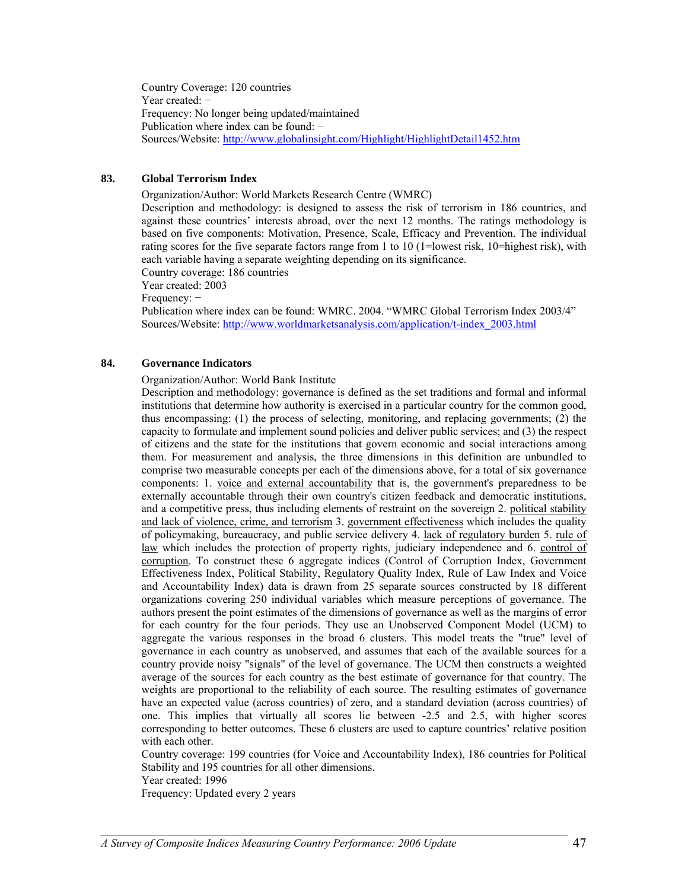Country Coverage: 120 countries
Year created: −
Frequency: No longer being updated/maintained
Publication where index can be found: −
Sources/Website: http://www.globalinsight.com/Highlight/HighlightDetail1452.htm

### 83. Global Terrorism Index

Organization/Author: World Markets Research Centre (WMRC)
Description and methodology: is designed to assess the risk of terrorism in 186 countries, and against these countries' interests abroad, over the next 12 months. The ratings methodology is based on five components: Motivation, Presence, Scale, Efficacy and Prevention. The individual rating scores for the five separate factors range from 1 to 10 (1=lowest risk, 10=highest risk), with each variable having a separate weighting depending on its significance.
Country coverage: 186 countries
Year created: 2003
Frequency: −
Publication where index can be found: WMRC. 2004. "WMRC Global Terrorism Index 2003/4"
Sources/Website: http://www.worldmarketsanalysis.com/application/t-index_2003.html

### 84. Governance Indicators

Organization/Author: World Bank Institute
Description and methodology: governance is defined as the set traditions and formal and informal institutions that determine how authority is exercised in a particular country for the common good, thus encompassing: (1) the process of selecting, monitoring, and replacing governments; (2) the capacity to formulate and implement sound policies and deliver public services; and (3) the respect of citizens and the state for the institutions that govern economic and social interactions among them. For measurement and analysis, the three dimensions in this definition are unbundled to comprise two measurable concepts per each of the dimensions above, for a total of six governance components: 1. voice and external accountability that is, the government's preparedness to be externally accountable through their own country's citizen feedback and democratic institutions, and a competitive press, thus including elements of restraint on the sovereign 2. political stability and lack of violence, crime, and terrorism 3. government effectiveness which includes the quality of policymaking, bureaucracy, and public service delivery 4. lack of regulatory burden 5. rule of law which includes the protection of property rights, judiciary independence and 6. control of corruption. To construct these 6 aggregate indices (Control of Corruption Index, Government Effectiveness Index, Political Stability, Regulatory Quality Index, Rule of Law Index and Voice and Accountability Index) data is drawn from 25 separate sources constructed by 18 different organizations covering 250 individual variables which measure perceptions of governance. The authors present the point estimates of the dimensions of governance as well as the margins of error for each country for the four periods. They use an Unobserved Component Model (UCM) to aggregate the various responses in the broad 6 clusters. This model treats the "true" level of governance in each country as unobserved, and assumes that each of the available sources for a country provide noisy "signals" of the level of governance. The UCM then constructs a weighted average of the sources for each country as the best estimate of governance for that country. The weights are proportional to the reliability of each source. The resulting estimates of governance have an expected value (across countries) of zero, and a standard deviation (across countries) of one. This implies that virtually all scores lie between -2.5 and 2.5, with higher scores corresponding to better outcomes. These 6 clusters are used to capture countries' relative position with each other.
Country coverage: 199 countries (for Voice and Accountability Index), 186 countries for Political Stability and 195 countries for all other dimensions.
Year created: 1996
Frequency: Updated every 2 years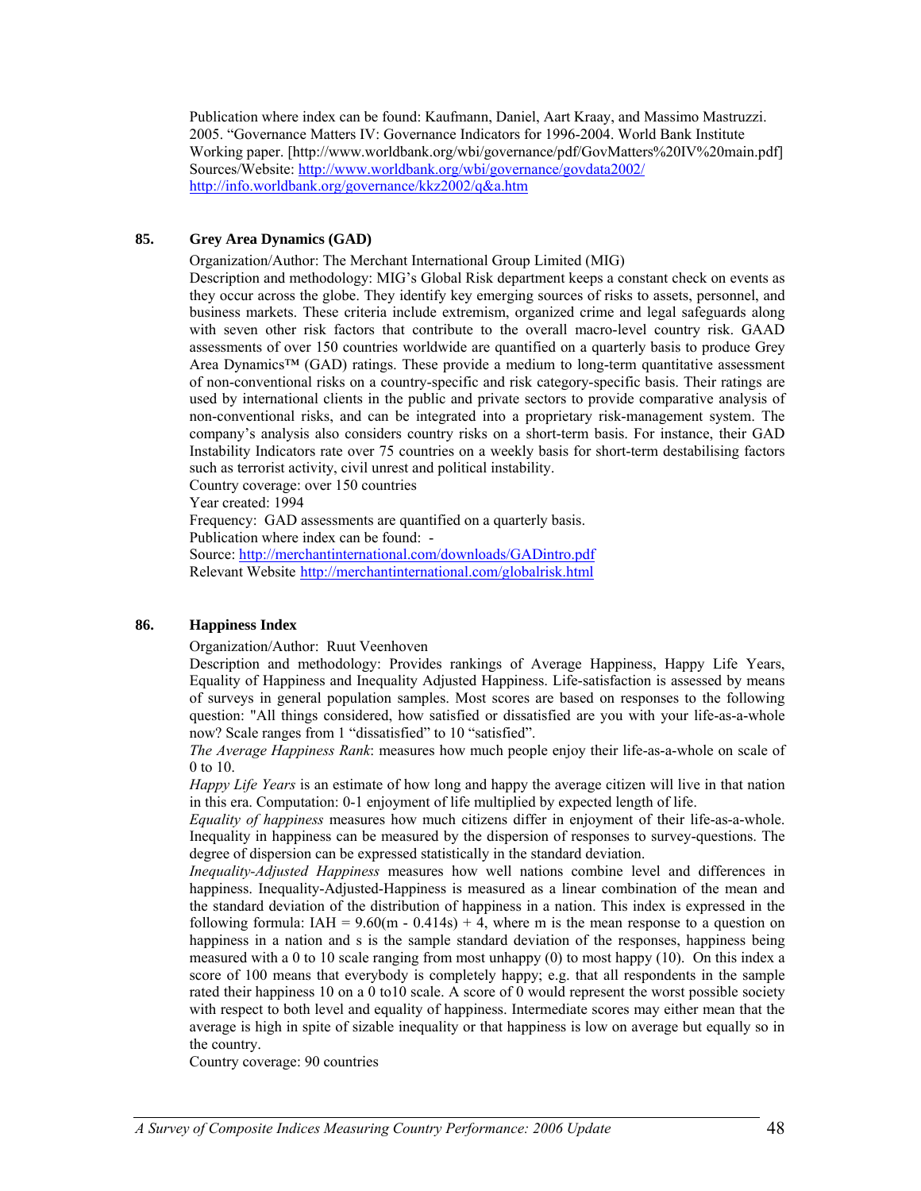Publication where index can be found: Kaufmann, Daniel, Aart Kraay, and Massimo Mastruzzi. 2005. "Governance Matters IV: Governance Indicators for 1996-2004. World Bank Institute Working paper. [http://www.worldbank.org/wbi/governance/pdf/GovMatters%20IV%20main.pdf]
Sources/Website: http://www.worldbank.org/wbi/governance/govdata2002/
http://info.worldbank.org/governance/kkz2002/q&a.htm

### 85. Grey Area Dynamics (GAD)

Organization/Author: The Merchant International Group Limited (MIG)
Description and methodology: MIG's Global Risk department keeps a constant check on events as they occur across the globe. They identify key emerging sources of risks to assets, personnel, and business markets. These criteria include extremism, organized crime and legal safeguards along with seven other risk factors that contribute to the overall macro-level country risk. GAAD assessments of over 150 countries worldwide are quantified on a quarterly basis to produce Grey Area Dynamics™ (GAD) ratings. These provide a medium to long-term quantitative assessment of non-conventional risks on a country-specific and risk category-specific basis. Their ratings are used by international clients in the public and private sectors to provide comparative analysis of non-conventional risks, and can be integrated into a proprietary risk-management system. The company's analysis also considers country risks on a short-term basis. For instance, their GAD Instability Indicators rate over 75 countries on a weekly basis for short-term destabilising factors such as terrorist activity, civil unrest and political instability.
Country coverage: over 150 countries
Year created: 1994
Frequency: GAD assessments are quantified on a quarterly basis.
Publication where index can be found: -
Source: http://merchantinternational.com/downloads/GADintro.pdf
Relevant Website http://merchantinternational.com/globalrisk.html

### 86. Happiness Index

Organization/Author: Ruut Veenhoven
Description and methodology: Provides rankings of Average Happiness, Happy Life Years, Equality of Happiness and Inequality Adjusted Happiness. Life-satisfaction is assessed by means of surveys in general population samples. Most scores are based on responses to the following question: "All things considered, how satisfied or dissatisfied are you with your life-as-a-whole now? Scale ranges from 1 "dissatisfied" to 10 "satisfied".
*The Average Happiness Rank*: measures how much people enjoy their life-as-a-whole on scale of 0 to 10.
*Happy Life Years* is an estimate of how long and happy the average citizen will live in that nation in this era. Computation: 0-1 enjoyment of life multiplied by expected length of life.
*Equality of happiness* measures how much citizens differ in enjoyment of their life-as-a-whole. Inequality in happiness can be measured by the dispersion of responses to survey-questions. The degree of dispersion can be expressed statistically in the standard deviation.
*Inequality-Adjusted Happiness* measures how well nations combine level and differences in happiness. Inequality-Adjusted-Happiness is measured as a linear combination of the mean and the standard deviation of the distribution of happiness in a nation. This index is expressed in the following formula: $IAH = 9.60(m - 0.414s) + 4$, where m is the mean response to a question on happiness in a nation and s is the sample standard deviation of the responses, happiness being measured with a 0 to 10 scale ranging from most unhappy (0) to most happy (10). On this index a score of 100 means that everybody is completely happy; e.g. that all respondents in the sample rated their happiness 10 on a 0 to10 scale. A score of 0 would represent the worst possible society with respect to both level and equality of happiness. Intermediate scores may either mean that the average is high in spite of sizable inequality or that happiness is low on average but equally so in the country.
Country coverage: 90 countries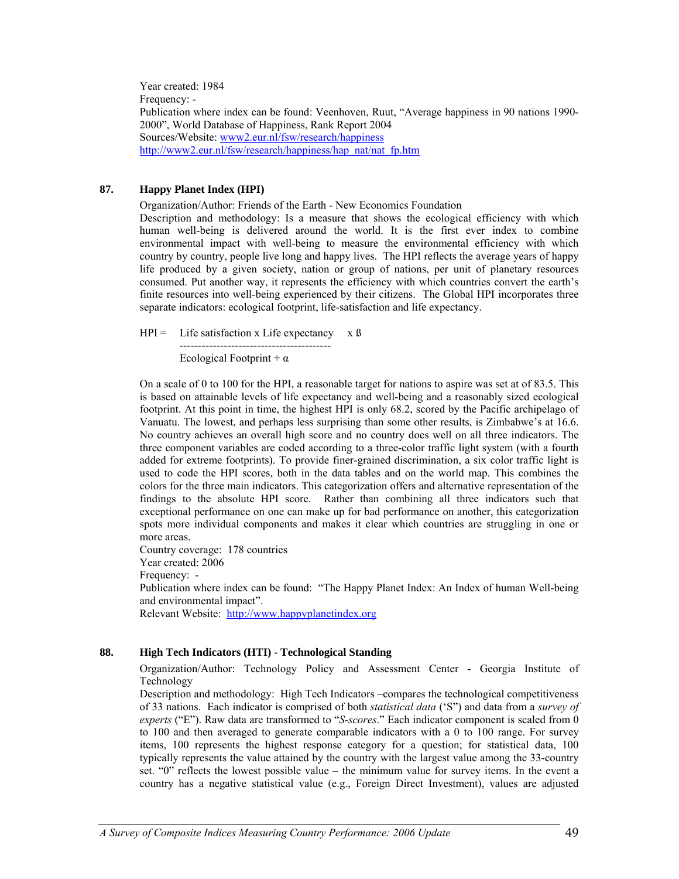Year created: 1984
Frequency: -
Publication where index can be found: Veenhoven, Ruut, "Average happiness in 90 nations 1990-2000", World Database of Happiness, Rank Report 2004
Sources/Website: www2.eur.nl/fsw/research/happiness
http://www2.eur.nl/fsw/research/happiness/hap_nat/nat_fp.htm

### 87. Happy Planet Index (HPI)

Organization/Author: Friends of the Earth - New Economics Foundation
Description and methodology: Is a measure that shows the ecological efficiency with which human well-being is delivered around the world. It is the first ever index to combine environmental impact with well-being to measure the environmental efficiency with which country by country, people live long and happy lives. The HPI reflects the average years of happy life produced by a given society, nation or group of nations, per unit of planetary resources consumed. Put another way, it represents the efficiency with which countries convert the earth's finite resources into well-being experienced by their citizens. The Global HPI incorporates three separate indicators: ecological footprint, life-satisfaction and life expectancy.

$$HPI = \frac{\text{Life satisfaction} \times \text{Life expectancy}}{\text{Ecological Footprint} + \alpha} \times \beta$$

On a scale of 0 to 100 for the HPI, a reasonable target for nations to aspire was set at of 83.5. This is based on attainable levels of life expectancy and well-being and a reasonably sized ecological footprint. At this point in time, the highest HPI is only 68.2, scored by the Pacific archipelago of Vanuatu. The lowest, and perhaps less surprising than some other results, is Zimbabwe's at 16.6. No country achieves an overall high score and no country does well on all three indicators. The three component variables are coded according to a three-color traffic light system (with a fourth added for extreme footprints). To provide finer-grained discrimination, a six color traffic light is used to code the HPI scores, both in the data tables and on the world map. This combines the colors for the three main indicators. This categorization offers and alternative representation of the findings to the absolute HPI score. Rather than combining all three indicators such that exceptional performance on one can make up for bad performance on another, this categorization spots more individual components and makes it clear which countries are struggling in one or more areas.
Country coverage: 178 countries
Year created: 2006
Frequency: -
Publication where index can be found: "The Happy Planet Index: An Index of human Well-being and environmental impact".
Relevant Website: http://www.happyplanetindex.org

### 88. High Tech Indicators (HTI) - Technological Standing

Organization/Author: Technology Policy and Assessment Center - Georgia Institute of Technology
Description and methodology: High Tech Indicators –compares the technological competitiveness of 33 nations. Each indicator is comprised of both *statistical data* ('S") and data from a *survey of experts* ("E"). Raw data are transformed to "*S-scores*." Each indicator component is scaled from 0 to 100 and then averaged to generate comparable indicators with a 0 to 100 range. For survey items, 100 represents the highest response category for a question; for statistical data, 100 typically represents the value attained by the country with the largest value among the 33-country set. "0" reflects the lowest possible value – the minimum value for survey items. In the event a country has a negative statistical value (e.g., Foreign Direct Investment), values are adjusted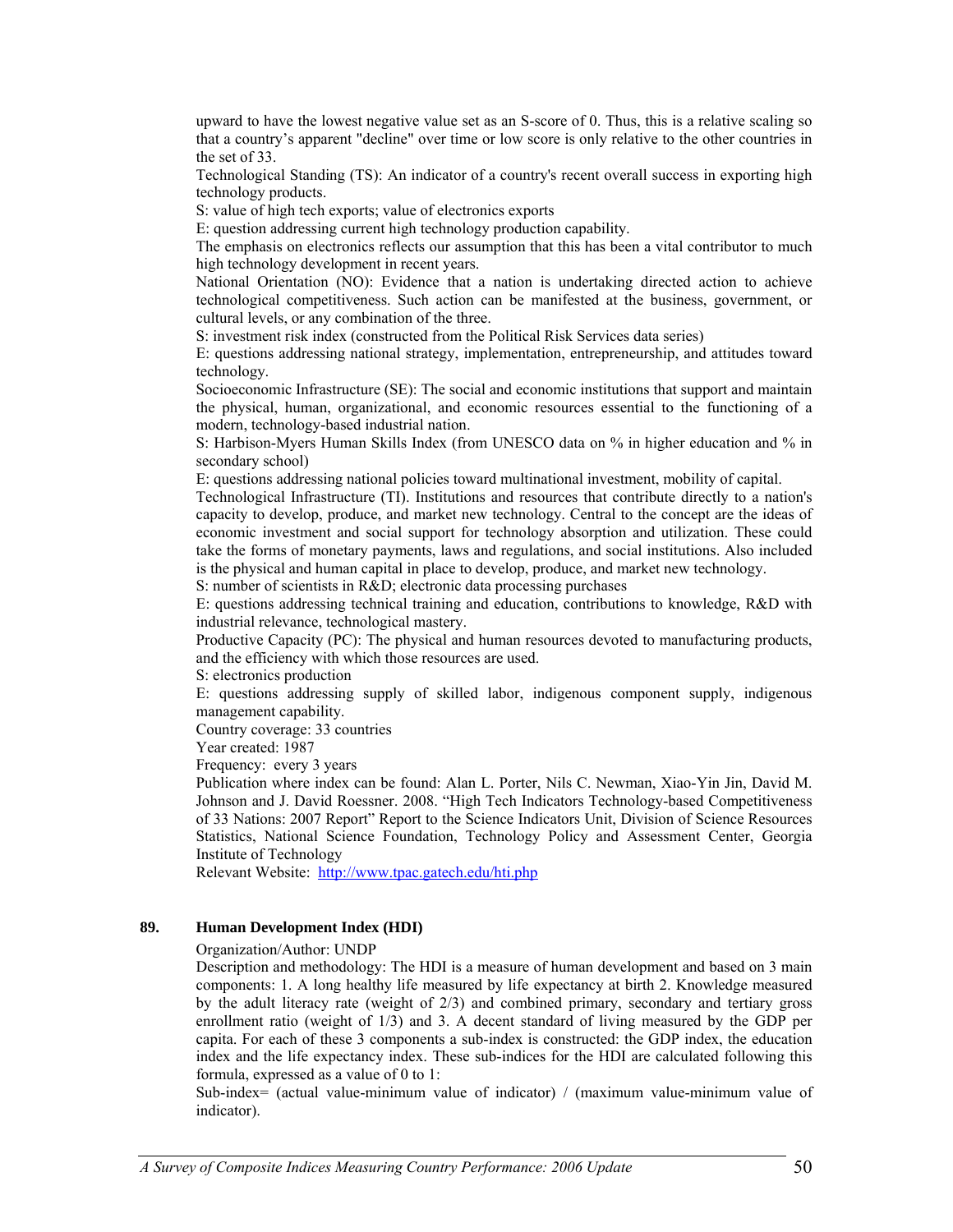upward to have the lowest negative value set as an S-score of 0. Thus, this is a relative scaling so that a country's apparent "decline" over time or low score is only relative to the other countries in the set of 33.

Technological Standing (TS): An indicator of a country's recent overall success in exporting high technology products.

S: value of high tech exports; value of electronics exports

E: question addressing current high technology production capability.

The emphasis on electronics reflects our assumption that this has been a vital contributor to much high technology development in recent years.

National Orientation (NO): Evidence that a nation is undertaking directed action to achieve technological competitiveness. Such action can be manifested at the business, government, or cultural levels, or any combination of the three.

S: investment risk index (constructed from the Political Risk Services data series)

E: questions addressing national strategy, implementation, entrepreneurship, and attitudes toward technology.

Socioeconomic Infrastructure (SE): The social and economic institutions that support and maintain the physical, human, organizational, and economic resources essential to the functioning of a modern, technology-based industrial nation.

S: Harbison-Myers Human Skills Index (from UNESCO data on % in higher education and % in secondary school)

E: questions addressing national policies toward multinational investment, mobility of capital.

Technological Infrastructure (TI). Institutions and resources that contribute directly to a nation's capacity to develop, produce, and market new technology. Central to the concept are the ideas of economic investment and social support for technology absorption and utilization. These could take the forms of monetary payments, laws and regulations, and social institutions. Also included is the physical and human capital in place to develop, produce, and market new technology.

S: number of scientists in R&D; electronic data processing purchases

E: questions addressing technical training and education, contributions to knowledge, R&D with industrial relevance, technological mastery.

Productive Capacity (PC): The physical and human resources devoted to manufacturing products, and the efficiency with which those resources are used.

S: electronics production

E: questions addressing supply of skilled labor, indigenous component supply, indigenous management capability.

Country coverage: 33 countries

Year created: 1987

Frequency: every 3 years

Publication where index can be found: Alan L. Porter, Nils C. Newman, Xiao-Yin Jin, David M. Johnson and J. David Roessner. 2008. "High Tech Indicators Technology-based Competitiveness of 33 Nations: 2007 Report" Report to the Science Indicators Unit, Division of Science Resources Statistics, National Science Foundation, Technology Policy and Assessment Center, Georgia Institute of Technology

Relevant Website: http://www.tpac.gatech.edu/hti.php

### 89. Human Development Index (HDI)

Organization/Author: UNDP

Description and methodology: The HDI is a measure of human development and based on 3 main components: 1. A long healthy life measured by life expectancy at birth 2. Knowledge measured by the adult literacy rate (weight of 2/3) and combined primary, secondary and tertiary gross enrollment ratio (weight of 1/3) and 3. A decent standard of living measured by the GDP per capita. For each of these 3 components a sub-index is constructed: the GDP index, the education index and the life expectancy index. These sub-indices for the HDI are calculated following this formula, expressed as a value of 0 to 1:

Sub-index= (actual value-minimum value of indicator) / (maximum value-minimum value of indicator).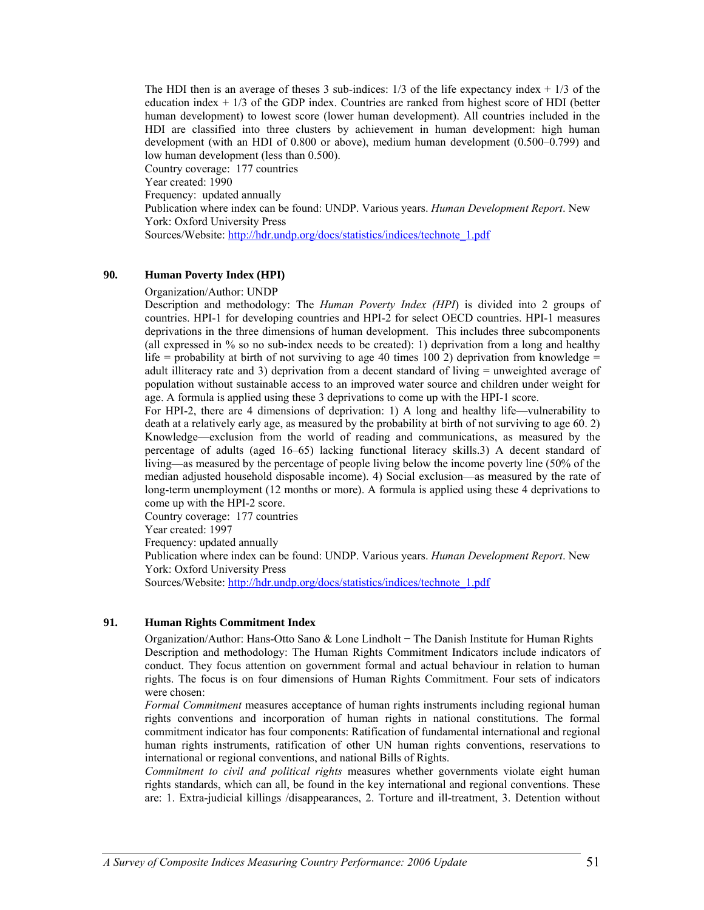The HDI then is an average of theses 3 sub-indices: 1/3 of the life expectancy index + 1/3 of the education index + 1/3 of the GDP index. Countries are ranked from highest score of HDI (better human development) to lowest score (lower human development). All countries included in the HDI are classified into three clusters by achievement in human development: high human development (with an HDI of 0.800 or above), medium human development (0.500–0.799) and low human development (less than 0.500).
Country coverage: 177 countries
Year created: 1990
Frequency: updated annually
Publication where index can be found: UNDP. Various years. *Human Development Report*. New York: Oxford University Press
Sources/Website: http://hdr.undp.org/docs/statistics/indices/technote_1.pdf

### 90. Human Poverty Index (HPI)

Organization/Author: UNDP
Description and methodology: The *Human Poverty Index (HPI*) is divided into 2 groups of countries. HPI-1 for developing countries and HPI-2 for select OECD countries. HPI-1 measures deprivations in the three dimensions of human development. This includes three subcomponents (all expressed in % so no sub-index needs to be created): 1) deprivation from a long and healthy life = probability at birth of not surviving to age 40 times 100 2) deprivation from knowledge = adult illiteracy rate and 3) deprivation from a decent standard of living = unweighted average of population without sustainable access to an improved water source and children under weight for age. A formula is applied using these 3 deprivations to come up with the HPI-1 score.
For HPI-2, there are 4 dimensions of deprivation: 1) A long and healthy life—vulnerability to death at a relatively early age, as measured by the probability at birth of not surviving to age 60. 2) Knowledge—exclusion from the world of reading and communications, as measured by the percentage of adults (aged 16–65) lacking functional literacy skills.3) A decent standard of living—as measured by the percentage of people living below the income poverty line (50% of the median adjusted household disposable income). 4) Social exclusion—as measured by the rate of long-term unemployment (12 months or more). A formula is applied using these 4 deprivations to come up with the HPI-2 score.
Country coverage: 177 countries
Year created: 1997
Frequency: updated annually
Publication where index can be found: UNDP. Various years. *Human Development Report*. New York: Oxford University Press
Sources/Website: http://hdr.undp.org/docs/statistics/indices/technote_1.pdf

### 91. Human Rights Commitment Index

Organization/Author: Hans-Otto Sano & Lone Lindholt − The Danish Institute for Human Rights
Description and methodology: The Human Rights Commitment Indicators include indicators of conduct. They focus attention on government formal and actual behaviour in relation to human rights. The focus is on four dimensions of Human Rights Commitment. Four sets of indicators were chosen:
*Formal Commitment* measures acceptance of human rights instruments including regional human rights conventions and incorporation of human rights in national constitutions. The formal commitment indicator has four components: Ratification of fundamental international and regional human rights instruments, ratification of other UN human rights conventions, reservations to international or regional conventions, and national Bills of Rights.
*Commitment to civil and political rights* measures whether governments violate eight human rights standards, which can all, be found in the key international and regional conventions. These are: 1. Extra-judicial killings /disappearances, 2. Torture and ill-treatment, 3. Detention without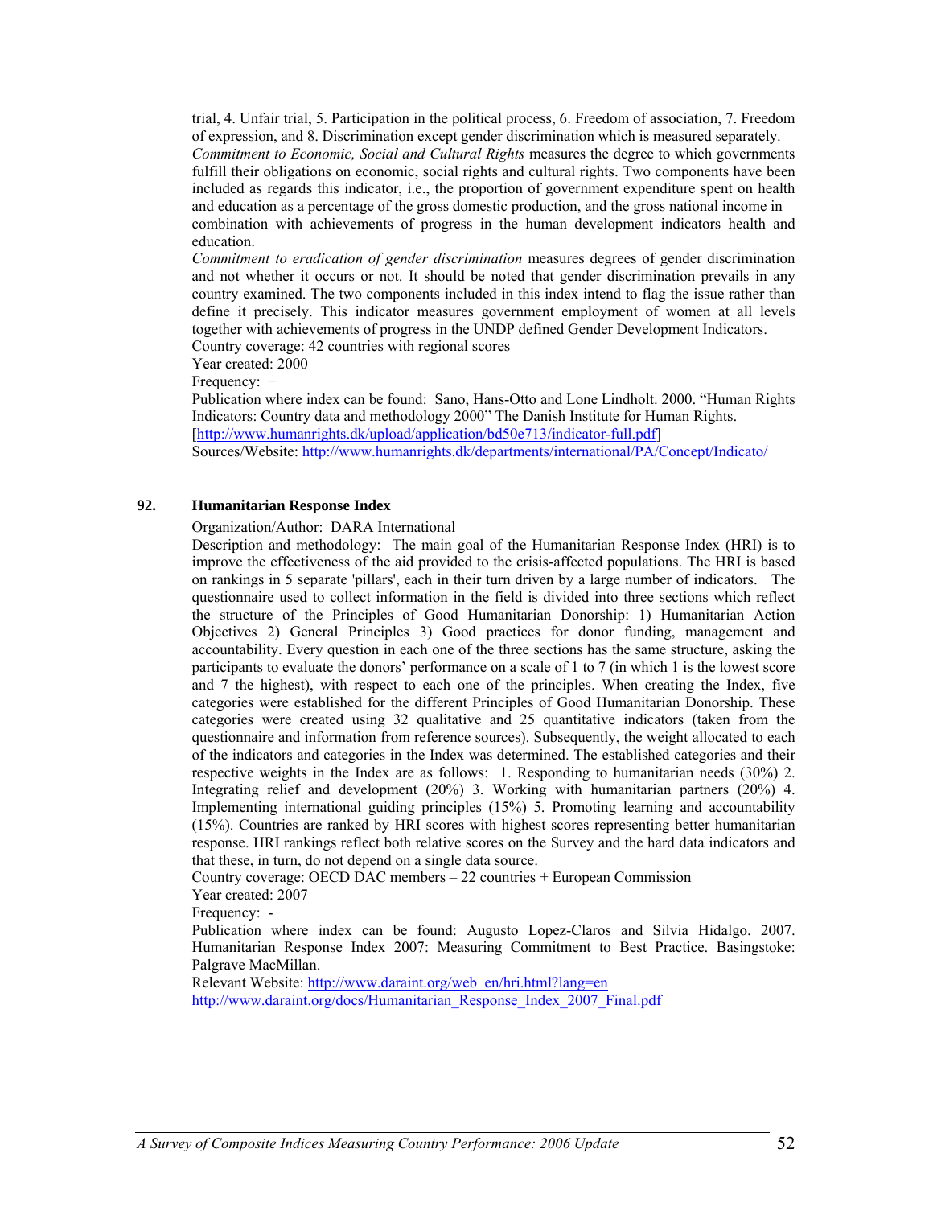trial, 4. Unfair trial, 5. Participation in the political process, 6. Freedom of association, 7. Freedom of expression, and 8. Discrimination except gender discrimination which is measured separately.

*Commitment to Economic, Social and Cultural Rights* measures the degree to which governments fulfill their obligations on economic, social rights and cultural rights. Two components have been included as regards this indicator, i.e., the proportion of government expenditure spent on health and education as a percentage of the gross domestic production, and the gross national income in combination with achievements of progress in the human development indicators health and education.

*Commitment to eradication of gender discrimination* measures degrees of gender discrimination and not whether it occurs or not. It should be noted that gender discrimination prevails in any country examined. The two components included in this index intend to flag the issue rather than define it precisely. This indicator measures government employment of women at all levels together with achievements of progress in the UNDP defined Gender Development Indicators.

Country coverage: 42 countries with regional scores

Year created: 2000

Frequency: −

Publication where index can be found: Sano, Hans-Otto and Lone Lindholt. 2000. "Human Rights Indicators: Country data and methodology 2000" The Danish Institute for Human Rights. [http://www.humanrights.dk/upload/application/bd50e713/indicator-full.pdf]

Sources/Website: http://www.humanrights.dk/departments/international/PA/Concept/Indicato/

## 92. Humanitarian Response Index

Organization/Author: DARA International

Description and methodology: The main goal of the Humanitarian Response Index (HRI) is to improve the effectiveness of the aid provided to the crisis-affected populations. The HRI is based on rankings in 5 separate 'pillars', each in their turn driven by a large number of indicators. The questionnaire used to collect information in the field is divided into three sections which reflect the structure of the Principles of Good Humanitarian Donorship: 1) Humanitarian Action Objectives 2) General Principles 3) Good practices for donor funding, management and accountability. Every question in each one of the three sections has the same structure, asking the participants to evaluate the donors' performance on a scale of 1 to 7 (in which 1 is the lowest score and 7 the highest), with respect to each one of the principles. When creating the Index, five categories were established for the different Principles of Good Humanitarian Donorship. These categories were created using 32 qualitative and 25 quantitative indicators (taken from the questionnaire and information from reference sources). Subsequently, the weight allocated to each of the indicators and categories in the Index was determined. The established categories and their respective weights in the Index are as follows: 1. Responding to humanitarian needs (30%) 2. Integrating relief and development (20%) 3. Working with humanitarian partners (20%) 4. Implementing international guiding principles (15%) 5. Promoting learning and accountability (15%). Countries are ranked by HRI scores with highest scores representing better humanitarian response. HRI rankings reflect both relative scores on the Survey and the hard data indicators and that these, in turn, do not depend on a single data source.

Country coverage: OECD DAC members – 22 countries + European Commission

Year created: 2007

Frequency: -

Publication where index can be found: Augusto Lopez-Claros and Silvia Hidalgo. 2007. Humanitarian Response Index 2007: Measuring Commitment to Best Practice. Basingstoke: Palgrave MacMillan.

Relevant Website: http://www.daraint.org/web_en/hri.html?lang=en
http://www.daraint.org/docs/Humanitarian_Response_Index_2007_Final.pdf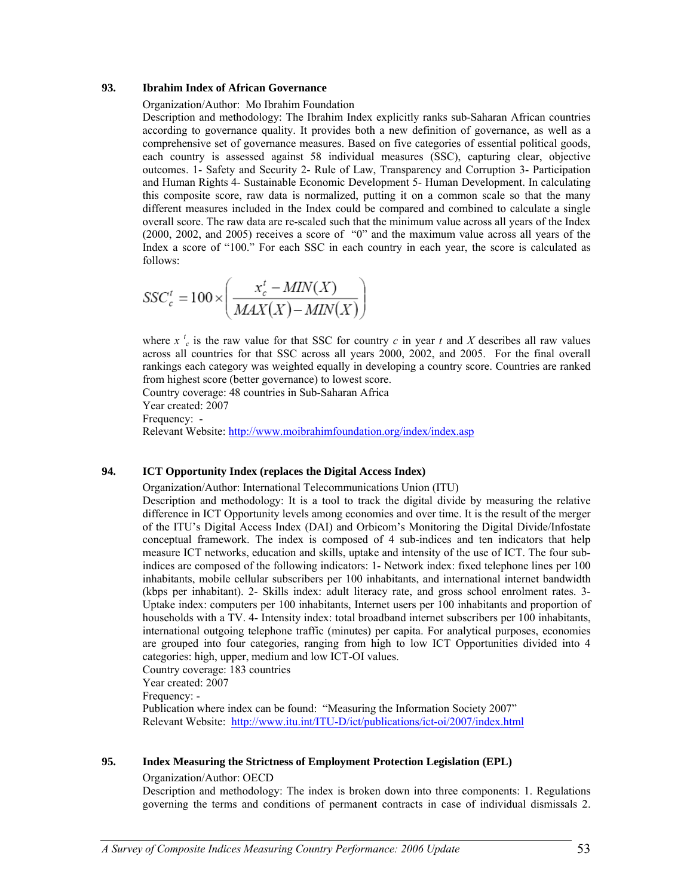### 93. Ibrahim Index of African Governance

Organization/Author: Mo Ibrahim Foundation

Description and methodology: The Ibrahim Index explicitly ranks sub-Saharan African countries according to governance quality. It provides both a new definition of governance, as well as a comprehensive set of governance measures. Based on five categories of essential political goods, each country is assessed against 58 individual measures (SSC), capturing clear, objective outcomes. 1- Safety and Security 2- Rule of Law, Transparency and Corruption 3- Participation and Human Rights 4- Sustainable Economic Development 5- Human Development. In calculating this composite score, raw data is normalized, putting it on a common scale so that the many different measures included in the Index could be compared and combined to calculate a single overall score. The raw data are re-scaled such that the minimum value across all years of the Index (2000, 2002, and 2005) receives a score of "0" and the maximum value across all years of the Index a score of "100." For each SSC in each country in each year, the score is calculated as follows:

$$SSC_c^t = 100 \times \left( \frac{x_c^t - MIN(X)}{MAX(X) - MIN(X)} \right)$$

where $x_c^t$ is the raw value for that SSC for country $c$ in year $t$ and $X$ describes all raw values across all countries for that SSC across all years 2000, 2002, and 2005. For the final overall rankings each category was weighted equally in developing a country score. Countries are ranked from highest score (better governance) to lowest score.

Country coverage: 48 countries in Sub-Saharan Africa

Year created: 2007

Frequency: -

Relevant Website: http://www.moibrahimfoundation.org/index/index.asp

### 94. ICT Opportunity Index (replaces the Digital Access Index)

Organization/Author: International Telecommunications Union (ITU)

Description and methodology: It is a tool to track the digital divide by measuring the relative difference in ICT Opportunity levels among economies and over time. It is the result of the merger of the ITU's Digital Access Index (DAI) and Orbicom's Monitoring the Digital Divide/Infostate conceptual framework. The index is composed of 4 sub-indices and ten indicators that help measure ICT networks, education and skills, uptake and intensity of the use of ICT. The four sub-indices are composed of the following indicators: 1- Network index: fixed telephone lines per 100 inhabitants, mobile cellular subscribers per 100 inhabitants, and international internet bandwidth (kbps per inhabitant). 2- Skills index: adult literacy rate, and gross school enrolment rates. 3- Uptake index: computers per 100 inhabitants, Internet users per 100 inhabitants and proportion of households with a TV. 4- Intensity index: total broadband internet subscribers per 100 inhabitants, international outgoing telephone traffic (minutes) per capita. For analytical purposes, economies are grouped into four categories, ranging from high to low ICT Opportunities divided into 4 categories: high, upper, medium and low ICT-OI values.

Country coverage: 183 countries

Year created: 2007

Frequency: -

Publication where index can be found: "Measuring the Information Society 2007"

Relevant Website: http://www.itu.int/ITU-D/ict/publications/ict-oi/2007/index.html

### 95. Index Measuring the Strictness of Employment Protection Legislation (EPL)

Organization/Author: OECD

Description and methodology: The index is broken down into three components: 1. Regulations governing the terms and conditions of permanent contracts in case of individual dismissals 2.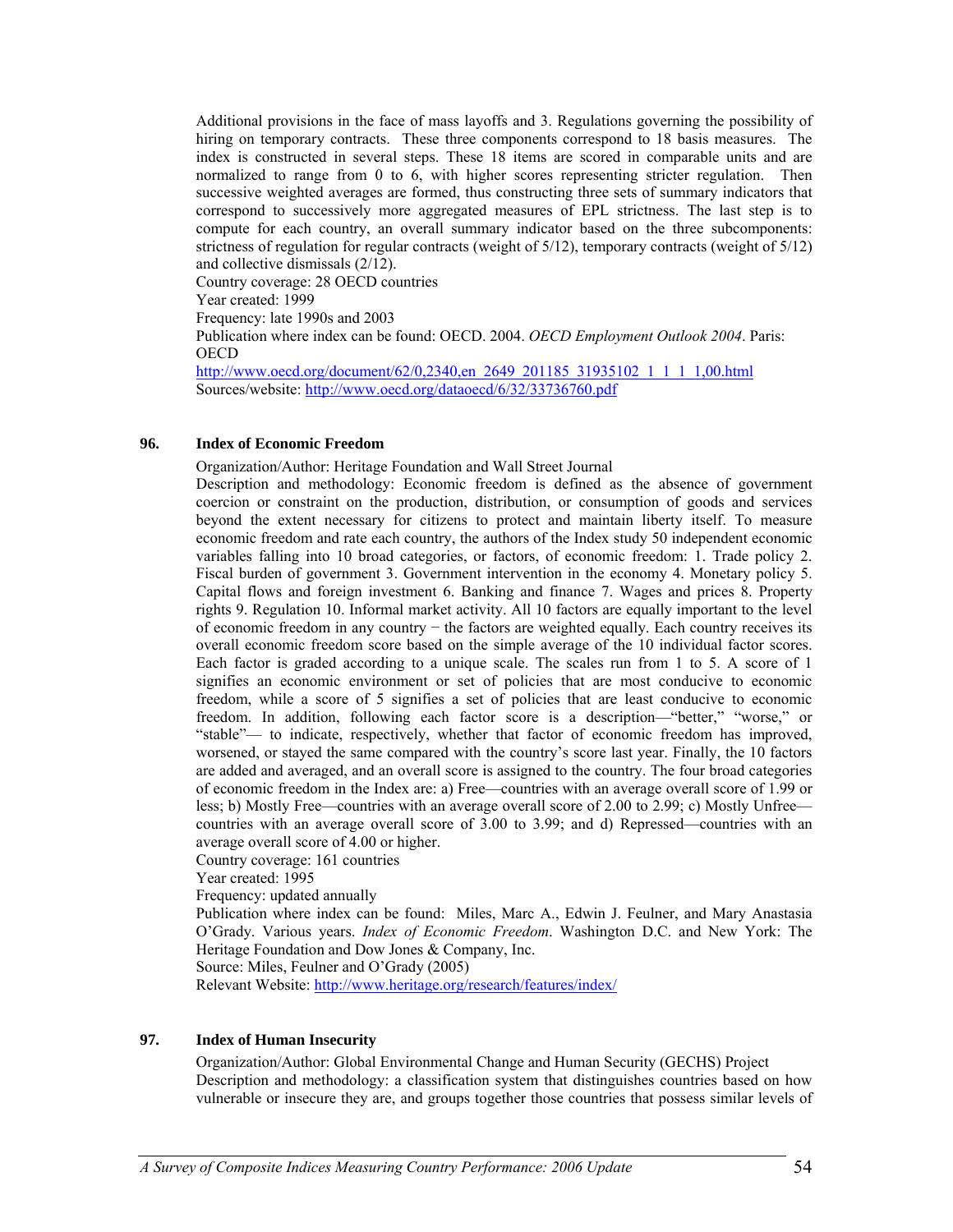Additional provisions in the face of mass layoffs and 3. Regulations governing the possibility of hiring on temporary contracts. These three components correspond to 18 basis measures. The index is constructed in several steps. These 18 items are scored in comparable units and are normalized to range from 0 to 6, with higher scores representing stricter regulation. Then successive weighted averages are formed, thus constructing three sets of summary indicators that correspond to successively more aggregated measures of EPL strictness. The last step is to compute for each country, an overall summary indicator based on the three subcomponents: strictness of regulation for regular contracts (weight of 5/12), temporary contracts (weight of 5/12) and collective dismissals (2/12).

Country coverage: 28 OECD countries

Year created: 1999

Frequency: late 1990s and 2003

Publication where index can be found: OECD. 2004. *OECD Employment Outlook 2004*. Paris: OECD

http://www.oecd.org/document/62/0,2340,en_2649_201185_31935102_1_1_1_1,00.html

Sources/website: http://www.oecd.org/dataoecd/6/32/33736760.pdf

## 96. Index of Economic Freedom

Organization/Author: Heritage Foundation and Wall Street Journal

Description and methodology: Economic freedom is defined as the absence of government coercion or constraint on the production, distribution, or consumption of goods and services beyond the extent necessary for citizens to protect and maintain liberty itself. To measure economic freedom and rate each country, the authors of the Index study 50 independent economic variables falling into 10 broad categories, or factors, of economic freedom: 1. Trade policy 2. Fiscal burden of government 3. Government intervention in the economy 4. Monetary policy 5. Capital flows and foreign investment 6. Banking and finance 7. Wages and prices 8. Property rights 9. Regulation 10. Informal market activity. All 10 factors are equally important to the level of economic freedom in any country − the factors are weighted equally. Each country receives its overall economic freedom score based on the simple average of the 10 individual factor scores. Each factor is graded according to a unique scale. The scales run from 1 to 5. A score of 1 signifies an economic environment or set of policies that are most conducive to economic freedom, while a score of 5 signifies a set of policies that are least conducive to economic freedom. In addition, following each factor score is a description—"better," "worse," or "stable"— to indicate, respectively, whether that factor of economic freedom has improved, worsened, or stayed the same compared with the country's score last year. Finally, the 10 factors are added and averaged, and an overall score is assigned to the country. The four broad categories of economic freedom in the Index are: a) Free—countries with an average overall score of 1.99 or less; b) Mostly Free—countries with an average overall score of 2.00 to 2.99; c) Mostly Unfree—countries with an average overall score of 3.00 to 3.99; and d) Repressed—countries with an average overall score of 4.00 or higher.

Country coverage: 161 countries

Year created: 1995

Frequency: updated annually

Publication where index can be found: Miles, Marc A., Edwin J. Feulner, and Mary Anastasia O'Grady. Various years. *Index of Economic Freedom*. Washington D.C. and New York: The Heritage Foundation and Dow Jones & Company, Inc.

Source: Miles, Feulner and O'Grady (2005)

Relevant Website: http://www.heritage.org/research/features/index/

## 97. Index of Human Insecurity

Organization/Author: Global Environmental Change and Human Security (GECHS) Project

Description and methodology: a classification system that distinguishes countries based on how vulnerable or insecure they are, and groups together those countries that possess similar levels of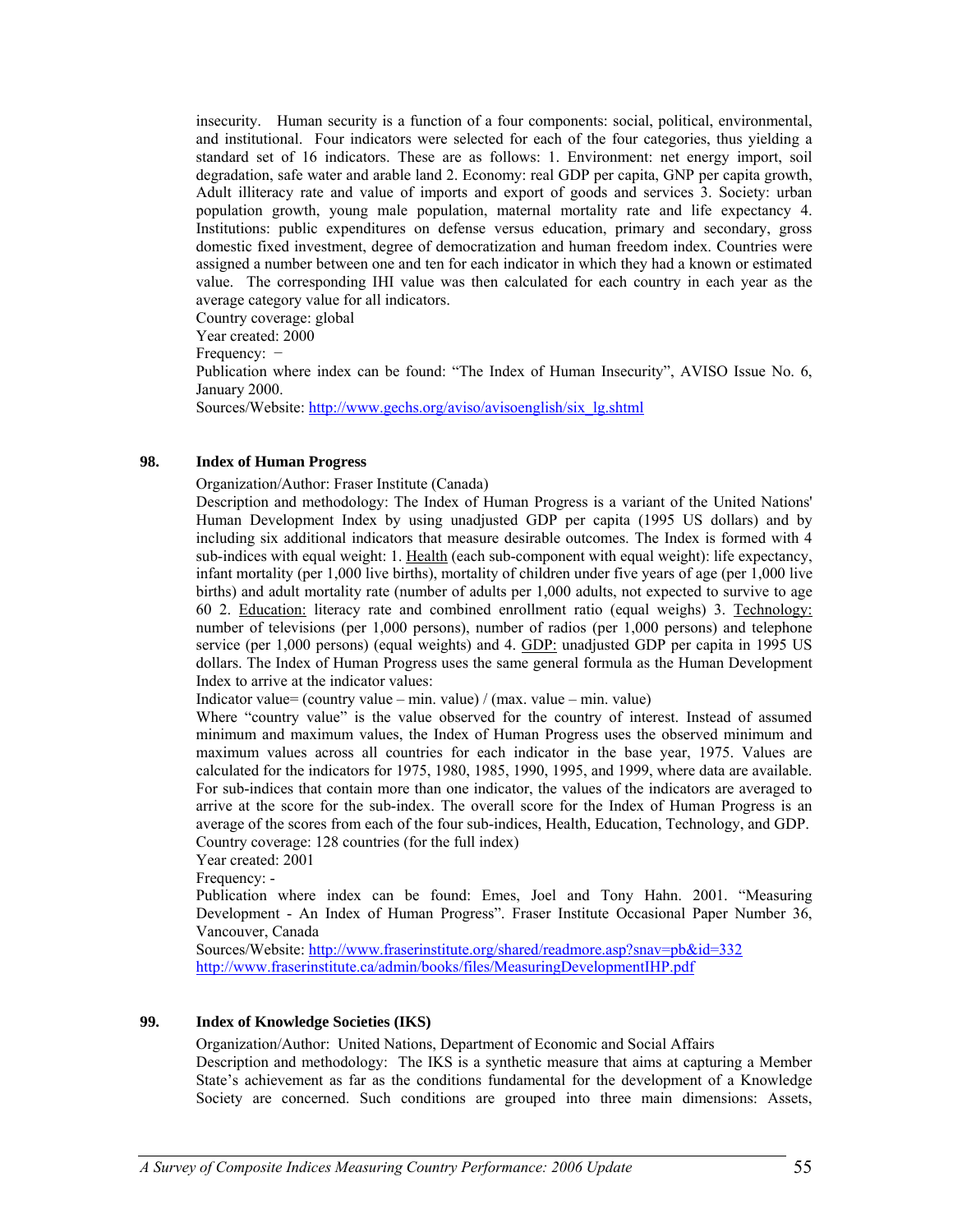insecurity. Human security is a function of a four components: social, political, environmental, and institutional. Four indicators were selected for each of the four categories, thus yielding a standard set of 16 indicators. These are as follows: 1. Environment: net energy import, soil degradation, safe water and arable land 2. Economy: real GDP per capita, GNP per capita growth, Adult illiteracy rate and value of imports and export of goods and services 3. Society: urban population growth, young male population, maternal mortality rate and life expectancy 4. Institutions: public expenditures on defense versus education, primary and secondary, gross domestic fixed investment, degree of democratization and human freedom index. Countries were assigned a number between one and ten for each indicator in which they had a known or estimated value. The corresponding IHI value was then calculated for each country in each year as the average category value for all indicators.

Country coverage: global

Year created: 2000

Frequency: −

Publication where index can be found: "The Index of Human Insecurity", AVISO Issue No. 6, January 2000.

Sources/Website: http://www.gechs.org/aviso/avisoenglish/six_lg.shtml

### 98. Index of Human Progress

Organization/Author: Fraser Institute (Canada)

Description and methodology: The Index of Human Progress is a variant of the United Nations' Human Development Index by using unadjusted GDP per capita (1995 US dollars) and by including six additional indicators that measure desirable outcomes. The Index is formed with 4 sub-indices with equal weight: 1. Health (each sub-component with equal weight): life expectancy, infant mortality (per 1,000 live births), mortality of children under five years of age (per 1,000 live births) and adult mortality rate (number of adults per 1,000 adults, not expected to survive to age 60 2. Education: literacy rate and combined enrollment ratio (equal weighs) 3. Technology: number of televisions (per 1,000 persons), number of radios (per 1,000 persons) and telephone service (per 1,000 persons) (equal weights) and 4. GDP: unadjusted GDP per capita in 1995 US dollars. The Index of Human Progress uses the same general formula as the Human Development Index to arrive at the indicator values:

Indicator value= (country value – min. value) / (max. value – min. value)

Where "country value" is the value observed for the country of interest. Instead of assumed minimum and maximum values, the Index of Human Progress uses the observed minimum and maximum values across all countries for each indicator in the base year, 1975. Values are calculated for the indicators for 1975, 1980, 1985, 1990, 1995, and 1999, where data are available. For sub-indices that contain more than one indicator, the values of the indicators are averaged to arrive at the score for the sub-index. The overall score for the Index of Human Progress is an average of the scores from each of the four sub-indices, Health, Education, Technology, and GDP.

Country coverage: 128 countries (for the full index)

Year created: 2001

Frequency: -

Publication where index can be found: Emes, Joel and Tony Hahn. 2001. "Measuring Development - An Index of Human Progress". Fraser Institute Occasional Paper Number 36, Vancouver, Canada

Sources/Website: http://www.fraserinstitute.org/shared/readmore.asp?snav=pb&id=332
http://www.fraserinstitute.ca/admin/books/files/MeasuringDevelopmentIHP.pdf

### 99. Index of Knowledge Societies (IKS)

Organization/Author: United Nations, Department of Economic and Social Affairs

Description and methodology: The IKS is a synthetic measure that aims at capturing a Member State's achievement as far as the conditions fundamental for the development of a Knowledge Society are concerned. Such conditions are grouped into three main dimensions: Assets,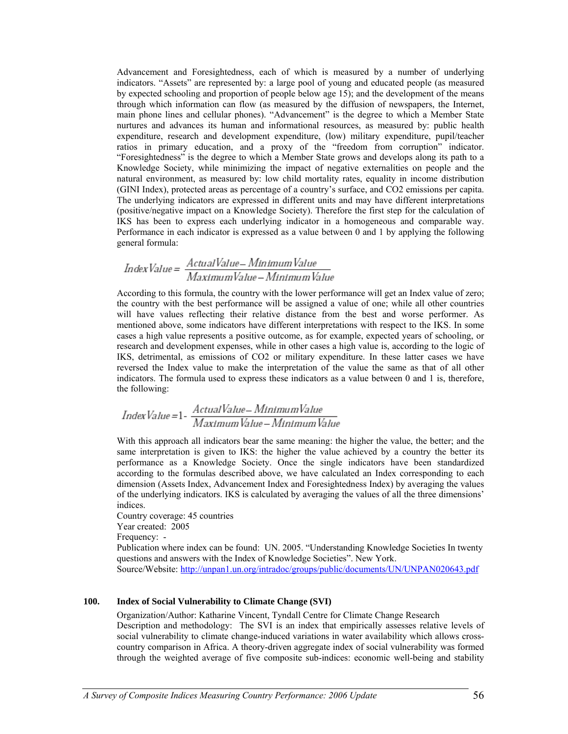Advancement and Foresightedness, each of which is measured by a number of underlying indicators. "Assets" are represented by: a large pool of young and educated people (as measured by expected schooling and proportion of people below age 15); and the development of the means through which information can flow (as measured by the diffusion of newspapers, the Internet, main phone lines and cellular phones). "Advancement" is the degree to which a Member State nurtures and advances its human and informational resources, as measured by: public health expenditure, research and development expenditure, (low) military expenditure, pupil/teacher ratios in primary education, and a proxy of the "freedom from corruption" indicator. "Foresightedness" is the degree to which a Member State grows and develops along its path to a Knowledge Society, while minimizing the impact of negative externalities on people and the natural environment, as measured by: low child mortality rates, equality in income distribution (GINI Index), protected areas as percentage of a country's surface, and CO2 emissions per capita. The underlying indicators are expressed in different units and may have different interpretations (positive/negative impact on a Knowledge Society). Therefore the first step for the calculation of IKS has been to express each underlying indicator in a homogeneous and comparable way. Performance in each indicator is expressed as a value between 0 and 1 by applying the following general formula:

$$Index\,Value = \frac{Actual\,Value - Minimum\,Value}{Maximum\,Value - Minimum\,Value}$$

According to this formula, the country with the lower performance will get an Index value of zero; the country with the best performance will be assigned a value of one; while all other countries will have values reflecting their relative distance from the best and worse performer. As mentioned above, some indicators have different interpretations with respect to the IKS. In some cases a high value represents a positive outcome, as for example, expected years of schooling, or research and development expenses, while in other cases a high value is, according to the logic of IKS, detrimental, as emissions of CO2 or military expenditure. In these latter cases we have reversed the Index value to make the interpretation of the value the same as that of all other indicators. The formula used to express these indicators as a value between 0 and 1 is, therefore, the following:

$$Index\,Value = 1 - \frac{Actual\,Value - Minimum\,Value}{Maximum\,Value - Minimum\,Value}$$

With this approach all indicators bear the same meaning: the higher the value, the better; and the same interpretation is given to IKS: the higher the value achieved by a country the better its performance as a Knowledge Society. Once the single indicators have been standardized according to the formulas described above, we have calculated an Index corresponding to each dimension (Assets Index, Advancement Index and Foresightedness Index) by averaging the values of the underlying indicators. IKS is calculated by averaging the values of all the three dimensions' indices.

Country coverage: 45 countries
Year created: 2005
Frequency: -
Publication where index can be found: UN. 2005. "Understanding Knowledge Societies In twenty questions and answers with the Index of Knowledge Societies". New York.
Source/Website: http://unpan1.un.org/intradoc/groups/public/documents/UN/UNPAN020643.pdf

### 100. Index of Social Vulnerability to Climate Change (SVI)

Organization/Author: Katharine Vincent, Tyndall Centre for Climate Change Research
Description and methodology: The SVI is an index that empirically assesses relative levels of social vulnerability to climate change-induced variations in water availability which allows cross-country comparison in Africa. A theory-driven aggregate index of social vulnerability was formed through the weighted average of five composite sub-indices: economic well-being and stability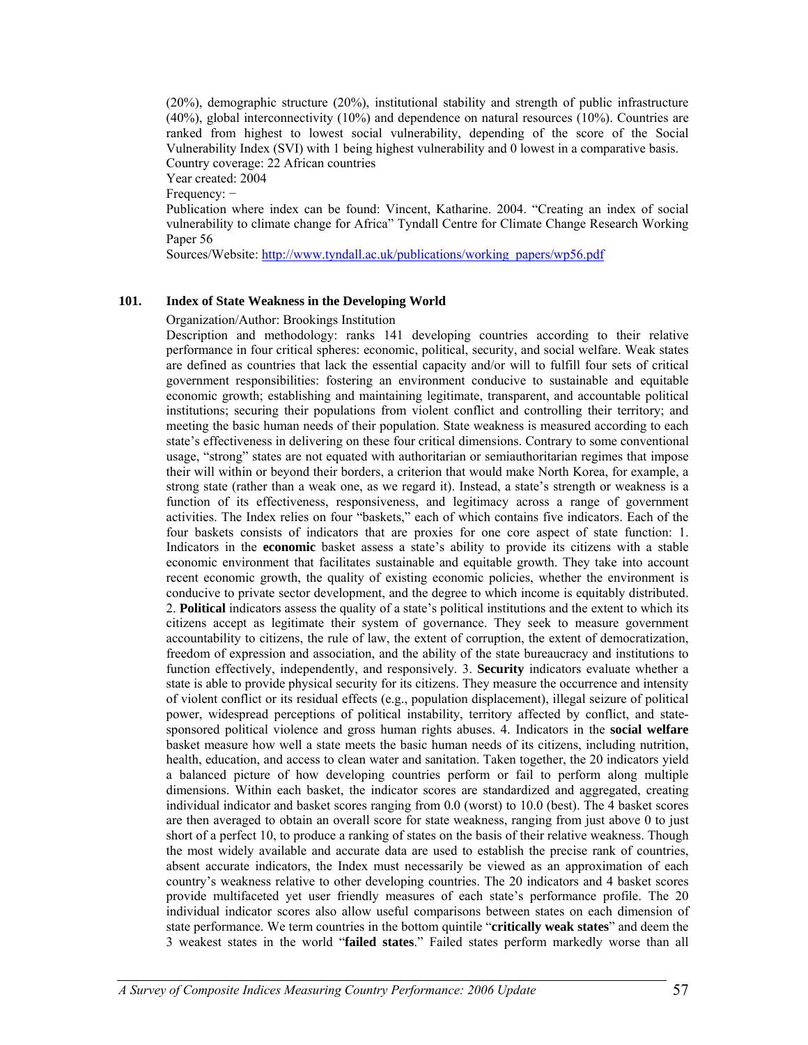(20%), demographic structure (20%), institutional stability and strength of public infrastructure (40%), global interconnectivity (10%) and dependence on natural resources (10%). Countries are ranked from highest to lowest social vulnerability, depending of the score of the Social Vulnerability Index (SVI) with 1 being highest vulnerability and 0 lowest in a comparative basis.

Country coverage: 22 African countries

Year created: 2004

Frequency: −

Publication where index can be found: Vincent, Katharine. 2004. "Creating an index of social vulnerability to climate change for Africa" Tyndall Centre for Climate Change Research Working Paper 56

Sources/Website: http://www.tyndall.ac.uk/publications/working_papers/wp56.pdf

### 101. Index of State Weakness in the Developing World

Organization/Author: Brookings Institution

Description and methodology: ranks 141 developing countries according to their relative performance in four critical spheres: economic, political, security, and social welfare. Weak states are defined as countries that lack the essential capacity and/or will to fulfill four sets of critical government responsibilities: fostering an environment conducive to sustainable and equitable economic growth; establishing and maintaining legitimate, transparent, and accountable political institutions; securing their populations from violent conflict and controlling their territory; and meeting the basic human needs of their population. State weakness is measured according to each state's effectiveness in delivering on these four critical dimensions. Contrary to some conventional usage, "strong" states are not equated with authoritarian or semiauthoritarian regimes that impose their will within or beyond their borders, a criterion that would make North Korea, for example, a strong state (rather than a weak one, as we regard it). Instead, a state's strength or weakness is a function of its effectiveness, responsiveness, and legitimacy across a range of government activities. The Index relies on four "baskets," each of which contains five indicators. Each of the four baskets consists of indicators that are proxies for one core aspect of state function: 1. Indicators in the **economic** basket assess a state's ability to provide its citizens with a stable economic environment that facilitates sustainable and equitable growth. They take into account recent economic growth, the quality of existing economic policies, whether the environment is conducive to private sector development, and the degree to which income is equitably distributed. 2. **Political** indicators assess the quality of a state's political institutions and the extent to which its citizens accept as legitimate their system of governance. They seek to measure government accountability to citizens, the rule of law, the extent of corruption, the extent of democratization, freedom of expression and association, and the ability of the state bureaucracy and institutions to function effectively, independently, and responsively. 3. **Security** indicators evaluate whether a state is able to provide physical security for its citizens. They measure the occurrence and intensity of violent conflict or its residual effects (e.g., population displacement), illegal seizure of political power, widespread perceptions of political instability, territory affected by conflict, and state-sponsored political violence and gross human rights abuses. 4. Indicators in the **social welfare** basket measure how well a state meets the basic human needs of its citizens, including nutrition, health, education, and access to clean water and sanitation. Taken together, the 20 indicators yield a balanced picture of how developing countries perform or fail to perform along multiple dimensions. Within each basket, the indicator scores are standardized and aggregated, creating individual indicator and basket scores ranging from 0.0 (worst) to 10.0 (best). The 4 basket scores are then averaged to obtain an overall score for state weakness, ranging from just above 0 to just short of a perfect 10, to produce a ranking of states on the basis of their relative weakness. Though the most widely available and accurate data are used to establish the precise rank of countries, absent accurate indicators, the Index must necessarily be viewed as an approximation of each country's weakness relative to other developing countries. The 20 indicators and 4 basket scores provide multifaceted yet user friendly measures of each state's performance profile. The 20 individual indicator scores also allow useful comparisons between states on each dimension of state performance. We term countries in the bottom quintile "**critically weak states**" and deem the 3 weakest states in the world "**failed states**." Failed states perform markedly worse than all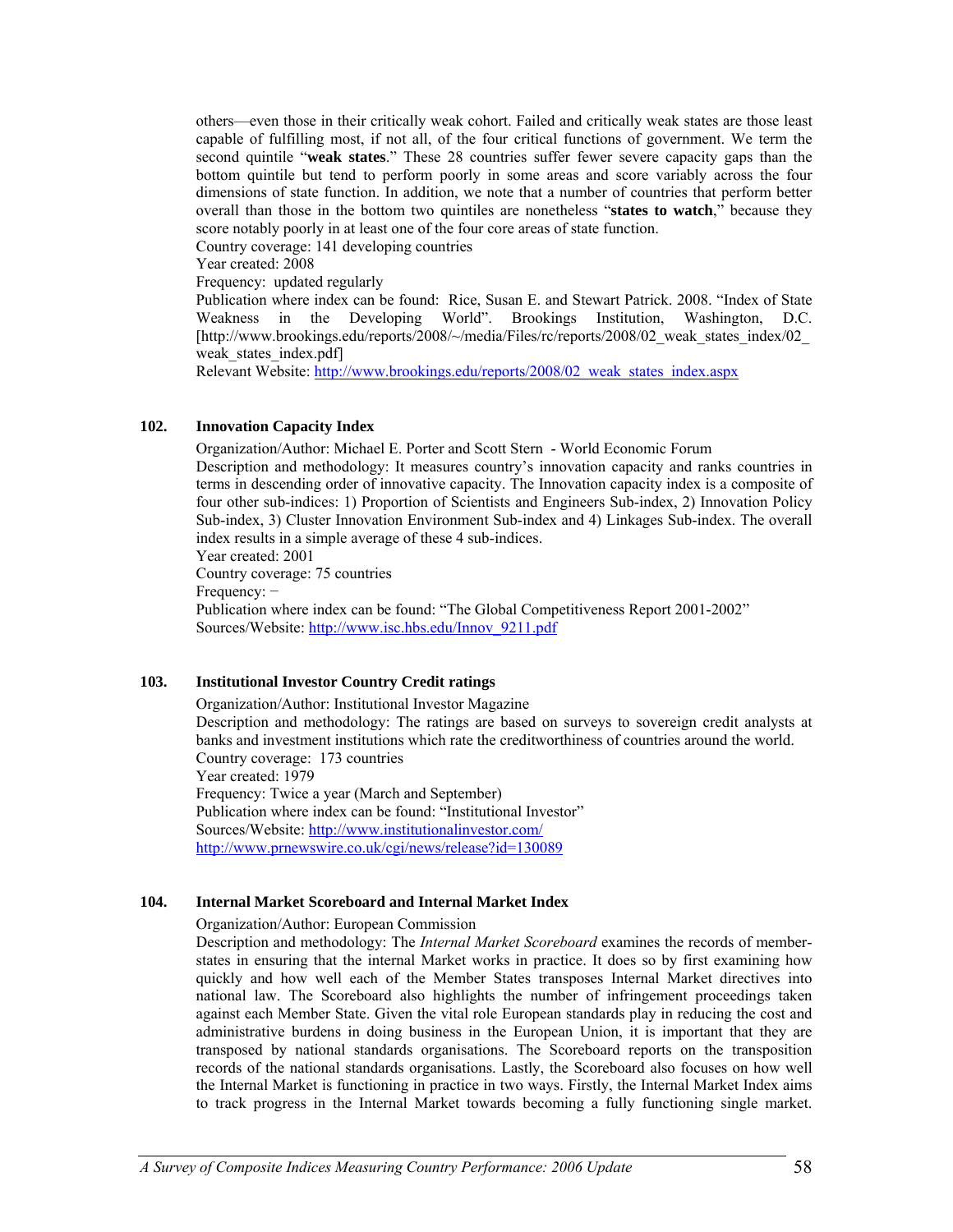others—even those in their critically weak cohort. Failed and critically weak states are those least capable of fulfilling most, if not all, of the four critical functions of government. We term the second quintile "**weak states**." These 28 countries suffer fewer severe capacity gaps than the bottom quintile but tend to perform poorly in some areas and score variably across the four dimensions of state function. In addition, we note that a number of countries that perform better overall than those in the bottom two quintiles are nonetheless "**states to watch**," because they score notably poorly in at least one of the four core areas of state function.
Country coverage: 141 developing countries
Year created: 2008
Frequency: updated regularly
Publication where index can be found: Rice, Susan E. and Stewart Patrick. 2008. "Index of State Weakness in the Developing World". Brookings Institution, Washington, D.C. [http://www.brookings.edu/reports/2008/~/media/Files/rc/reports/2008/02_weak_states_index/02_weak_states_index.pdf]
Relevant Website: http://www.brookings.edu/reports/2008/02_weak_states_index.aspx

### 102. Innovation Capacity Index

Organization/Author: Michael E. Porter and Scott Stern - World Economic Forum
Description and methodology: It measures country's innovation capacity and ranks countries in terms in descending order of innovative capacity. The Innovation capacity index is a composite of four other sub-indices: 1) Proportion of Scientists and Engineers Sub-index, 2) Innovation Policy Sub-index, 3) Cluster Innovation Environment Sub-index and 4) Linkages Sub-index. The overall index results in a simple average of these 4 sub-indices.
Year created: 2001
Country coverage: 75 countries
Frequency: −
Publication where index can be found: "The Global Competitiveness Report 2001-2002"
Sources/Website: http://www.isc.hbs.edu/Innov_9211.pdf

### 103. Institutional Investor Country Credit ratings

Organization/Author: Institutional Investor Magazine
Description and methodology: The ratings are based on surveys to sovereign credit analysts at banks and investment institutions which rate the creditworthiness of countries around the world.
Country coverage: 173 countries
Year created: 1979
Frequency: Twice a year (March and September)
Publication where index can be found: "Institutional Investor"
Sources/Website: http://www.institutionalinvestor.com/
http://www.prnewswire.co.uk/cgi/news/release?id=130089

### 104. Internal Market Scoreboard and Internal Market Index

Organization/Author: European Commission
Description and methodology: The *Internal Market Scoreboard* examines the records of member-states in ensuring that the internal Market works in practice. It does so by first examining how quickly and how well each of the Member States transposes Internal Market directives into national law. The Scoreboard also highlights the number of infringement proceedings taken against each Member State. Given the vital role European standards play in reducing the cost and administrative burdens in doing business in the European Union, it is important that they are transposed by national standards organisations. The Scoreboard reports on the transposition records of the national standards organisations. Lastly, the Scoreboard also focuses on how well the Internal Market is functioning in practice in two ways. Firstly, the Internal Market Index aims to track progress in the Internal Market towards becoming a fully functioning single market.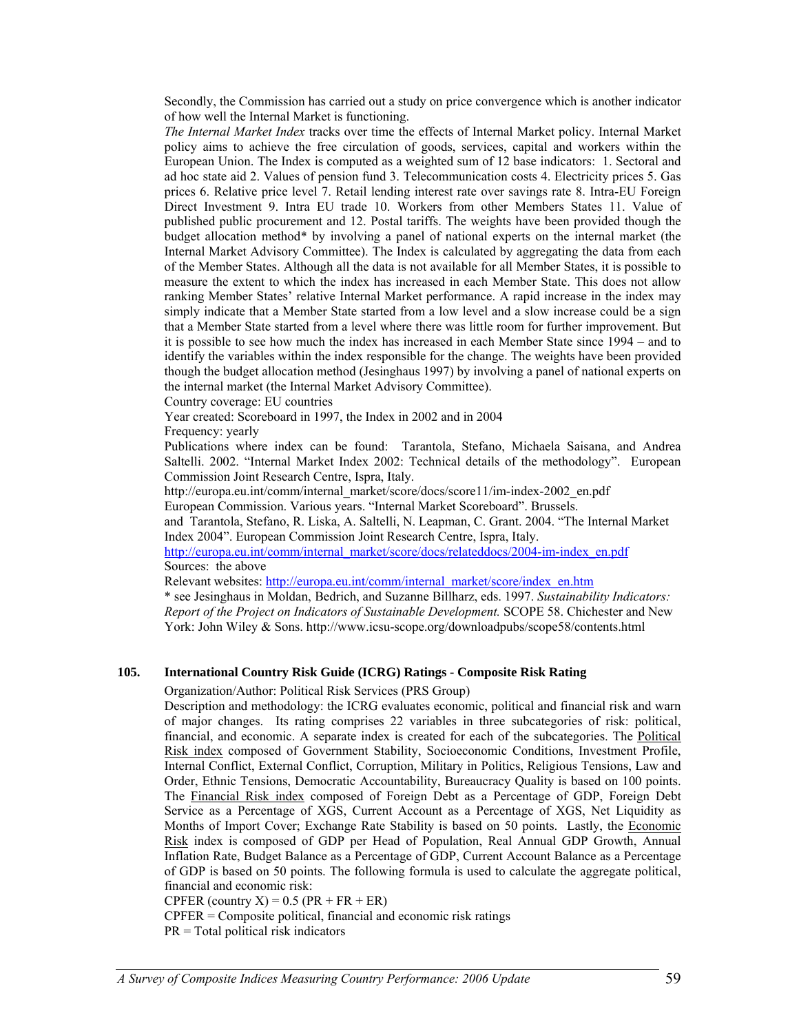Secondly, the Commission has carried out a study on price convergence which is another indicator of how well the Internal Market is functioning.

*The Internal Market Index* tracks over time the effects of Internal Market policy. Internal Market policy aims to achieve the free circulation of goods, services, capital and workers within the European Union. The Index is computed as a weighted sum of 12 base indicators: 1. Sectoral and ad hoc state aid 2. Values of pension fund 3. Telecommunication costs 4. Electricity prices 5. Gas prices 6. Relative price level 7. Retail lending interest rate over savings rate 8. Intra-EU Foreign Direct Investment 9. Intra EU trade 10. Workers from other Members States 11. Value of published public procurement and 12. Postal tariffs. The weights have been provided though the budget allocation method* by involving a panel of national experts on the internal market (the Internal Market Advisory Committee). The Index is calculated by aggregating the data from each of the Member States. Although all the data is not available for all Member States, it is possible to measure the extent to which the index has increased in each Member State. This does not allow ranking Member States' relative Internal Market performance. A rapid increase in the index may simply indicate that a Member State started from a low level and a slow increase could be a sign that a Member State started from a level where there was little room for further improvement. But it is possible to see how much the index has increased in each Member State since 1994 – and to identify the variables within the index responsible for the change. The weights have been provided though the budget allocation method (Jesinghaus 1997) by involving a panel of national experts on the internal market (the Internal Market Advisory Committee).

Country coverage: EU countries

Year created: Scoreboard in 1997, the Index in 2002 and in 2004

Frequency: yearly

Publications where index can be found: Tarantola, Stefano, Michaela Saisana, and Andrea Saltelli. 2002. "Internal Market Index 2002: Technical details of the methodology". European Commission Joint Research Centre, Ispra, Italy.

http://europa.eu.int/comm/internal_market/score/docs/score11/im-index-2002_en.pdf

European Commission. Various years. "Internal Market Scoreboard". Brussels.

and Tarantola, Stefano, R. Liska, A. Saltelli, N. Leapman, C. Grant. 2004. "The Internal Market Index 2004". European Commission Joint Research Centre, Ispra, Italy.

http://europa.eu.int/comm/internal_market/score/docs/relateddocs/2004-im-index_en.pdf

Sources: the above

Relevant websites: http://europa.eu.int/comm/internal_market/score/index_en.htm

* see Jesinghaus in Moldan, Bedrich, and Suzanne Billharz, eds. 1997. *Sustainability Indicators: Report of the Project on Indicators of Sustainable Development.* SCOPE 58. Chichester and New York: John Wiley & Sons. http://www.icsu-scope.org/downloadpubs/scope58/contents.html

## 105. International Country Risk Guide (ICRG) Ratings - Composite Risk Rating

Organization/Author: Political Risk Services (PRS Group)

Description and methodology: the ICRG evaluates economic, political and financial risk and warn of major changes. Its rating comprises 22 variables in three subcategories of risk: political, financial, and economic. A separate index is created for each of the subcategories. The Political Risk index composed of Government Stability, Socioeconomic Conditions, Investment Profile, Internal Conflict, External Conflict, Corruption, Military in Politics, Religious Tensions, Law and Order, Ethnic Tensions, Democratic Accountability, Bureaucracy Quality is based on 100 points. The Financial Risk index composed of Foreign Debt as a Percentage of GDP, Foreign Debt Service as a Percentage of XGS, Current Account as a Percentage of XGS, Net Liquidity as Months of Import Cover; Exchange Rate Stability is based on 50 points. Lastly, the Economic Risk index is composed of GDP per Head of Population, Real Annual GDP Growth, Annual Inflation Rate, Budget Balance as a Percentage of GDP, Current Account Balance as a Percentage of GDP is based on 50 points. The following formula is used to calculate the aggregate political, financial and economic risk:

CPFER (country X) = 0.5 (PR + FR + ER)

CPFER = Composite political, financial and economic risk ratings

PR = Total political risk indicators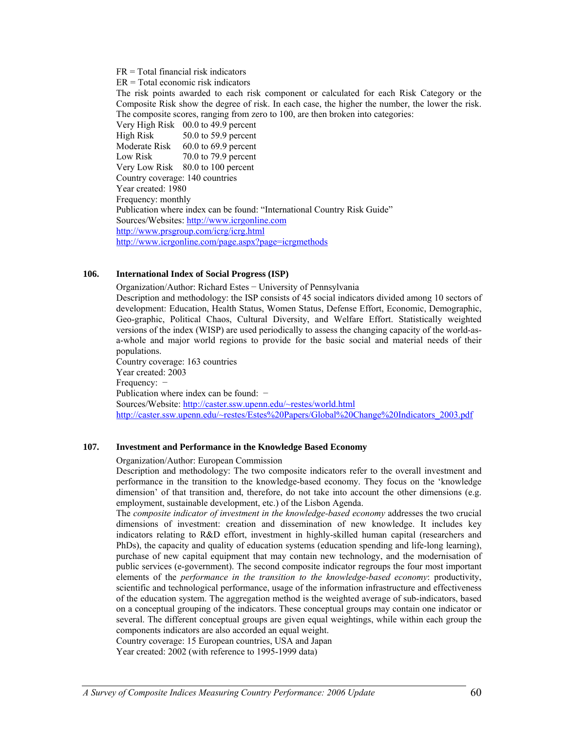FR = Total financial risk indicators
ER = Total economic risk indicators
The risk points awarded to each risk component or calculated for each Risk Category or the Composite Risk show the degree of risk. In each case, the higher the number, the lower the risk. The composite scores, ranging from zero to 100, are then broken into categories:

| | |
|---|---|
| Very High Risk | 00.0 to 49.9 percent |
| High Risk | 50.0 to 59.9 percent |
| Moderate Risk | 60.0 to 69.9 percent |
| Low Risk | 70.0 to 79.9 percent |
| Very Low Risk | 80.0 to 100 percent |

Country coverage: 140 countries
Year created: 1980
Frequency: monthly
Publication where index can be found: "International Country Risk Guide"
Sources/Websites: http://www.icrgonline.com
http://www.prsgroup.com/icrg/icrg.html
http://www.icrgonline.com/page.aspx?page=icrgmethods

### 106. International Index of Social Progress (ISP)

Organization/Author: Richard Estes − University of Pennsylvania
Description and methodology: the ISP consists of 45 social indicators divided among 10 sectors of development: Education, Health Status, Women Status, Defense Effort, Economic, Demographic, Geo-graphic, Political Chaos, Cultural Diversity, and Welfare Effort. Statistically weighted versions of the index (WISP) are used periodically to assess the changing capacity of the world-as-a-whole and major world regions to provide for the basic social and material needs of their populations.
Country coverage: 163 countries
Year created: 2003
Frequency: −
Publication where index can be found: −
Sources/Website: http://caster.ssw.upenn.edu/~restes/world.html
http://caster.ssw.upenn.edu/~restes/Estes%20Papers/Global%20Change%20Indicators_2003.pdf

### 107. Investment and Performance in the Knowledge Based Economy

Organization/Author: European Commission
Description and methodology: The two composite indicators refer to the overall investment and performance in the transition to the knowledge-based economy. They focus on the 'knowledge dimension' of that transition and, therefore, do not take into account the other dimensions (e.g. employment, sustainable development, etc.) of the Lisbon Agenda.
The *composite indicator of investment in the knowledge-based economy* addresses the two crucial dimensions of investment: creation and dissemination of new knowledge. It includes key indicators relating to R&D effort, investment in highly-skilled human capital (researchers and PhDs), the capacity and quality of education systems (education spending and life-long learning), purchase of new capital equipment that may contain new technology, and the modernisation of public services (e-government). The second composite indicator regroups the four most important elements of the *performance in the transition to the knowledge-based economy*: productivity, scientific and technological performance, usage of the information infrastructure and effectiveness of the education system. The aggregation method is the weighted average of sub-indicators, based on a conceptual grouping of the indicators. These conceptual groups may contain one indicator or several. The different conceptual groups are given equal weightings, while within each group the components indicators are also accorded an equal weight.
Country coverage: 15 European countries, USA and Japan
Year created: 2002 (with reference to 1995-1999 data)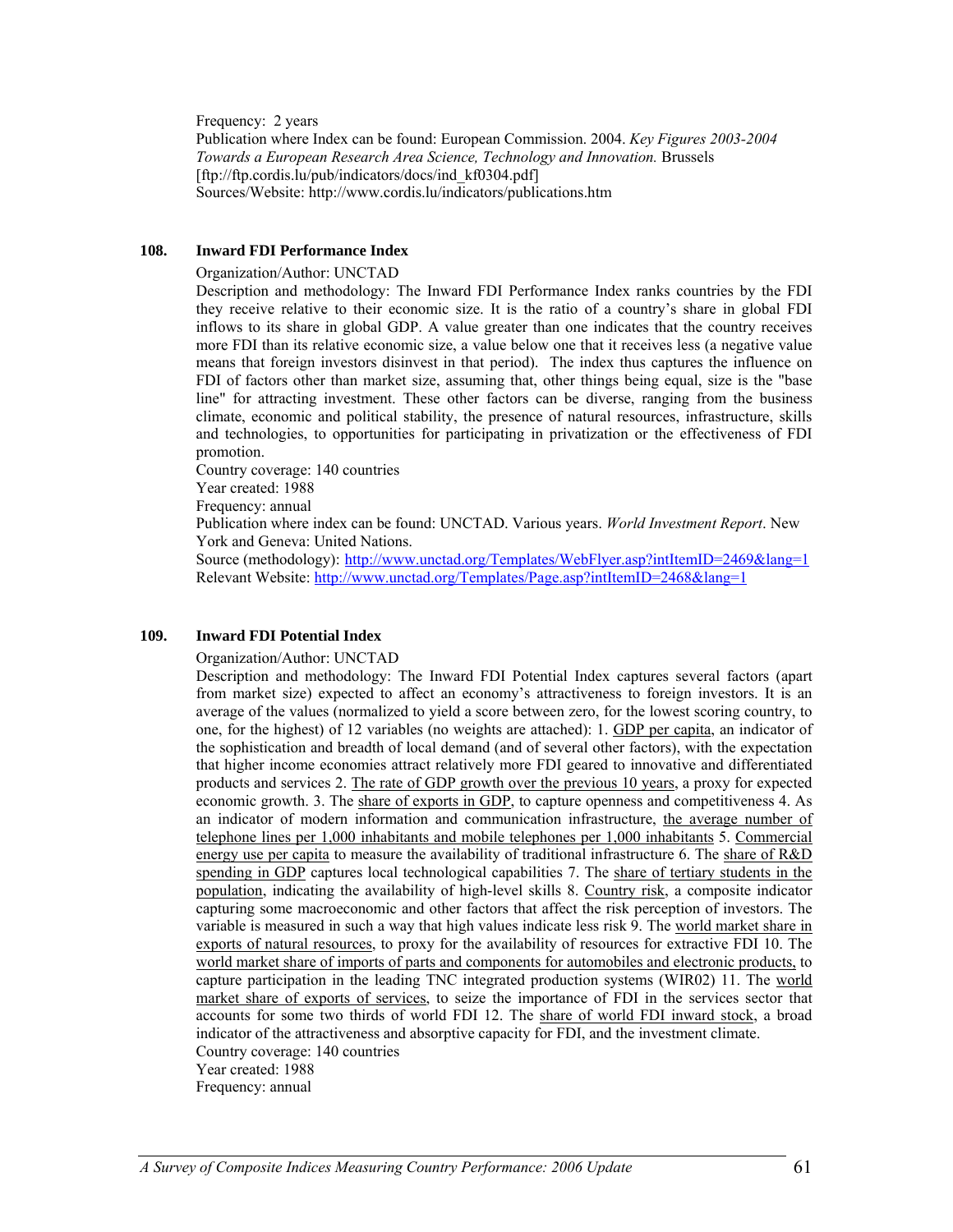Frequency: 2 years
Publication where Index can be found: European Commission. 2004. *Key Figures 2003-2004 Towards a European Research Area Science, Technology and Innovation.* Brussels [ftp://ftp.cordis.lu/pub/indicators/docs/ind_kf0304.pdf]
Sources/Website: http://www.cordis.lu/indicators/publications.htm

### 108. Inward FDI Performance Index

Organization/Author: UNCTAD

Description and methodology: The Inward FDI Performance Index ranks countries by the FDI they receive relative to their economic size. It is the ratio of a country's share in global FDI inflows to its share in global GDP. A value greater than one indicates that the country receives more FDI than its relative economic size, a value below one that it receives less (a negative value means that foreign investors disinvest in that period). The index thus captures the influence on FDI of factors other than market size, assuming that, other things being equal, size is the "base line" for attracting investment. These other factors can be diverse, ranging from the business climate, economic and political stability, the presence of natural resources, infrastructure, skills and technologies, to opportunities for participating in privatization or the effectiveness of FDI promotion.

Country coverage: 140 countries
Year created: 1988
Frequency: annual
Publication where index can be found: UNCTAD. Various years. *World Investment Report*. New York and Geneva: United Nations.
Source (methodology): http://www.unctad.org/Templates/WebFlyer.asp?intItemID=2469&lang=1
Relevant Website: http://www.unctad.org/Templates/Page.asp?intItemID=2468&lang=1

### 109. Inward FDI Potential Index

Organization/Author: UNCTAD

Description and methodology: The Inward FDI Potential Index captures several factors (apart from market size) expected to affect an economy's attractiveness to foreign investors. It is an average of the values (normalized to yield a score between zero, for the lowest scoring country, to one, for the highest) of 12 variables (no weights are attached): 1. GDP per capita, an indicator of the sophistication and breadth of local demand (and of several other factors), with the expectation that higher income economies attract relatively more FDI geared to innovative and differentiated products and services 2. The rate of GDP growth over the previous 10 years, a proxy for expected economic growth. 3. The share of exports in GDP, to capture openness and competitiveness 4. As an indicator of modern information and communication infrastructure, the average number of telephone lines per 1,000 inhabitants and mobile telephones per 1,000 inhabitants 5. Commercial energy use per capita to measure the availability of traditional infrastructure 6. The share of R&D spending in GDP captures local technological capabilities 7. The share of tertiary students in the population, indicating the availability of high-level skills 8. Country risk, a composite indicator capturing some macroeconomic and other factors that affect the risk perception of investors. The variable is measured in such a way that high values indicate less risk 9. The world market share in exports of natural resources, to proxy for the availability of resources for extractive FDI 10. The world market share of imports of parts and components for automobiles and electronic products, to capture participation in the leading TNC integrated production systems (WIR02) 11. The world market share of exports of services, to seize the importance of FDI in the services sector that accounts for some two thirds of world FDI 12. The share of world FDI inward stock, a broad indicator of the attractiveness and absorptive capacity for FDI, and the investment climate.

Country coverage: 140 countries
Year created: 1988
Frequency: annual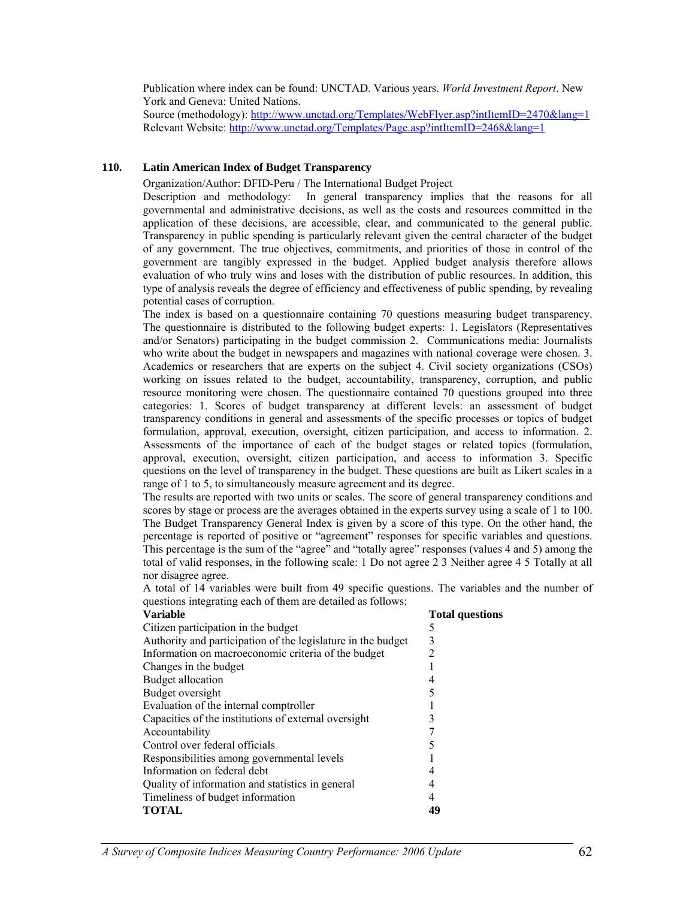Publication where index can be found: UNCTAD. Various years. *World Investment Report*. New York and Geneva: United Nations.
Source (methodology): http://www.unctad.org/Templates/WebFlyer.asp?intItemID=2470&lang=1
Relevant Website: http://www.unctad.org/Templates/Page.asp?intItemID=2468&lang=1

### 110. Latin American Index of Budget Transparency

Organization/Author: DFID-Peru / The International Budget Project

Description and methodology: In general transparency implies that the reasons for all governmental and administrative decisions, as well as the costs and resources committed in the application of these decisions, are accessible, clear, and communicated to the general public. Transparency in public spending is particularly relevant given the central character of the budget of any government. The true objectives, commitments, and priorities of those in control of the government are tangibly expressed in the budget. Applied budget analysis therefore allows evaluation of who truly wins and loses with the distribution of public resources. In addition, this type of analysis reveals the degree of efficiency and effectiveness of public spending, by revealing potential cases of corruption.

The index is based on a questionnaire containing 70 questions measuring budget transparency. The questionnaire is distributed to the following budget experts: 1. Legislators (Representatives and/or Senators) participating in the budget commission 2. Communications media: Journalists who write about the budget in newspapers and magazines with national coverage were chosen. 3. Academics or researchers that are experts on the subject 4. Civil society organizations (CSOs) working on issues related to the budget, accountability, transparency, corruption, and public resource monitoring were chosen. The questionnaire contained 70 questions grouped into three categories: 1. Scores of budget transparency at different levels: an assessment of budget transparency conditions in general and assessments of the specific processes or topics of budget formulation, approval, execution, oversight, citizen participation, and access to information. 2. Assessments of the importance of each of the budget stages or related topics (formulation, approval, execution, oversight, citizen participation, and access to information 3. Specific questions on the level of transparency in the budget. These questions are built as Likert scales in a range of 1 to 5, to simultaneously measure agreement and its degree.

The results are reported with two units or scales. The score of general transparency conditions and scores by stage or process are the averages obtained in the experts survey using a scale of 1 to 100. The Budget Transparency General Index is given by a score of this type. On the other hand, the percentage is reported of positive or "agreement" responses for specific variables and questions. This percentage is the sum of the "agree" and "totally agree" responses (values 4 and 5) among the total of valid responses, in the following scale: 1 Do not agree 2 3 Neither agree 4 5 Totally at all nor disagree agree.

A total of 14 variables were built from 49 specific questions. The variables and the number of questions integrating each of them are detailed as follows:

| **Variable** | **Total questions** |
|---|---|
| Citizen participation in the budget | 5 |
| Authority and participation of the legislature in the budget | 3 |
| Information on macroeconomic criteria of the budget | 2 |
| Changes in the budget | 1 |
| Budget allocation | 4 |
| Budget oversight | 5 |
| Evaluation of the internal comptroller | 1 |
| Capacities of the institutions of external oversight | 3 |
| Accountability | 7 |
| Control over federal officials | 5 |
| Responsibilities among governmental levels | 1 |
| Information on federal debt | 4 |
| Quality of information and statistics in general | 4 |
| Timeliness of budget information | 4 |
| **TOTAL** | **49** |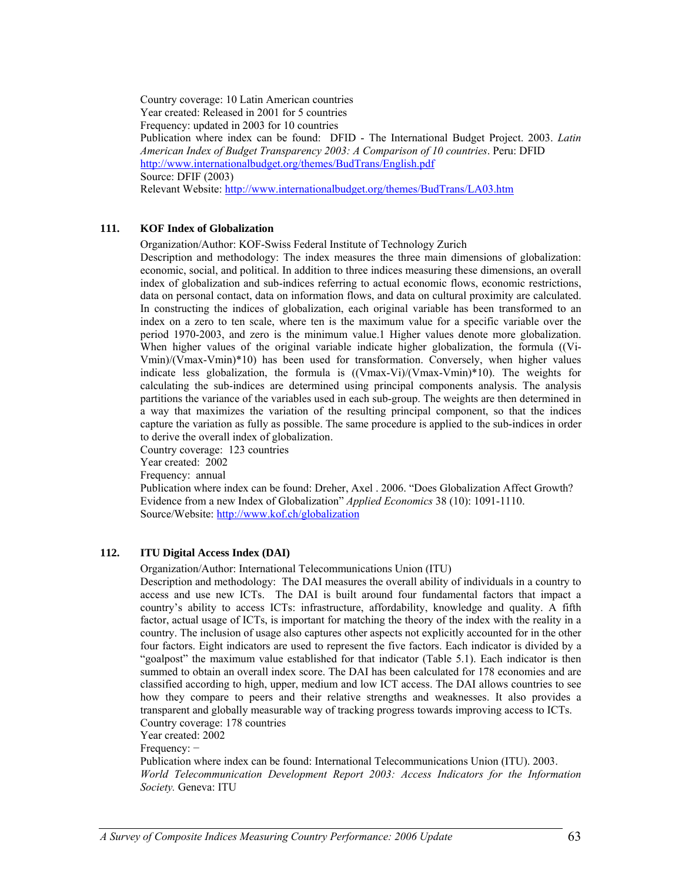Country coverage: 10 Latin American countries
Year created: Released in 2001 for 5 countries
Frequency: updated in 2003 for 10 countries
Publication where index can be found: DFID - The International Budget Project. 2003. *Latin American Index of Budget Transparency 2003: A Comparison of 10 countries*. Peru: DFID http://www.internationalbudget.org/themes/BudTrans/English.pdf
Source: DFIF (2003)
Relevant Website: http://www.internationalbudget.org/themes/BudTrans/LA03.htm

### 111. KOF Index of Globalization

Organization/Author: KOF-Swiss Federal Institute of Technology Zurich
Description and methodology: The index measures the three main dimensions of globalization: economic, social, and political. In addition to three indices measuring these dimensions, an overall index of globalization and sub-indices referring to actual economic flows, economic restrictions, data on personal contact, data on information flows, and data on cultural proximity are calculated. In constructing the indices of globalization, each original variable has been transformed to an index on a zero to ten scale, where ten is the maximum value for a specific variable over the period 1970-2003, and zero is the minimum value.[1] Higher values denote more globalization. When higher values of the original variable indicate higher globalization, the formula ((Vi-Vmin)/(Vmax-Vmin)*10) has been used for transformation. Conversely, when higher values indicate less globalization, the formula is ((Vmax-Vi)/(Vmax-Vmin)*10). The weights for calculating the sub-indices are determined using principal components analysis. The analysis partitions the variance of the variables used in each sub-group. The weights are then determined in a way that maximizes the variation of the resulting principal component, so that the indices capture the variation as fully as possible. The same procedure is applied to the sub-indices in order to derive the overall index of globalization.
Country coverage: 123 countries
Year created: 2002
Frequency: annual
Publication where index can be found: Dreher, Axel . 2006. "Does Globalization Affect Growth? Evidence from a new Index of Globalization" *Applied Economics* 38 (10): 1091-1110.
Source/Website: http://www.kof.ch/globalization

### 112. ITU Digital Access Index (DAI)

Organization/Author: International Telecommunications Union (ITU)
Description and methodology: The DAI measures the overall ability of individuals in a country to access and use new ICTs. The DAI is built around four fundamental factors that impact a country's ability to access ICTs: infrastructure, affordability, knowledge and quality. A fifth factor, actual usage of ICTs, is important for matching the theory of the index with the reality in a country. The inclusion of usage also captures other aspects not explicitly accounted for in the other four factors. Eight indicators are used to represent the five factors. Each indicator is divided by a "goalpost" the maximum value established for that indicator (Table 5.1). Each indicator is then summed to obtain an overall index score. The DAI has been calculated for 178 economies and are classified according to high, upper, medium and low ICT access. The DAI allows countries to see how they compare to peers and their relative strengths and weaknesses. It also provides a transparent and globally measurable way of tracking progress towards improving access to ICTs.
Country coverage: 178 countries
Year created: 2002
Frequency: −
Publication where index can be found: International Telecommunications Union (ITU). 2003. *World Telecommunication Development Report 2003: Access Indicators for the Information Society.* Geneva: ITU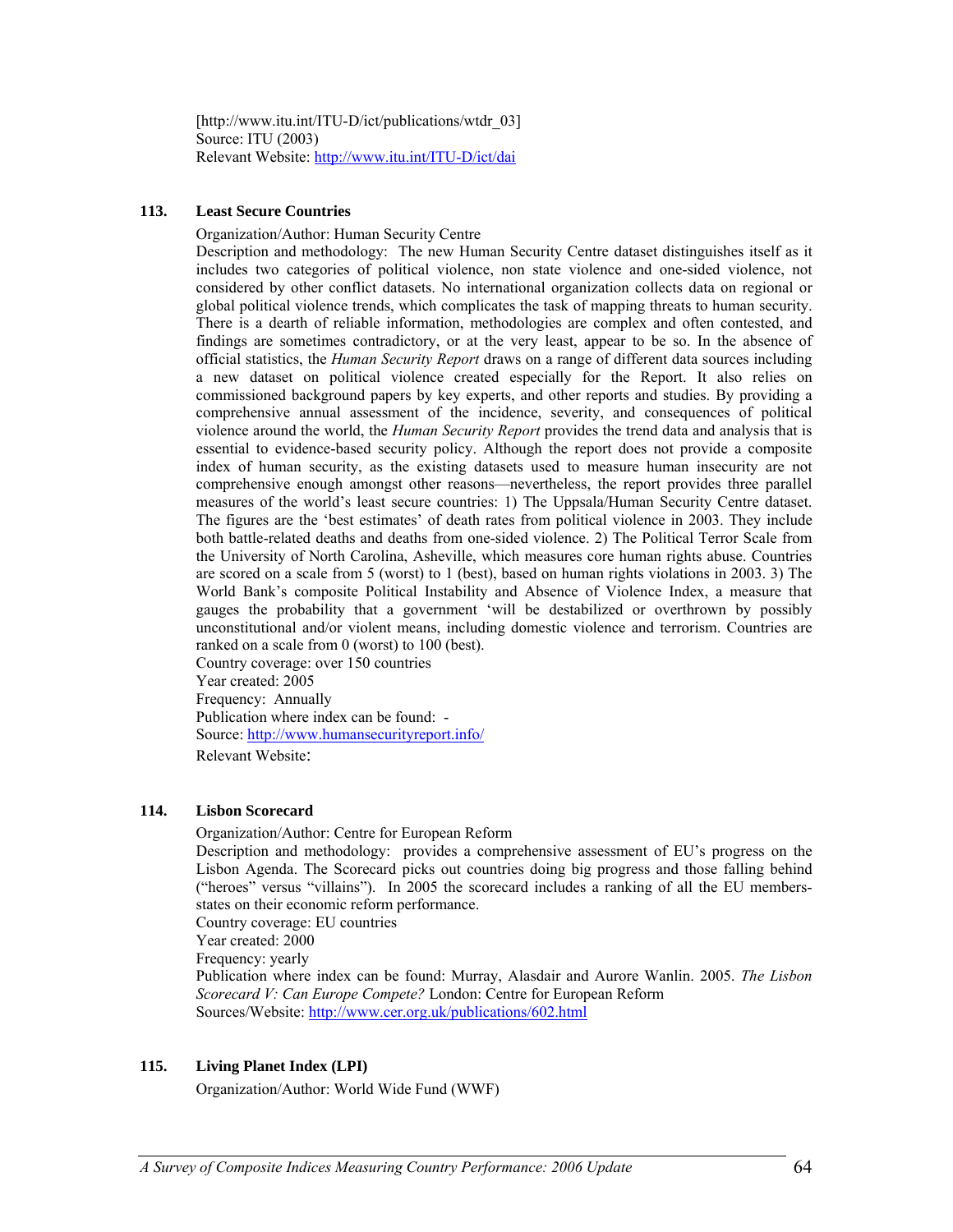[http://www.itu.int/ITU-D/ict/publications/wtdr_03]
Source: ITU (2003)
Relevant Website: http://www.itu.int/ITU-D/ict/dai

### 113. Least Secure Countries

Organization/Author: Human Security Centre
Description and methodology: The new Human Security Centre dataset distinguishes itself as it includes two categories of political violence, non state violence and one-sided violence, not considered by other conflict datasets. No international organization collects data on regional or global political violence trends, which complicates the task of mapping threats to human security. There is a dearth of reliable information, methodologies are complex and often contested, and findings are sometimes contradictory, or at the very least, appear to be so. In the absence of official statistics, the *Human Security Report* draws on a range of different data sources including a new dataset on political violence created especially for the Report. It also relies on commissioned background papers by key experts, and other reports and studies. By providing a comprehensive annual assessment of the incidence, severity, and consequences of political violence around the world, the *Human Security Report* provides the trend data and analysis that is essential to evidence-based security policy. Although the report does not provide a composite index of human security, as the existing datasets used to measure human insecurity are not comprehensive enough amongst other reasons—nevertheless, the report provides three parallel measures of the world's least secure countries: 1) The Uppsala/Human Security Centre dataset. The figures are the 'best estimates' of death rates from political violence in 2003. They include both battle-related deaths and deaths from one-sided violence. 2) The Political Terror Scale from the University of North Carolina, Asheville, which measures core human rights abuse. Countries are scored on a scale from 5 (worst) to 1 (best), based on human rights violations in 2003. 3) The World Bank's composite Political Instability and Absence of Violence Index, a measure that gauges the probability that a government 'will be destabilized or overthrown by possibly unconstitutional and/or violent means, including domestic violence and terrorism. Countries are ranked on a scale from 0 (worst) to 100 (best).
Country coverage: over 150 countries
Year created: 2005
Frequency: Annually
Publication where index can be found: -
Source: http://www.humansecurityreport.info/
Relevant Website:

### 114. Lisbon Scorecard

Organization/Author: Centre for European Reform
Description and methodology: provides a comprehensive assessment of EU's progress on the Lisbon Agenda. The Scorecard picks out countries doing big progress and those falling behind ("heroes" versus "villains"). In 2005 the scorecard includes a ranking of all the EU members-states on their economic reform performance.
Country coverage: EU countries
Year created: 2000
Frequency: yearly
Publication where index can be found: Murray, Alasdair and Aurore Wanlin. 2005. *The Lisbon Scorecard V: Can Europe Compete?* London: Centre for European Reform
Sources/Website: http://www.cer.org.uk/publications/602.html

### 115. Living Planet Index (LPI)

Organization/Author: World Wide Fund (WWF)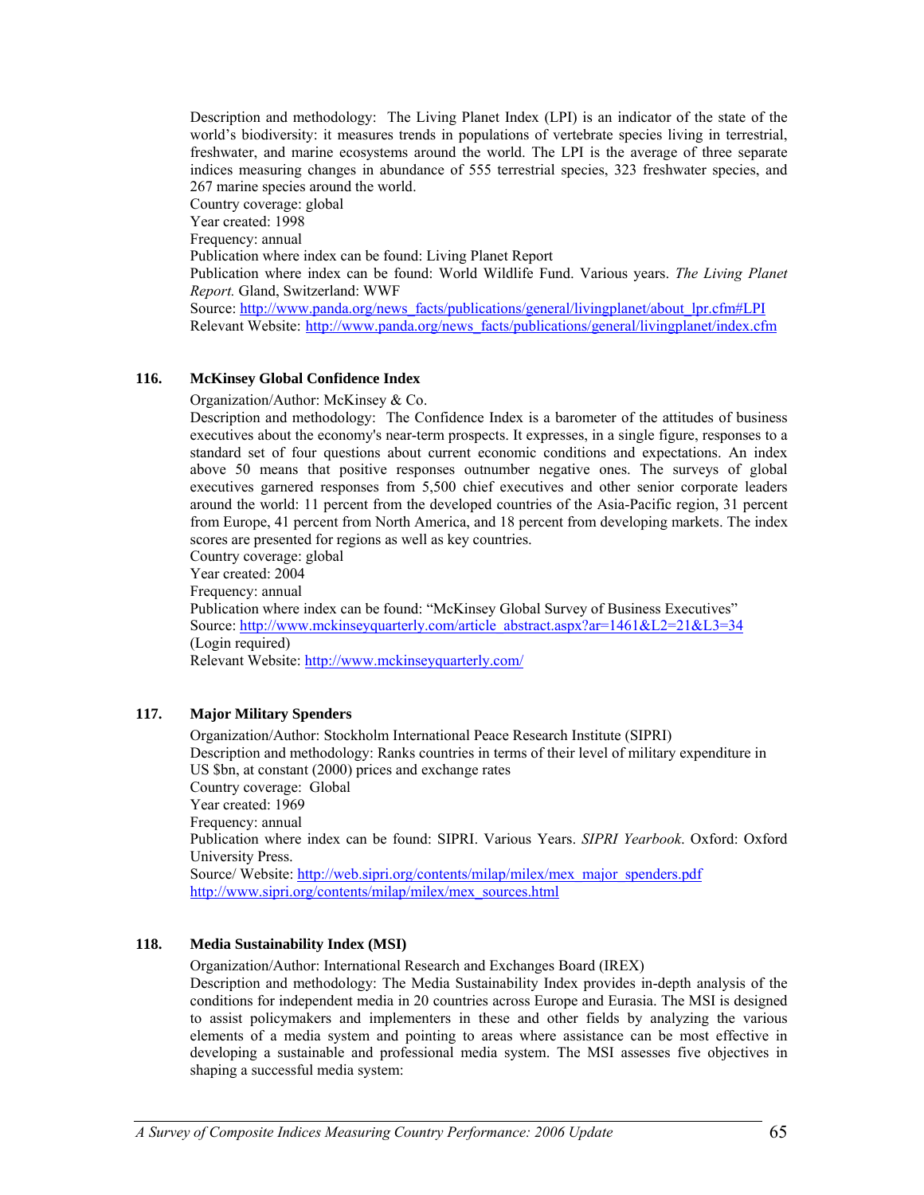Description and methodology: The Living Planet Index (LPI) is an indicator of the state of the world's biodiversity: it measures trends in populations of vertebrate species living in terrestrial, freshwater, and marine ecosystems around the world. The LPI is the average of three separate indices measuring changes in abundance of 555 terrestrial species, 323 freshwater species, and 267 marine species around the world.
Country coverage: global
Year created: 1998
Frequency: annual
Publication where index can be found: Living Planet Report
Publication where index can be found: World Wildlife Fund. Various years. *The Living Planet Report.* Gland, Switzerland: WWF
Source: http://www.panda.org/news_facts/publications/general/livingplanet/about_lpr.cfm#LPI
Relevant Website: http://www.panda.org/news_facts/publications/general/livingplanet/index.cfm

### 116. McKinsey Global Confidence Index

Organization/Author: McKinsey & Co.
Description and methodology: The Confidence Index is a barometer of the attitudes of business executives about the economy's near-term prospects. It expresses, in a single figure, responses to a standard set of four questions about current economic conditions and expectations. An index above 50 means that positive responses outnumber negative ones. The surveys of global executives garnered responses from 5,500 chief executives and other senior corporate leaders around the world: 11 percent from the developed countries of the Asia-Pacific region, 31 percent from Europe, 41 percent from North America, and 18 percent from developing markets. The index scores are presented for regions as well as key countries.
Country coverage: global
Year created: 2004
Frequency: annual
Publication where index can be found: "McKinsey Global Survey of Business Executives"
Source: http://www.mckinseyquarterly.com/article_abstract.aspx?ar=1461&L2=21&L3=34
(Login required)
Relevant Website: http://www.mckinseyquarterly.com/

### 117. Major Military Spenders

Organization/Author: Stockholm International Peace Research Institute (SIPRI)
Description and methodology: Ranks countries in terms of their level of military expenditure in US $bn, at constant (2000) prices and exchange rates
Country coverage: Global
Year created: 1969
Frequency: annual
Publication where index can be found: SIPRI. Various Years. *SIPRI Yearbook*. Oxford: Oxford University Press.
Source/ Website: http://web.sipri.org/contents/milap/milex/mex_major_spenders.pdf
http://www.sipri.org/contents/milap/milex/mex_sources.html

### 118. Media Sustainability Index (MSI)

Organization/Author: International Research and Exchanges Board (IREX)
Description and methodology: The Media Sustainability Index provides in-depth analysis of the conditions for independent media in 20 countries across Europe and Eurasia. The MSI is designed to assist policymakers and implementers in these and other fields by analyzing the various elements of a media system and pointing to areas where assistance can be most effective in developing a sustainable and professional media system. The MSI assesses five objectives in shaping a successful media system: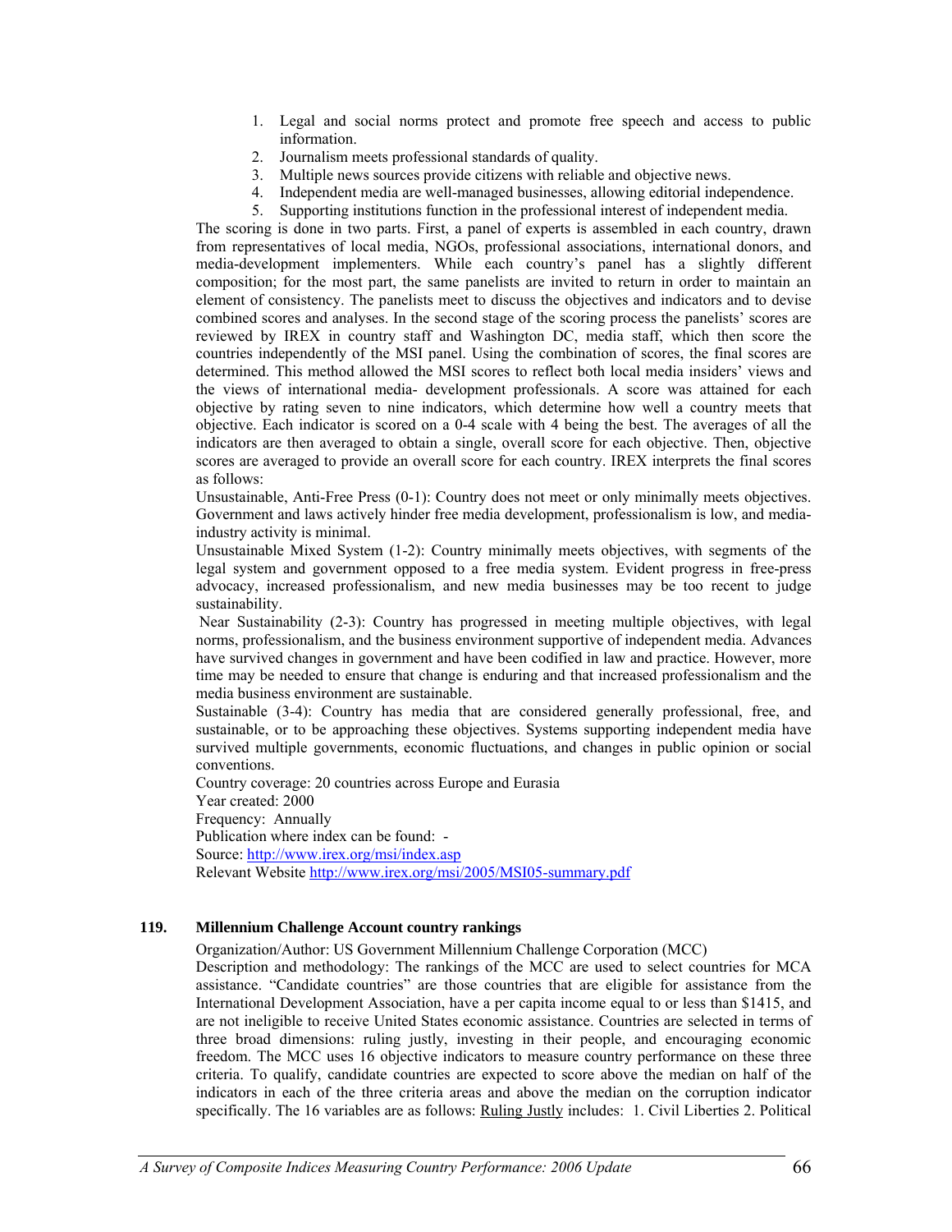1. Legal and social norms protect and promote free speech and access to public information.
2. Journalism meets professional standards of quality.
3. Multiple news sources provide citizens with reliable and objective news.
4. Independent media are well-managed businesses, allowing editorial independence.
5. Supporting institutions function in the professional interest of independent media.

The scoring is done in two parts. First, a panel of experts is assembled in each country, drawn from representatives of local media, NGOs, professional associations, international donors, and media-development implementers. While each country's panel has a slightly different composition; for the most part, the same panelists are invited to return in order to maintain an element of consistency. The panelists meet to discuss the objectives and indicators and to devise combined scores and analyses. In the second stage of the scoring process the panelists' scores are reviewed by IREX in country staff and Washington DC, media staff, which then score the countries independently of the MSI panel. Using the combination of scores, the final scores are determined. This method allowed the MSI scores to reflect both local media insiders' views and the views of international media- development professionals. A score was attained for each objective by rating seven to nine indicators, which determine how well a country meets that objective. Each indicator is scored on a 0-4 scale with 4 being the best. The averages of all the indicators are then averaged to obtain a single, overall score for each objective. Then, objective scores are averaged to provide an overall score for each country. IREX interprets the final scores as follows:

Unsustainable, Anti-Free Press (0-1): Country does not meet or only minimally meets objectives. Government and laws actively hinder free media development, professionalism is low, and media-industry activity is minimal.

Unsustainable Mixed System (1-2): Country minimally meets objectives, with segments of the legal system and government opposed to a free media system. Evident progress in free-press advocacy, increased professionalism, and new media businesses may be too recent to judge sustainability.

Near Sustainability (2-3): Country has progressed in meeting multiple objectives, with legal norms, professionalism, and the business environment supportive of independent media. Advances have survived changes in government and have been codified in law and practice. However, more time may be needed to ensure that change is enduring and that increased professionalism and the media business environment are sustainable.

Sustainable (3-4): Country has media that are considered generally professional, free, and sustainable, or to be approaching these objectives. Systems supporting independent media have survived multiple governments, economic fluctuations, and changes in public opinion or social conventions.

Country coverage: 20 countries across Europe and Eurasia
Year created: 2000
Frequency: Annually
Publication where index can be found: -
Source: http://www.irex.org/msi/index.asp
Relevant Website http://www.irex.org/msi/2005/MSI05-summary.pdf

### 119. Millennium Challenge Account country rankings

Organization/Author: US Government Millennium Challenge Corporation (MCC)

Description and methodology: The rankings of the MCC are used to select countries for MCA assistance. "Candidate countries" are those countries that are eligible for assistance from the International Development Association, have a per capita income equal to or less than $1415, and are not ineligible to receive United States economic assistance. Countries are selected in terms of three broad dimensions: ruling justly, investing in their people, and encouraging economic freedom. The MCC uses 16 objective indicators to measure country performance on these three criteria. To qualify, candidate countries are expected to score above the median on half of the indicators in each of the three criteria areas and above the median on the corruption indicator specifically. The 16 variables are as follows: Ruling Justly includes: 1. Civil Liberties 2. Political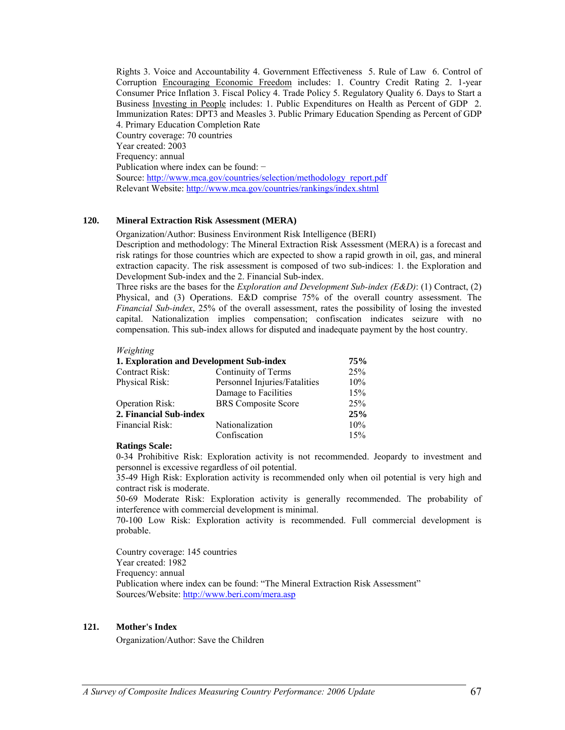Rights 3. Voice and Accountability 4. Government Effectiveness 5. Rule of Law 6. Control of Corruption Encouraging Economic Freedom includes: 1. Country Credit Rating 2. 1-year Consumer Price Inflation 3. Fiscal Policy 4. Trade Policy 5. Regulatory Quality 6. Days to Start a Business Investing in People includes: 1. Public Expenditures on Health as Percent of GDP 2. Immunization Rates: DPT3 and Measles 3. Public Primary Education Spending as Percent of GDP 4. Primary Education Completion Rate

Country coverage: 70 countries
Year created: 2003
Frequency: annual
Publication where index can be found: −
Source: http://www.mca.gov/countries/selection/methodology_report.pdf
Relevant Website: http://www.mca.gov/countries/rankings/index.shtml

## 120. Mineral Extraction Risk Assessment (MERA)

Organization/Author: Business Environment Risk Intelligence (BERI)

Description and methodology: The Mineral Extraction Risk Assessment (MERA) is a forecast and risk ratings for those countries which are expected to show a rapid growth in oil, gas, and mineral extraction capacity. The risk assessment is composed of two sub-indices: 1. the Exploration and Development Sub-index and the 2. Financial Sub-index.

Three risks are the bases for the *Exploration and Development Sub-index (E&D)*: (1) Contract, (2) Physical, and (3) Operations. E&D comprise 75% of the overall country assessment. The *Financial Sub-index*, 25% of the overall assessment, rates the possibility of losing the invested capital. Nationalization implies compensation; confiscation indicates seizure with no compensation. This sub-index allows for disputed and inadequate payment by the host country.

*Weighting*

| | | |
|---|---|---|
| **1. Exploration and Development Sub-index** | | **75%** |
| Contract Risk: | Continuity of Terms | 25% |
| Physical Risk: | Personnel Injuries/Fatalities | 10% |
| | Damage to Facilities | 15% |
| Operation Risk: | BRS Composite Score | 25% |
| **2. Financial Sub-index** | | **25%** |
| Financial Risk: | Nationalization | 10% |
| | Confiscation | 15% |

**Ratings Scale:**

0-34 Prohibitive Risk: Exploration activity is not recommended. Jeopardy to investment and personnel is excessive regardless of oil potential.

35-49 High Risk: Exploration activity is recommended only when oil potential is very high and contract risk is moderate.

50-69 Moderate Risk: Exploration activity is generally recommended. The probability of interference with commercial development is minimal.

70-100 Low Risk: Exploration activity is recommended. Full commercial development is probable.

Country coverage: 145 countries
Year created: 1982
Frequency: annual
Publication where index can be found: "The Mineral Extraction Risk Assessment"
Sources/Website: http://www.beri.com/mera.asp

## 121. Mother's Index

Organization/Author: Save the Children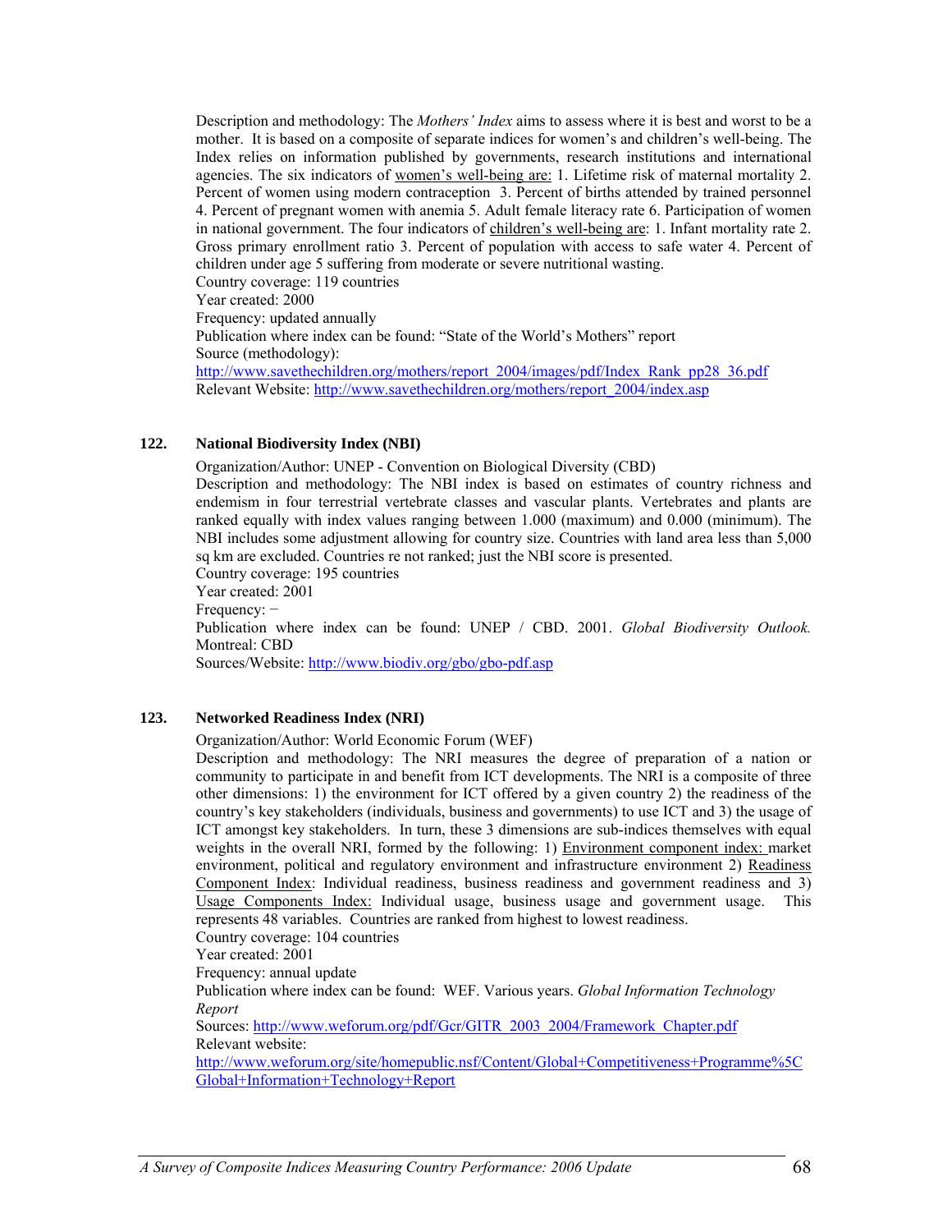Description and methodology: The *Mothers' Index* aims to assess where it is best and worst to be a mother. It is based on a composite of separate indices for women's and children's well-being. The Index relies on information published by governments, research institutions and international agencies. The six indicators of women's well-being are: 1. Lifetime risk of maternal mortality 2. Percent of women using modern contraception 3. Percent of births attended by trained personnel 4. Percent of pregnant women with anemia 5. Adult female literacy rate 6. Participation of women in national government. The four indicators of children's well-being are: 1. Infant mortality rate 2. Gross primary enrollment ratio 3. Percent of population with access to safe water 4. Percent of children under age 5 suffering from moderate or severe nutritional wasting.
Country coverage: 119 countries
Year created: 2000
Frequency: updated annually
Publication where index can be found: "State of the World's Mothers" report
Source (methodology):
http://www.savethechildren.org/mothers/report_2004/images/pdf/Index_Rank_pp28_36.pdf
Relevant Website: http://www.savethechildren.org/mothers/report_2004/index.asp

## 122. National Biodiversity Index (NBI)

Organization/Author: UNEP - Convention on Biological Diversity (CBD)
Description and methodology: The NBI index is based on estimates of country richness and endemism in four terrestrial vertebrate classes and vascular plants. Vertebrates and plants are ranked equally with index values ranging between 1.000 (maximum) and 0.000 (minimum). The NBI includes some adjustment allowing for country size. Countries with land area less than 5,000 sq km are excluded. Countries re not ranked; just the NBI score is presented.
Country coverage: 195 countries
Year created: 2001
Frequency: −
Publication where index can be found: UNEP / CBD. 2001. *Global Biodiversity Outlook.* Montreal: CBD
Sources/Website: http://www.biodiv.org/gbo/gbo-pdf.asp

## 123. Networked Readiness Index (NRI)

Organization/Author: World Economic Forum (WEF)
Description and methodology: The NRI measures the degree of preparation of a nation or community to participate in and benefit from ICT developments. The NRI is a composite of three other dimensions: 1) the environment for ICT offered by a given country 2) the readiness of the country's key stakeholders (individuals, business and governments) to use ICT and 3) the usage of ICT amongst key stakeholders. In turn, these 3 dimensions are sub-indices themselves with equal weights in the overall NRI, formed by the following: 1) Environment component index: market environment, political and regulatory environment and infrastructure environment 2) Readiness Component Index: Individual readiness, business readiness and government readiness and 3) Usage Components Index: Individual usage, business usage and government usage. This represents 48 variables. Countries are ranked from highest to lowest readiness.
Country coverage: 104 countries
Year created: 2001
Frequency: annual update
Publication where index can be found: WEF. Various years. *Global Information Technology Report*
Sources: http://www.weforum.org/pdf/Gcr/GITR_2003_2004/Framework_Chapter.pdf
Relevant website:
http://www.weforum.org/site/homepublic.nsf/Content/Global+Competitiveness+Programme%5CGlobal+Information+Technology+Report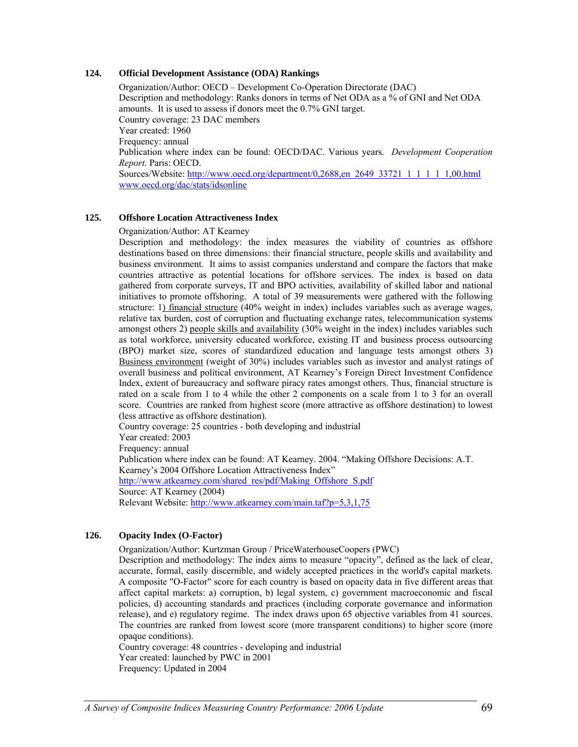### 124. Official Development Assistance (ODA) Rankings

Organization/Author: OECD – Development Co-Operation Directorate (DAC)
Description and methodology: Ranks donors in terms of Net ODA as a % of GNI and Net ODA amounts. It is used to assess if donors meet the 0.7% GNI target.
Country coverage: 23 DAC members
Year created: 1960
Frequency: annual
Publication where index can be found: OECD/DAC. Various years. *Development Cooperation Report.* Paris: OECD.
Sources/Website: http://www.oecd.org/department/0,2688,en_2649_33721_1_1_1_1_1,00.html
www.oecd.org/dac/stats/idsonline

### 125. Offshore Location Attractiveness Index

Organization/Author: AT Kearney
Description and methodology: the index measures the viability of countries as offshore destinations based on three dimensions: their financial structure, people skills and availability and business environment. It aims to assist companies understand and compare the factors that make countries attractive as potential locations for offshore services. The index is based on data gathered from corporate surveys, IT and BPO activities, availability of skilled labor and national initiatives to promote offshoring. A total of 39 measurements were gathered with the following structure: 1) financial structure (40% weight in index) includes variables such as average wages, relative tax burden, cost of corruption and fluctuating exchange rates, telecommunication systems amongst others 2) people skills and availability (30% weight in the index) includes variables such as total workforce, university educated workforce, existing IT and business process outsourcing (BPO) market size, scores of standardized education and language tests amongst others 3) Business environment (weight of 30%) includes variables such as investor and analyst ratings of overall business and political environment, AT Kearney's Foreign Direct Investment Confidence Index, extent of bureaucracy and software piracy rates amongst others. Thus, financial structure is rated on a scale from 1 to 4 while the other 2 components on a scale from 1 to 3 for an overall score. Countries are ranked from highest score (more attractive as offshore destination) to lowest (less attractive as offshore destination).
Country coverage: 25 countries - both developing and industrial
Year created: 2003
Frequency: annual
Publication where index can be found: AT Kearney. 2004. "Making Offshore Decisions: A.T. Kearney's 2004 Offshore Location Attractiveness Index"
http://www.atkearney.com/shared_res/pdf/Making_Offshore_S.pdf
Source: AT Kearney (2004)
Relevant Website: http://www.atkearney.com/main.taf?p=5,3,1,75

### 126. Opacity Index (O-Factor)

Organization/Author: Kurtzman Group / PriceWaterhouseCoopers (PWC)
Description and methodology: The index aims to measure "opacity", defined as the lack of clear, accurate, formal, easily discernible, and widely accepted practices in the world's capital markets. A composite "O-Factor" score for each country is based on opacity data in five different areas that affect capital markets: a) corruption, b) legal system, c) government macroeconomic and fiscal policies, d) accounting standards and practices (including corporate governance and information release), and e) regulatory regime. The index draws upon 65 objective variables from 41 sources. The countries are ranked from lowest score (more transparent conditions) to higher score (more opaque conditions).
Country coverage: 48 countries - developing and industrial
Year created: launched by PWC in 2001
Frequency: Updated in 2004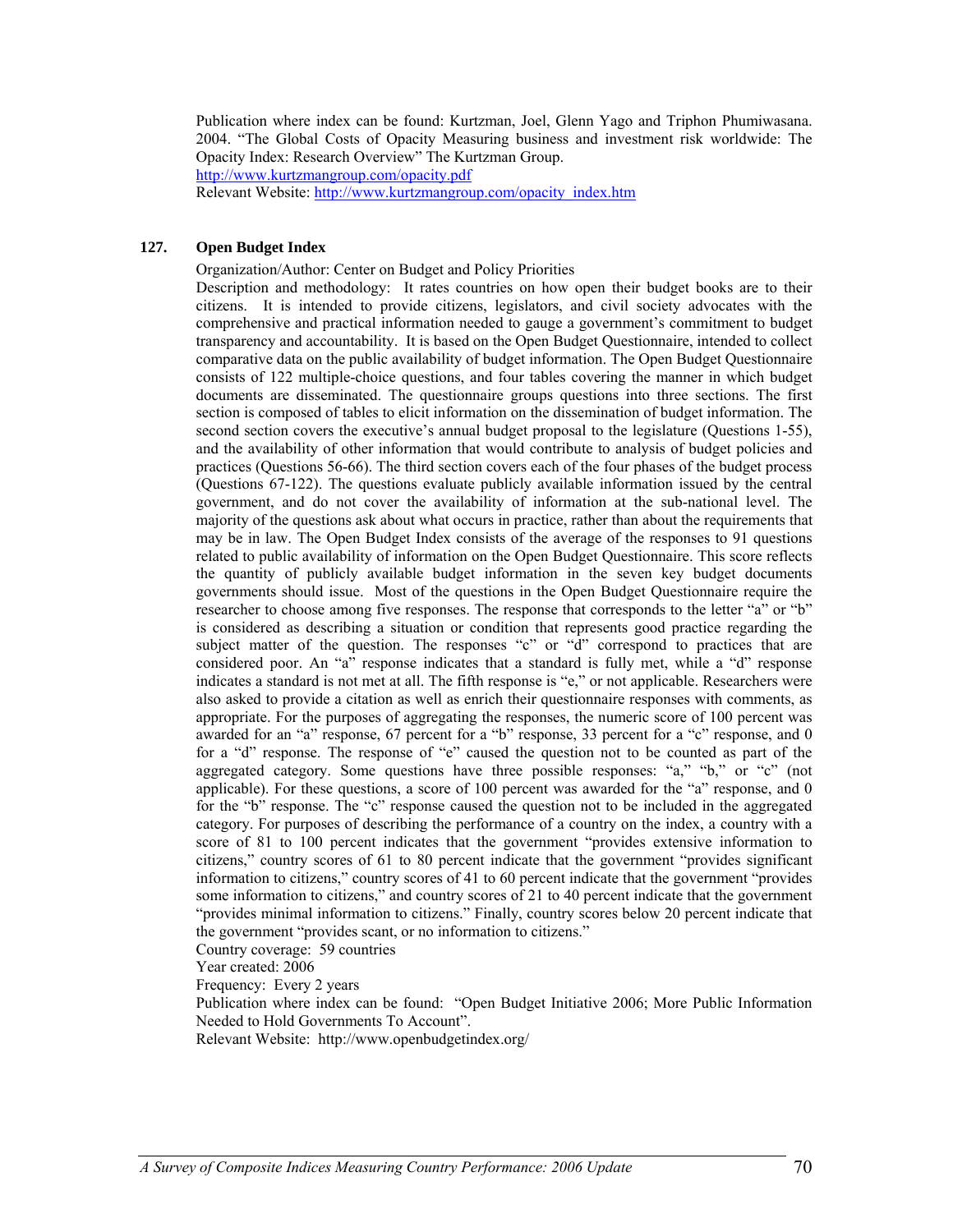Publication where index can be found: Kurtzman, Joel, Glenn Yago and Triphon Phumiwasana. 2004. "The Global Costs of Opacity Measuring business and investment risk worldwide: The Opacity Index: Research Overview" The Kurtzman Group.
http://www.kurtzmangroup.com/opacity.pdf
Relevant Website: http://www.kurtzmangroup.com/opacity_index.htm

### 127. Open Budget Index

Organization/Author: Center on Budget and Policy Priorities

Description and methodology: It rates countries on how open their budget books are to their citizens. It is intended to provide citizens, legislators, and civil society advocates with the comprehensive and practical information needed to gauge a government's commitment to budget transparency and accountability. It is based on the Open Budget Questionnaire, intended to collect comparative data on the public availability of budget information. The Open Budget Questionnaire consists of 122 multiple-choice questions, and four tables covering the manner in which budget documents are disseminated. The questionnaire groups questions into three sections. The first section is composed of tables to elicit information on the dissemination of budget information. The second section covers the executive's annual budget proposal to the legislature (Questions 1-55), and the availability of other information that would contribute to analysis of budget policies and practices (Questions 56-66). The third section covers each of the four phases of the budget process (Questions 67-122). The questions evaluate publicly available information issued by the central government, and do not cover the availability of information at the sub-national level. The majority of the questions ask about what occurs in practice, rather than about the requirements that may be in law. The Open Budget Index consists of the average of the responses to 91 questions related to public availability of information on the Open Budget Questionnaire. This score reflects the quantity of publicly available budget information in the seven key budget documents governments should issue. Most of the questions in the Open Budget Questionnaire require the researcher to choose among five responses. The response that corresponds to the letter "a" or "b" is considered as describing a situation or condition that represents good practice regarding the subject matter of the question. The responses "c" or "d" correspond to practices that are considered poor. An "a" response indicates that a standard is fully met, while a "d" response indicates a standard is not met at all. The fifth response is "e," or not applicable. Researchers were also asked to provide a citation as well as enrich their questionnaire responses with comments, as appropriate. For the purposes of aggregating the responses, the numeric score of 100 percent was awarded for an "a" response, 67 percent for a "b" response, 33 percent for a "c" response, and 0 for a "d" response. The response of "e" caused the question not to be counted as part of the aggregated category. Some questions have three possible responses: "a," "b," or "c" (not applicable). For these questions, a score of 100 percent was awarded for the "a" response, and 0 for the "b" response. The "c" response caused the question not to be included in the aggregated category. For purposes of describing the performance of a country on the index, a country with a score of 81 to 100 percent indicates that the government "provides extensive information to citizens," country scores of 61 to 80 percent indicate that the government "provides significant information to citizens," country scores of 41 to 60 percent indicate that the government "provides some information to citizens," and country scores of 21 to 40 percent indicate that the government "provides minimal information to citizens." Finally, country scores below 20 percent indicate that the government "provides scant, or no information to citizens."

Country coverage: 59 countries

Year created: 2006

Frequency: Every 2 years

Publication where index can be found: "Open Budget Initiative 2006; More Public Information Needed to Hold Governments To Account".

Relevant Website: http://www.openbudgetindex.org/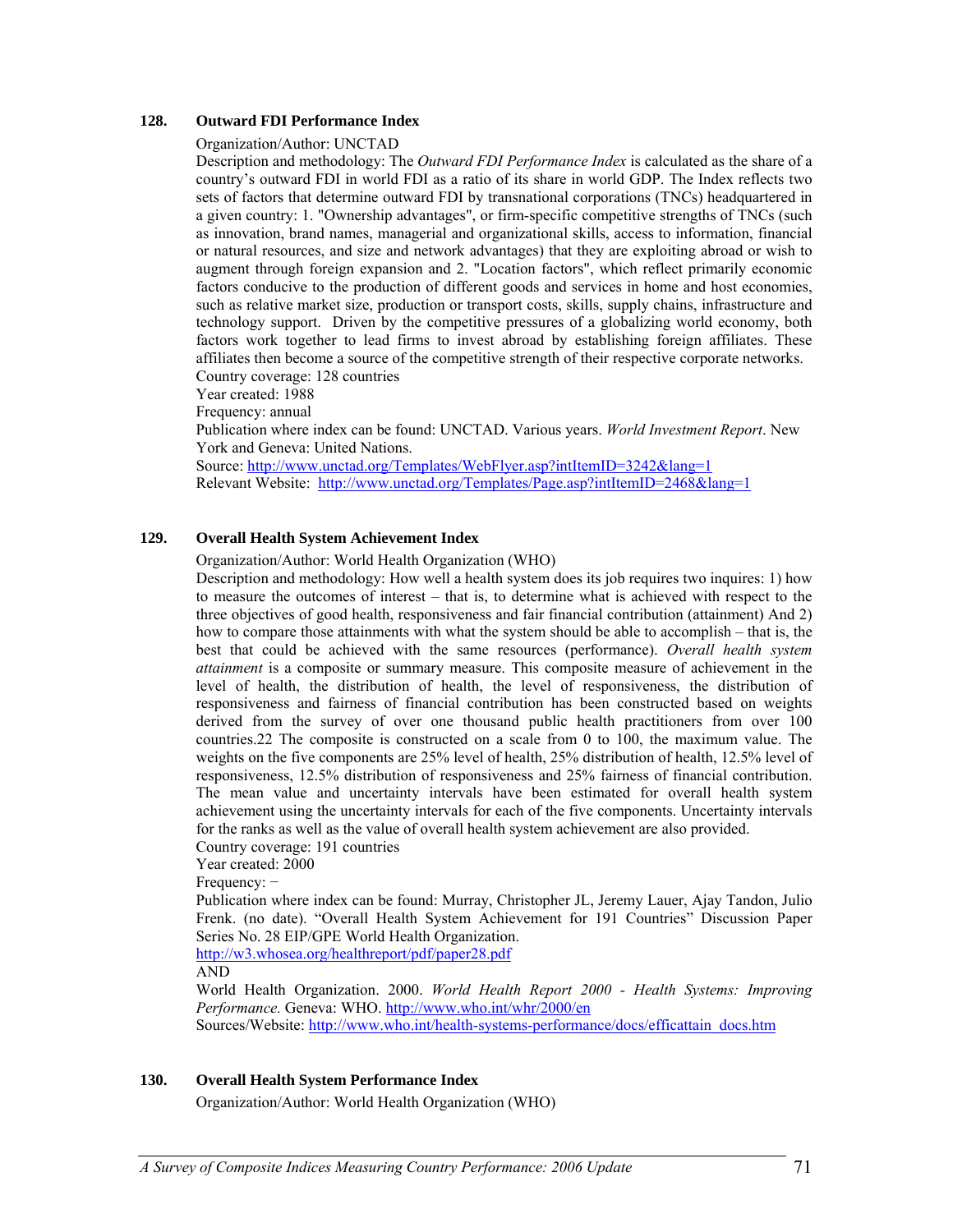### 128. Outward FDI Performance Index

Organization/Author: UNCTAD

Description and methodology: The *Outward FDI Performance Index* is calculated as the share of a country's outward FDI in world FDI as a ratio of its share in world GDP. The Index reflects two sets of factors that determine outward FDI by transnational corporations (TNCs) headquartered in a given country: 1. "Ownership advantages", or firm-specific competitive strengths of TNCs (such as innovation, brand names, managerial and organizational skills, access to information, financial or natural resources, and size and network advantages) that they are exploiting abroad or wish to augment through foreign expansion and 2. "Location factors", which reflect primarily economic factors conducive to the production of different goods and services in home and host economies, such as relative market size, production or transport costs, skills, supply chains, infrastructure and technology support. Driven by the competitive pressures of a globalizing world economy, both factors work together to lead firms to invest abroad by establishing foreign affiliates. These affiliates then become a source of the competitive strength of their respective corporate networks.

Country coverage: 128 countries

Year created: 1988

Frequency: annual

Publication where index can be found: UNCTAD. Various years. *World Investment Report*. New York and Geneva: United Nations.

Source: http://www.unctad.org/Templates/WebFlyer.asp?intItemID=3242&lang=1

Relevant Website: http://www.unctad.org/Templates/Page.asp?intItemID=2468&lang=1

### 129. Overall Health System Achievement Index

Organization/Author: World Health Organization (WHO)

Description and methodology: How well a health system does its job requires two inquires: 1) how to measure the outcomes of interest – that is, to determine what is achieved with respect to the three objectives of good health, responsiveness and fair financial contribution (attainment) And 2) how to compare those attainments with what the system should be able to accomplish – that is, the best that could be achieved with the same resources (performance). *Overall health system attainment* is a composite or summary measure. This composite measure of achievement in the level of health, the distribution of health, the level of responsiveness, the distribution of responsiveness and fairness of financial contribution has been constructed based on weights derived from the survey of over one thousand public health practitioners from over 100 countries.22 The composite is constructed on a scale from 0 to 100, the maximum value. The weights on the five components are 25% level of health, 25% distribution of health, 12.5% level of responsiveness, 12.5% distribution of responsiveness and 25% fairness of financial contribution. The mean value and uncertainty intervals have been estimated for overall health system achievement using the uncertainty intervals for each of the five components. Uncertainty intervals for the ranks as well as the value of overall health system achievement are also provided.

Country coverage: 191 countries

Year created: 2000

Frequency: −

Publication where index can be found: Murray, Christopher JL, Jeremy Lauer, Ajay Tandon, Julio Frenk. (no date). "Overall Health System Achievement for 191 Countries" Discussion Paper Series No. 28 EIP/GPE World Health Organization.

http://w3.whosea.org/healthreport/pdf/paper28.pdf

AND

World Health Organization. 2000. *World Health Report 2000 - Health Systems: Improving Performance.* Geneva: WHO. http://www.who.int/whr/2000/en

Sources/Website: http://www.who.int/health-systems-performance/docs/efficattain_docs.htm

### 130. Overall Health System Performance Index

Organization/Author: World Health Organization (WHO)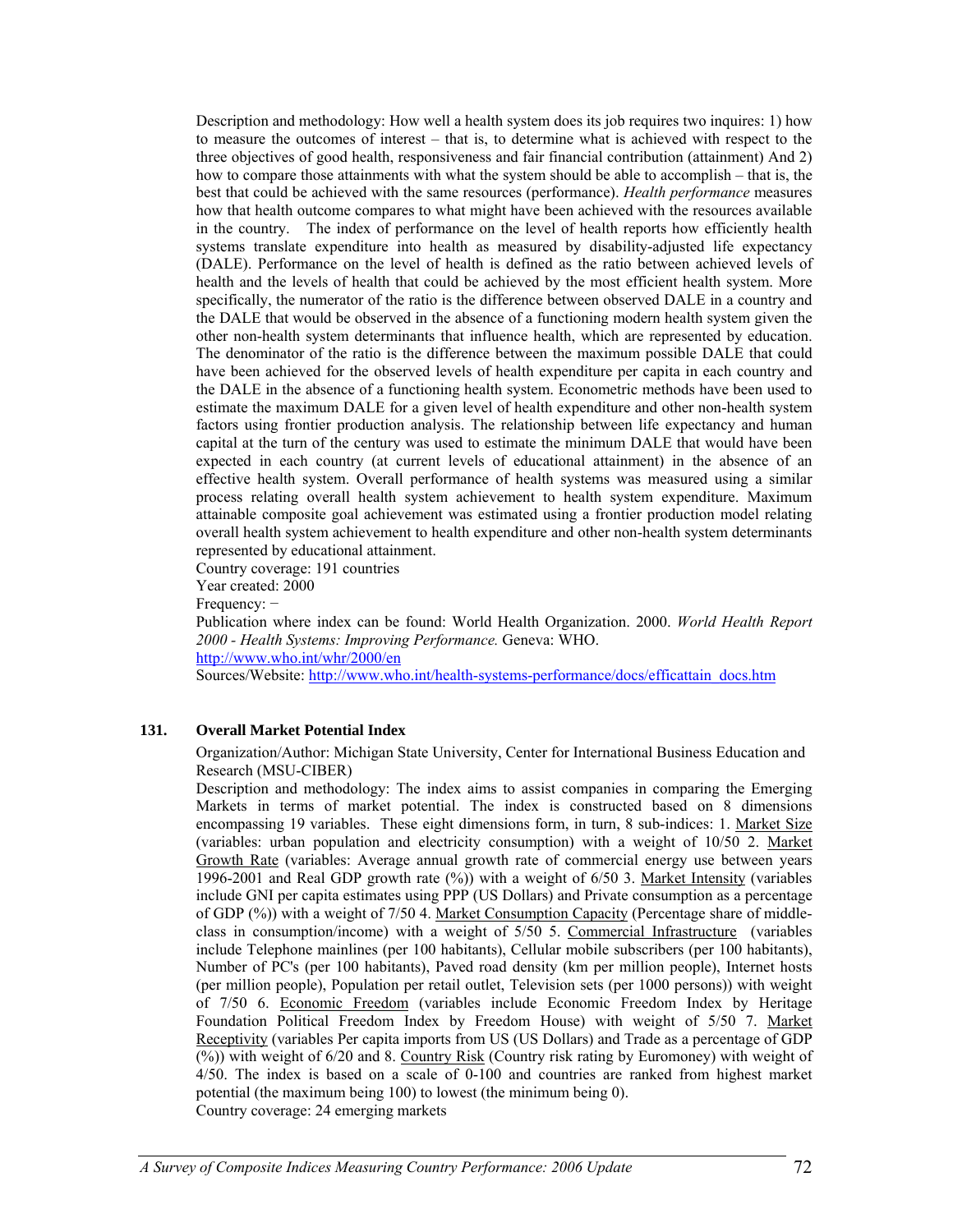Description and methodology: How well a health system does its job requires two inquires: 1) how to measure the outcomes of interest – that is, to determine what is achieved with respect to the three objectives of good health, responsiveness and fair financial contribution (attainment) And 2) how to compare those attainments with what the system should be able to accomplish – that is, the best that could be achieved with the same resources (performance). *Health performance* measures how that health outcome compares to what might have been achieved with the resources available in the country. The index of performance on the level of health reports how efficiently health systems translate expenditure into health as measured by disability-adjusted life expectancy (DALE). Performance on the level of health is defined as the ratio between achieved levels of health and the levels of health that could be achieved by the most efficient health system. More specifically, the numerator of the ratio is the difference between observed DALE in a country and the DALE that would be observed in the absence of a functioning modern health system given the other non-health system determinants that influence health, which are represented by education. The denominator of the ratio is the difference between the maximum possible DALE that could have been achieved for the observed levels of health expenditure per capita in each country and the DALE in the absence of a functioning health system. Econometric methods have been used to estimate the maximum DALE for a given level of health expenditure and other non-health system factors using frontier production analysis. The relationship between life expectancy and human capital at the turn of the century was used to estimate the minimum DALE that would have been expected in each country (at current levels of educational attainment) in the absence of an effective health system. Overall performance of health systems was measured using a similar process relating overall health system achievement to health system expenditure. Maximum attainable composite goal achievement was estimated using a frontier production model relating overall health system achievement to health expenditure and other non-health system determinants represented by educational attainment.
Country coverage: 191 countries
Year created: 2000
Frequency: −
Publication where index can be found: World Health Organization. 2000. *World Health Report 2000 - Health Systems: Improving Performance.* Geneva: WHO.
http://www.who.int/whr/2000/en
Sources/Website: http://www.who.int/health-systems-performance/docs/efficattain_docs.htm

### 131. Overall Market Potential Index

Organization/Author: Michigan State University, Center for International Business Education and Research (MSU-CIBER)
Description and methodology: The index aims to assist companies in comparing the Emerging Markets in terms of market potential. The index is constructed based on 8 dimensions encompassing 19 variables. These eight dimensions form, in turn, 8 sub-indices: 1. Market Size (variables: urban population and electricity consumption) with a weight of 10/50 2. Market Growth Rate (variables: Average annual growth rate of commercial energy use between years 1996-2001 and Real GDP growth rate (%)) with a weight of 6/50 3. Market Intensity (variables include GNI per capita estimates using PPP (US Dollars) and Private consumption as a percentage of GDP (%)) with a weight of 7/50 4. Market Consumption Capacity (Percentage share of middle-class in consumption/income) with a weight of 5/50 5. Commercial Infrastructure (variables include Telephone mainlines (per 100 habitants), Cellular mobile subscribers (per 100 habitants), Number of PC's (per 100 habitants), Paved road density (km per million people), Internet hosts (per million people), Population per retail outlet, Television sets (per 1000 persons)) with weight of 7/50 6. Economic Freedom (variables include Economic Freedom Index by Heritage Foundation Political Freedom Index by Freedom House) with weight of 5/50 7. Market Receptivity (variables Per capita imports from US (US Dollars) and Trade as a percentage of GDP (%)) with weight of 6/20 and 8. Country Risk (Country risk rating by Euromoney) with weight of 4/50. The index is based on a scale of 0-100 and countries are ranked from highest market potential (the maximum being 100) to lowest (the minimum being 0).
Country coverage: 24 emerging markets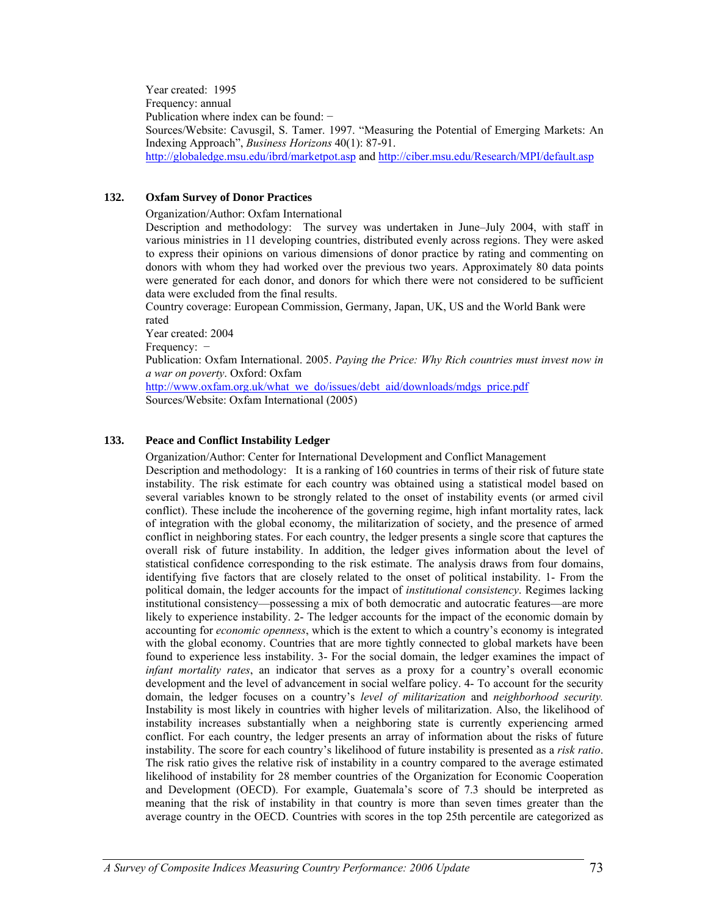Year created: 1995
Frequency: annual
Publication where index can be found: −
Sources/Website: Cavusgil, S. Tamer. 1997. "Measuring the Potential of Emerging Markets: An Indexing Approach", *Business Horizons* 40(1): 87-91.
http://globaledge.msu.edu/ibrd/marketpot.asp and http://ciber.msu.edu/Research/MPI/default.asp

### 132. Oxfam Survey of Donor Practices

Organization/Author: Oxfam International
Description and methodology: The survey was undertaken in June–July 2004, with staff in various ministries in 11 developing countries, distributed evenly across regions. They were asked to express their opinions on various dimensions of donor practice by rating and commenting on donors with whom they had worked over the previous two years. Approximately 80 data points were generated for each donor, and donors for which there were not considered to be sufficient data were excluded from the final results.
Country coverage: European Commission, Germany, Japan, UK, US and the World Bank were rated
Year created: 2004
Frequency: −
Publication: Oxfam International. 2005. *Paying the Price: Why Rich countries must invest now in a war on poverty*. Oxford: Oxfam
http://www.oxfam.org.uk/what_we_do/issues/debt_aid/downloads/mdgs_price.pdf
Sources/Website: Oxfam International (2005)

### 133. Peace and Conflict Instability Ledger

Organization/Author: Center for International Development and Conflict Management
Description and methodology: It is a ranking of 160 countries in terms of their risk of future state instability. The risk estimate for each country was obtained using a statistical model based on several variables known to be strongly related to the onset of instability events (or armed civil conflict). These include the incoherence of the governing regime, high infant mortality rates, lack of integration with the global economy, the militarization of society, and the presence of armed conflict in neighboring states. For each country, the ledger presents a single score that captures the overall risk of future instability. In addition, the ledger gives information about the level of statistical confidence corresponding to the risk estimate. The analysis draws from four domains, identifying five factors that are closely related to the onset of political instability. 1- From the political domain, the ledger accounts for the impact of *institutional consistency*. Regimes lacking institutional consistency—possessing a mix of both democratic and autocratic features—are more likely to experience instability. 2- The ledger accounts for the impact of the economic domain by accounting for *economic openness*, which is the extent to which a country's economy is integrated with the global economy. Countries that are more tightly connected to global markets have been found to experience less instability. 3- For the social domain, the ledger examines the impact of *infant mortality rates*, an indicator that serves as a proxy for a country's overall economic development and the level of advancement in social welfare policy. 4- To account for the security domain, the ledger focuses on a country's *level of militarization* and *neighborhood security.* Instability is most likely in countries with higher levels of militarization. Also, the likelihood of instability increases substantially when a neighboring state is currently experiencing armed conflict. For each country, the ledger presents an array of information about the risks of future instability. The score for each country's likelihood of future instability is presented as a *risk ratio*. The risk ratio gives the relative risk of instability in a country compared to the average estimated likelihood of instability for 28 member countries of the Organization for Economic Cooperation and Development (OECD). For example, Guatemala's score of 7.3 should be interpreted as meaning that the risk of instability in that country is more than seven times greater than the average country in the OECD. Countries with scores in the top 25th percentile are categorized as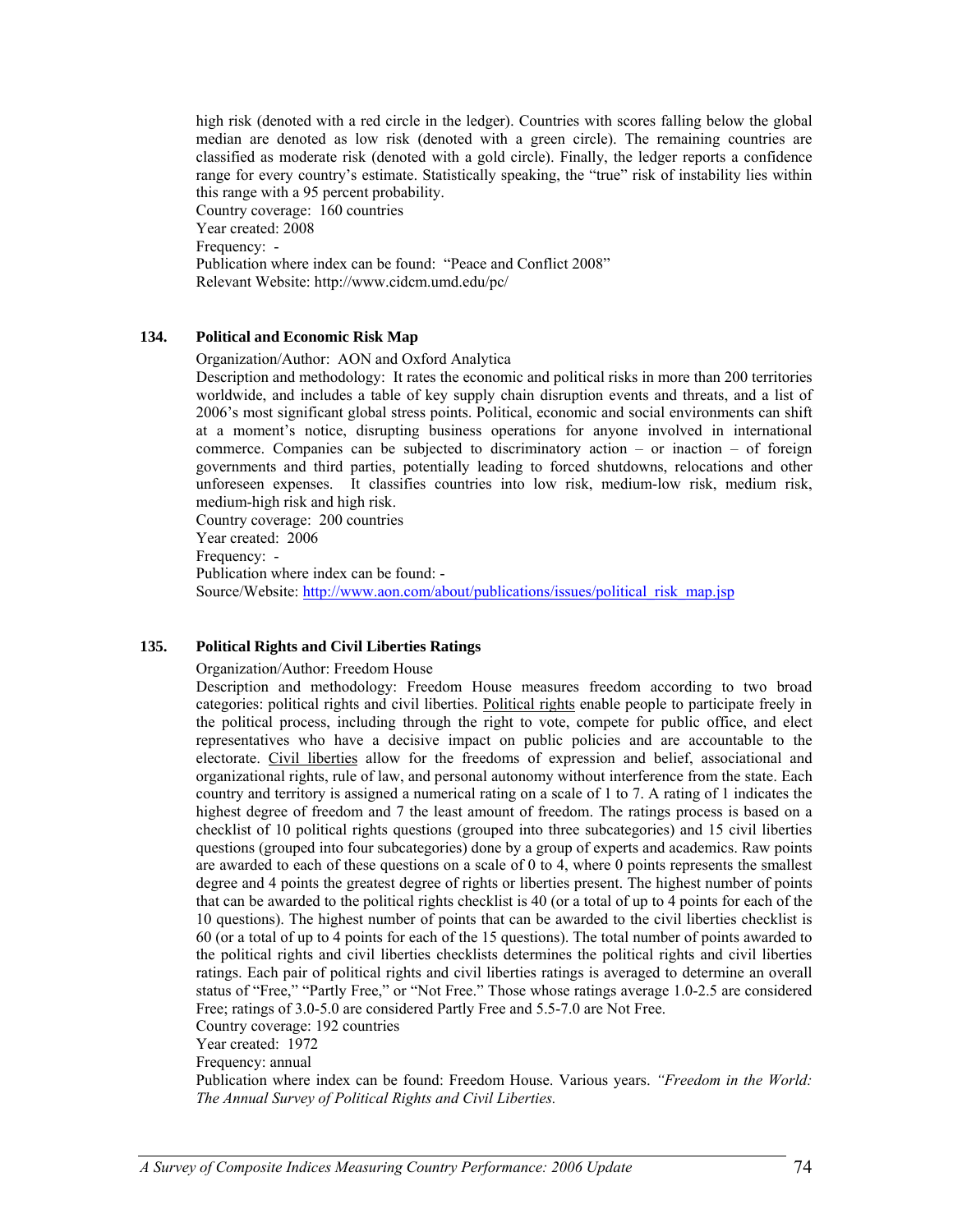high risk (denoted with a red circle in the ledger). Countries with scores falling below the global median are denoted as low risk (denoted with a green circle). The remaining countries are classified as moderate risk (denoted with a gold circle). Finally, the ledger reports a confidence range for every country's estimate. Statistically speaking, the "true" risk of instability lies within this range with a 95 percent probability.
Country coverage: 160 countries
Year created: 2008
Frequency: -
Publication where index can be found: "Peace and Conflict 2008"
Relevant Website: http://www.cidcm.umd.edu/pc/

### 134. Political and Economic Risk Map

Organization/Author: AON and Oxford Analytica
Description and methodology: It rates the economic and political risks in more than 200 territories worldwide, and includes a table of key supply chain disruption events and threats, and a list of 2006's most significant global stress points. Political, economic and social environments can shift at a moment's notice, disrupting business operations for anyone involved in international commerce. Companies can be subjected to discriminatory action – or inaction – of foreign governments and third parties, potentially leading to forced shutdowns, relocations and other unforeseen expenses. It classifies countries into low risk, medium-low risk, medium risk, medium-high risk and high risk.
Country coverage: 200 countries
Year created: 2006
Frequency: -
Publication where index can be found: -
Source/Website: http://www.aon.com/about/publications/issues/political_risk_map.jsp

### 135. Political Rights and Civil Liberties Ratings

Organization/Author: Freedom House
Description and methodology: Freedom House measures freedom according to two broad categories: political rights and civil liberties. Political rights enable people to participate freely in the political process, including through the right to vote, compete for public office, and elect representatives who have a decisive impact on public policies and are accountable to the electorate. Civil liberties allow for the freedoms of expression and belief, associational and organizational rights, rule of law, and personal autonomy without interference from the state. Each country and territory is assigned a numerical rating on a scale of 1 to 7. A rating of 1 indicates the highest degree of freedom and 7 the least amount of freedom. The ratings process is based on a checklist of 10 political rights questions (grouped into three subcategories) and 15 civil liberties questions (grouped into four subcategories) done by a group of experts and academics. Raw points are awarded to each of these questions on a scale of 0 to 4, where 0 points represents the smallest degree and 4 points the greatest degree of rights or liberties present. The highest number of points that can be awarded to the political rights checklist is 40 (or a total of up to 4 points for each of the 10 questions). The highest number of points that can be awarded to the civil liberties checklist is 60 (or a total of up to 4 points for each of the 15 questions). The total number of points awarded to the political rights and civil liberties checklists determines the political rights and civil liberties ratings. Each pair of political rights and civil liberties ratings is averaged to determine an overall status of "Free," "Partly Free," or "Not Free." Those whose ratings average 1.0-2.5 are considered Free; ratings of 3.0-5.0 are considered Partly Free and 5.5-7.0 are Not Free.
Country coverage: 192 countries
Year created: 1972
Frequency: annual
Publication where index can be found: Freedom House. Various years. *"Freedom in the World: The Annual Survey of Political Rights and Civil Liberties.*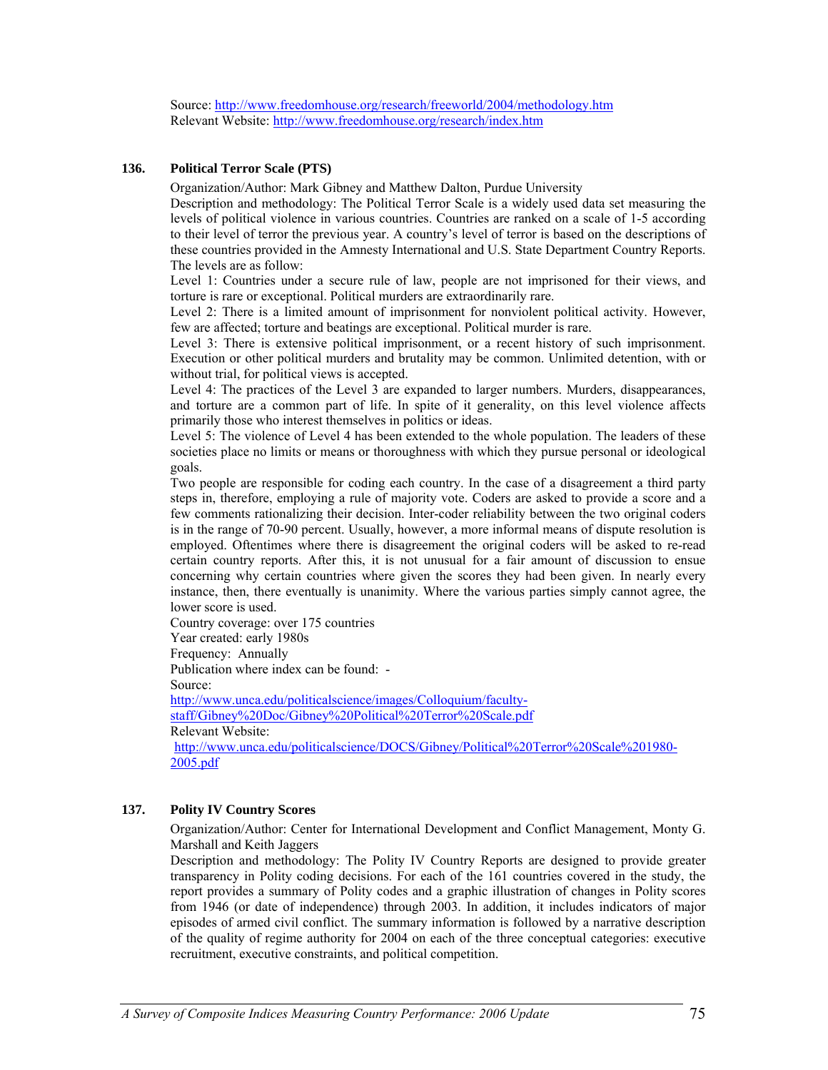Source: http://www.freedomhouse.org/research/freeworld/2004/methodology.htm
Relevant Website: http://www.freedomhouse.org/research/index.htm

### 136. Political Terror Scale (PTS)

Organization/Author: Mark Gibney and Matthew Dalton, Purdue University

Description and methodology: The Political Terror Scale is a widely used data set measuring the levels of political violence in various countries. Countries are ranked on a scale of 1-5 according to their level of terror the previous year. A country's level of terror is based on the descriptions of these countries provided in the Amnesty International and U.S. State Department Country Reports. The levels are as follow:

Level 1: Countries under a secure rule of law, people are not imprisoned for their views, and torture is rare or exceptional. Political murders are extraordinarily rare.

Level 2: There is a limited amount of imprisonment for nonviolent political activity. However, few are affected; torture and beatings are exceptional. Political murder is rare.

Level 3: There is extensive political imprisonment, or a recent history of such imprisonment. Execution or other political murders and brutality may be common. Unlimited detention, with or without trial, for political views is accepted.

Level 4: The practices of the Level 3 are expanded to larger numbers. Murders, disappearances, and torture are a common part of life. In spite of it generality, on this level violence affects primarily those who interest themselves in politics or ideas.

Level 5: The violence of Level 4 has been extended to the whole population. The leaders of these societies place no limits or means or thoroughness with which they pursue personal or ideological goals.

Two people are responsible for coding each country. In the case of a disagreement a third party steps in, therefore, employing a rule of majority vote. Coders are asked to provide a score and a few comments rationalizing their decision. Inter-coder reliability between the two original coders is in the range of 70-90 percent. Usually, however, a more informal means of dispute resolution is employed. Oftentimes where there is disagreement the original coders will be asked to re-read certain country reports. After this, it is not unusual for a fair amount of discussion to ensue concerning why certain countries where given the scores they had been given. In nearly every instance, then, there eventually is unanimity. Where the various parties simply cannot agree, the lower score is used.

Country coverage: over 175 countries
Year created: early 1980s
Frequency: Annually
Publication where index can be found: -
Source:
http://www.unca.edu/politicalscience/images/Colloquium/faculty-staff/Gibney%20Doc/Gibney%20Political%20Terror%20Scale.pdf
Relevant Website:
http://www.unca.edu/politicalscience/DOCS/Gibney/Political%20Terror%20Scale%201980-2005.pdf

### 137. Polity IV Country Scores

Organization/Author: Center for International Development and Conflict Management, Monty G. Marshall and Keith Jaggers

Description and methodology: The Polity IV Country Reports are designed to provide greater transparency in Polity coding decisions. For each of the 161 countries covered in the study, the report provides a summary of Polity codes and a graphic illustration of changes in Polity scores from 1946 (or date of independence) through 2003. In addition, it includes indicators of major episodes of armed civil conflict. The summary information is followed by a narrative description of the quality of regime authority for 2004 on each of the three conceptual categories: executive recruitment, executive constraints, and political competition.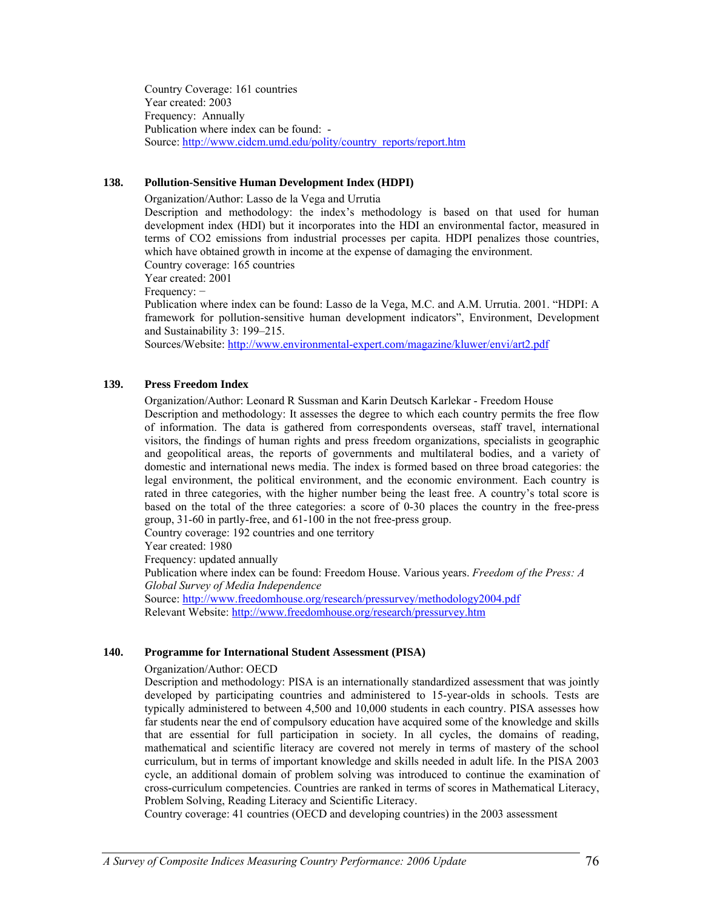Country Coverage: 161 countries
Year created: 2003
Frequency: Annually
Publication where index can be found: -
Source: http://www.cidcm.umd.edu/polity/country_reports/report.htm

### 138. Pollution-Sensitive Human Development Index (HDPI)

Organization/Author: Lasso de la Vega and Urrutia
Description and methodology: the index's methodology is based on that used for human development index (HDI) but it incorporates into the HDI an environmental factor, measured in terms of $CO_2$ emissions from industrial processes per capita. HDPI penalizes those countries, which have obtained growth in income at the expense of damaging the environment.
Country coverage: 165 countries
Year created: 2001
Frequency: −
Publication where index can be found: Lasso de la Vega, M.C. and A.M. Urrutia. 2001. "HDPI: A framework for pollution-sensitive human development indicators", Environment, Development and Sustainability 3: 199–215.
Sources/Website: http://www.environmental-expert.com/magazine/kluwer/envi/art2.pdf

### 139. Press Freedom Index

Organization/Author: Leonard R Sussman and Karin Deutsch Karlekar - Freedom House
Description and methodology: It assesses the degree to which each country permits the free flow of information. The data is gathered from correspondents overseas, staff travel, international visitors, the findings of human rights and press freedom organizations, specialists in geographic and geopolitical areas, the reports of governments and multilateral bodies, and a variety of domestic and international news media. The index is formed based on three broad categories: the legal environment, the political environment, and the economic environment. Each country is rated in three categories, with the higher number being the least free. A country's total score is based on the total of the three categories: a score of 0-30 places the country in the free-press group, 31-60 in partly-free, and 61-100 in the not free-press group.
Country coverage: 192 countries and one territory
Year created: 1980
Frequency: updated annually
Publication where index can be found: Freedom House. Various years. *Freedom of the Press: A Global Survey of Media Independence*
Source: http://www.freedomhouse.org/research/pressurvey/methodology2004.pdf
Relevant Website: http://www.freedomhouse.org/research/pressurvey.htm

### 140. Programme for International Student Assessment (PISA)

Organization/Author: OECD
Description and methodology: PISA is an internationally standardized assessment that was jointly developed by participating countries and administered to 15-year-olds in schools. Tests are typically administered to between 4,500 and 10,000 students in each country. PISA assesses how far students near the end of compulsory education have acquired some of the knowledge and skills that are essential for full participation in society. In all cycles, the domains of reading, mathematical and scientific literacy are covered not merely in terms of mastery of the school curriculum, but in terms of important knowledge and skills needed in adult life. In the PISA 2003 cycle, an additional domain of problem solving was introduced to continue the examination of cross-curriculum competencies. Countries are ranked in terms of scores in Mathematical Literacy, Problem Solving, Reading Literacy and Scientific Literacy.
Country coverage: 41 countries (OECD and developing countries) in the 2003 assessment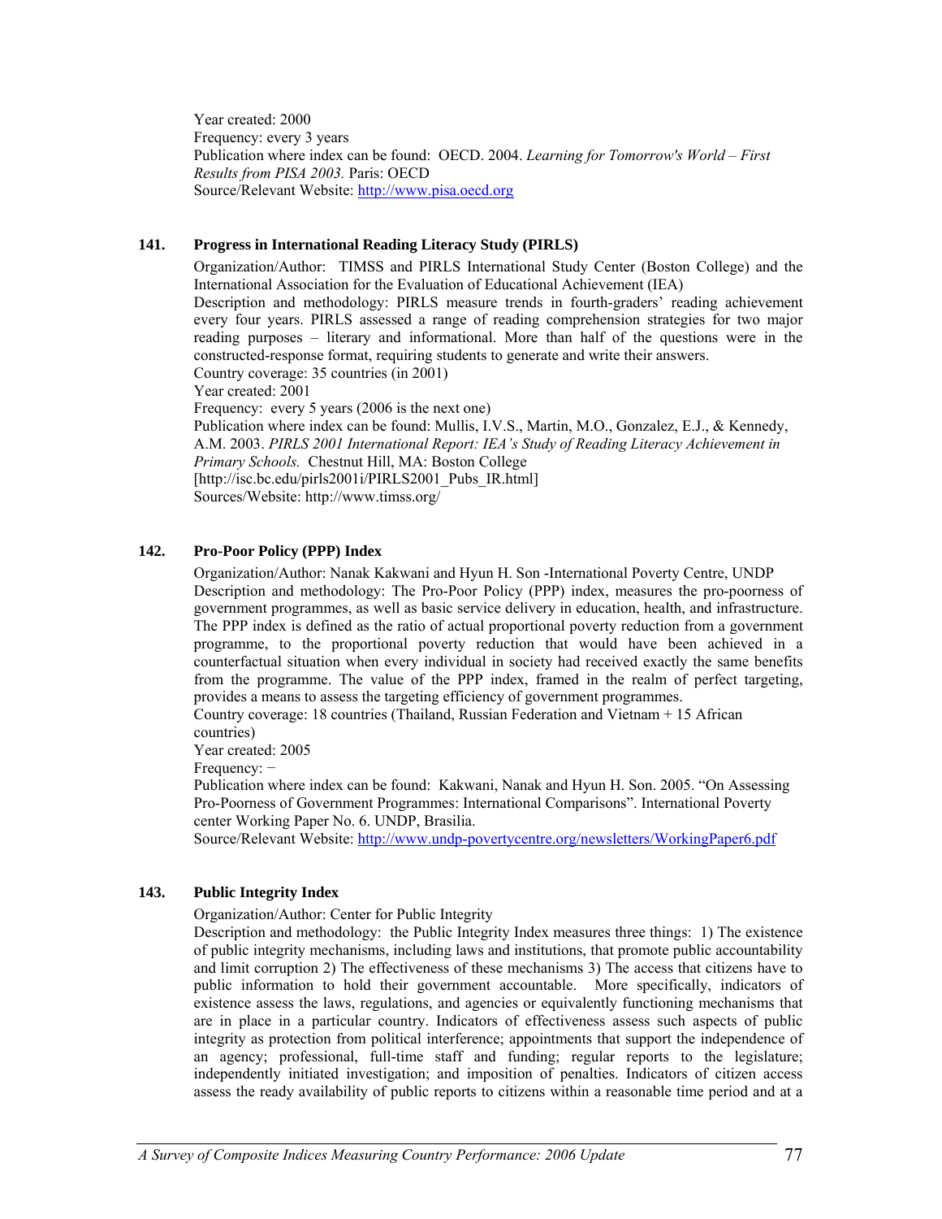Year created: 2000
Frequency: every 3 years
Publication where index can be found: OECD. 2004. *Learning for Tomorrow's World – First Results from PISA 2003.* Paris: OECD
Source/Relevant Website: http://www.pisa.oecd.org

### 141. Progress in International Reading Literacy Study (PIRLS)

Organization/Author: TIMSS and PIRLS International Study Center (Boston College) and the International Association for the Evaluation of Educational Achievement (IEA)
Description and methodology: PIRLS measure trends in fourth-graders' reading achievement every four years. PIRLS assessed a range of reading comprehension strategies for two major reading purposes – literary and informational. More than half of the questions were in the constructed-response format, requiring students to generate and write their answers.
Country coverage: 35 countries (in 2001)
Year created: 2001
Frequency: every 5 years (2006 is the next one)
Publication where index can be found: Mullis, I.V.S., Martin, M.O., Gonzalez, E.J., & Kennedy, A.M. 2003. *PIRLS 2001 International Report: IEA's Study of Reading Literacy Achievement in Primary Schools.* Chestnut Hill, MA: Boston College [http://isc.bc.edu/pirls2001i/PIRLS2001_Pubs_IR.html]
Sources/Website: http://www.timss.org/

### 142. Pro-Poor Policy (PPP) Index

Organization/Author: Nanak Kakwani and Hyun H. Son -International Poverty Centre, UNDP
Description and methodology: The Pro-Poor Policy (PPP) index, measures the pro-poorness of government programmes, as well as basic service delivery in education, health, and infrastructure. The PPP index is defined as the ratio of actual proportional poverty reduction from a government programme, to the proportional poverty reduction that would have been achieved in a counterfactual situation when every individual in society had received exactly the same benefits from the programme. The value of the PPP index, framed in the realm of perfect targeting, provides a means to assess the targeting efficiency of government programmes.
Country coverage: 18 countries (Thailand, Russian Federation and Vietnam + 15 African countries)
Year created: 2005
Frequency: −
Publication where index can be found: Kakwani, Nanak and Hyun H. Son. 2005. "On Assessing Pro-Poorness of Government Programmes: International Comparisons". International Poverty center Working Paper No. 6. UNDP, Brasilia.
Source/Relevant Website: http://www.undp-povertycentre.org/newsletters/WorkingPaper6.pdf

### 143. Public Integrity Index

Organization/Author: Center for Public Integrity
Description and methodology: the Public Integrity Index measures three things: 1) The existence of public integrity mechanisms, including laws and institutions, that promote public accountability and limit corruption 2) The effectiveness of these mechanisms 3) The access that citizens have to public information to hold their government accountable. More specifically, indicators of existence assess the laws, regulations, and agencies or equivalently functioning mechanisms that are in place in a particular country. Indicators of effectiveness assess such aspects of public integrity as protection from political interference; appointments that support the independence of an agency; professional, full-time staff and funding; regular reports to the legislature; independently initiated investigation; and imposition of penalties. Indicators of citizen access assess the ready availability of public reports to citizens within a reasonable time period and at a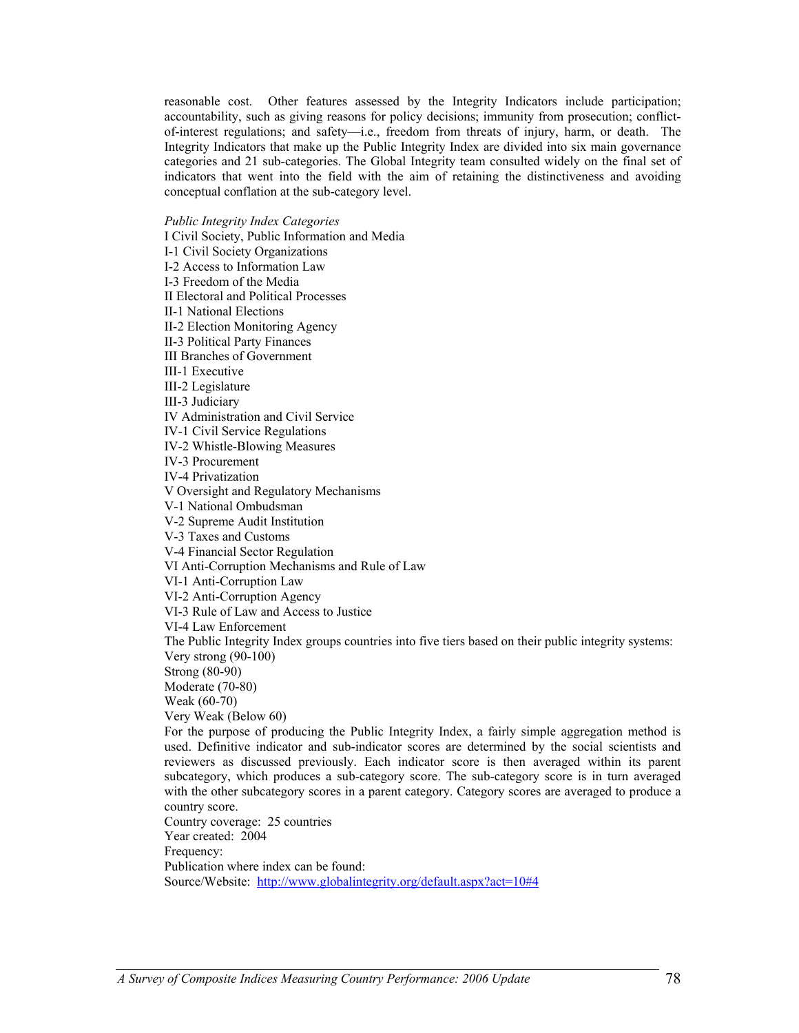reasonable cost. Other features assessed by the Integrity Indicators include participation; accountability, such as giving reasons for policy decisions; immunity from prosecution; conflict-of-interest regulations; and safety—i.e., freedom from threats of injury, harm, or death. The Integrity Indicators that make up the Public Integrity Index are divided into six main governance categories and 21 sub-categories. The Global Integrity team consulted widely on the final set of indicators that went into the field with the aim of retaining the distinctiveness and avoiding conceptual conflation at the sub-category level.

*Public Integrity Index Categories*
I Civil Society, Public Information and Media
I-1 Civil Society Organizations
I-2 Access to Information Law
I-3 Freedom of the Media
II Electoral and Political Processes
II-1 National Elections
II-2 Election Monitoring Agency
II-3 Political Party Finances
III Branches of Government
III-1 Executive
III-2 Legislature
III-3 Judiciary
IV Administration and Civil Service
IV-1 Civil Service Regulations
IV-2 Whistle-Blowing Measures
IV-3 Procurement
IV-4 Privatization
V Oversight and Regulatory Mechanisms
V-1 National Ombudsman
V-2 Supreme Audit Institution
V-3 Taxes and Customs
V-4 Financial Sector Regulation
VI Anti-Corruption Mechanisms and Rule of Law
VI-1 Anti-Corruption Law
VI-2 Anti-Corruption Agency
VI-3 Rule of Law and Access to Justice
VI-4 Law Enforcement
The Public Integrity Index groups countries into five tiers based on their public integrity systems:
Very strong (90-100)
Strong (80-90)
Moderate (70-80)
Weak (60-70)
Very Weak (Below 60)
For the purpose of producing the Public Integrity Index, a fairly simple aggregation method is used. Definitive indicator and sub-indicator scores are determined by the social scientists and reviewers as discussed previously. Each indicator score is then averaged within its parent subcategory, which produces a sub-category score. The sub-category score is in turn averaged with the other subcategory scores in a parent category. Category scores are averaged to produce a country score.
Country coverage: 25 countries
Year created: 2004
Frequency:
Publication where index can be found:
Source/Website: http://www.globalintegrity.org/default.aspx?act=10#4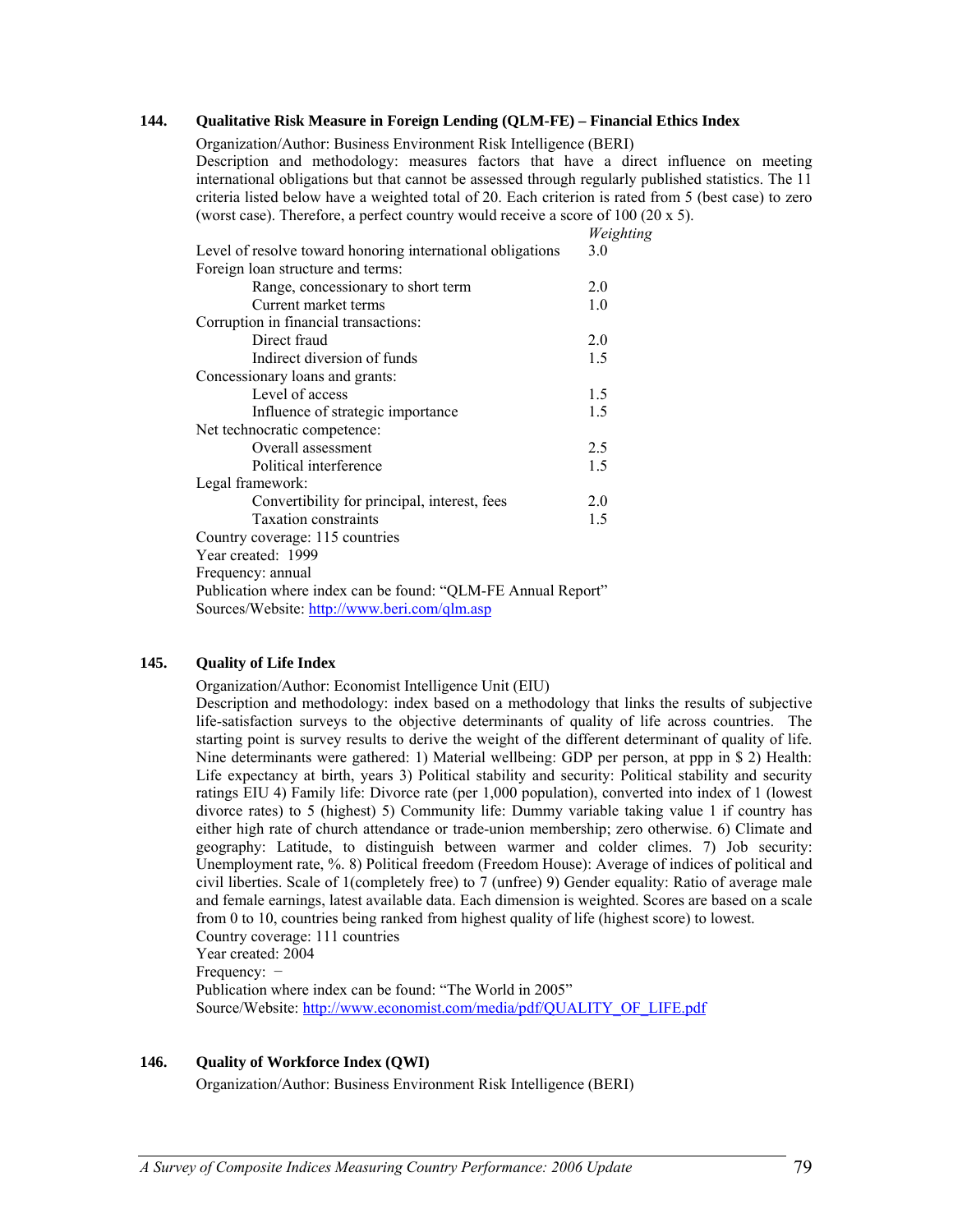### 144. Qualitative Risk Measure in Foreign Lending (QLM-FE) – Financial Ethics Index

Organization/Author: Business Environment Risk Intelligence (BERI)

Description and methodology: measures factors that have a direct influence on meeting international obligations but that cannot be assessed through regularly published statistics. The 11 criteria listed below have a weighted total of 20. Each criterion is rated from 5 (best case) to zero (worst case). Therefore, a perfect country would receive a score of 100 (20 x 5).

| | *Weighting* |
|---|---|
| Level of resolve toward honoring international obligations | 3.0 |
| Foreign loan structure and terms: | |
| Range, concessionary to short term | 2.0 |
| Current market terms | 1.0 |
| Corruption in financial transactions: | |
| Direct fraud | 2.0 |
| Indirect diversion of funds | 1.5 |
| Concessionary loans and grants: | |
| Level of access | 1.5 |
| Influence of strategic importance | 1.5 |
| Net technocratic competence: | |
| Overall assessment | 2.5 |
| Political interference | 1.5 |
| Legal framework: | |
| Convertibility for principal, interest, fees | 2.0 |
| Taxation constraints | 1.5 |

Country coverage: 115 countries

Year created: 1999

Frequency: annual

Publication where index can be found: "QLM-FE Annual Report"

Sources/Website: http://www.beri.com/qlm.asp

### 145. Quality of Life Index

Organization/Author: Economist Intelligence Unit (EIU)

Description and methodology: index based on a methodology that links the results of subjective life-satisfaction surveys to the objective determinants of quality of life across countries. The starting point is survey results to derive the weight of the different determinant of quality of life. Nine determinants were gathered: 1) Material wellbeing: GDP per person, at ppp in $ 2) Health: Life expectancy at birth, years 3) Political stability and security: Political stability and security ratings EIU 4) Family life: Divorce rate (per 1,000 population), converted into index of 1 (lowest divorce rates) to 5 (highest) 5) Community life: Dummy variable taking value 1 if country has either high rate of church attendance or trade-union membership; zero otherwise. 6) Climate and geography: Latitude, to distinguish between warmer and colder climes. 7) Job security: Unemployment rate, %. 8) Political freedom (Freedom House): Average of indices of political and civil liberties. Scale of 1(completely free) to 7 (unfree) 9) Gender equality: Ratio of average male and female earnings, latest available data. Each dimension is weighted. Scores are based on a scale from 0 to 10, countries being ranked from highest quality of life (highest score) to lowest.

Country coverage: 111 countries

Year created: 2004

Frequency: −

Publication where index can be found: "The World in 2005"

Source/Website: http://www.economist.com/media/pdf/QUALITY_OF_LIFE.pdf

### 146. Quality of Workforce Index (QWI)

Organization/Author: Business Environment Risk Intelligence (BERI)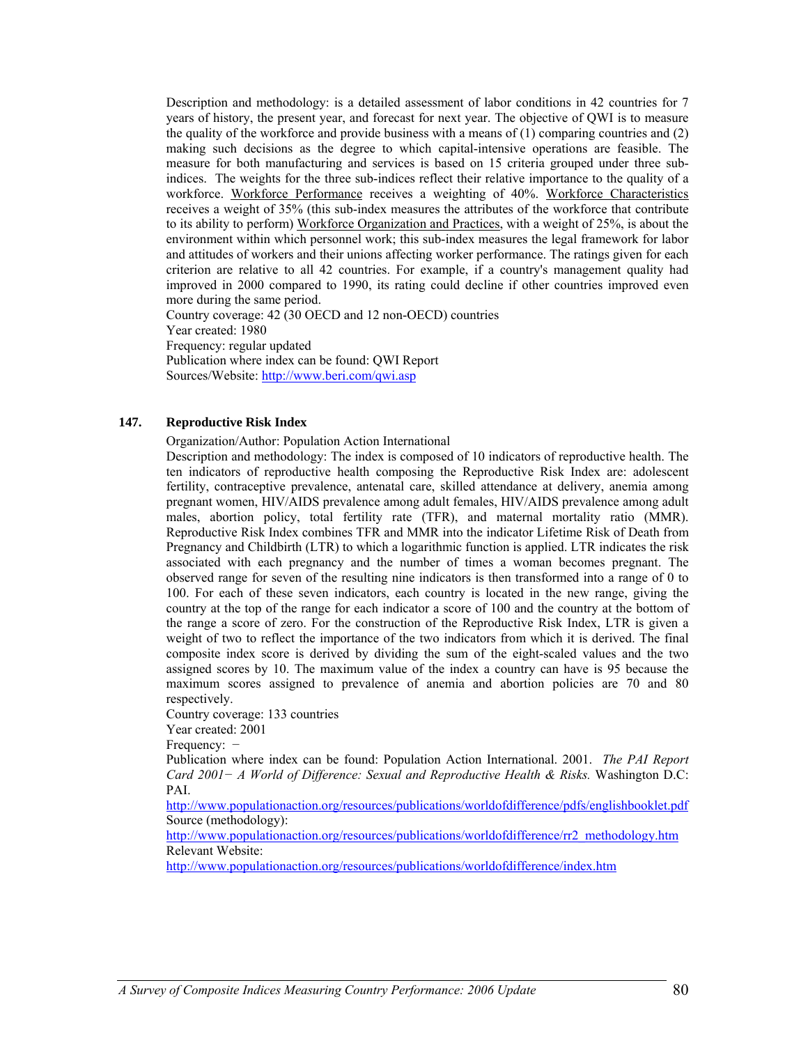Description and methodology: is a detailed assessment of labor conditions in 42 countries for 7 years of history, the present year, and forecast for next year. The objective of QWI is to measure the quality of the workforce and provide business with a means of (1) comparing countries and (2) making such decisions as the degree to which capital-intensive operations are feasible. The measure for both manufacturing and services is based on 15 criteria grouped under three sub-indices. The weights for the three sub-indices reflect their relative importance to the quality of a workforce. Workforce Performance receives a weighting of 40%. Workforce Characteristics receives a weight of 35% (this sub-index measures the attributes of the workforce that contribute to its ability to perform) Workforce Organization and Practices, with a weight of 25%, is about the environment within which personnel work; this sub-index measures the legal framework for labor and attitudes of workers and their unions affecting worker performance. The ratings given for each criterion are relative to all 42 countries. For example, if a country's management quality had improved in 2000 compared to 1990, its rating could decline if other countries improved even more during the same period.

Country coverage: 42 (30 OECD and 12 non-OECD) countries

Year created: 1980

Frequency: regular updated

Publication where index can be found: QWI Report

Sources/Website: http://www.beri.com/qwi.asp

### 147. Reproductive Risk Index

Organization/Author: Population Action International

Description and methodology: The index is composed of 10 indicators of reproductive health. The ten indicators of reproductive health composing the Reproductive Risk Index are: adolescent fertility, contraceptive prevalence, antenatal care, skilled attendance at delivery, anemia among pregnant women, HIV/AIDS prevalence among adult females, HIV/AIDS prevalence among adult males, abortion policy, total fertility rate (TFR), and maternal mortality ratio (MMR). Reproductive Risk Index combines TFR and MMR into the indicator Lifetime Risk of Death from Pregnancy and Childbirth (LTR) to which a logarithmic function is applied. LTR indicates the risk associated with each pregnancy and the number of times a woman becomes pregnant. The observed range for seven of the resulting nine indicators is then transformed into a range of 0 to 100. For each of these seven indicators, each country is located in the new range, giving the country at the top of the range for each indicator a score of 100 and the country at the bottom of the range a score of zero. For the construction of the Reproductive Risk Index, LTR is given a weight of two to reflect the importance of the two indicators from which it is derived. The final composite index score is derived by dividing the sum of the eight-scaled values and the two assigned scores by 10. The maximum value of the index a country can have is 95 because the maximum scores assigned to prevalence of anemia and abortion policies are 70 and 80 respectively.

Country coverage: 133 countries

Year created: 2001

Frequency: −

Publication where index can be found: Population Action International. 2001. *The PAI Report Card 2001− A World of Difference: Sexual and Reproductive Health & Risks.* Washington D.C: PAI.

http://www.populationaction.org/resources/publications/worldofdifference/pdfs/englishbooklet.pdf

Source (methodology):

http://www.populationaction.org/resources/publications/worldofdifference/rr2_methodology.htm

Relevant Website:

http://www.populationaction.org/resources/publications/worldofdifference/index.htm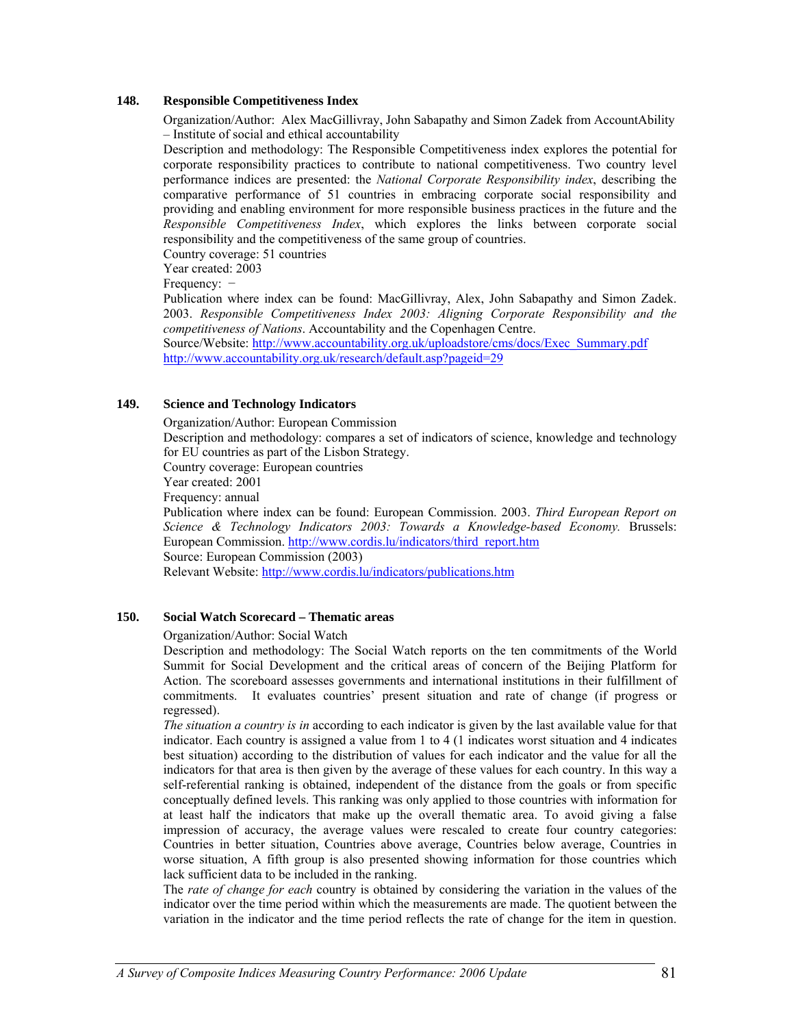### 148. Responsible Competitiveness Index

Organization/Author: Alex MacGillivray, John Sabapathy and Simon Zadek from AccountAbility – Institute of social and ethical accountability

Description and methodology: The Responsible Competitiveness index explores the potential for corporate responsibility practices to contribute to national competitiveness. Two country level performance indices are presented: the *National Corporate Responsibility index*, describing the comparative performance of 51 countries in embracing corporate social responsibility and providing and enabling environment for more responsible business practices in the future and the *Responsible Competitiveness Index*, which explores the links between corporate social responsibility and the competitiveness of the same group of countries.

Country coverage: 51 countries

Year created: 2003

Frequency: −

Publication where index can be found: MacGillivray, Alex, John Sabapathy and Simon Zadek. 2003. *Responsible Competitiveness Index 2003: Aligning Corporate Responsibility and the competitiveness of Nations*. Accountability and the Copenhagen Centre.

Source/Website: http://www.accountability.org.uk/uploadstore/cms/docs/Exec_Summary.pdf
http://www.accountability.org.uk/research/default.asp?pageid=29

### 149. Science and Technology Indicators

Organization/Author: European Commission

Description and methodology: compares a set of indicators of science, knowledge and technology for EU countries as part of the Lisbon Strategy.

Country coverage: European countries

Year created: 2001

Frequency: annual

Publication where index can be found: European Commission. 2003. *Third European Report on Science & Technology Indicators 2003: Towards a Knowledge-based Economy.* Brussels: European Commission. http://www.cordis.lu/indicators/third_report.htm

Source: European Commission (2003)

Relevant Website: http://www.cordis.lu/indicators/publications.htm

### 150. Social Watch Scorecard – Thematic areas

Organization/Author: Social Watch

Description and methodology: The Social Watch reports on the ten commitments of the World Summit for Social Development and the critical areas of concern of the Beijing Platform for Action. The scoreboard assesses governments and international institutions in their fulfillment of commitments. It evaluates countries' present situation and rate of change (if progress or regressed).

*The situation a country is in* according to each indicator is given by the last available value for that indicator. Each country is assigned a value from 1 to 4 (1 indicates worst situation and 4 indicates best situation) according to the distribution of values for each indicator and the value for all the indicators for that area is then given by the average of these values for each country. In this way a self-referential ranking is obtained, independent of the distance from the goals or from specific conceptually defined levels. This ranking was only applied to those countries with information for at least half the indicators that make up the overall thematic area. To avoid giving a false impression of accuracy, the average values were rescaled to create four country categories: Countries in better situation, Countries above average, Countries below average, Countries in worse situation, A fifth group is also presented showing information for those countries which lack sufficient data to be included in the ranking.

The *rate of change for each* country is obtained by considering the variation in the values of the indicator over the time period within which the measurements are made. The quotient between the variation in the indicator and the time period reflects the rate of change for the item in question.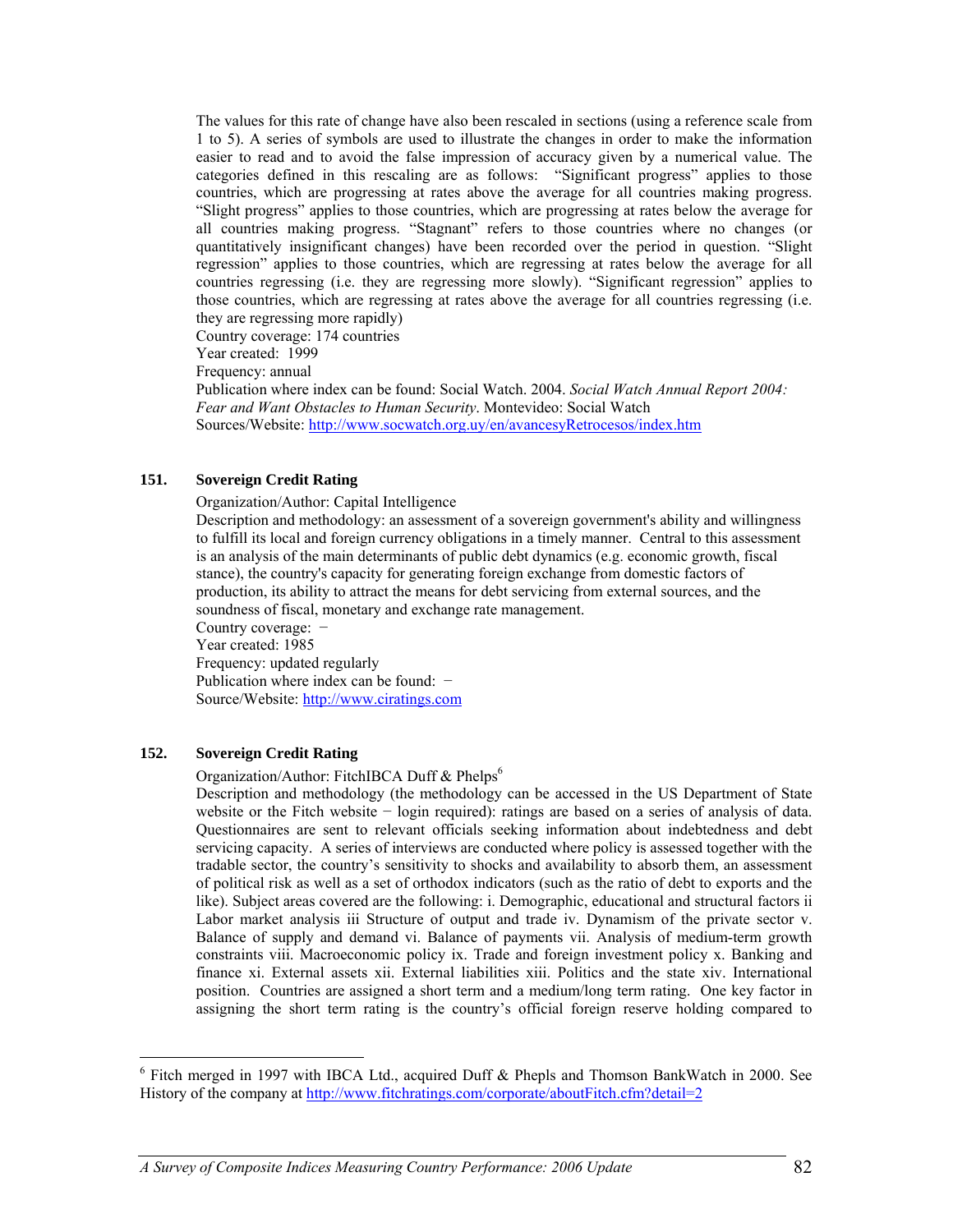The values for this rate of change have also been rescaled in sections (using a reference scale from 1 to 5). A series of symbols are used to illustrate the changes in order to make the information easier to read and to avoid the false impression of accuracy given by a numerical value. The categories defined in this rescaling are as follows: "Significant progress" applies to those countries, which are progressing at rates above the average for all countries making progress. "Slight progress" applies to those countries, which are progressing at rates below the average for all countries making progress. "Stagnant" refers to those countries where no changes (or quantitatively insignificant changes) have been recorded over the period in question. "Slight regression" applies to those countries, which are regressing at rates below the average for all countries regressing (i.e. they are regressing more slowly). "Significant regression" applies to those countries, which are regressing at rates above the average for all countries regressing (i.e. they are regressing more rapidly)

Country coverage: 174 countries

Year created: 1999

Frequency: annual

Publication where index can be found: Social Watch. 2004. *Social Watch Annual Report 2004: Fear and Want Obstacles to Human Security*. Montevideo: Social Watch

Sources/Website: http://www.socwatch.org.uy/en/avancesyRetrocesos/index.htm

### 151. Sovereign Credit Rating

Organization/Author: Capital Intelligence

Description and methodology: an assessment of a sovereign government's ability and willingness to fulfill its local and foreign currency obligations in a timely manner. Central to this assessment is an analysis of the main determinants of public debt dynamics (e.g. economic growth, fiscal stance), the country's capacity for generating foreign exchange from domestic factors of production, its ability to attract the means for debt servicing from external sources, and the soundness of fiscal, monetary and exchange rate management.

Country coverage: −

Year created: 1985

Frequency: updated regularly

Publication where index can be found: −

Source/Website: http://www.ciratings.com

### 152. Sovereign Credit Rating

Organization/Author: FitchIBCA Duff & Phelps[6]

Description and methodology (the methodology can be accessed in the US Department of State website or the Fitch website − login required): ratings are based on a series of analysis of data. Questionnaires are sent to relevant officials seeking information about indebtedness and debt servicing capacity. A series of interviews are conducted where policy is assessed together with the tradable sector, the country's sensitivity to shocks and availability to absorb them, an assessment of political risk as well as a set of orthodox indicators (such as the ratio of debt to exports and the like). Subject areas covered are the following: i. Demographic, educational and structural factors ii Labor market analysis iii Structure of output and trade iv. Dynamism of the private sector v. Balance of supply and demand vi. Balance of payments vii. Analysis of medium-term growth constraints viii. Macroeconomic policy ix. Trade and foreign investment policy x. Banking and finance xi. External assets xii. External liabilities xiii. Politics and the state xiv. International position. Countries are assigned a short term and a medium/long term rating. One key factor in assigning the short term rating is the country's official foreign reserve holding compared to

---

[6] Fitch merged in 1997 with IBCA Ltd., acquired Duff & Phepls and Thomson BankWatch in 2000. See History of the company at http://www.fitchratings.com/corporate/aboutFitch.cfm?detail=2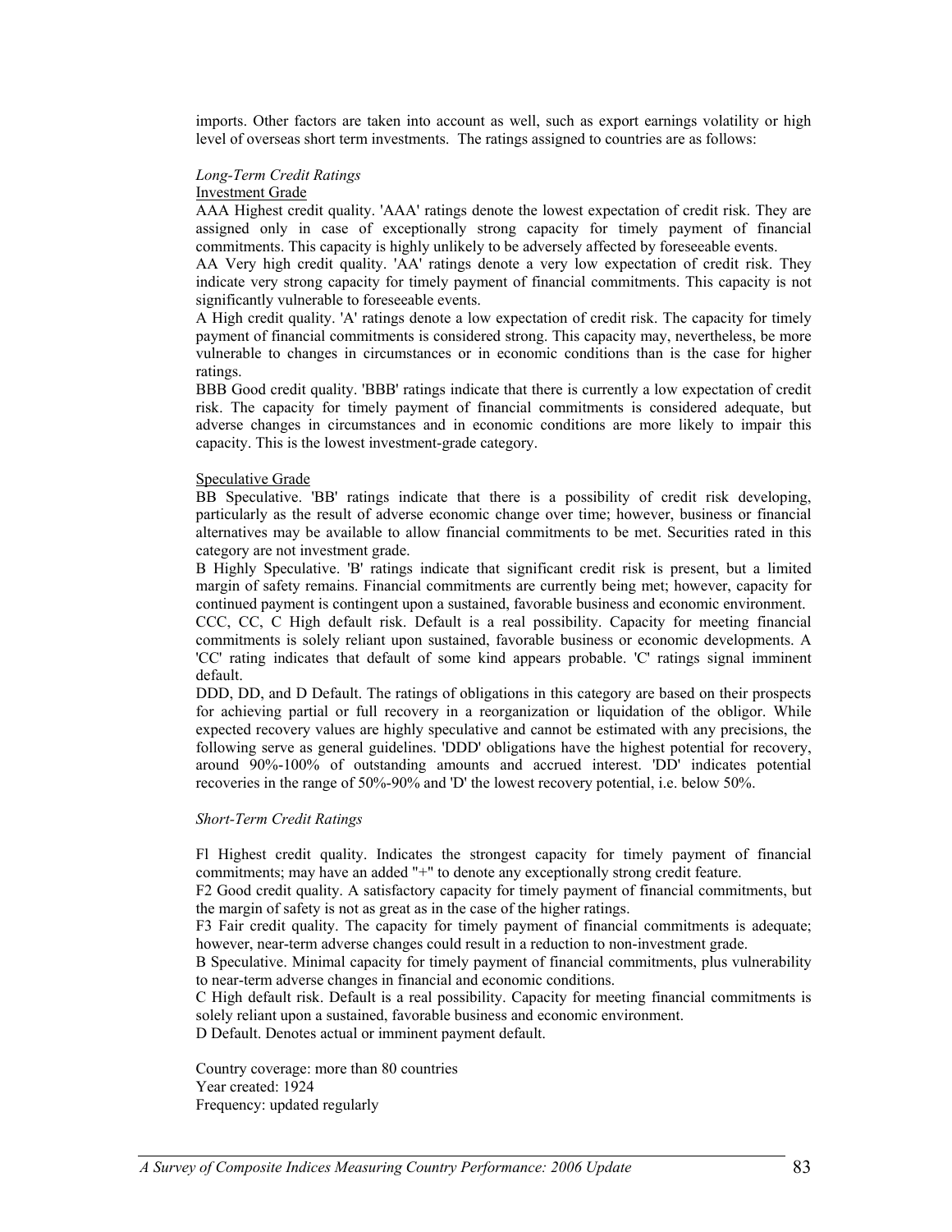imports. Other factors are taken into account as well, such as export earnings volatility or high level of overseas short term investments. The ratings assigned to countries are as follows:

*Long-Term Credit Ratings*

Investment Grade

AAA Highest credit quality. 'AAA' ratings denote the lowest expectation of credit risk. They are assigned only in case of exceptionally strong capacity for timely payment of financial commitments. This capacity is highly unlikely to be adversely affected by foreseeable events.

AA Very high credit quality. 'AA' ratings denote a very low expectation of credit risk. They indicate very strong capacity for timely payment of financial commitments. This capacity is not significantly vulnerable to foreseeable events.

A High credit quality. 'A' ratings denote a low expectation of credit risk. The capacity for timely payment of financial commitments is considered strong. This capacity may, nevertheless, be more vulnerable to changes in circumstances or in economic conditions than is the case for higher ratings.

BBB Good credit quality. 'BBB' ratings indicate that there is currently a low expectation of credit risk. The capacity for timely payment of financial commitments is considered adequate, but adverse changes in circumstances and in economic conditions are more likely to impair this capacity. This is the lowest investment-grade category.

Speculative Grade

BB Speculative. 'BB' ratings indicate that there is a possibility of credit risk developing, particularly as the result of adverse economic change over time; however, business or financial alternatives may be available to allow financial commitments to be met. Securities rated in this category are not investment grade.

B Highly Speculative. 'B' ratings indicate that significant credit risk is present, but a limited margin of safety remains. Financial commitments are currently being met; however, capacity for continued payment is contingent upon a sustained, favorable business and economic environment.

CCC, CC, C High default risk. Default is a real possibility. Capacity for meeting financial commitments is solely reliant upon sustained, favorable business or economic developments. A 'CC' rating indicates that default of some kind appears probable. 'C' ratings signal imminent default.

DDD, DD, and D Default. The ratings of obligations in this category are based on their prospects for achieving partial or full recovery in a reorganization or liquidation of the obligor. While expected recovery values are highly speculative and cannot be estimated with any precisions, the following serve as general guidelines. 'DDD' obligations have the highest potential for recovery, around 90%-100% of outstanding amounts and accrued interest. 'DD' indicates potential recoveries in the range of 50%-90% and 'D' the lowest recovery potential, i.e. below 50%.

*Short-Term Credit Ratings*

Fl Highest credit quality. Indicates the strongest capacity for timely payment of financial commitments; may have an added "+" to denote any exceptionally strong credit feature.

F2 Good credit quality. A satisfactory capacity for timely payment of financial commitments, but the margin of safety is not as great as in the case of the higher ratings.

F3 Fair credit quality. The capacity for timely payment of financial commitments is adequate; however, near-term adverse changes could result in a reduction to non-investment grade.

B Speculative. Minimal capacity for timely payment of financial commitments, plus vulnerability to near-term adverse changes in financial and economic conditions.

C High default risk. Default is a real possibility. Capacity for meeting financial commitments is solely reliant upon a sustained, favorable business and economic environment.

D Default. Denotes actual or imminent payment default.

Country coverage: more than 80 countries
Year created: 1924
Frequency: updated regularly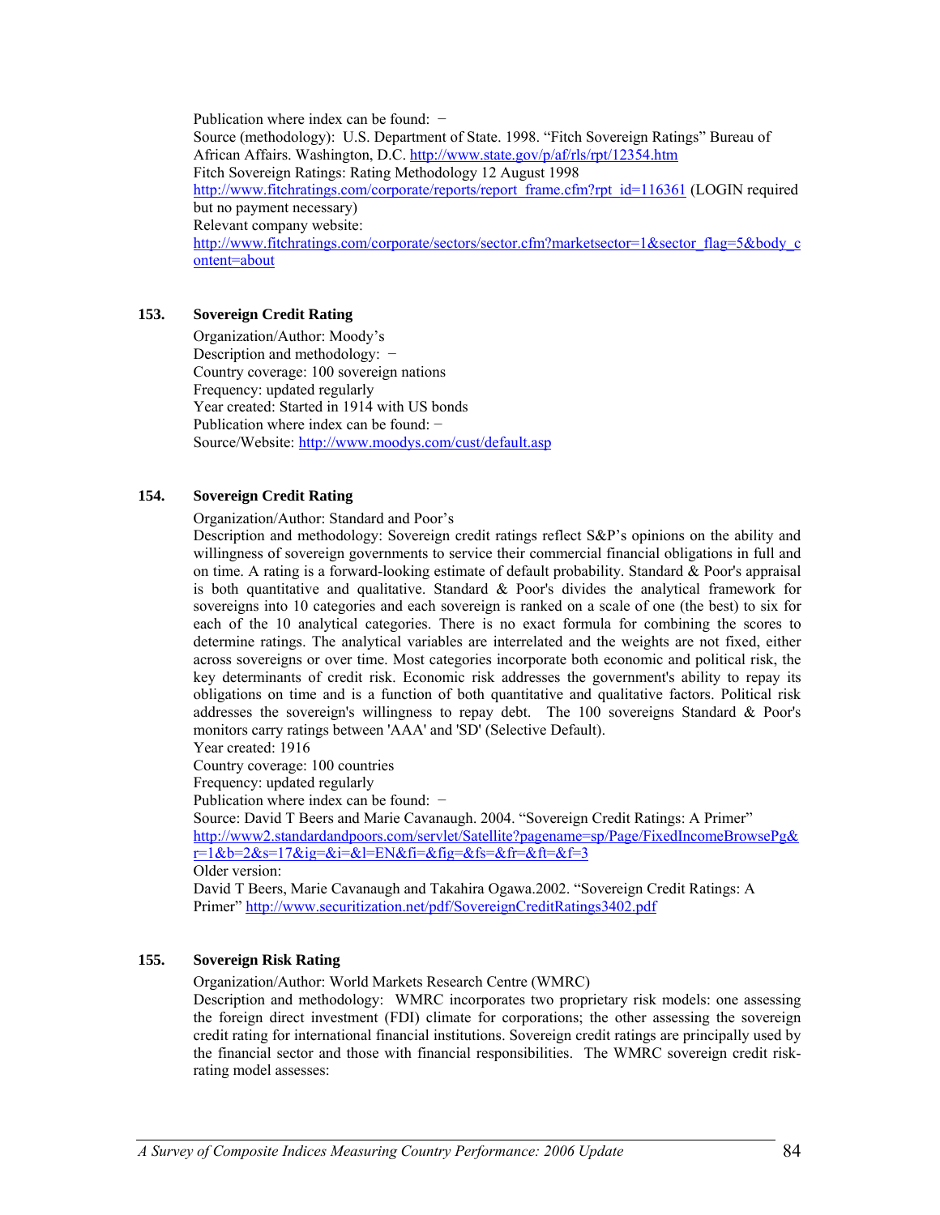Publication where index can be found: −
Source (methodology): U.S. Department of State. 1998. "Fitch Sovereign Ratings" Bureau of African Affairs. Washington, D.C. http://www.state.gov/p/af/rls/rpt/12354.htm
Fitch Sovereign Ratings: Rating Methodology 12 August 1998
http://www.fitchratings.com/corporate/reports/report_frame.cfm?rpt_id=116361 (LOGIN required but no payment necessary)
Relevant company website:
http://www.fitchratings.com/corporate/sectors/sector.cfm?marketsector=1&sector_flag=5&body_content=about

### 153. Sovereign Credit Rating

Organization/Author: Moody's
Description and methodology: −
Country coverage: 100 sovereign nations
Frequency: updated regularly
Year created: Started in 1914 with US bonds
Publication where index can be found: −
Source/Website: http://www.moodys.com/cust/default.asp

### 154. Sovereign Credit Rating

Organization/Author: Standard and Poor's
Description and methodology: Sovereign credit ratings reflect S&P's opinions on the ability and willingness of sovereign governments to service their commercial financial obligations in full and on time. A rating is a forward-looking estimate of default probability. Standard & Poor's appraisal is both quantitative and qualitative. Standard & Poor's divides the analytical framework for sovereigns into 10 categories and each sovereign is ranked on a scale of one (the best) to six for each of the 10 analytical categories. There is no exact formula for combining the scores to determine ratings. The analytical variables are interrelated and the weights are not fixed, either across sovereigns or over time. Most categories incorporate both economic and political risk, the key determinants of credit risk. Economic risk addresses the government's ability to repay its obligations on time and is a function of both quantitative and qualitative factors. Political risk addresses the sovereign's willingness to repay debt. The 100 sovereigns Standard & Poor's monitors carry ratings between 'AAA' and 'SD' (Selective Default).
Year created: 1916
Country coverage: 100 countries
Frequency: updated regularly
Publication where index can be found: −
Source: David T Beers and Marie Cavanaugh. 2004. "Sovereign Credit Ratings: A Primer"
http://www2.standardandpoors.com/servlet/Satellite?pagename=sp/Page/FixedIncomeBrowsePg&r=1&b=2&s=17&ig=&i=&l=EN&fi=&fig=&fs=&fr=&ft=&f=3
Older version:
David T Beers, Marie Cavanaugh and Takahira Ogawa.2002. "Sovereign Credit Ratings: A Primer" http://www.securitization.net/pdf/SovereignCreditRatings3402.pdf

### 155. Sovereign Risk Rating

Organization/Author: World Markets Research Centre (WMRC)
Description and methodology: WMRC incorporates two proprietary risk models: one assessing the foreign direct investment (FDI) climate for corporations; the other assessing the sovereign credit rating for international financial institutions. Sovereign credit ratings are principally used by the financial sector and those with financial responsibilities. The WMRC sovereign credit risk-rating model assesses: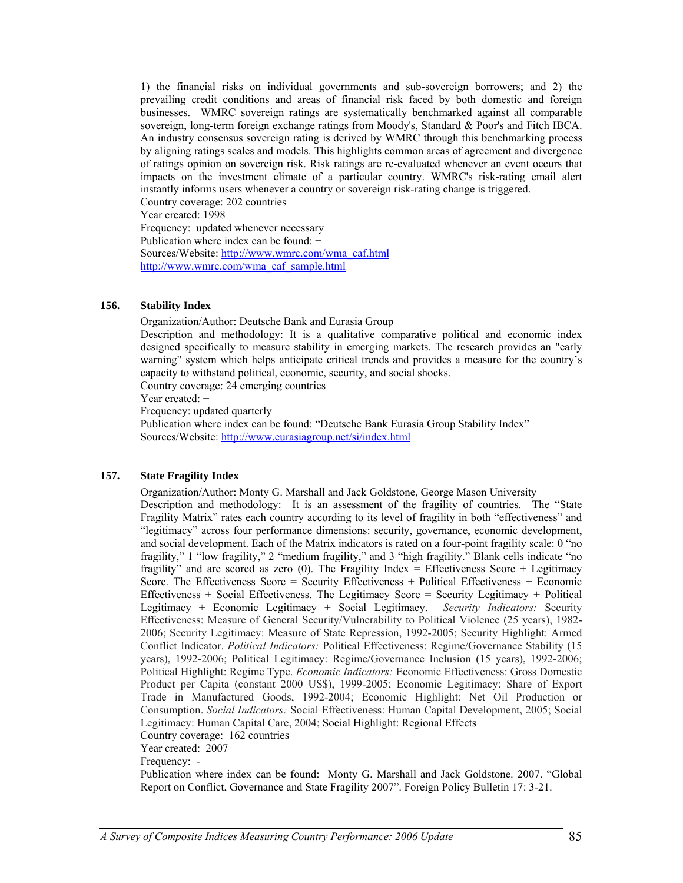1) the financial risks on individual governments and sub-sovereign borrowers; and 2) the prevailing credit conditions and areas of financial risk faced by both domestic and foreign businesses. WMRC sovereign ratings are systematically benchmarked against all comparable sovereign, long-term foreign exchange ratings from Moody's, Standard & Poor's and Fitch IBCA. An industry consensus sovereign rating is derived by WMRC through this benchmarking process by aligning ratings scales and models. This highlights common areas of agreement and divergence of ratings opinion on sovereign risk. Risk ratings are re-evaluated whenever an event occurs that impacts on the investment climate of a particular country. WMRC's risk-rating email alert instantly informs users whenever a country or sovereign risk-rating change is triggered.
Country coverage: 202 countries
Year created: 1998
Frequency: updated whenever necessary
Publication where index can be found: −
Sources/Website: http://www.wmrc.com/wma_caf.html
http://www.wmrc.com/wma_caf_sample.html

### 156. Stability Index

Organization/Author: Deutsche Bank and Eurasia Group
Description and methodology: It is a qualitative comparative political and economic index designed specifically to measure stability in emerging markets. The research provides an "early warning" system which helps anticipate critical trends and provides a measure for the country's capacity to withstand political, economic, security, and social shocks.
Country coverage: 24 emerging countries
Year created: −
Frequency: updated quarterly
Publication where index can be found: "Deutsche Bank Eurasia Group Stability Index"
Sources/Website: http://www.eurasiagroup.net/si/index.html

### 157. State Fragility Index

Organization/Author: Monty G. Marshall and Jack Goldstone, George Mason University
Description and methodology: It is an assessment of the fragility of countries. The "State Fragility Matrix" rates each country according to its level of fragility in both "effectiveness" and "legitimacy" across four performance dimensions: security, governance, economic development, and social development. Each of the Matrix indicators is rated on a four-point fragility scale: 0 "no fragility," 1 "low fragility," 2 "medium fragility," and 3 "high fragility." Blank cells indicate "no fragility" and are scored as zero (0). The Fragility Index = Effectiveness Score + Legitimacy Score. The Effectiveness Score = Security Effectiveness + Political Effectiveness + Economic Effectiveness + Social Effectiveness. The Legitimacy Score = Security Legitimacy + Political Legitimacy + Economic Legitimacy + Social Legitimacy. *Security Indicators:* Security Effectiveness: Measure of General Security/Vulnerability to Political Violence (25 years), 1982-2006; Security Legitimacy: Measure of State Repression, 1992-2005; Security Highlight: Armed Conflict Indicator. *Political Indicators:* Political Effectiveness: Regime/Governance Stability (15 years), 1992-2006; Political Legitimacy: Regime/Governance Inclusion (15 years), 1992-2006; Political Highlight: Regime Type. *Economic Indicators:* Economic Effectiveness: Gross Domestic Product per Capita (constant 2000 US$), 1999-2005; Economic Legitimacy: Share of Export Trade in Manufactured Goods, 1992-2004; Economic Highlight: Net Oil Production or Consumption. *Social Indicators:* Social Effectiveness: Human Capital Development, 2005; Social Legitimacy: Human Capital Care, 2004; Social Highlight: Regional Effects
Country coverage: 162 countries
Year created: 2007
Frequency: -
Publication where index can be found: Monty G. Marshall and Jack Goldstone. 2007. "Global Report on Conflict, Governance and State Fragility 2007". Foreign Policy Bulletin 17: 3-21.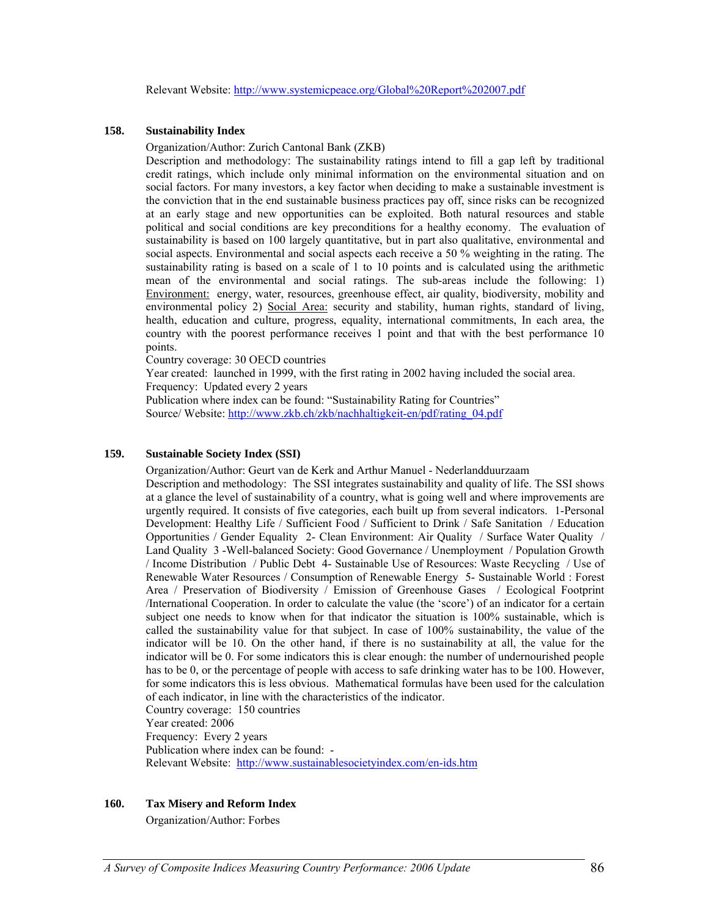Relevant Website: http://www.systemicpeace.org/Global%20Report%202007.pdf

**158. Sustainability Index**

Organization/Author: Zurich Cantonal Bank (ZKB)

Description and methodology: The sustainability ratings intend to fill a gap left by traditional credit ratings, which include only minimal information on the environmental situation and on social factors. For many investors, a key factor when deciding to make a sustainable investment is the conviction that in the end sustainable business practices pay off, since risks can be recognized at an early stage and new opportunities can be exploited. Both natural resources and stable political and social conditions are key preconditions for a healthy economy. The evaluation of sustainability is based on 100 largely quantitative, but in part also qualitative, environmental and social aspects. Environmental and social aspects each receive a 50 % weighting in the rating. The sustainability rating is based on a scale of 1 to 10 points and is calculated using the arithmetic mean of the environmental and social ratings. The sub-areas include the following: 1) Environment: energy, water, resources, greenhouse effect, air quality, biodiversity, mobility and environmental policy 2) Social Area: security and stability, human rights, standard of living, health, education and culture, progress, equality, international commitments, In each area, the country with the poorest performance receives 1 point and that with the best performance 10 points.

Country coverage: 30 OECD countries

Year created: launched in 1999, with the first rating in 2002 having included the social area.

Frequency: Updated every 2 years

Publication where index can be found: "Sustainability Rating for Countries"

Source/ Website: http://www.zkb.ch/zkb/nachhaltigkeit-en/pdf/rating_04.pdf

**159. Sustainable Society Index (SSI)**

Organization/Author: Geurt van de Kerk and Arthur Manuel - Nederlandduurzaam

Description and methodology: The SSI integrates sustainability and quality of life. The SSI shows at a glance the level of sustainability of a country, what is going well and where improvements are urgently required. It consists of five categories, each built up from several indicators. 1-Personal Development: Healthy Life / Sufficient Food / Sufficient to Drink / Safe Sanitation / Education Opportunities / Gender Equality 2- Clean Environment: Air Quality / Surface Water Quality / Land Quality 3 -Well-balanced Society: Good Governance / Unemployment / Population Growth / Income Distribution / Public Debt 4- Sustainable Use of Resources: Waste Recycling / Use of Renewable Water Resources / Consumption of Renewable Energy 5- Sustainable World : Forest Area / Preservation of Biodiversity / Emission of Greenhouse Gases / Ecological Footprint /International Cooperation. In order to calculate the value (the 'score') of an indicator for a certain subject one needs to know when for that indicator the situation is 100% sustainable, which is called the sustainability value for that subject. In case of 100% sustainability, the value of the indicator will be 10. On the other hand, if there is no sustainability at all, the value for the indicator will be 0. For some indicators this is clear enough: the number of undernourished people has to be 0, or the percentage of people with access to safe drinking water has to be 100. However, for some indicators this is less obvious. Mathematical formulas have been used for the calculation of each indicator, in line with the characteristics of the indicator.

Country coverage: 150 countries

Year created: 2006

Frequency: Every 2 years

Publication where index can be found: -

Relevant Website: http://www.sustainablesocietyindex.com/en-ids.htm

**160. Tax Misery and Reform Index**

Organization/Author: Forbes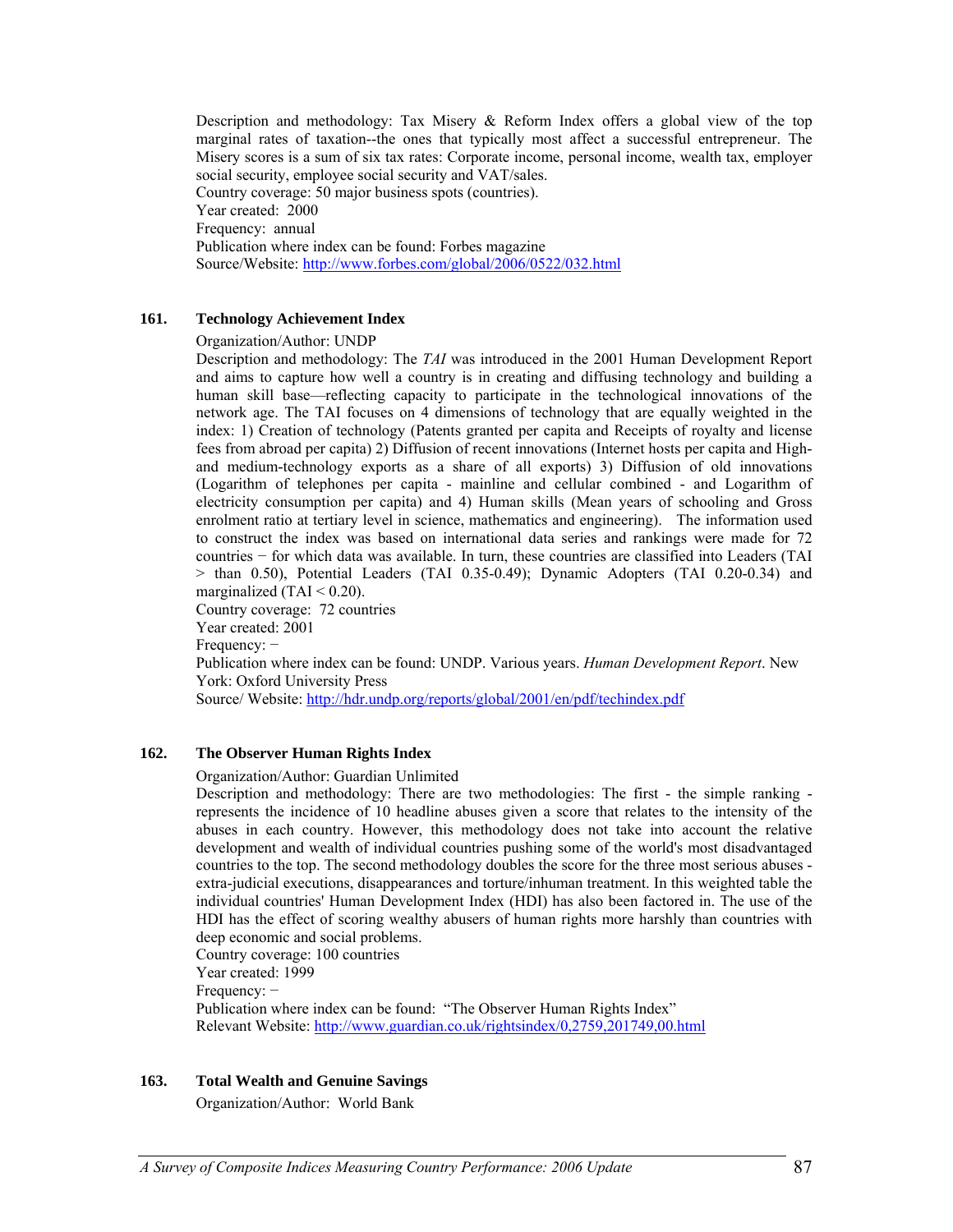Description and methodology: Tax Misery & Reform Index offers a global view of the top marginal rates of taxation--the ones that typically most affect a successful entrepreneur. The Misery scores is a sum of six tax rates: Corporate income, personal income, wealth tax, employer social security, employee social security and VAT/sales.
Country coverage: 50 major business spots (countries).
Year created: 2000
Frequency: annual
Publication where index can be found: Forbes magazine
Source/Website: http://www.forbes.com/global/2006/0522/032.html

### 161. Technology Achievement Index

Organization/Author: UNDP
Description and methodology: The *TAI* was introduced in the 2001 Human Development Report and aims to capture how well a country is in creating and diffusing technology and building a human skill base—reflecting capacity to participate in the technological innovations of the network age. The TAI focuses on 4 dimensions of technology that are equally weighted in the index: 1) Creation of technology (Patents granted per capita and Receipts of royalty and license fees from abroad per capita) 2) Diffusion of recent innovations (Internet hosts per capita and High- and medium-technology exports as a share of all exports) 3) Diffusion of old innovations (Logarithm of telephones per capita - mainline and cellular combined - and Logarithm of electricity consumption per capita) and 4) Human skills (Mean years of schooling and Gross enrolment ratio at tertiary level in science, mathematics and engineering). The information used to construct the index was based on international data series and rankings were made for 72 countries − for which data was available. In turn, these countries are classified into Leaders (TAI > than 0.50), Potential Leaders (TAI 0.35-0.49); Dynamic Adopters (TAI 0.20-0.34) and marginalized (TAI < 0.20).
Country coverage: 72 countries
Year created: 2001
Frequency: −
Publication where index can be found: UNDP. Various years. *Human Development Report*. New York: Oxford University Press
Source/ Website: http://hdr.undp.org/reports/global/2001/en/pdf/techindex.pdf

### 162. The Observer Human Rights Index

Organization/Author: Guardian Unlimited
Description and methodology: There are two methodologies: The first - the simple ranking - represents the incidence of 10 headline abuses given a score that relates to the intensity of the abuses in each country. However, this methodology does not take into account the relative development and wealth of individual countries pushing some of the world's most disadvantaged countries to the top. The second methodology doubles the score for the three most serious abuses - extra-judicial executions, disappearances and torture/inhuman treatment. In this weighted table the individual countries' Human Development Index (HDI) has also been factored in. The use of the HDI has the effect of scoring wealthy abusers of human rights more harshly than countries with deep economic and social problems.
Country coverage: 100 countries
Year created: 1999
Frequency: −
Publication where index can be found: "The Observer Human Rights Index"
Relevant Website: http://www.guardian.co.uk/rightsindex/0,2759,201749,00.html

### 163. Total Wealth and Genuine Savings

Organization/Author: World Bank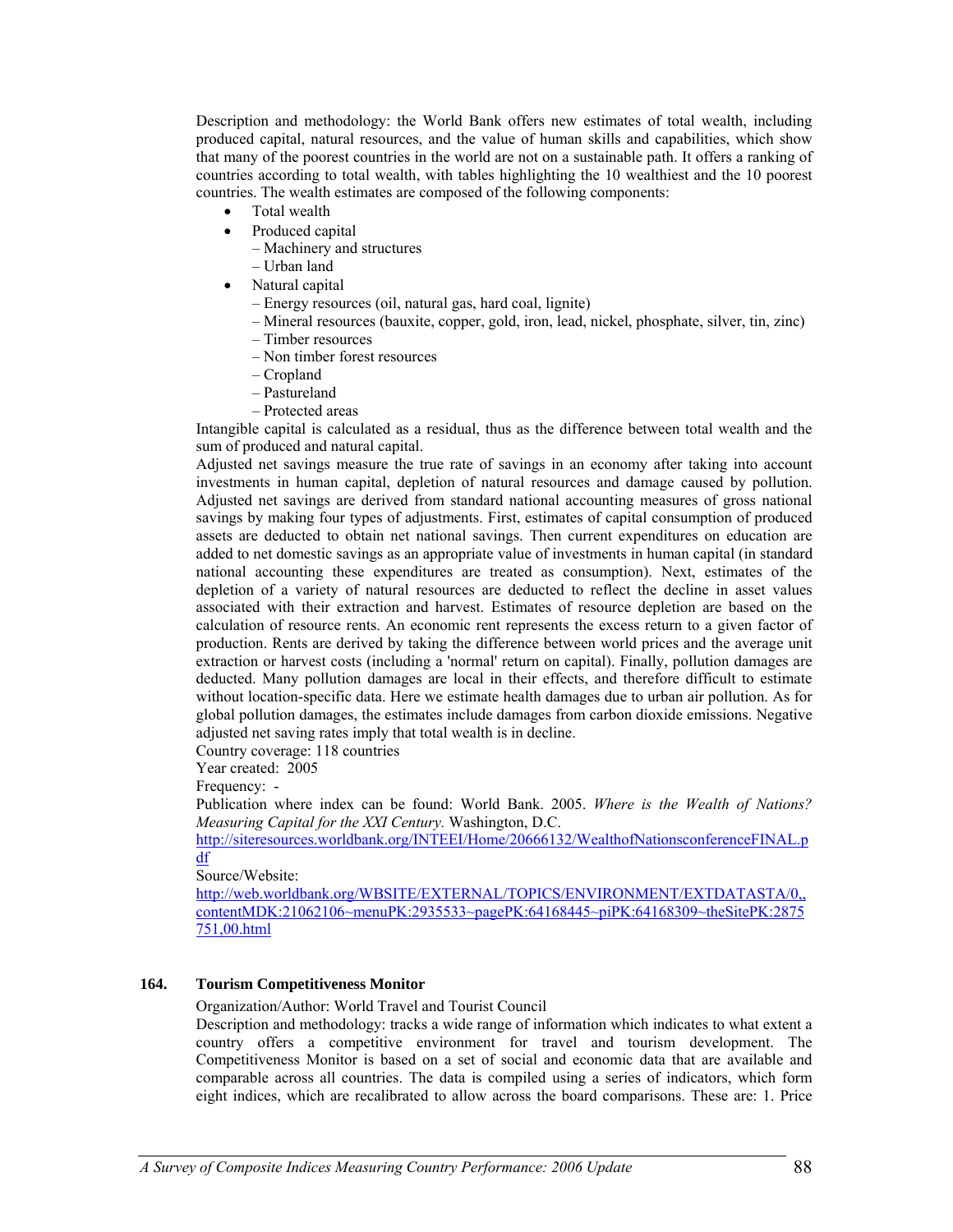Description and methodology: the World Bank offers new estimates of total wealth, including produced capital, natural resources, and the value of human skills and capabilities, which show that many of the poorest countries in the world are not on a sustainable path. It offers a ranking of countries according to total wealth, with tables highlighting the 10 wealthiest and the 10 poorest countries. The wealth estimates are composed of the following components:

- Total wealth
- Produced capital
  – Machinery and structures
  – Urban land
- Natural capital
  – Energy resources (oil, natural gas, hard coal, lignite)
  – Mineral resources (bauxite, copper, gold, iron, lead, nickel, phosphate, silver, tin, zinc)
  – Timber resources
  – Non timber forest resources
  – Cropland
  – Pastureland
  – Protected areas

Intangible capital is calculated as a residual, thus as the difference between total wealth and the sum of produced and natural capital.

Adjusted net savings measure the true rate of savings in an economy after taking into account investments in human capital, depletion of natural resources and damage caused by pollution. Adjusted net savings are derived from standard national accounting measures of gross national savings by making four types of adjustments. First, estimates of capital consumption of produced assets are deducted to obtain net national savings. Then current expenditures on education are added to net domestic savings as an appropriate value of investments in human capital (in standard national accounting these expenditures are treated as consumption). Next, estimates of the depletion of a variety of natural resources are deducted to reflect the decline in asset values associated with their extraction and harvest. Estimates of resource depletion are based on the calculation of resource rents. An economic rent represents the excess return to a given factor of production. Rents are derived by taking the difference between world prices and the average unit extraction or harvest costs (including a 'normal' return on capital). Finally, pollution damages are deducted. Many pollution damages are local in their effects, and therefore difficult to estimate without location-specific data. Here we estimate health damages due to urban air pollution. As for global pollution damages, the estimates include damages from carbon dioxide emissions. Negative adjusted net saving rates imply that total wealth is in decline.

Country coverage: 118 countries

Year created: 2005

Frequency: -

Publication where index can be found: World Bank. 2005. *Where is the Wealth of Nations? Measuring Capital for the XXI Century.* Washington, D.C.
http://siteresources.worldbank.org/INTEEI/Home/20666132/WealthofNationsconferenceFINAL.pdf

Source/Website:
http://web.worldbank.org/WBSITE/EXTERNAL/TOPICS/ENVIRONMENT/EXTDATASTA/0,,contentMDK:21062106~menuPK:2935533~pagePK:64168445~piPK:64168309~theSitePK:2875751,00.html

**164. Tourism Competitiveness Monitor**

Organization/Author: World Travel and Tourist Council

Description and methodology: tracks a wide range of information which indicates to what extent a country offers a competitive environment for travel and tourism development. The Competitiveness Monitor is based on a set of social and economic data that are available and comparable across all countries. The data is compiled using a series of indicators, which form eight indices, which are recalibrated to allow across the board comparisons. These are: 1. Price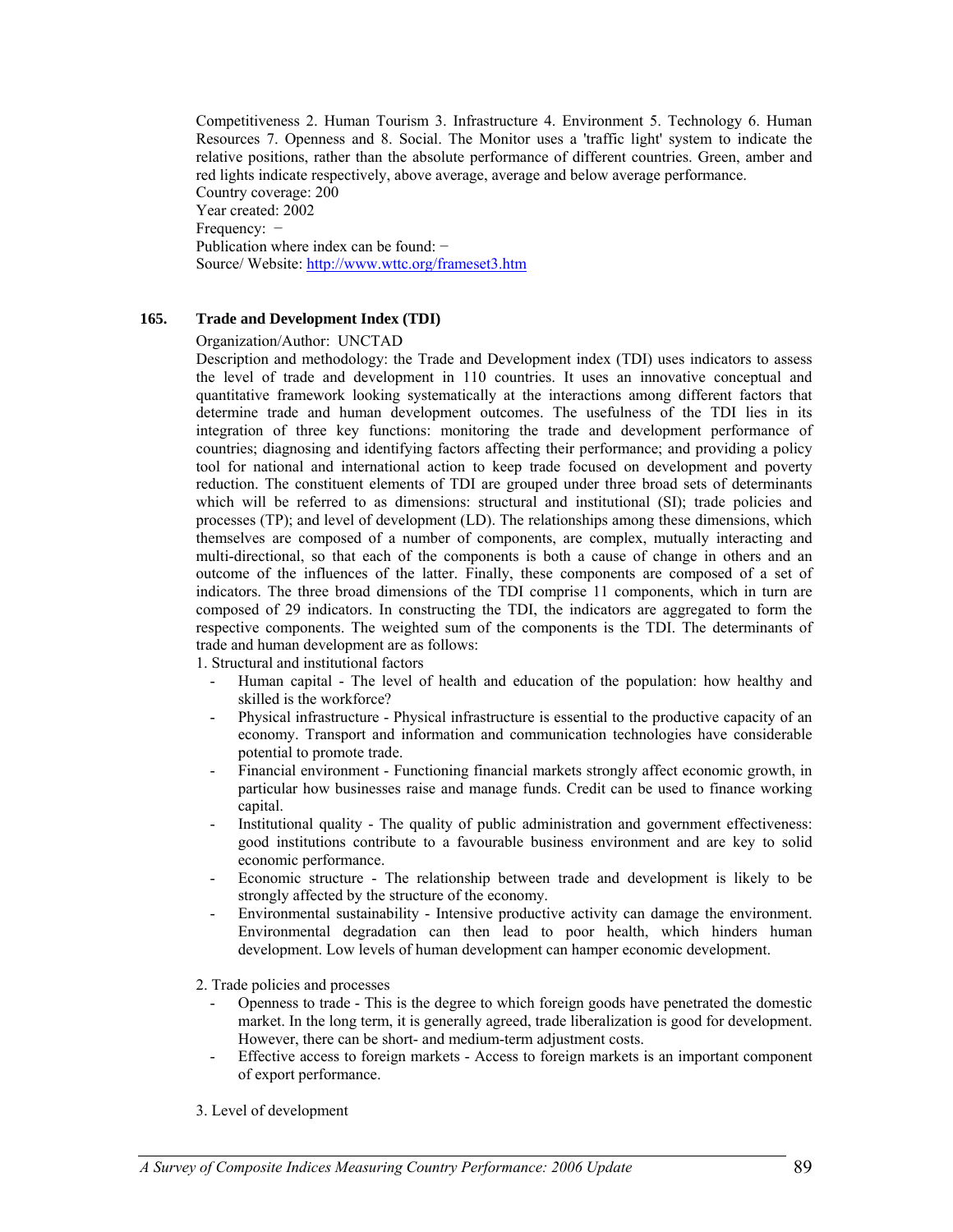Competitiveness 2. Human Tourism 3. Infrastructure 4. Environment 5. Technology 6. Human Resources 7. Openness and 8. Social. The Monitor uses a 'traffic light' system to indicate the relative positions, rather than the absolute performance of different countries. Green, amber and red lights indicate respectively, above average, average and below average performance.
Country coverage: 200
Year created: 2002
Frequency: −
Publication where index can be found: −
Source/ Website: http://www.wttc.org/frameset3.htm

**165. Trade and Development Index (TDI)**

Organization/Author: UNCTAD
Description and methodology: the Trade and Development index (TDI) uses indicators to assess the level of trade and development in 110 countries. It uses an innovative conceptual and quantitative framework looking systematically at the interactions among different factors that determine trade and human development outcomes. The usefulness of the TDI lies in its integration of three key functions: monitoring the trade and development performance of countries; diagnosing and identifying factors affecting their performance; and providing a policy tool for national and international action to keep trade focused on development and poverty reduction. The constituent elements of TDI are grouped under three broad sets of determinants which will be referred to as dimensions: structural and institutional (SI); trade policies and processes (TP); and level of development (LD). The relationships among these dimensions, which themselves are composed of a number of components, are complex, mutually interacting and multi-directional, so that each of the components is both a cause of change in others and an outcome of the influences of the latter. Finally, these components are composed of a set of indicators. The three broad dimensions of the TDI comprise 11 components, which in turn are composed of 29 indicators. In constructing the TDI, the indicators are aggregated to form the respective components. The weighted sum of the components is the TDI. The determinants of trade and human development are as follows:

1. Structural and institutional factors
   - Human capital - The level of health and education of the population: how healthy and skilled is the workforce?
   - Physical infrastructure - Physical infrastructure is essential to the productive capacity of an economy. Transport and information and communication technologies have considerable potential to promote trade.
   - Financial environment - Functioning financial markets strongly affect economic growth, in particular how businesses raise and manage funds. Credit can be used to finance working capital.
   - Institutional quality - The quality of public administration and government effectiveness: good institutions contribute to a favourable business environment and are key to solid economic performance.
   - Economic structure - The relationship between trade and development is likely to be strongly affected by the structure of the economy.
   - Environmental sustainability - Intensive productive activity can damage the environment. Environmental degradation can then lead to poor health, which hinders human development. Low levels of human development can hamper economic development.

2. Trade policies and processes
   - Openness to trade - This is the degree to which foreign goods have penetrated the domestic market. In the long term, it is generally agreed, trade liberalization is good for development. However, there can be short- and medium-term adjustment costs.
   - Effective access to foreign markets - Access to foreign markets is an important component of export performance.

3. Level of development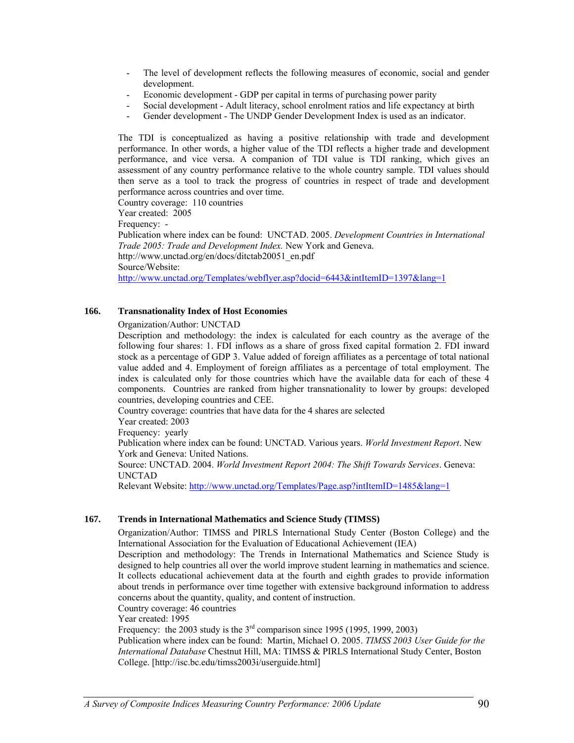- The level of development reflects the following measures of economic, social and gender development.
- Economic development - GDP per capital in terms of purchasing power parity
- Social development - Adult literacy, school enrolment ratios and life expectancy at birth
- Gender development - The UNDP Gender Development Index is used as an indicator.

The TDI is conceptualized as having a positive relationship with trade and development performance. In other words, a higher value of the TDI reflects a higher trade and development performance, and vice versa. A companion of TDI value is TDI ranking, which gives an assessment of any country performance relative to the whole country sample. TDI values should then serve as a tool to track the progress of countries in respect of trade and development performance across countries and over time.
Country coverage: 110 countries
Year created: 2005
Frequency: -
Publication where index can be found: UNCTAD. 2005. *Development Countries in International Trade 2005: Trade and Development Index.* New York and Geneva.
http://www.unctad.org/en/docs/ditctab20051_en.pdf
Source/Website:
http://www.unctad.org/Templates/webflyer.asp?docid=6443&intItemID=1397&lang=1

### 166. Transnationality Index of Host Economies

Organization/Author: UNCTAD
Description and methodology: the index is calculated for each country as the average of the following four shares: 1. FDI inflows as a share of gross fixed capital formation 2. FDI inward stock as a percentage of GDP 3. Value added of foreign affiliates as a percentage of total national value added and 4. Employment of foreign affiliates as a percentage of total employment. The index is calculated only for those countries which have the available data for each of these 4 components. Countries are ranked from higher transnationality to lower by groups: developed countries, developing countries and CEE.
Country coverage: countries that have data for the 4 shares are selected
Year created: 2003
Frequency: yearly
Publication where index can be found: UNCTAD. Various years. *World Investment Report*. New York and Geneva: United Nations.
Source: UNCTAD. 2004. *World Investment Report 2004: The Shift Towards Services*. Geneva: UNCTAD
Relevant Website: http://www.unctad.org/Templates/Page.asp?intItemID=1485&lang=1

### 167. Trends in International Mathematics and Science Study (TIMSS)

Organization/Author: TIMSS and PIRLS International Study Center (Boston College) and the International Association for the Evaluation of Educational Achievement (IEA)
Description and methodology: The Trends in International Mathematics and Science Study is designed to help countries all over the world improve student learning in mathematics and science. It collects educational achievement data at the fourth and eighth grades to provide information about trends in performance over time together with extensive background information to address concerns about the quantity, quality, and content of instruction.
Country coverage: 46 countries
Year created: 1995
Frequency: the 2003 study is the 3rd comparison since 1995 (1995, 1999, 2003)
Publication where index can be found: Martin, Michael O. 2005. *TIMSS 2003 User Guide for the International Database* Chestnut Hill, MA: TIMSS & PIRLS International Study Center, Boston College. [http://isc.bc.edu/timss2003i/userguide.html]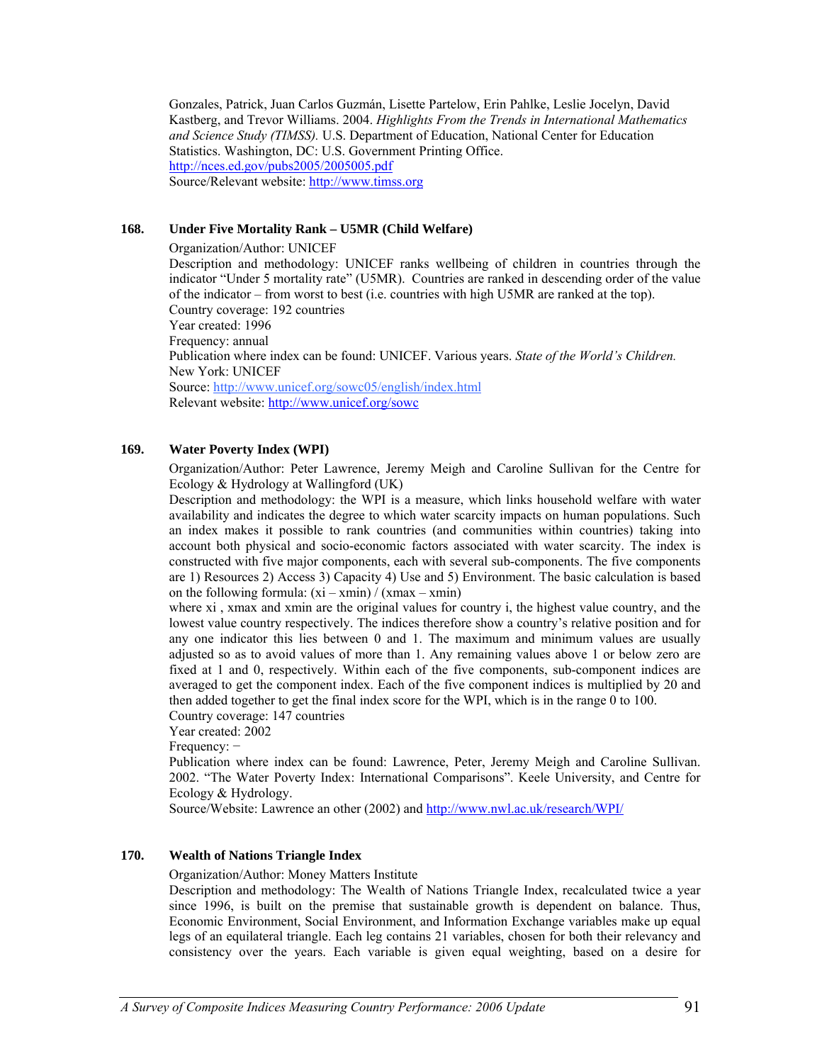Gonzales, Patrick, Juan Carlos Guzmán, Lisette Partelow, Erin Pahlke, Leslie Jocelyn, David Kastberg, and Trevor Williams. 2004. *Highlights From the Trends in International Mathematics and Science Study (TIMSS).* U.S. Department of Education, National Center for Education Statistics. Washington, DC: U.S. Government Printing Office.
http://nces.ed.gov/pubs2005/2005005.pdf
Source/Relevant website: http://www.timss.org

### 168. Under Five Mortality Rank – U5MR (Child Welfare)

Organization/Author: UNICEF
Description and methodology: UNICEF ranks wellbeing of children in countries through the indicator "Under 5 mortality rate" (U5MR). Countries are ranked in descending order of the value of the indicator – from worst to best (i.e. countries with high U5MR are ranked at the top).
Country coverage: 192 countries
Year created: 1996
Frequency: annual
Publication where index can be found: UNICEF. Various years. *State of the World's Children.* New York: UNICEF
Source: http://www.unicef.org/sowc05/english/index.html
Relevant website: http://www.unicef.org/sowc

### 169. Water Poverty Index (WPI)

Organization/Author: Peter Lawrence, Jeremy Meigh and Caroline Sullivan for the Centre for Ecology & Hydrology at Wallingford (UK)
Description and methodology: the WPI is a measure, which links household welfare with water availability and indicates the degree to which water scarcity impacts on human populations. Such an index makes it possible to rank countries (and communities within countries) taking into account both physical and socio-economic factors associated with water scarcity. The index is constructed with five major components, each with several sub-components. The five components are 1) Resources 2) Access 3) Capacity 4) Use and 5) Environment. The basic calculation is based on the following formula: $(x_i – x_{min}) / (x_{max} – x_{min})$
where $x_i$ , $x_{max}$ and $x_{min}$ are the original values for country i, the highest value country, and the lowest value country respectively. The indices therefore show a country's relative position and for any one indicator this lies between 0 and 1. The maximum and minimum values are usually adjusted so as to avoid values of more than 1. Any remaining values above 1 or below zero are fixed at 1 and 0, respectively. Within each of the five components, sub-component indices are averaged to get the component index. Each of the five component indices is multiplied by 20 and then added together to get the final index score for the WPI, which is in the range 0 to 100.
Country coverage: 147 countries
Year created: 2002
Frequency: −
Publication where index can be found: Lawrence, Peter, Jeremy Meigh and Caroline Sullivan. 2002. "The Water Poverty Index: International Comparisons". Keele University, and Centre for Ecology & Hydrology.
Source/Website: Lawrence an other (2002) and http://www.nwl.ac.uk/research/WPI/

### 170. Wealth of Nations Triangle Index

Organization/Author: Money Matters Institute
Description and methodology: The Wealth of Nations Triangle Index, recalculated twice a year since 1996, is built on the premise that sustainable growth is dependent on balance. Thus, Economic Environment, Social Environment, and Information Exchange variables make up equal legs of an equilateral triangle. Each leg contains 21 variables, chosen for both their relevancy and consistency over the years. Each variable is given equal weighting, based on a desire for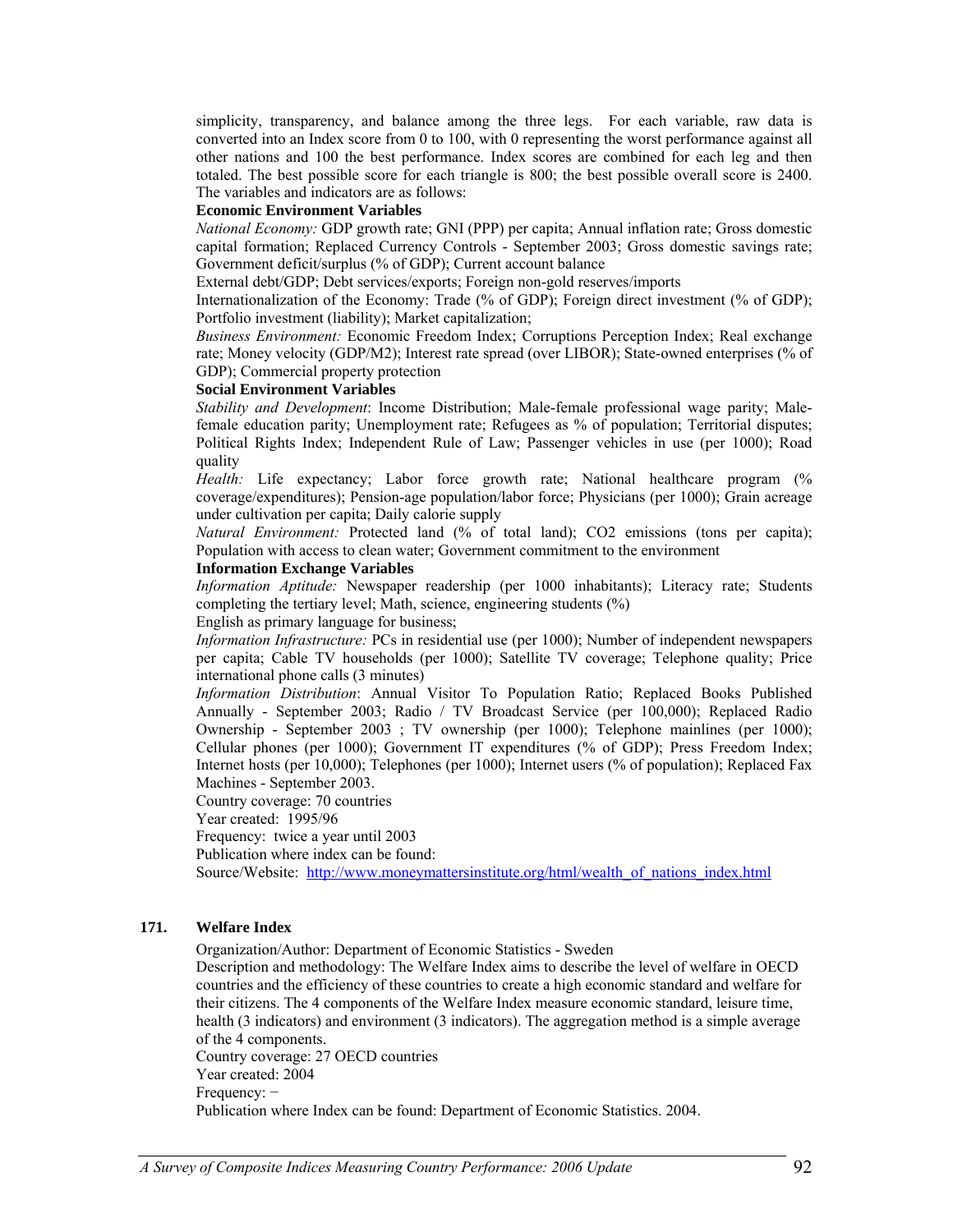simplicity, transparency, and balance among the three legs. For each variable, raw data is converted into an Index score from 0 to 100, with 0 representing the worst performance against all other nations and 100 the best performance. Index scores are combined for each leg and then totaled. The best possible score for each triangle is 800; the best possible overall score is 2400. The variables and indicators are as follows:

**Economic Environment Variables**

*National Economy:* GDP growth rate; GNI (PPP) per capita; Annual inflation rate; Gross domestic capital formation; Replaced Currency Controls - September 2003; Gross domestic savings rate; Government deficit/surplus (% of GDP); Current account balance

External debt/GDP; Debt services/exports; Foreign non-gold reserves/imports

Internationalization of the Economy: Trade (% of GDP); Foreign direct investment (% of GDP); Portfolio investment (liability); Market capitalization;

*Business Environment:* Economic Freedom Index; Corruptions Perception Index; Real exchange rate; Money velocity (GDP/M2); Interest rate spread (over LIBOR); State-owned enterprises (% of GDP); Commercial property protection

**Social Environment Variables**

*Stability and Development*: Income Distribution; Male-female professional wage parity; Male-female education parity; Unemployment rate; Refugees as % of population; Territorial disputes; Political Rights Index; Independent Rule of Law; Passenger vehicles in use (per 1000); Road quality

*Health:* Life expectancy; Labor force growth rate; National healthcare program (% coverage/expenditures); Pension-age population/labor force; Physicians (per 1000); Grain acreage under cultivation per capita; Daily calorie supply

*Natural Environment:* Protected land (% of total land); CO2 emissions (tons per capita); Population with access to clean water; Government commitment to the environment

**Information Exchange Variables**

*Information Aptitude:* Newspaper readership (per 1000 inhabitants); Literacy rate; Students completing the tertiary level; Math, science, engineering students (%)

English as primary language for business;

*Information Infrastructure:* PCs in residential use (per 1000); Number of independent newspapers per capita; Cable TV households (per 1000); Satellite TV coverage; Telephone quality; Price international phone calls (3 minutes)

*Information Distribution*: Annual Visitor To Population Ratio; Replaced Books Published Annually - September 2003; Radio / TV Broadcast Service (per 100,000); Replaced Radio Ownership - September 2003 ; TV ownership (per 1000); Telephone mainlines (per 1000); Cellular phones (per 1000); Government IT expenditures (% of GDP); Press Freedom Index; Internet hosts (per 10,000); Telephones (per 1000); Internet users (% of population); Replaced Fax Machines - September 2003.

Country coverage: 70 countries

Year created: 1995/96

Frequency: twice a year until 2003

Publication where index can be found:

Source/Website: http://www.moneymattersinstitute.org/html/wealth_of_nations_index.html

### 171. Welfare Index

Organization/Author: Department of Economic Statistics - Sweden

Description and methodology: The Welfare Index aims to describe the level of welfare in OECD countries and the efficiency of these countries to create a high economic standard and welfare for their citizens. The 4 components of the Welfare Index measure economic standard, leisure time, health (3 indicators) and environment (3 indicators). The aggregation method is a simple average of the 4 components.

Country coverage: 27 OECD countries

Year created: 2004

Frequency: −

Publication where Index can be found: Department of Economic Statistics. 2004.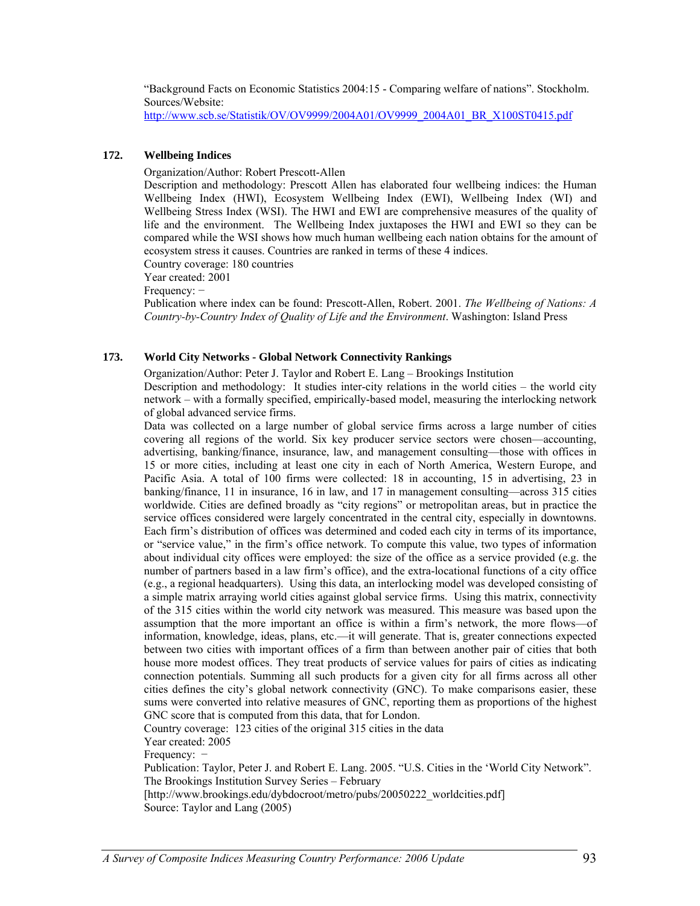"Background Facts on Economic Statistics 2004:15 - Comparing welfare of nations". Stockholm.
Sources/Website:
http://www.scb.se/Statistik/OV/OV9999/2004A01/OV9999_2004A01_BR_X100ST0415.pdf

### 172. Wellbeing Indices

Organization/Author: Robert Prescott-Allen

Description and methodology: Prescott Allen has elaborated four wellbeing indices: the Human Wellbeing Index (HWI), Ecosystem Wellbeing Index (EWI), Wellbeing Index (WI) and Wellbeing Stress Index (WSI). The HWI and EWI are comprehensive measures of the quality of life and the environment. The Wellbeing Index juxtaposes the HWI and EWI so they can be compared while the WSI shows how much human wellbeing each nation obtains for the amount of ecosystem stress it causes. Countries are ranked in terms of these 4 indices.

Country coverage: 180 countries

Year created: 2001

Frequency: −

Publication where index can be found: Prescott-Allen, Robert. 2001. *The Wellbeing of Nations: A Country-by-Country Index of Quality of Life and the Environment*. Washington: Island Press

### 173. World City Networks - Global Network Connectivity Rankings

Organization/Author: Peter J. Taylor and Robert E. Lang – Brookings Institution

Description and methodology: It studies inter-city relations in the world cities – the world city network – with a formally specified, empirically-based model, measuring the interlocking network of global advanced service firms.

Data was collected on a large number of global service firms across a large number of cities covering all regions of the world. Six key producer service sectors were chosen—accounting, advertising, banking/finance, insurance, law, and management consulting—those with offices in 15 or more cities, including at least one city in each of North America, Western Europe, and Pacific Asia. A total of 100 firms were collected: 18 in accounting, 15 in advertising, 23 in banking/finance, 11 in insurance, 16 in law, and 17 in management consulting—across 315 cities worldwide. Cities are defined broadly as "city regions" or metropolitan areas, but in practice the service offices considered were largely concentrated in the central city, especially in downtowns. Each firm's distribution of offices was determined and coded each city in terms of its importance, or "service value," in the firm's office network. To compute this value, two types of information about individual city offices were employed: the size of the office as a service provided (e.g. the number of partners based in a law firm's office), and the extra-locational functions of a city office (e.g., a regional headquarters). Using this data, an interlocking model was developed consisting of a simple matrix arraying world cities against global service firms. Using this matrix, connectivity of the 315 cities within the world city network was measured. This measure was based upon the assumption that the more important an office is within a firm's network, the more flows—of information, knowledge, ideas, plans, etc.—it will generate. That is, greater connections expected between two cities with important offices of a firm than between another pair of cities that both house more modest offices. They treat products of service values for pairs of cities as indicating connection potentials. Summing all such products for a given city for all firms across all other cities defines the city's global network connectivity (GNC). To make comparisons easier, these sums were converted into relative measures of GNC, reporting them as proportions of the highest GNC score that is computed from this data, that for London.

Country coverage: 123 cities of the original 315 cities in the data

Year created: 2005

Frequency: −

Publication: Taylor, Peter J. and Robert E. Lang. 2005. "U.S. Cities in the 'World City Network". The Brookings Institution Survey Series – February
[http://www.brookings.edu/dybdocroot/metro/pubs/20050222_worldcities.pdf]

Source: Taylor and Lang (2005)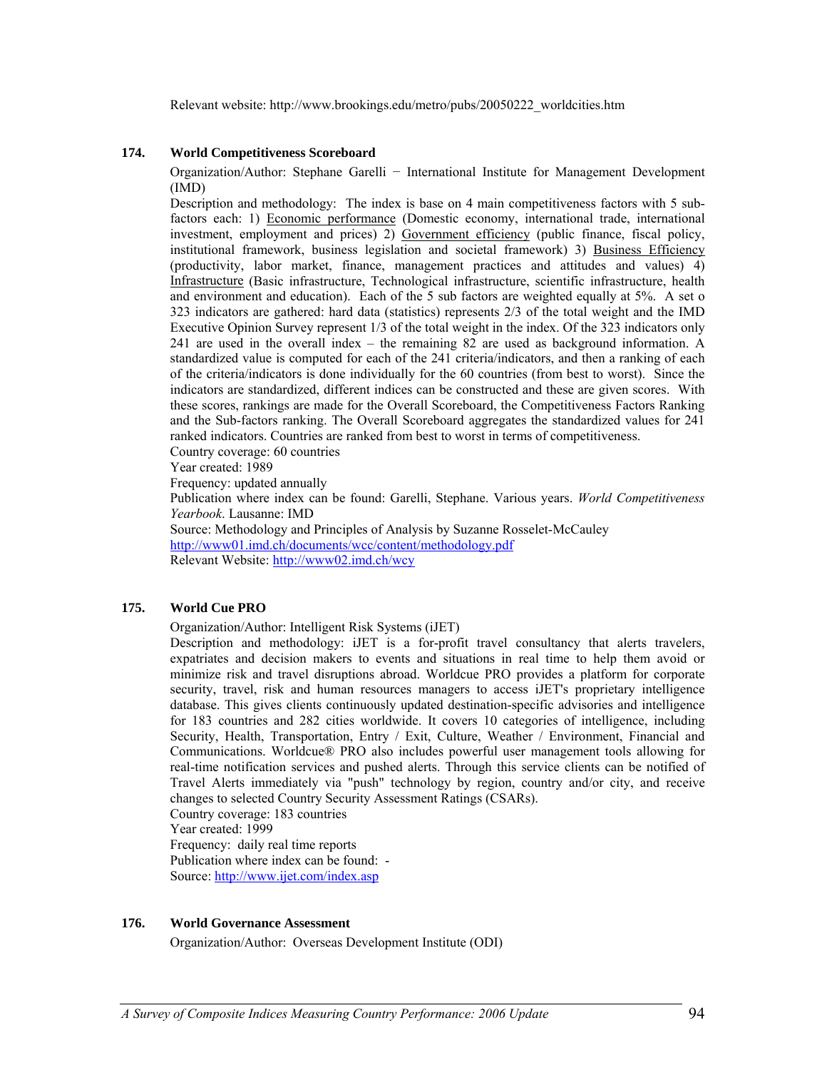Relevant website: http://www.brookings.edu/metro/pubs/20050222_worldcities.htm

**174. World Competitiveness Scoreboard**

Organization/Author: Stephane Garelli − International Institute for Management Development (IMD)

Description and methodology: The index is base on 4 main competitiveness factors with 5 sub-factors each: 1) Economic performance (Domestic economy, international trade, international investment, employment and prices) 2) Government efficiency (public finance, fiscal policy, institutional framework, business legislation and societal framework) 3) Business Efficiency (productivity, labor market, finance, management practices and attitudes and values) 4) Infrastructure (Basic infrastructure, Technological infrastructure, scientific infrastructure, health and environment and education). Each of the 5 sub factors are weighted equally at 5%. A set o 323 indicators are gathered: hard data (statistics) represents 2/3 of the total weight and the IMD Executive Opinion Survey represent 1/3 of the total weight in the index. Of the 323 indicators only 241 are used in the overall index – the remaining 82 are used as background information. A standardized value is computed for each of the 241 criteria/indicators, and then a ranking of each of the criteria/indicators is done individually for the 60 countries (from best to worst). Since the indicators are standardized, different indices can be constructed and these are given scores. With these scores, rankings are made for the Overall Scoreboard, the Competitiveness Factors Ranking and the Sub-factors ranking. The Overall Scoreboard aggregates the standardized values for 241 ranked indicators. Countries are ranked from best to worst in terms of competitiveness.

Country coverage: 60 countries

Year created: 1989

Frequency: updated annually

Publication where index can be found: Garelli, Stephane. Various years. *World Competitiveness Yearbook*. Lausanne: IMD

Source: Methodology and Principles of Analysis by Suzanne Rosselet-McCauley
http://www01.imd.ch/documents/wcc/content/methodology.pdf

Relevant Website: http://www02.imd.ch/wcy

**175. World Cue PRO**

Organization/Author: Intelligent Risk Systems (iJET)

Description and methodology: iJET is a for-profit travel consultancy that alerts travelers, expatriates and decision makers to events and situations in real time to help them avoid or minimize risk and travel disruptions abroad. Worldcue PRO provides a platform for corporate security, travel, risk and human resources managers to access iJET's proprietary intelligence database. This gives clients continuously updated destination-specific advisories and intelligence for 183 countries and 282 cities worldwide. It covers 10 categories of intelligence, including Security, Health, Transportation, Entry / Exit, Culture, Weather / Environment, Financial and Communications. Worldcue® PRO also includes powerful user management tools allowing for real-time notification services and pushed alerts. Through this service clients can be notified of Travel Alerts immediately via "push" technology by region, country and/or city, and receive changes to selected Country Security Assessment Ratings (CSARs).

Country coverage: 183 countries

Year created: 1999

Frequency: daily real time reports

Publication where index can be found: -

Source: http://www.ijet.com/index.asp

**176. World Governance Assessment**

Organization/Author: Overseas Development Institute (ODI)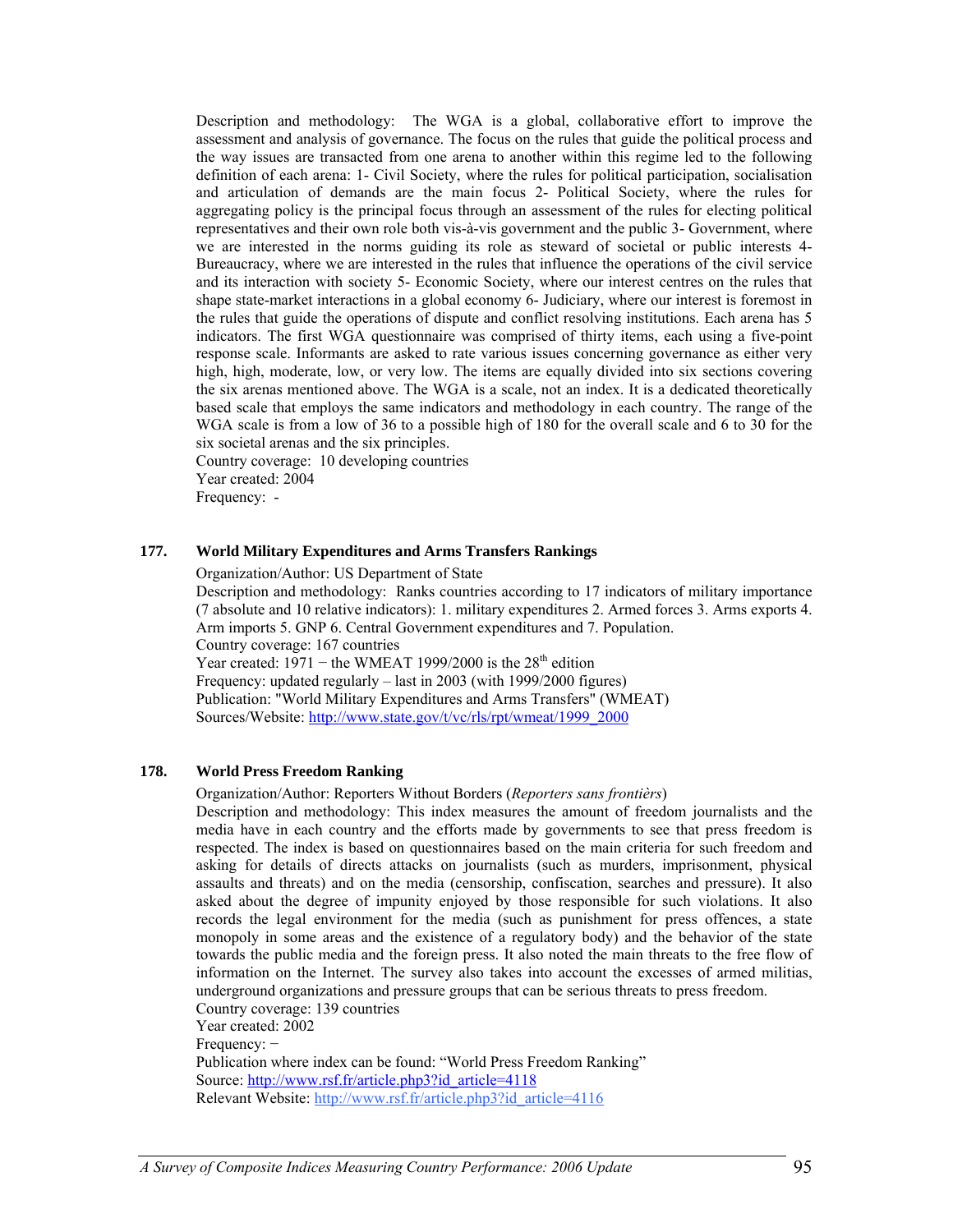Description and methodology: The WGA is a global, collaborative effort to improve the assessment and analysis of governance. The focus on the rules that guide the political process and the way issues are transacted from one arena to another within this regime led to the following definition of each arena: 1- Civil Society, where the rules for political participation, socialisation and articulation of demands are the main focus 2- Political Society, where the rules for aggregating policy is the principal focus through an assessment of the rules for electing political representatives and their own role both vis-à-vis government and the public 3- Government, where we are interested in the norms guiding its role as steward of societal or public interests 4- Bureaucracy, where we are interested in the rules that influence the operations of the civil service and its interaction with society 5- Economic Society, where our interest centres on the rules that shape state-market interactions in a global economy 6- Judiciary, where our interest is foremost in the rules that guide the operations of dispute and conflict resolving institutions. Each arena has 5 indicators. The first WGA questionnaire was comprised of thirty items, each using a five-point response scale. Informants are asked to rate various issues concerning governance as either very high, high, moderate, low, or very low. The items are equally divided into six sections covering the six arenas mentioned above. The WGA is a scale, not an index. It is a dedicated theoretically based scale that employs the same indicators and methodology in each country. The range of the WGA scale is from a low of 36 to a possible high of 180 for the overall scale and 6 to 30 for the six societal arenas and the six principles.
Country coverage: 10 developing countries
Year created: 2004
Frequency: -

### 177. World Military Expenditures and Arms Transfers Rankings

Organization/Author: US Department of State
Description and methodology: Ranks countries according to 17 indicators of military importance (7 absolute and 10 relative indicators): 1. military expenditures 2. Armed forces 3. Arms exports 4. Arm imports 5. GNP 6. Central Government expenditures and 7. Population.
Country coverage: 167 countries
Year created: 1971 − the WMEAT 1999/2000 is the 28th edition
Frequency: updated regularly – last in 2003 (with 1999/2000 figures)
Publication: "World Military Expenditures and Arms Transfers" (WMEAT)
Sources/Website: http://www.state.gov/t/vc/rls/rpt/wmeat/1999_2000

### 178. World Press Freedom Ranking

Organization/Author: Reporters Without Borders (*Reporters sans frontièrs*)
Description and methodology: This index measures the amount of freedom journalists and the media have in each country and the efforts made by governments to see that press freedom is respected. The index is based on questionnaires based on the main criteria for such freedom and asking for details of directs attacks on journalists (such as murders, imprisonment, physical assaults and threats) and on the media (censorship, confiscation, searches and pressure). It also asked about the degree of impunity enjoyed by those responsible for such violations. It also records the legal environment for the media (such as punishment for press offences, a state monopoly in some areas and the existence of a regulatory body) and the behavior of the state towards the public media and the foreign press. It also noted the main threats to the free flow of information on the Internet. The survey also takes into account the excesses of armed militias, underground organizations and pressure groups that can be serious threats to press freedom.
Country coverage: 139 countries
Year created: 2002
Frequency: −
Publication where index can be found: "World Press Freedom Ranking"
Source: http://www.rsf.fr/article.php3?id_article=4118
Relevant Website: http://www.rsf.fr/article.php3?id_article=4116